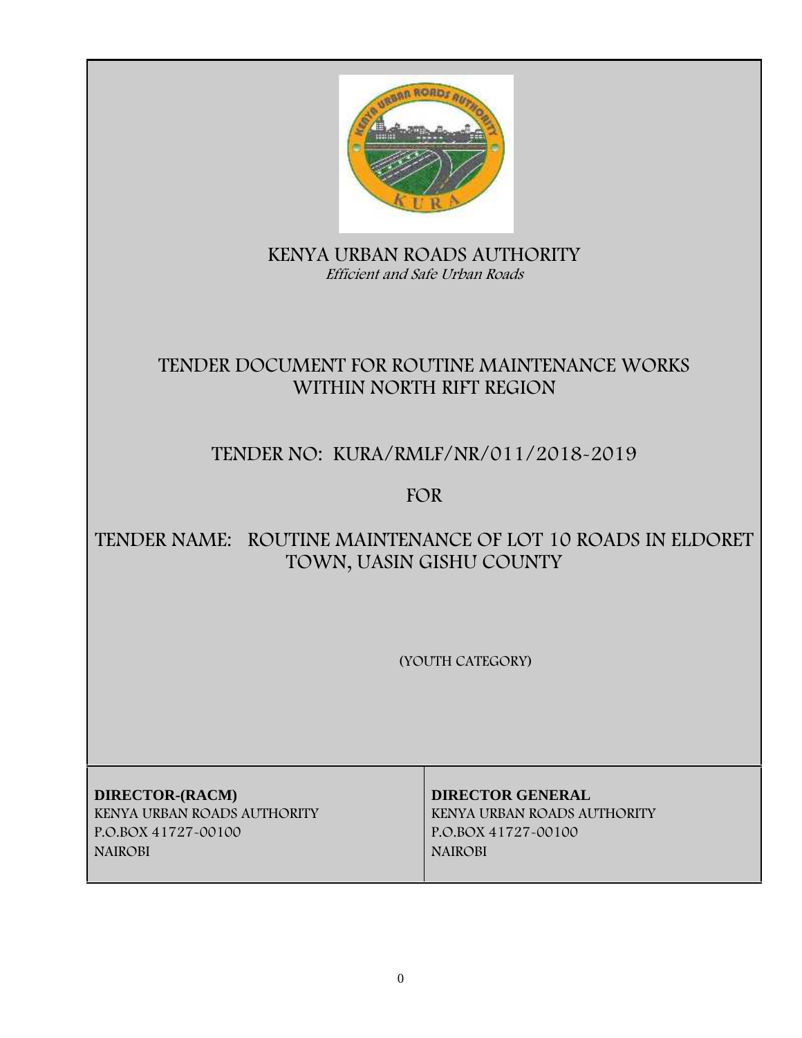KENYA URBAN ROADS AUTHORITY

*Efficient and Safe Urban Roads*

# TENDER DOCUMENT FOR ROUTINE MAINTENANCE WORKS WITHIN NORTH RIFT REGION

## TENDER NO: KURA/RMLF/NR/011/2018-2019

## FOR

## TENDER NAME: ROUTINE MAINTENANCE OF LOT 10 ROADS IN ELDORET TOWN, UASIN GISHU COUNTY

(YOUTH CATEGORY)

| **DIRECTOR-(RACM)** | **DIRECTOR GENERAL** |
|---|---|
| KENYA URBAN ROADS AUTHORITY | KENYA URBAN ROADS AUTHORITY |
| P.O.BOX 41727-00100 | P.O.BOX 41727-00100 |
| NAIROBI | NAIROBI |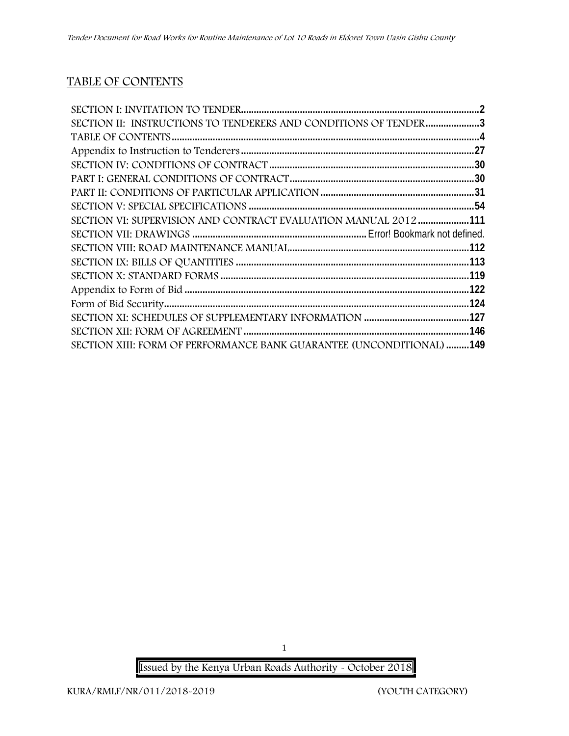## TABLE OF CONTENTS

SECTION I: INVITATION TO TENDER....................................................................................................2
SECTION II: INSTRUCTIONS TO TENDERERS AND CONDITIONS OF TENDER....................3
TABLE OF CONTENTS..................................................................................................................4
Appendix to Instruction to Tenderers.............................................................................................27
SECTION IV: CONDITIONS OF CONTRACT...............................................................................30
PART I: GENERAL CONDITIONS OF CONTRACT.......................................................................30
PART II: CONDITIONS OF PARTICULAR APPLICATION...........................................................31
SECTION V: SPECIAL SPECIFICATIONS .....................................................................................54
SECTION VI: SUPERVISION AND CONTRACT EVALUATION MANUAL 2012....................111
SECTION VII: DRAWINGS ..................................................................Error! Bookmark not defined.
SECTION VIII: ROAD MAINTENANCE MANUAL.....................................................................112
SECTION IX: BILLS OF QUANTITIES ..........................................................................................113
SECTION X: STANDARD FORMS ................................................................................................119
Appendix to Form of Bid .................................................................................................................122
Form of Bid Security.......................................................................................................................124
SECTION XI: SCHEDULES OF SUPPLEMENTARY INFORMATION .........................................127
SECTION XII: FORM OF AGREEMENT ........................................................................................146
SECTION XIII: FORM OF PERFORMANCE BANK GUARANTEE (UNCONDITIONAL) .........149

Issued by the Kenya Urban Roads Authority - October 2018

KURA/RMLF/NR/011/2018-2019 (YOUTH CATEGORY)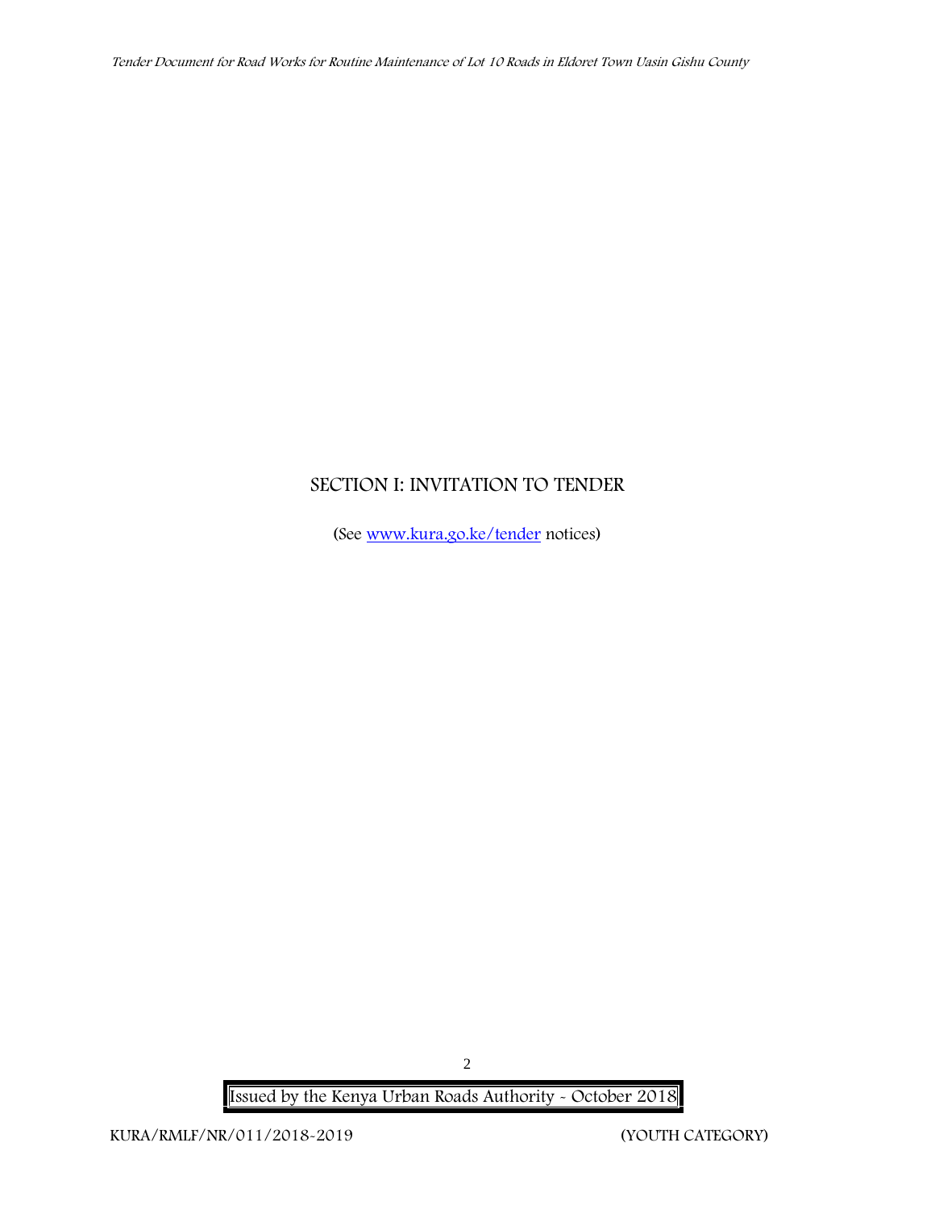# SECTION I: INVITATION TO TENDER

(See www.kura.go.ke/tender notices)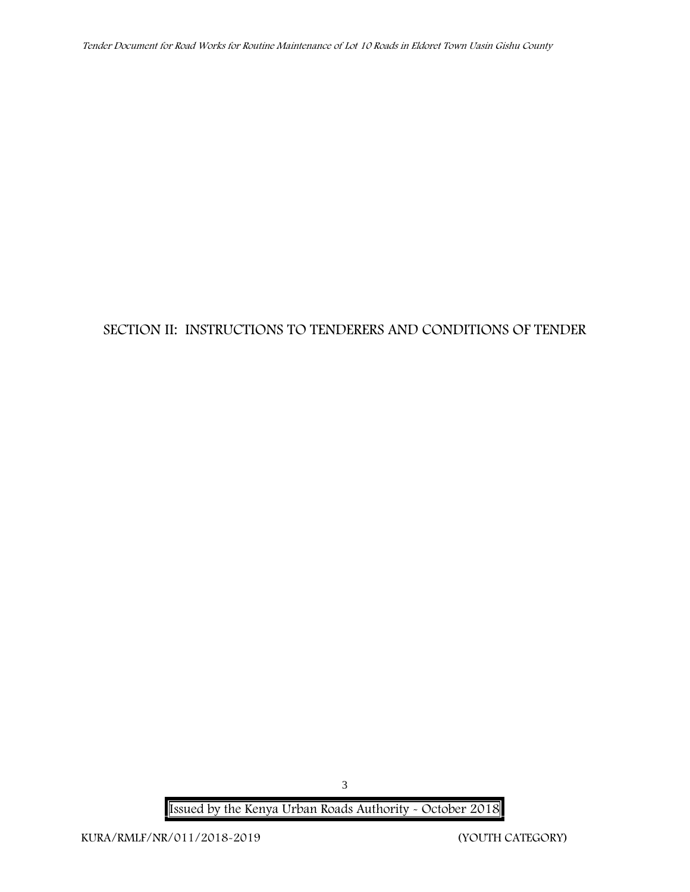## SECTION II: INSTRUCTIONS TO TENDERERS AND CONDITIONS OF TENDER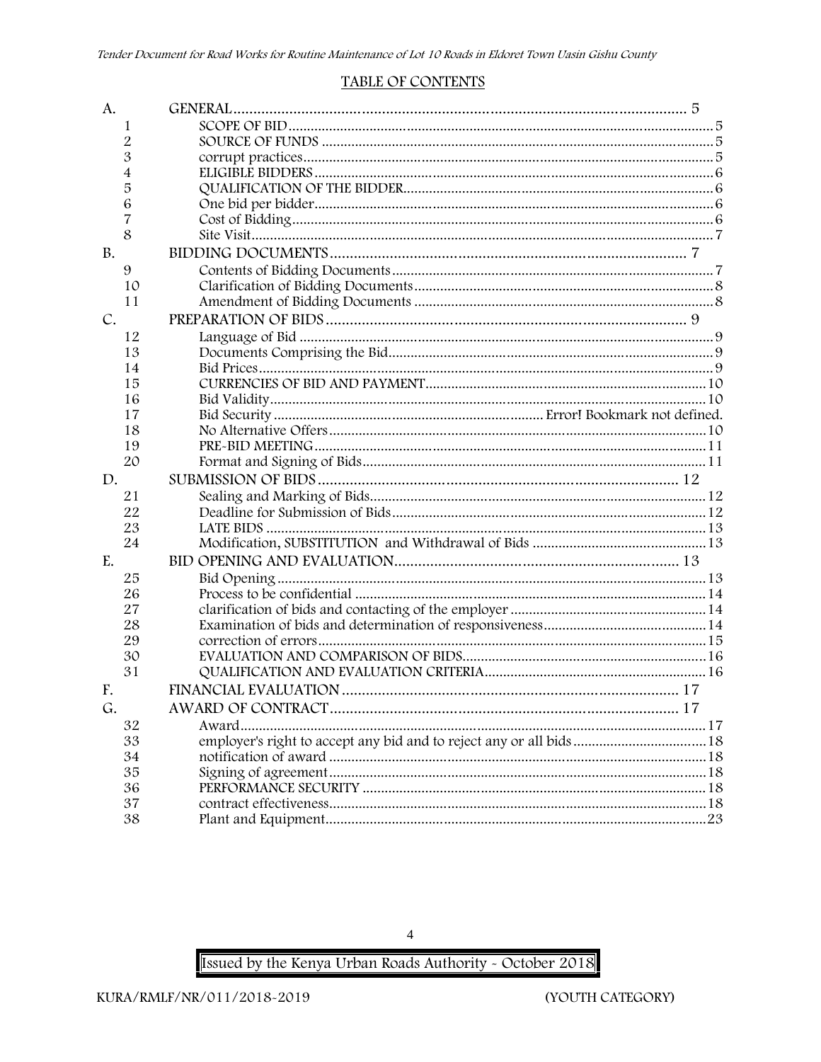## TABLE OF CONTENTS

| | | |
|---|---|---|
| A. | GENERAL | 5 |
| 1 | SCOPE OF BID | 5 |
| 2 | SOURCE OF FUNDS | 5 |
| 3 | corrupt practices | 5 |
| 4 | ELIGIBLE BIDDERS | 6 |
| 5 | QUALIFICATION OF THE BIDDER | 6 |
| 6 | One bid per bidder | 6 |
| 7 | Cost of Bidding | 6 |
| 8 | Site Visit | 7 |
| B. | BIDDING DOCUMENTS | 7 |
| 9 | Contents of Bidding Documents | 7 |
| 10 | Clarification of Bidding Documents | 8 |
| 11 | Amendment of Bidding Documents | 8 |
| C. | PREPARATION OF BIDS | 9 |
| 12 | Language of Bid | 9 |
| 13 | Documents Comprising the Bid | 9 |
| 14 | Bid Prices | 9 |
| 15 | CURRENCIES OF BID AND PAYMENT | 10 |
| 16 | Bid Validity | 10 |
| 17 | Bid Security | Error! Bookmark not defined. |
| 18 | No Alternative Offers | 10 |
| 19 | PRE-BID MEETING | 11 |
| 20 | Format and Signing of Bids | 11 |
| D. | SUBMISSION OF BIDS | 12 |
| 21 | Sealing and Marking of Bids | 12 |
| 22 | Deadline for Submission of Bids | 12 |
| 23 | LATE BIDS | 13 |
| 24 | Modification, SUBSTITUTION and Withdrawal of Bids | 13 |
| E. | BID OPENING AND EVALUATION | 13 |
| 25 | Bid Opening | 13 |
| 26 | Process to be confidential | 14 |
| 27 | clarification of bids and contacting of the employer | 14 |
| 28 | Examination of bids and determination of responsiveness | 14 |
| 29 | correction of errors | 15 |
| 30 | EVALUATION AND COMPARISON OF BIDS | 16 |
| 31 | QUALIFICATION AND EVALUATION CRITERIA | 16 |
| F. | FINANCIAL EVALUATION | 17 |
| G. | AWARD OF CONTRACT | 17 |
| 32 | Award | 17 |
| 33 | employer's right to accept any bid and to reject any or all bids | 18 |
| 34 | notification of award | 18 |
| 35 | Signing of agreement | 18 |
| 36 | PERFORMANCE SECURITY | 18 |
| 37 | contract effectiveness | 18 |
| 38 | Plant and Equipment | 23 |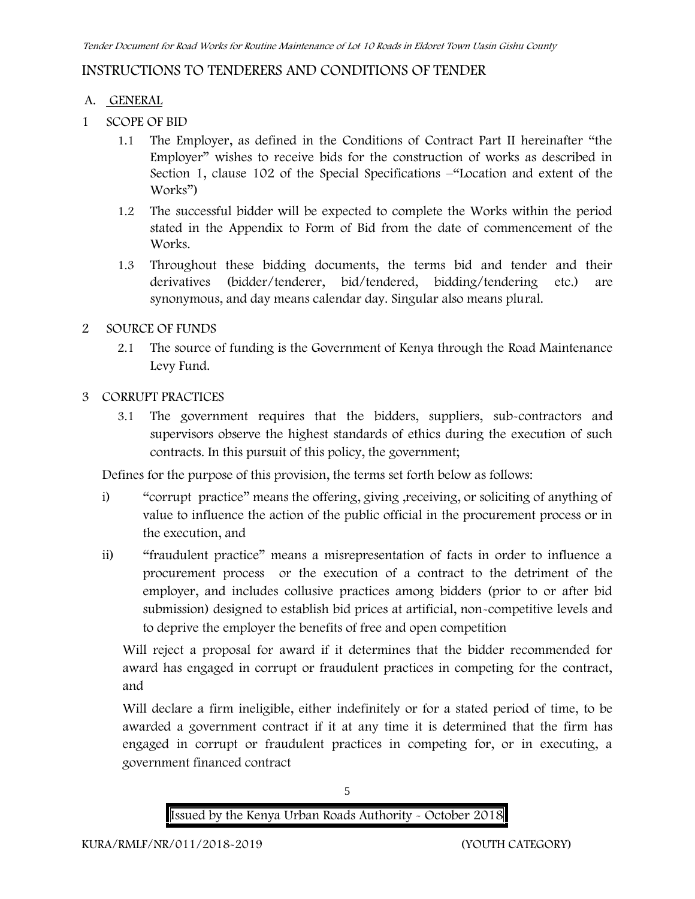## INSTRUCTIONS TO TENDERERS AND CONDITIONS OF TENDER

### A. GENERAL

### 1 SCOPE OF BID

1.1 The Employer, as defined in the Conditions of Contract Part II hereinafter "the Employer" wishes to receive bids for the construction of works as described in Section 1, clause 102 of the Special Specifications –"Location and extent of the Works")

1.2 The successful bidder will be expected to complete the Works within the period stated in the Appendix to Form of Bid from the date of commencement of the Works.

1.3 Throughout these bidding documents, the terms bid and tender and their derivatives (bidder/tenderer, bid/tendered, bidding/tendering etc.) are synonymous, and day means calendar day. Singular also means plural.

### 2 SOURCE OF FUNDS

2.1 The source of funding is the Government of Kenya through the Road Maintenance Levy Fund.

### 3 CORRUPT PRACTICES

3.1 The government requires that the bidders, suppliers, sub-contractors and supervisors observe the highest standards of ethics during the execution of such contracts. In this pursuit of this policy, the government;

Defines for the purpose of this provision, the terms set forth below as follows:

i) "corrupt practice" means the offering, giving ,receiving, or soliciting of anything of value to influence the action of the public official in the procurement process or in the execution, and

ii) "fraudulent practice" means a misrepresentation of facts in order to influence a procurement process or the execution of a contract to the detriment of the employer, and includes collusive practices among bidders (prior to or after bid submission) designed to establish bid prices at artificial, non-competitive levels and to deprive the employer the benefits of free and open competition

Will reject a proposal for award if it determines that the bidder recommended for award has engaged in corrupt or fraudulent practices in competing for the contract, and

Will declare a firm ineligible, either indefinitely or for a stated period of time, to be awarded a government contract if it at any time it is determined that the firm has engaged in corrupt or fraudulent practices in competing for, or in executing, a government financed contract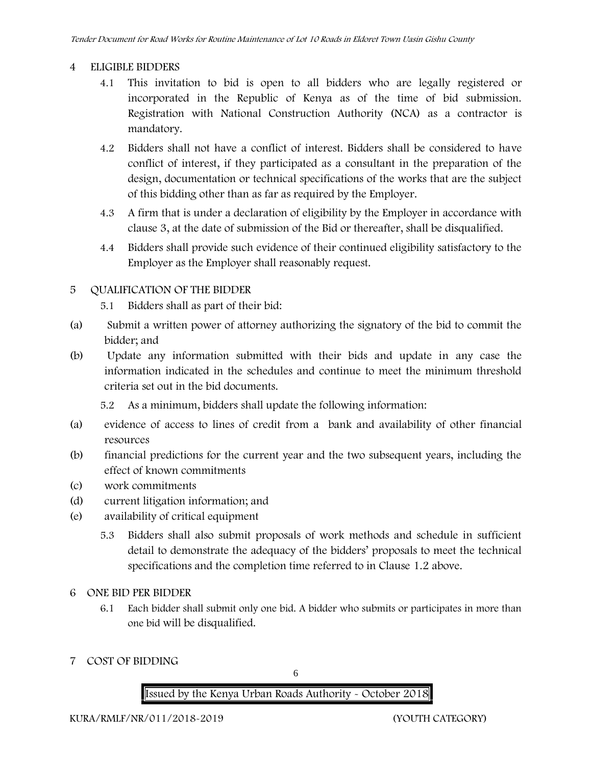## 4 ELIGIBLE BIDDERS

4.1 This invitation to bid is open to all bidders who are legally registered or incorporated in the Republic of Kenya as of the time of bid submission. Registration with National Construction Authority (NCA) as a contractor is mandatory.

4.2 Bidders shall not have a conflict of interest. Bidders shall be considered to have conflict of interest, if they participated as a consultant in the preparation of the design, documentation or technical specifications of the works that are the subject of this bidding other than as far as required by the Employer.

4.3 A firm that is under a declaration of eligibility by the Employer in accordance with clause 3, at the date of submission of the Bid or thereafter, shall be disqualified.

4.4 Bidders shall provide such evidence of their continued eligibility satisfactory to the Employer as the Employer shall reasonably request.

## 5 QUALIFICATION OF THE BIDDER

5.1 Bidders shall as part of their bid:

(a) Submit a written power of attorney authorizing the signatory of the bid to commit the bidder; and

(b) Update any information submitted with their bids and update in any case the information indicated in the schedules and continue to meet the minimum threshold criteria set out in the bid documents.

5.2 As a minimum, bidders shall update the following information:

(a) evidence of access to lines of credit from a bank and availability of other financial resources

(b) financial predictions for the current year and the two subsequent years, including the effect of known commitments

(c) work commitments

(d) current litigation information; and

(e) availability of critical equipment

5.3 Bidders shall also submit proposals of work methods and schedule in sufficient detail to demonstrate the adequacy of the bidders' proposals to meet the technical specifications and the completion time referred to in Clause 1.2 above.

## 6 ONE BID PER BIDDER

6.1 Each bidder shall submit only one bid. A bidder who submits or participates in more than one bid will be disqualified.

## 7 COST OF BIDDING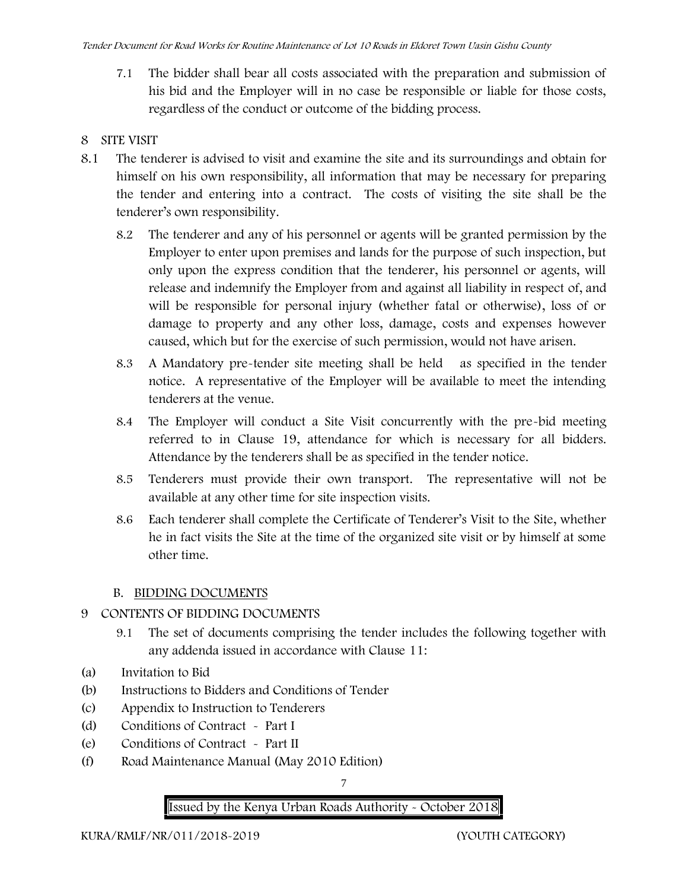7.1 The bidder shall bear all costs associated with the preparation and submission of his bid and the Employer will in no case be responsible or liable for those costs, regardless of the conduct or outcome of the bidding process.

8 SITE VISIT

8.1 The tenderer is advised to visit and examine the site and its surroundings and obtain for himself on his own responsibility, all information that may be necessary for preparing the tender and entering into a contract. The costs of visiting the site shall be the tenderer's own responsibility.

8.2 The tenderer and any of his personnel or agents will be granted permission by the Employer to enter upon premises and lands for the purpose of such inspection, but only upon the express condition that the tenderer, his personnel or agents, will release and indemnify the Employer from and against all liability in respect of, and will be responsible for personal injury (whether fatal or otherwise), loss of or damage to property and any other loss, damage, costs and expenses however caused, which but for the exercise of such permission, would not have arisen.

8.3 A Mandatory pre-tender site meeting shall be held as specified in the tender notice. A representative of the Employer will be available to meet the intending tenderers at the venue.

8.4 The Employer will conduct a Site Visit concurrently with the pre-bid meeting referred to in Clause 19, attendance for which is necessary for all bidders. Attendance by the tenderers shall be as specified in the tender notice.

8.5 Tenderers must provide their own transport. The representative will not be available at any other time for site inspection visits.

8.6 Each tenderer shall complete the Certificate of Tenderer's Visit to the Site, whether he in fact visits the Site at the time of the organized site visit or by himself at some other time.

## B. BIDDING DOCUMENTS

9 CONTENTS OF BIDDING DOCUMENTS

9.1 The set of documents comprising the tender includes the following together with any addenda issued in accordance with Clause 11:

(a) Invitation to Bid
(b) Instructions to Bidders and Conditions of Tender
(c) Appendix to Instruction to Tenderers
(d) Conditions of Contract - Part I
(e) Conditions of Contract - Part II
(f) Road Maintenance Manual (May 2010 Edition)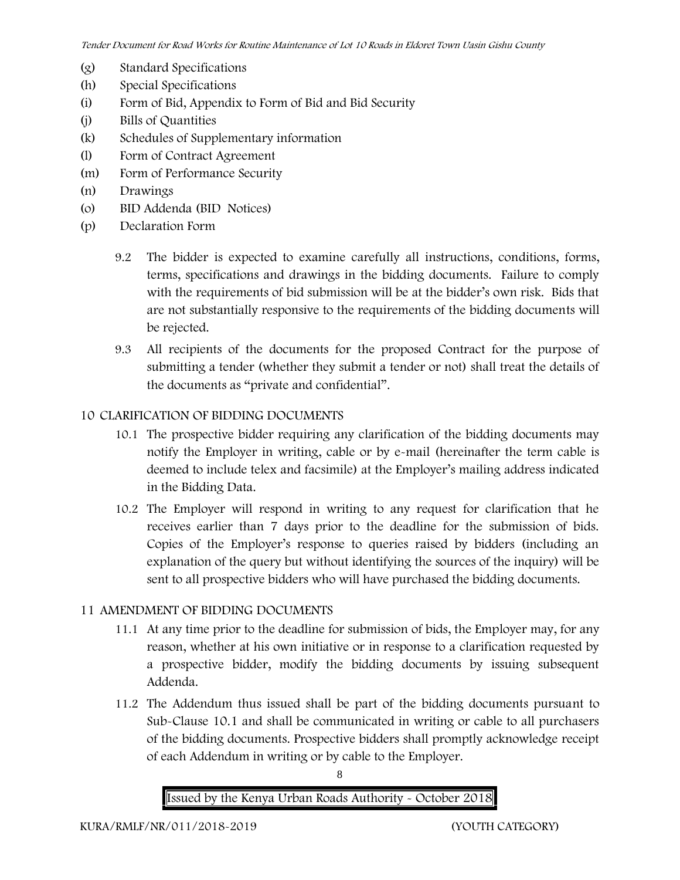- (g) Standard Specifications
- (h) Special Specifications
- (i) Form of Bid, Appendix to Form of Bid and Bid Security
- (j) Bills of Quantities
- (k) Schedules of Supplementary information
- (l) Form of Contract Agreement
- (m) Form of Performance Security
- (n) Drawings
- (o) BID Addenda (BID Notices)
- (p) Declaration Form

9.2 The bidder is expected to examine carefully all instructions, conditions, forms, terms, specifications and drawings in the bidding documents. Failure to comply with the requirements of bid submission will be at the bidder's own risk. Bids that are not substantially responsive to the requirements of the bidding documents will be rejected.

9.3 All recipients of the documents for the proposed Contract for the purpose of submitting a tender (whether they submit a tender or not) shall treat the details of the documents as "private and confidential".

## 10 CLARIFICATION OF BIDDING DOCUMENTS

10.1 The prospective bidder requiring any clarification of the bidding documents may notify the Employer in writing, cable or by e-mail (hereinafter the term cable is deemed to include telex and facsimile) at the Employer's mailing address indicated in the Bidding Data.

10.2 The Employer will respond in writing to any request for clarification that he receives earlier than 7 days prior to the deadline for the submission of bids. Copies of the Employer's response to queries raised by bidders (including an explanation of the query but without identifying the sources of the inquiry) will be sent to all prospective bidders who will have purchased the bidding documents.

## 11 AMENDMENT OF BIDDING DOCUMENTS

11.1 At any time prior to the deadline for submission of bids, the Employer may, for any reason, whether at his own initiative or in response to a clarification requested by a prospective bidder, modify the bidding documents by issuing subsequent Addenda.

11.2 The Addendum thus issued shall be part of the bidding documents pursuant to Sub-Clause 10.1 and shall be communicated in writing or cable to all purchasers of the bidding documents. Prospective bidders shall promptly acknowledge receipt of each Addendum in writing or by cable to the Employer.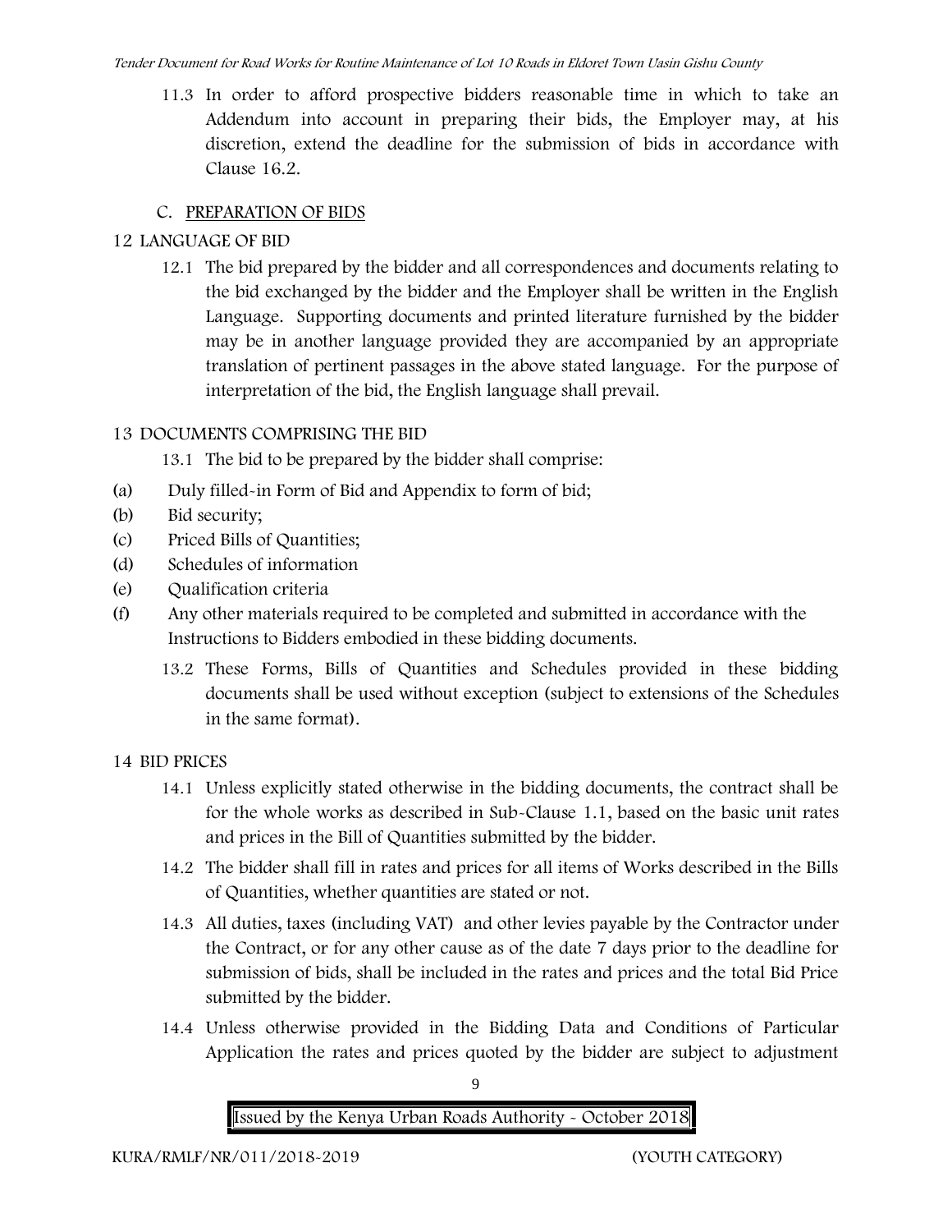11.3 In order to afford prospective bidders reasonable time in which to take an Addendum into account in preparing their bids, the Employer may, at his discretion, extend the deadline for the submission of bids in accordance with Clause 16.2.

## C. PREPARATION OF BIDS

## 12 LANGUAGE OF BID

12.1 The bid prepared by the bidder and all correspondences and documents relating to the bid exchanged by the bidder and the Employer shall be written in the English Language. Supporting documents and printed literature furnished by the bidder may be in another language provided they are accompanied by an appropriate translation of pertinent passages in the above stated language. For the purpose of interpretation of the bid, the English language shall prevail.

## 13 DOCUMENTS COMPRISING THE BID

13.1 The bid to be prepared by the bidder shall comprise:

(a) Duly filled-in Form of Bid and Appendix to form of bid;
(b) Bid security;
(c) Priced Bills of Quantities;
(d) Schedules of information
(e) Qualification criteria
(f) Any other materials required to be completed and submitted in accordance with the Instructions to Bidders embodied in these bidding documents.

13.2 These Forms, Bills of Quantities and Schedules provided in these bidding documents shall be used without exception (subject to extensions of the Schedules in the same format).

## 14 BID PRICES

14.1 Unless explicitly stated otherwise in the bidding documents, the contract shall be for the whole works as described in Sub-Clause 1.1, based on the basic unit rates and prices in the Bill of Quantities submitted by the bidder.

14.2 The bidder shall fill in rates and prices for all items of Works described in the Bills of Quantities, whether quantities are stated or not.

14.3 All duties, taxes (including VAT) and other levies payable by the Contractor under the Contract, or for any other cause as of the date 7 days prior to the deadline for submission of bids, shall be included in the rates and prices and the total Bid Price submitted by the bidder.

14.4 Unless otherwise provided in the Bidding Data and Conditions of Particular Application the rates and prices quoted by the bidder are subject to adjustment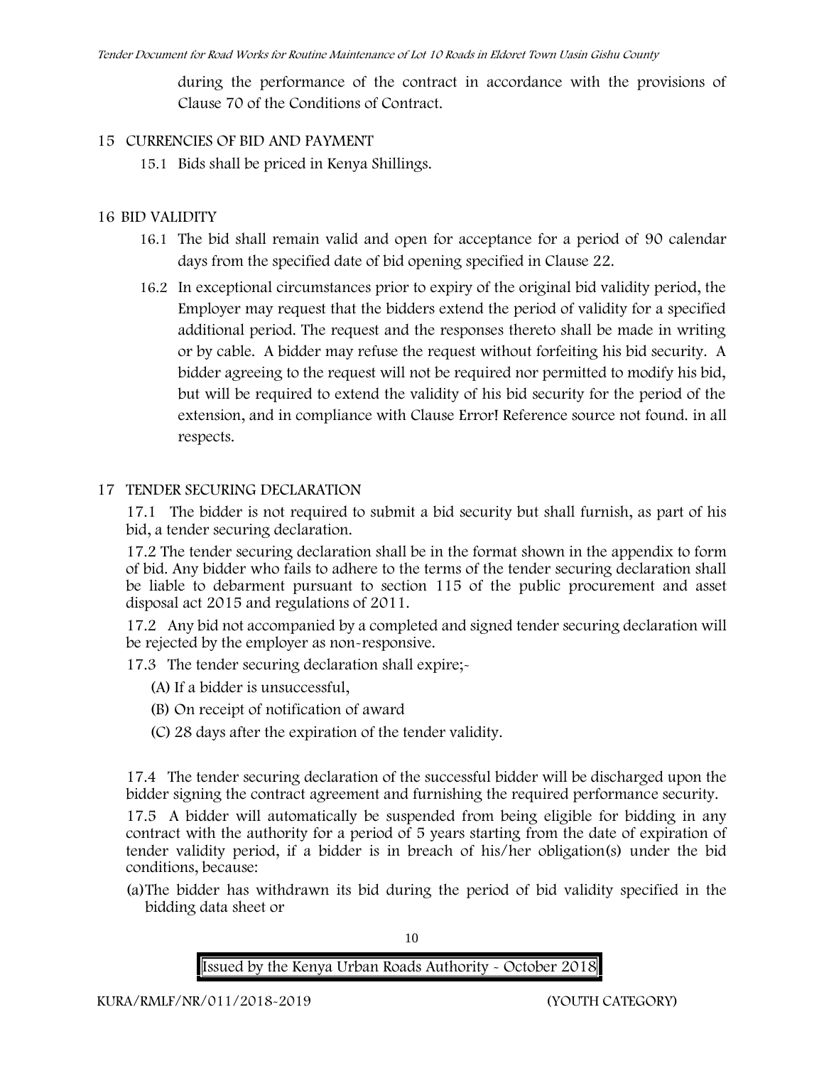during the performance of the contract in accordance with the provisions of Clause 70 of the Conditions of Contract.

## 15 CURRENCIES OF BID AND PAYMENT

15.1 Bids shall be priced in Kenya Shillings.

## 16 BID VALIDITY

16.1 The bid shall remain valid and open for acceptance for a period of 90 calendar days from the specified date of bid opening specified in Clause 22.

16.2 In exceptional circumstances prior to expiry of the original bid validity period, the Employer may request that the bidders extend the period of validity for a specified additional period. The request and the responses thereto shall be made in writing or by cable. A bidder may refuse the request without forfeiting his bid security. A bidder agreeing to the request will not be required nor permitted to modify his bid, but will be required to extend the validity of his bid security for the period of the extension, and in compliance with Clause Error! Reference source not found. in all respects.

## 17 TENDER SECURING DECLARATION

17.1 The bidder is not required to submit a bid security but shall furnish, as part of his bid, a tender securing declaration.

17.2 The tender securing declaration shall be in the format shown in the appendix to form of bid. Any bidder who fails to adhere to the terms of the tender securing declaration shall be liable to debarment pursuant to section 115 of the public procurement and asset disposal act 2015 and regulations of 2011.

17.2 Any bid not accompanied by a completed and signed tender securing declaration will be rejected by the employer as non-responsive.

17.3 The tender securing declaration shall expire;-

(A) If a bidder is unsuccessful,

(B) On receipt of notification of award

(C) 28 days after the expiration of the tender validity.

17.4 The tender securing declaration of the successful bidder will be discharged upon the bidder signing the contract agreement and furnishing the required performance security.

17.5 A bidder will automatically be suspended from being eligible for bidding in any contract with the authority for a period of 5 years starting from the date of expiration of tender validity period, if a bidder is in breach of his/her obligation(s) under the bid conditions, because:

(a) The bidder has withdrawn its bid during the period of bid validity specified in the bidding data sheet or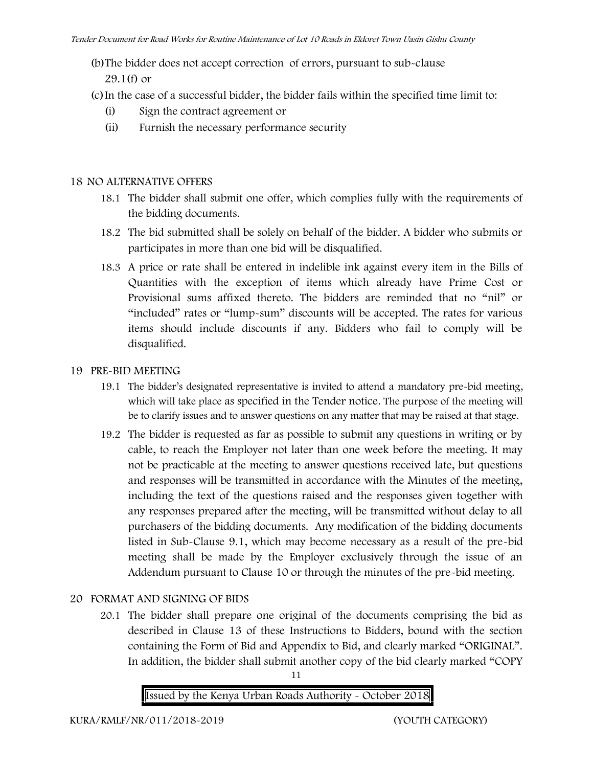(b) The bidder does not accept correction of errors, pursuant to sub-clause 29.1(f) or

(c) In the case of a successful bidder, the bidder fails within the specified time limit to:

- (i) Sign the contract agreement or
- (ii) Furnish the necessary performance security

## 18 NO ALTERNATIVE OFFERS

18.1 The bidder shall submit one offer, which complies fully with the requirements of the bidding documents.

18.2 The bid submitted shall be solely on behalf of the bidder. A bidder who submits or participates in more than one bid will be disqualified.

18.3 A price or rate shall be entered in indelible ink against every item in the Bills of Quantities with the exception of items which already have Prime Cost or Provisional sums affixed thereto. The bidders are reminded that no "nil" or "included" rates or "lump-sum" discounts will be accepted. The rates for various items should include discounts if any. Bidders who fail to comply will be disqualified.

## 19 PRE-BID MEETING

19.1 The bidder's designated representative is invited to attend a mandatory pre-bid meeting, which will take place as specified in the Tender notice. The purpose of the meeting will be to clarify issues and to answer questions on any matter that may be raised at that stage.

19.2 The bidder is requested as far as possible to submit any questions in writing or by cable, to reach the Employer not later than one week before the meeting. It may not be practicable at the meeting to answer questions received late, but questions and responses will be transmitted in accordance with the Minutes of the meeting, including the text of the questions raised and the responses given together with any responses prepared after the meeting, will be transmitted without delay to all purchasers of the bidding documents. Any modification of the bidding documents listed in Sub-Clause 9.1, which may become necessary as a result of the pre-bid meeting shall be made by the Employer exclusively through the issue of an Addendum pursuant to Clause 10 or through the minutes of the pre-bid meeting.

## 20 FORMAT AND SIGNING OF BIDS

20.1 The bidder shall prepare one original of the documents comprising the bid as described in Clause 13 of these Instructions to Bidders, bound with the section containing the Form of Bid and Appendix to Bid, and clearly marked "ORIGINAL". In addition, the bidder shall submit another copy of the bid clearly marked "COPY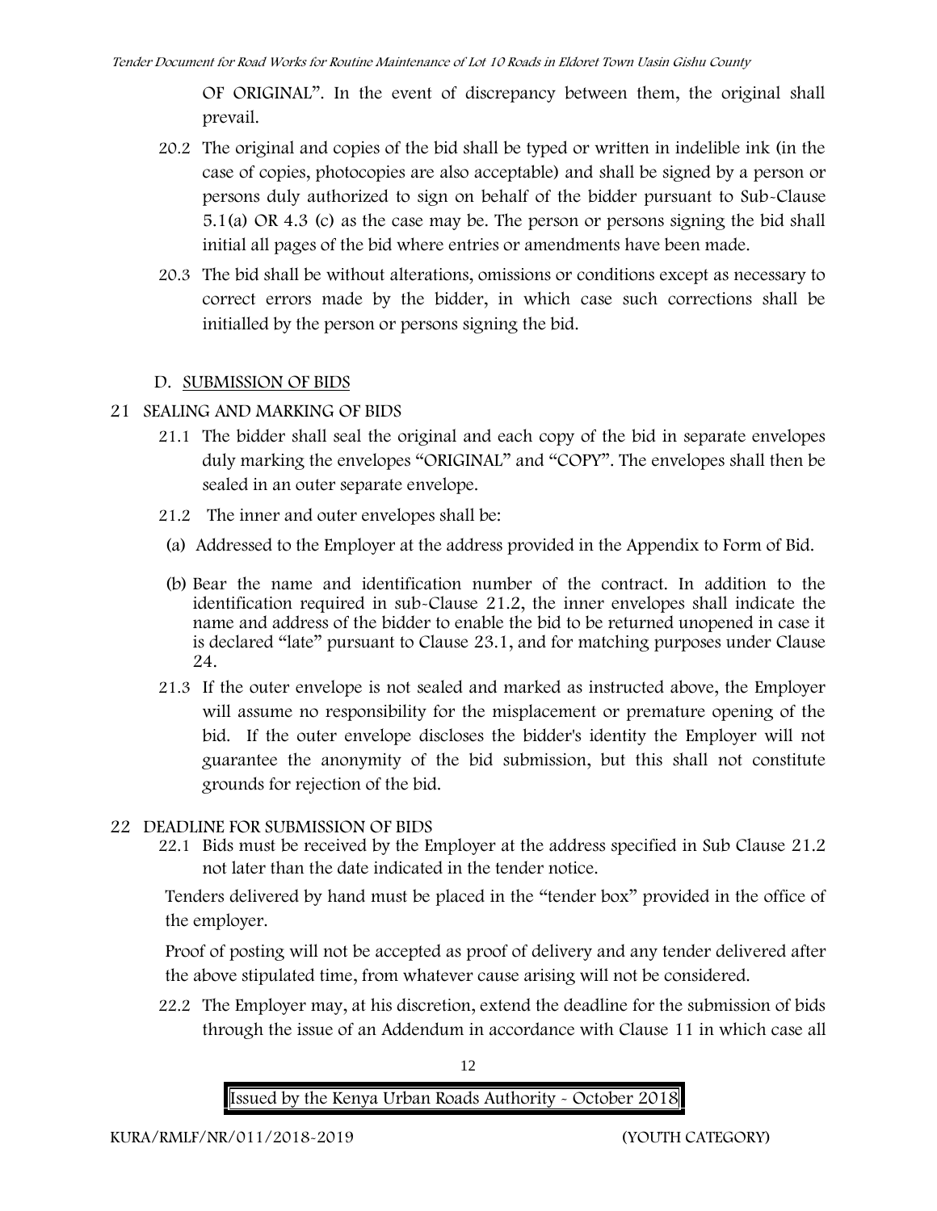OF ORIGINAL". In the event of discrepancy between them, the original shall prevail.

20.2 The original and copies of the bid shall be typed or written in indelible ink (in the case of copies, photocopies are also acceptable) and shall be signed by a person or persons duly authorized to sign on behalf of the bidder pursuant to Sub-Clause 5.1(a) OR 4.3 (c) as the case may be. The person or persons signing the bid shall initial all pages of the bid where entries or amendments have been made.

20.3 The bid shall be without alterations, omissions or conditions except as necessary to correct errors made by the bidder, in which case such corrections shall be initialled by the person or persons signing the bid.

## D. SUBMISSION OF BIDS

### 21 SEALING AND MARKING OF BIDS

21.1 The bidder shall seal the original and each copy of the bid in separate envelopes duly marking the envelopes "ORIGINAL" and "COPY". The envelopes shall then be sealed in an outer separate envelope.

21.2 The inner and outer envelopes shall be:

(a) Addressed to the Employer at the address provided in the Appendix to Form of Bid.

(b) Bear the name and identification number of the contract. In addition to the identification required in sub-Clause 21.2, the inner envelopes shall indicate the name and address of the bidder to enable the bid to be returned unopened in case it is declared "late" pursuant to Clause 23.1, and for matching purposes under Clause 24.

21.3 If the outer envelope is not sealed and marked as instructed above, the Employer will assume no responsibility for the misplacement or premature opening of the bid. If the outer envelope discloses the bidder's identity the Employer will not guarantee the anonymity of the bid submission, but this shall not constitute grounds for rejection of the bid.

### 22 DEADLINE FOR SUBMISSION OF BIDS

22.1 Bids must be received by the Employer at the address specified in Sub Clause 21.2 not later than the date indicated in the tender notice.

Tenders delivered by hand must be placed in the "tender box" provided in the office of the employer.

Proof of posting will not be accepted as proof of delivery and any tender delivered after the above stipulated time, from whatever cause arising will not be considered.

22.2 The Employer may, at his discretion, extend the deadline for the submission of bids through the issue of an Addendum in accordance with Clause 11 in which case all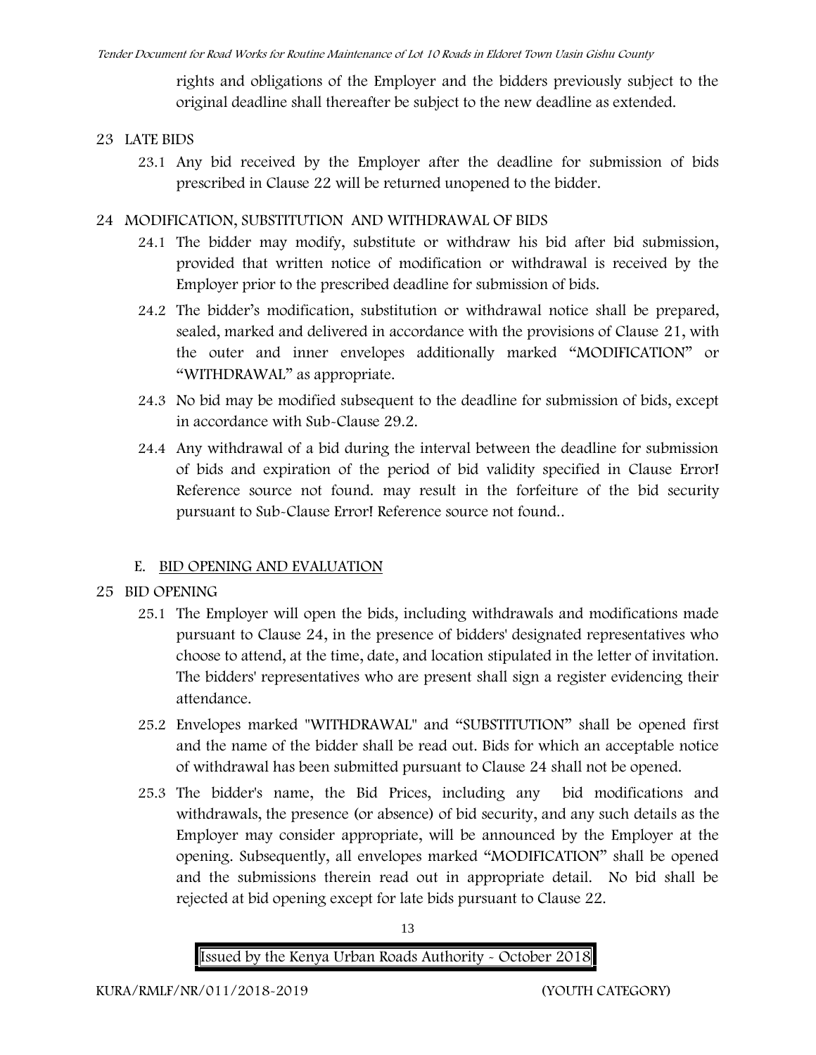rights and obligations of the Employer and the bidders previously subject to the original deadline shall thereafter be subject to the new deadline as extended.

## 23 LATE BIDS

23.1 Any bid received by the Employer after the deadline for submission of bids prescribed in Clause 22 will be returned unopened to the bidder.

## 24 MODIFICATION, SUBSTITUTION AND WITHDRAWAL OF BIDS

24.1 The bidder may modify, substitute or withdraw his bid after bid submission, provided that written notice of modification or withdrawal is received by the Employer prior to the prescribed deadline for submission of bids.

24.2 The bidder's modification, substitution or withdrawal notice shall be prepared, sealed, marked and delivered in accordance with the provisions of Clause 21, with the outer and inner envelopes additionally marked "MODIFICATION" or "WITHDRAWAL" as appropriate.

24.3 No bid may be modified subsequent to the deadline for submission of bids, except in accordance with Sub-Clause 29.2.

24.4 Any withdrawal of a bid during the interval between the deadline for submission of bids and expiration of the period of bid validity specified in Clause Error! Reference source not found. may result in the forfeiture of the bid security pursuant to Sub-Clause Error! Reference source not found..

## E. BID OPENING AND EVALUATION

## 25 BID OPENING

25.1 The Employer will open the bids, including withdrawals and modifications made pursuant to Clause 24, in the presence of bidders' designated representatives who choose to attend, at the time, date, and location stipulated in the letter of invitation. The bidders' representatives who are present shall sign a register evidencing their attendance.

25.2 Envelopes marked "WITHDRAWAL" and "SUBSTITUTION" shall be opened first and the name of the bidder shall be read out. Bids for which an acceptable notice of withdrawal has been submitted pursuant to Clause 24 shall not be opened.

25.3 The bidder's name, the Bid Prices, including any bid modifications and withdrawals, the presence (or absence) of bid security, and any such details as the Employer may consider appropriate, will be announced by the Employer at the opening. Subsequently, all envelopes marked "MODIFICATION" shall be opened and the submissions therein read out in appropriate detail. No bid shall be rejected at bid opening except for late bids pursuant to Clause 22.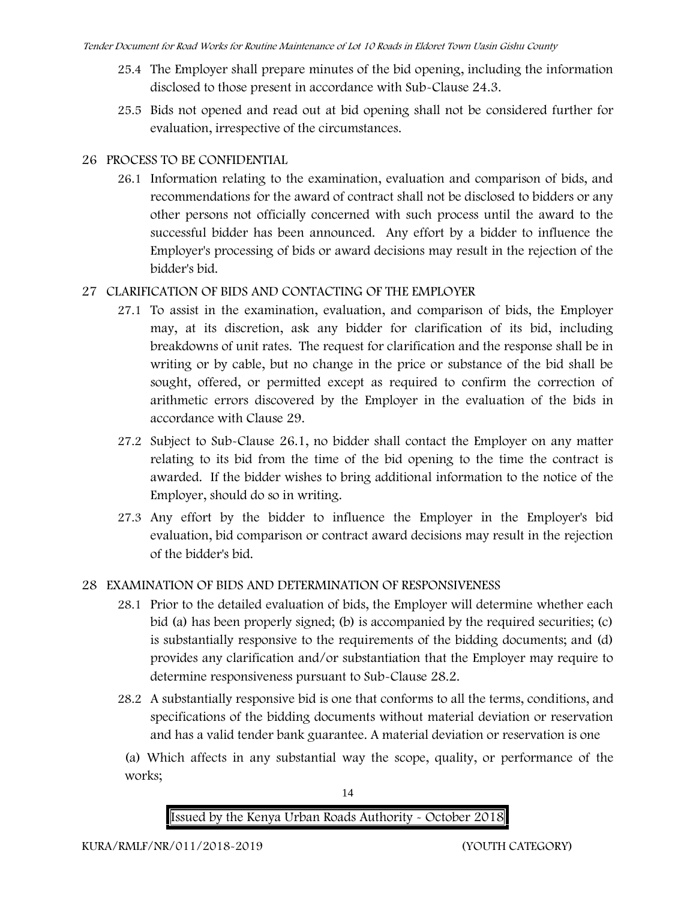25.4 The Employer shall prepare minutes of the bid opening, including the information disclosed to those present in accordance with Sub-Clause 24.3.

25.5 Bids not opened and read out at bid opening shall not be considered further for evaluation, irrespective of the circumstances.

## 26 PROCESS TO BE CONFIDENTIAL

26.1 Information relating to the examination, evaluation and comparison of bids, and recommendations for the award of contract shall not be disclosed to bidders or any other persons not officially concerned with such process until the award to the successful bidder has been announced. Any effort by a bidder to influence the Employer's processing of bids or award decisions may result in the rejection of the bidder's bid.

## 27 CLARIFICATION OF BIDS AND CONTACTING OF THE EMPLOYER

27.1 To assist in the examination, evaluation, and comparison of bids, the Employer may, at its discretion, ask any bidder for clarification of its bid, including breakdowns of unit rates. The request for clarification and the response shall be in writing or by cable, but no change in the price or substance of the bid shall be sought, offered, or permitted except as required to confirm the correction of arithmetic errors discovered by the Employer in the evaluation of the bids in accordance with Clause 29.

27.2 Subject to Sub-Clause 26.1, no bidder shall contact the Employer on any matter relating to its bid from the time of the bid opening to the time the contract is awarded. If the bidder wishes to bring additional information to the notice of the Employer, should do so in writing.

27.3 Any effort by the bidder to influence the Employer in the Employer's bid evaluation, bid comparison or contract award decisions may result in the rejection of the bidder's bid.

## 28 EXAMINATION OF BIDS AND DETERMINATION OF RESPONSIVENESS

28.1 Prior to the detailed evaluation of bids, the Employer will determine whether each bid (a) has been properly signed; (b) is accompanied by the required securities; (c) is substantially responsive to the requirements of the bidding documents; and (d) provides any clarification and/or substantiation that the Employer may require to determine responsiveness pursuant to Sub-Clause 28.2.

28.2 A substantially responsive bid is one that conforms to all the terms, conditions, and specifications of the bidding documents without material deviation or reservation and has a valid tender bank guarantee. A material deviation or reservation is one

(a) Which affects in any substantial way the scope, quality, or performance of the works;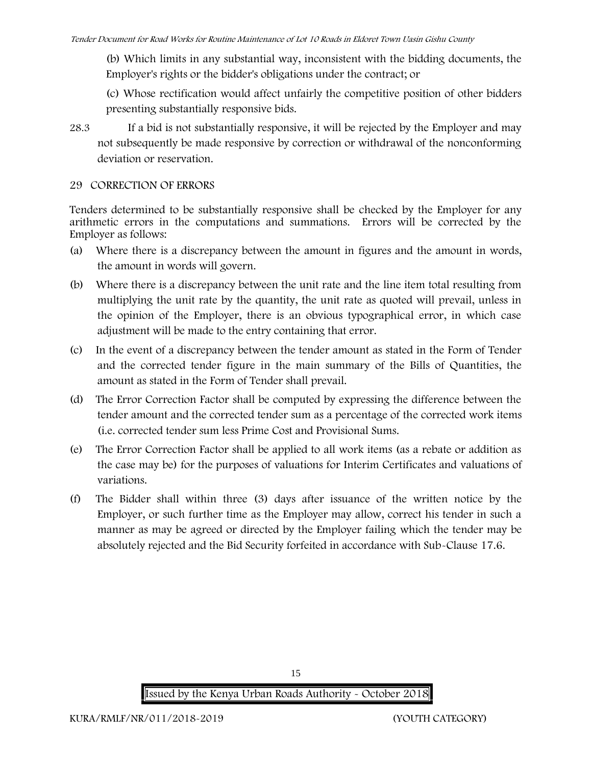(b) Which limits in any substantial way, inconsistent with the bidding documents, the Employer's rights or the bidder's obligations under the contract; or

(c) Whose rectification would affect unfairly the competitive position of other bidders presenting substantially responsive bids.

28.3 If a bid is not substantially responsive, it will be rejected by the Employer and may not subsequently be made responsive by correction or withdrawal of the nonconforming deviation or reservation.

## 29 CORRECTION OF ERRORS

Tenders determined to be substantially responsive shall be checked by the Employer for any arithmetic errors in the computations and summations. Errors will be corrected by the Employer as follows:

(a) Where there is a discrepancy between the amount in figures and the amount in words, the amount in words will govern.

(b) Where there is a discrepancy between the unit rate and the line item total resulting from multiplying the unit rate by the quantity, the unit rate as quoted will prevail, unless in the opinion of the Employer, there is an obvious typographical error, in which case adjustment will be made to the entry containing that error.

(c) In the event of a discrepancy between the tender amount as stated in the Form of Tender and the corrected tender figure in the main summary of the Bills of Quantities, the amount as stated in the Form of Tender shall prevail.

(d) The Error Correction Factor shall be computed by expressing the difference between the tender amount and the corrected tender sum as a percentage of the corrected work items (i.e. corrected tender sum less Prime Cost and Provisional Sums.

(e) The Error Correction Factor shall be applied to all work items (as a rebate or addition as the case may be) for the purposes of valuations for Interim Certificates and valuations of variations.

(f) The Bidder shall within three (3) days after issuance of the written notice by the Employer, or such further time as the Employer may allow, correct his tender in such a manner as may be agreed or directed by the Employer failing which the tender may be absolutely rejected and the Bid Security forfeited in accordance with Sub-Clause 17.6.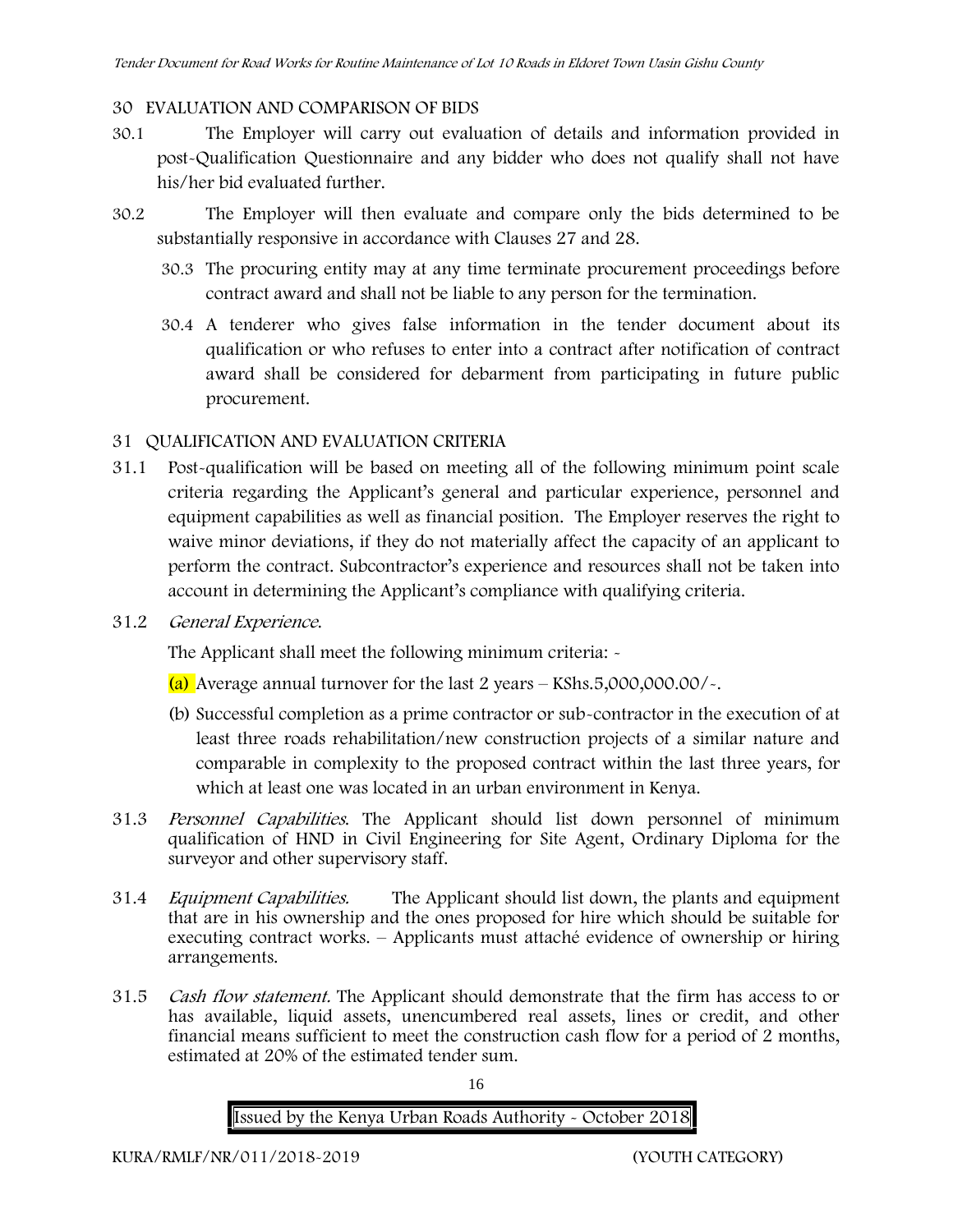## 30 EVALUATION AND COMPARISON OF BIDS

30.1 The Employer will carry out evaluation of details and information provided in post-Qualification Questionnaire and any bidder who does not qualify shall not have his/her bid evaluated further.

30.2 The Employer will then evaluate and compare only the bids determined to be substantially responsive in accordance with Clauses 27 and 28.

30.3 The procuring entity may at any time terminate procurement proceedings before contract award and shall not be liable to any person for the termination.

30.4 A tenderer who gives false information in the tender document about its qualification or who refuses to enter into a contract after notification of contract award shall be considered for debarment from participating in future public procurement.

## 31 QUALIFICATION AND EVALUATION CRITERIA

31.1 Post-qualification will be based on meeting all of the following minimum point scale criteria regarding the Applicant's general and particular experience, personnel and equipment capabilities as well as financial position. The Employer reserves the right to waive minor deviations, if they do not materially affect the capacity of an applicant to perform the contract. Subcontractor's experience and resources shall not be taken into account in determining the Applicant's compliance with qualifying criteria.

31.2 *General Experience.*

The Applicant shall meet the following minimum criteria: -

(a) Average annual turnover for the last 2 years – KShs.5,000,000.00/-.

(b) Successful completion as a prime contractor or sub-contractor in the execution of at least three roads rehabilitation/new construction projects of a similar nature and comparable in complexity to the proposed contract within the last three years, for which at least one was located in an urban environment in Kenya.

31.3 *Personnel Capabilities*. The Applicant should list down personnel of minimum qualification of HND in Civil Engineering for Site Agent, Ordinary Diploma for the surveyor and other supervisory staff.

31.4 *Equipment Capabilities.* The Applicant should list down, the plants and equipment that are in his ownership and the ones proposed for hire which should be suitable for executing contract works. – Applicants must attaché evidence of ownership or hiring arrangements.

31.5 *Cash flow statement.* The Applicant should demonstrate that the firm has access to or has available, liquid assets, unencumbered real assets, lines or credit, and other financial means sufficient to meet the construction cash flow for a period of 2 months, estimated at 20% of the estimated tender sum.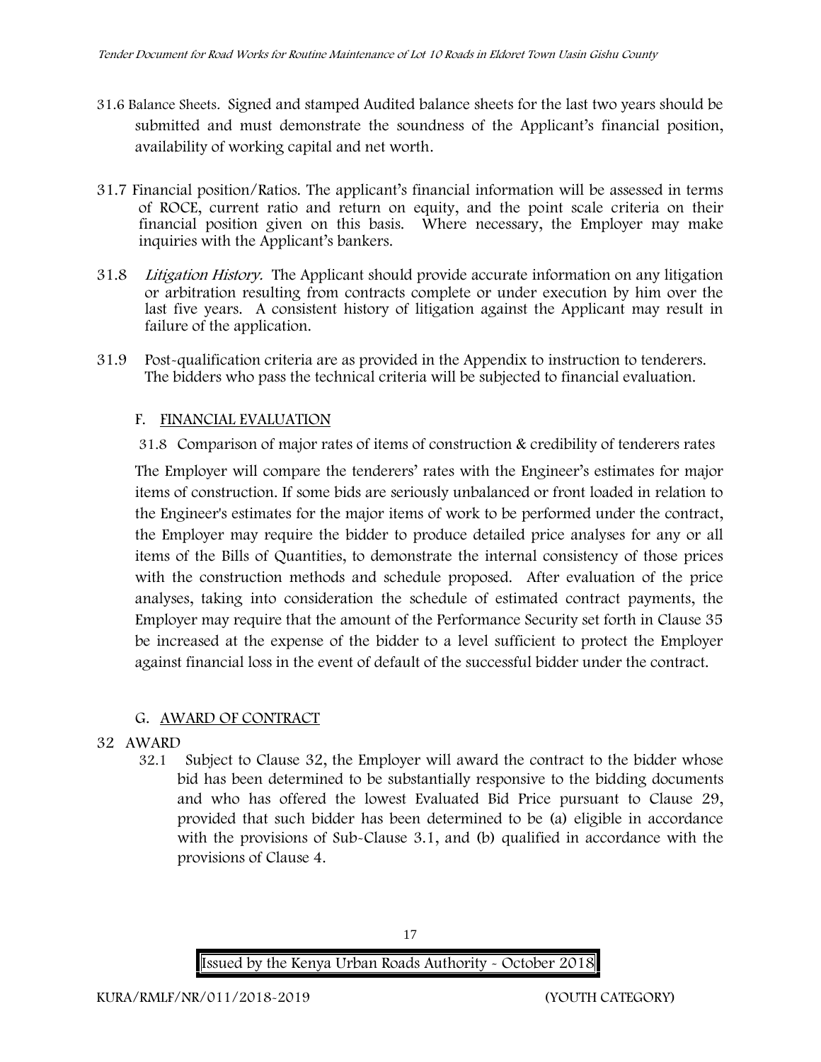31.6 Balance Sheets. Signed and stamped Audited balance sheets for the last two years should be submitted and must demonstrate the soundness of the Applicant's financial position, availability of working capital and net worth.

31.7 Financial position/Ratios. The applicant's financial information will be assessed in terms of ROCE, current ratio and return on equity, and the point scale criteria on their financial position given on this basis. Where necessary, the Employer may make inquiries with the Applicant's bankers.

31.8 *Litigation History.* The Applicant should provide accurate information on any litigation or arbitration resulting from contracts complete or under execution by him over the last five years. A consistent history of litigation against the Applicant may result in failure of the application.

31.9 Post-qualification criteria are as provided in the Appendix to instruction to tenderers. The bidders who pass the technical criteria will be subjected to financial evaluation.

## F. FINANCIAL EVALUATION

31.8 Comparison of major rates of items of construction & credibility of tenderers rates

The Employer will compare the tenderers' rates with the Engineer's estimates for major items of construction. If some bids are seriously unbalanced or front loaded in relation to the Engineer's estimates for the major items of work to be performed under the contract, the Employer may require the bidder to produce detailed price analyses for any or all items of the Bills of Quantities, to demonstrate the internal consistency of those prices with the construction methods and schedule proposed. After evaluation of the price analyses, taking into consideration the schedule of estimated contract payments, the Employer may require that the amount of the Performance Security set forth in Clause 35 be increased at the expense of the bidder to a level sufficient to protect the Employer against financial loss in the event of default of the successful bidder under the contract.

## G. AWARD OF CONTRACT

32 AWARD

32.1 Subject to Clause 32, the Employer will award the contract to the bidder whose bid has been determined to be substantially responsive to the bidding documents and who has offered the lowest Evaluated Bid Price pursuant to Clause 29, provided that such bidder has been determined to be (a) eligible in accordance with the provisions of Sub-Clause 3.1, and (b) qualified in accordance with the provisions of Clause 4.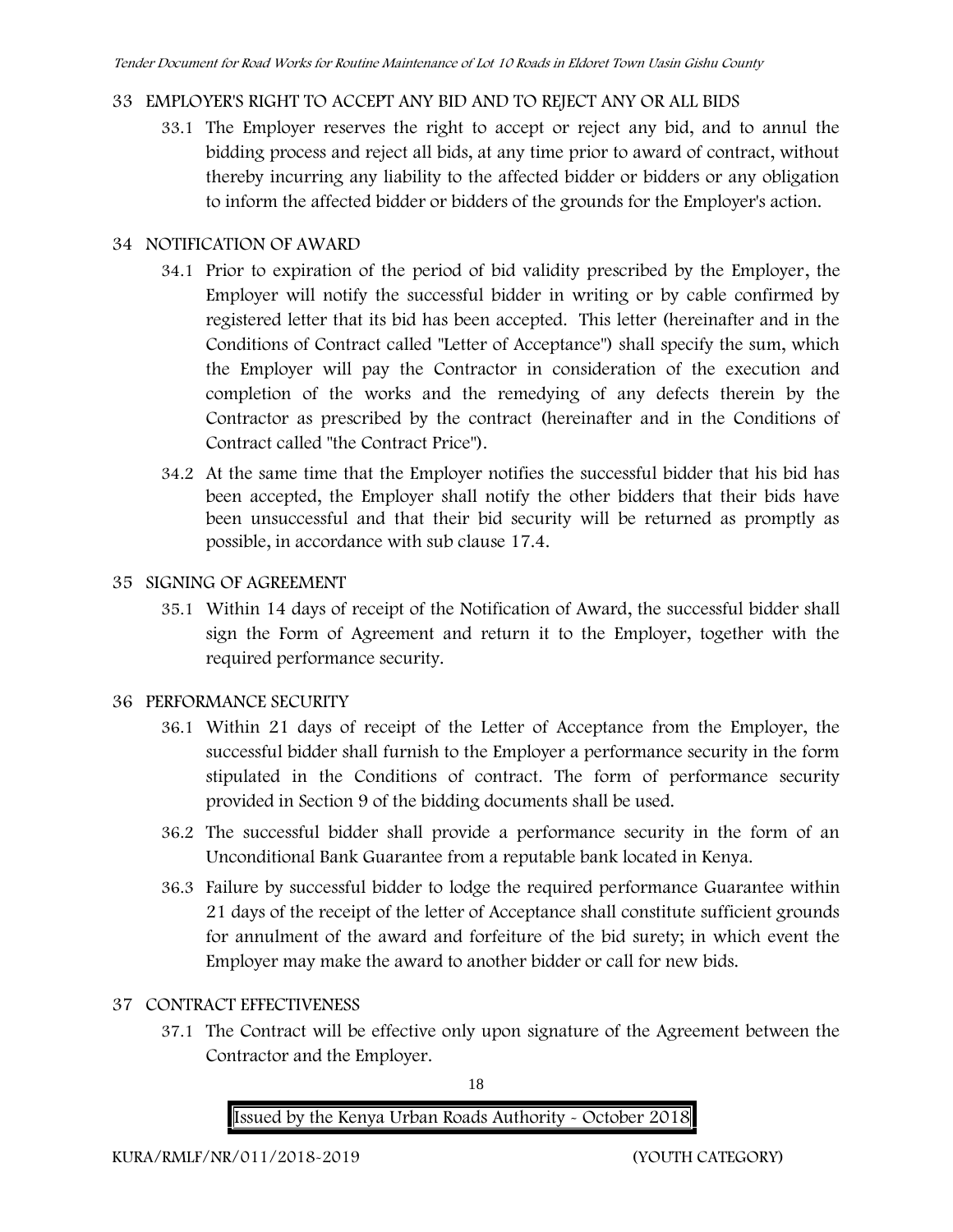## 33 EMPLOYER'S RIGHT TO ACCEPT ANY BID AND TO REJECT ANY OR ALL BIDS

33.1 The Employer reserves the right to accept or reject any bid, and to annul the bidding process and reject all bids, at any time prior to award of contract, without thereby incurring any liability to the affected bidder or bidders or any obligation to inform the affected bidder or bidders of the grounds for the Employer's action.

## 34 NOTIFICATION OF AWARD

34.1 Prior to expiration of the period of bid validity prescribed by the Employer, the Employer will notify the successful bidder in writing or by cable confirmed by registered letter that its bid has been accepted. This letter (hereinafter and in the Conditions of Contract called "Letter of Acceptance") shall specify the sum, which the Employer will pay the Contractor in consideration of the execution and completion of the works and the remedying of any defects therein by the Contractor as prescribed by the contract (hereinafter and in the Conditions of Contract called "the Contract Price").

34.2 At the same time that the Employer notifies the successful bidder that his bid has been accepted, the Employer shall notify the other bidders that their bids have been unsuccessful and that their bid security will be returned as promptly as possible, in accordance with sub clause 17.4.

## 35 SIGNING OF AGREEMENT

35.1 Within 14 days of receipt of the Notification of Award, the successful bidder shall sign the Form of Agreement and return it to the Employer, together with the required performance security.

## 36 PERFORMANCE SECURITY

36.1 Within 21 days of receipt of the Letter of Acceptance from the Employer, the successful bidder shall furnish to the Employer a performance security in the form stipulated in the Conditions of contract. The form of performance security provided in Section 9 of the bidding documents shall be used.

36.2 The successful bidder shall provide a performance security in the form of an Unconditional Bank Guarantee from a reputable bank located in Kenya.

36.3 Failure by successful bidder to lodge the required performance Guarantee within 21 days of the receipt of the letter of Acceptance shall constitute sufficient grounds for annulment of the award and forfeiture of the bid surety; in which event the Employer may make the award to another bidder or call for new bids.

## 37 CONTRACT EFFECTIVENESS

37.1 The Contract will be effective only upon signature of the Agreement between the Contractor and the Employer.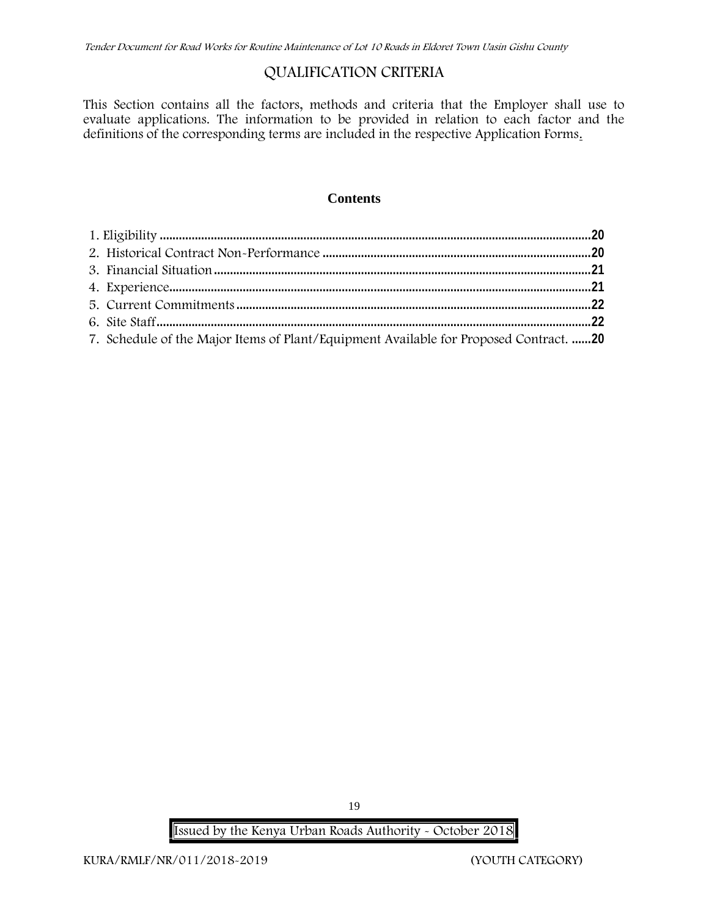# QUALIFICATION CRITERIA

This Section contains all the factors, methods and criteria that the Employer shall use to evaluate applications. The information to be provided in relation to each factor and the definitions of the corresponding terms are included in the respective Application Forms.

**Contents**

1. Eligibility ....................................................................................................................... 20
2. Historical Contract Non-Performance ................................................................................... 20
3. Financial Situation ............................................................................................................ 21
4. Experience ...................................................................................................................... 21
5. Current Commitments ....................................................................................................... 22
6. Site Staff ........................................................................................................................ 22
7. Schedule of the Major Items of Plant/Equipment Available for Proposed Contract. ...... 20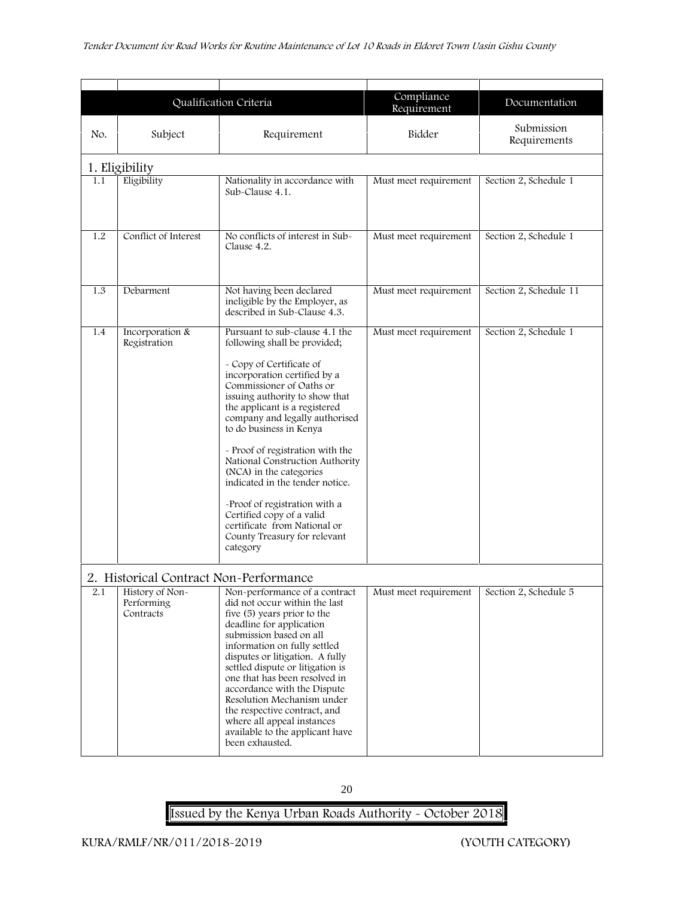| | | | | |
|---|---|---|---|---|
| Qualification Criteria | | | Compliance Requirement | Documentation |
| No. | Subject | Requirement | Bidder | Submission Requirements |
| **1. Eligibility** | | | | |
| 1.1 | Eligibility | Nationality in accordance with Sub-Clause 4.1. | Must meet requirement | Section 2, Schedule 1 |
| 1.2 | Conflict of Interest | No conflicts of interest in Sub-Clause 4.2. | Must meet requirement | Section 2, Schedule 1 |
| 1.3 | Debarment | Not having been declared ineligible by the Employer, as described in Sub-Clause 4.3. | Must meet requirement | Section 2, Schedule 11 |
| 1.4 | Incorporation & Registration | Pursuant to sub-clause 4.1 the following shall be provided;<br><br>- Copy of Certificate of incorporation certified by a Commissioner of Oaths or issuing authority to show that the applicant is a registered company and legally authorised to do business in Kenya<br><br>- Proof of registration with the National Construction Authority (NCA) in the categories indicated in the tender notice.<br><br>-Proof of registration with a Certified copy of a valid certificate from National or County Treasury for relevant category | Must meet requirement | Section 2, Schedule 1 |
| **2. Historical Contract Non-Performance** | | | | |
| 2.1 | History of Non-Performing Contracts | Non-performance of a contract did not occur within the last five (5) years prior to the deadline for application submission based on all information on fully settled disputes or litigation. A fully settled dispute or litigation is one that has been resolved in accordance with the Dispute Resolution Mechanism under the respective contract, and where all appeal instances available to the applicant have been exhausted. | Must meet requirement | Section 2, Schedule 5 |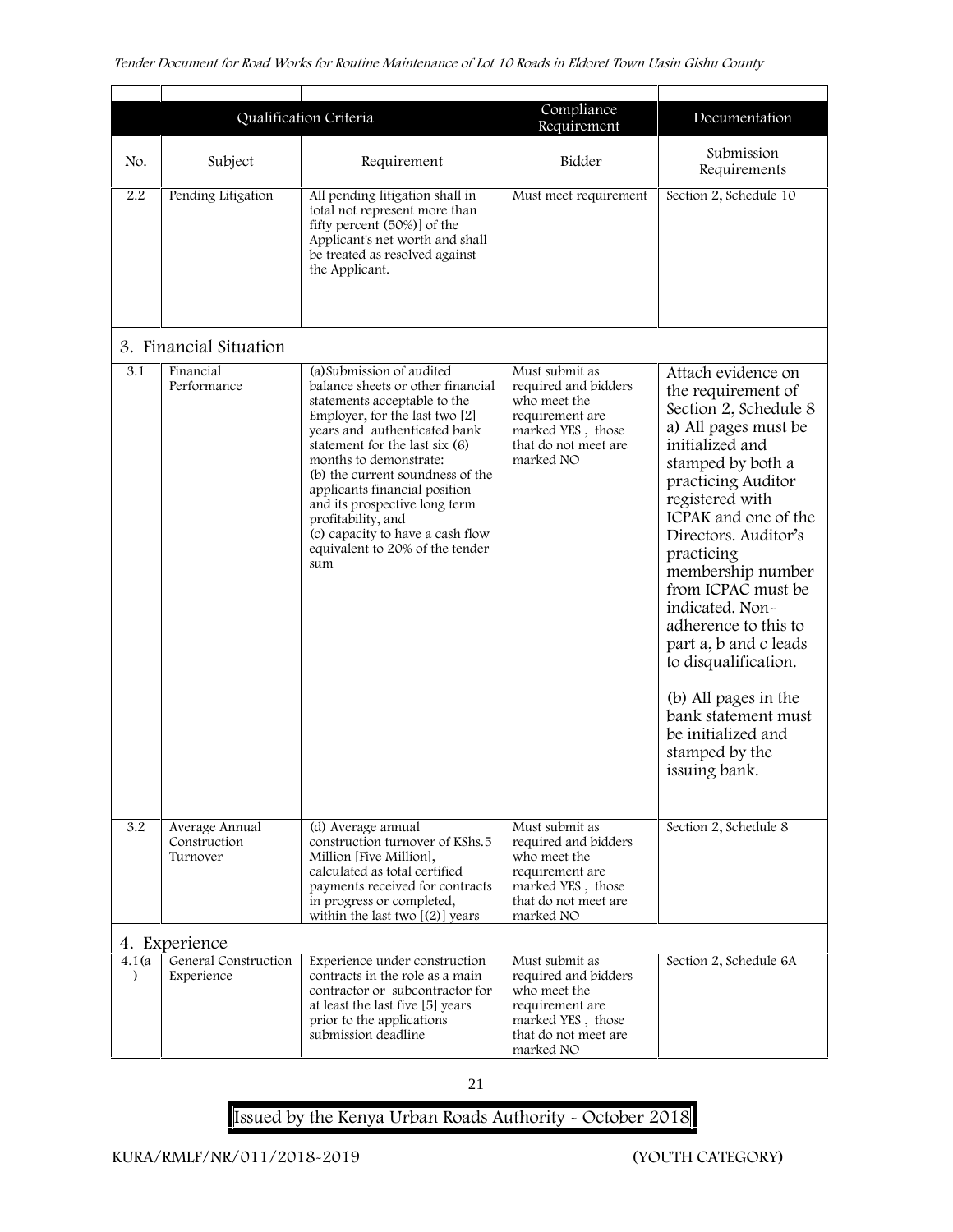| | Qualification Criteria | | Compliance Requirement | Documentation |
|---|---|---|---|---|
| No. | Subject | Requirement | Bidder | Submission Requirements |
| 2.2 | Pending Litigation | All pending litigation shall in total not represent more than fifty percent (50%)] of the Applicant's net worth and shall be treated as resolved against the Applicant. | Must meet requirement | Section 2, Schedule 10 |
| **3. Financial Situation** | | | | |
| 3.1 | Financial Performance | (a)Submission of audited balance sheets or other financial statements acceptable to the Employer, for the last two [2] years and authenticated bank statement for the last six (6) months to demonstrate:<br>(b) the current soundness of the applicants financial position and its prospective long term profitability, and<br>(c) capacity to have a cash flow equivalent to 20% of the tender sum | Must submit as required and bidders who meet the requirement are marked YES , those that do not meet are marked NO | Attach evidence on the requirement of Section 2, Schedule 8 a) All pages must be initialized and stamped by both a practicing Auditor registered with ICPAK and one of the Directors. Auditor's practicing membership number from ICPAC must be indicated. Non-adherence to this to part a, b and c leads to disqualification.<br><br>(b) All pages in the bank statement must be initialized and stamped by the issuing bank. |
| 3.2 | Average Annual Construction Turnover | (d) Average annual construction turnover of KShs.5 Million [Five Million], calculated as total certified payments received for contracts in progress or completed, within the last two [(2)] years | Must submit as required and bidders who meet the requirement are marked YES , those that do not meet are marked NO | Section 2, Schedule 8 |
| **4. Experience** | | | | |
| 4.1(a) | General Construction Experience | Experience under construction contracts in the role as a main contractor or subcontractor for at least the last five [5] years prior to the applications submission deadline | Must submit as required and bidders who meet the requirement are marked YES , those that do not meet are marked NO | Section 2, Schedule 6A |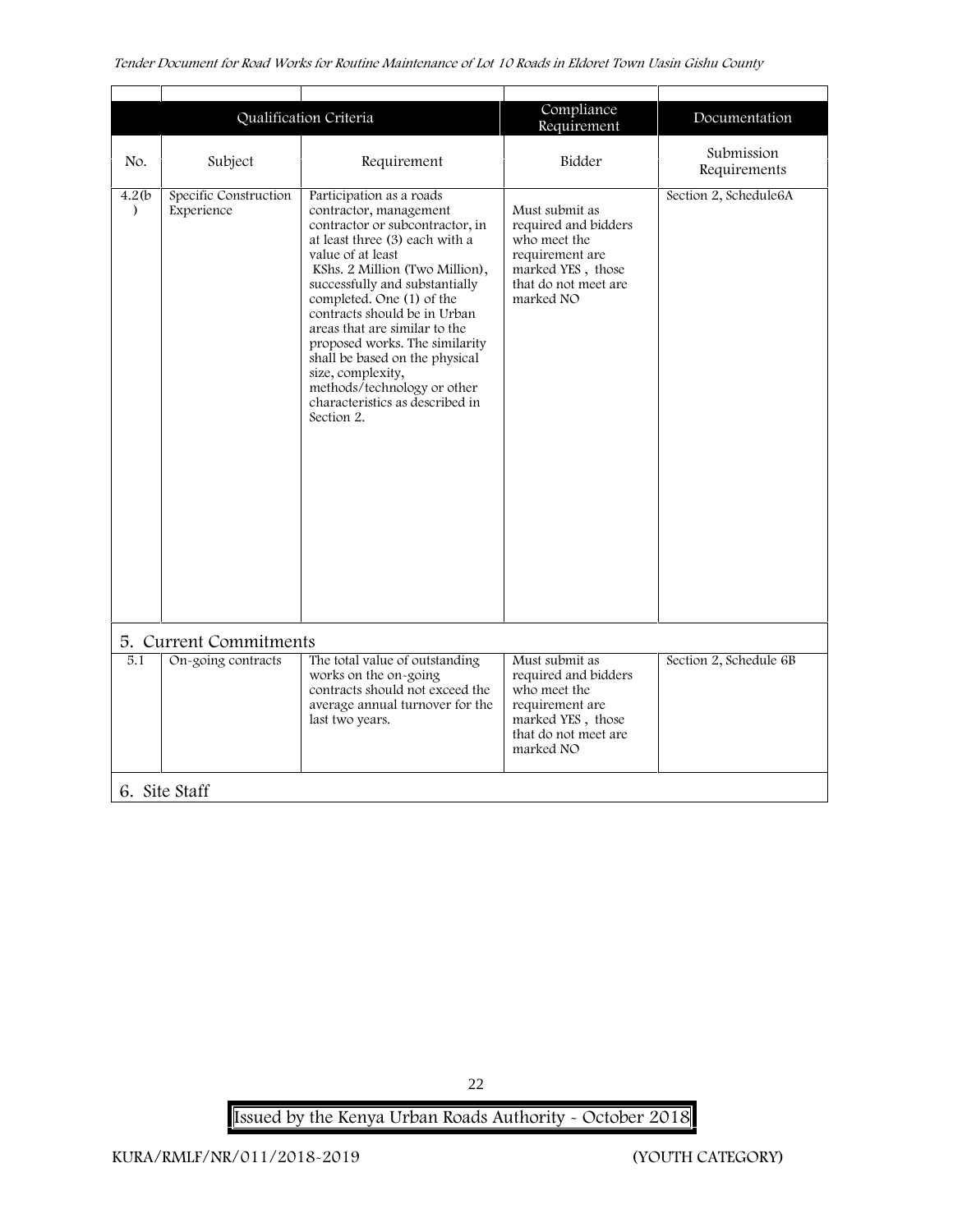| Qualification Criteria | | | Compliance Requirement | Documentation |
|---|---|---|---|---|
| No. | Subject | Requirement | Bidder | Submission Requirements |
| 4.2(b) | Specific Construction Experience | Participation as a roads contractor, management contractor or subcontractor, in at least three (3) each with a value of at least KShs. 2 Million (Two Million), successfully and substantially completed. One (1) of the contracts should be in Urban areas that are similar to the proposed works. The similarity shall be based on the physical size, complexity, methods/technology or other characteristics as described in Section 2. | Must submit as required and bidders who meet the requirement are marked YES , those that do not meet are marked NO | Section 2, Schedule6A |
| **5. Current Commitments** | | | | |
| 5.1 | On-going contracts | The total value of outstanding works on the on-going contracts should not exceed the average annual turnover for the last two years. | Must submit as required and bidders who meet the requirement are marked YES , those that do not meet are marked NO | Section 2, Schedule 6B |
| **6. Site Staff** | | | | |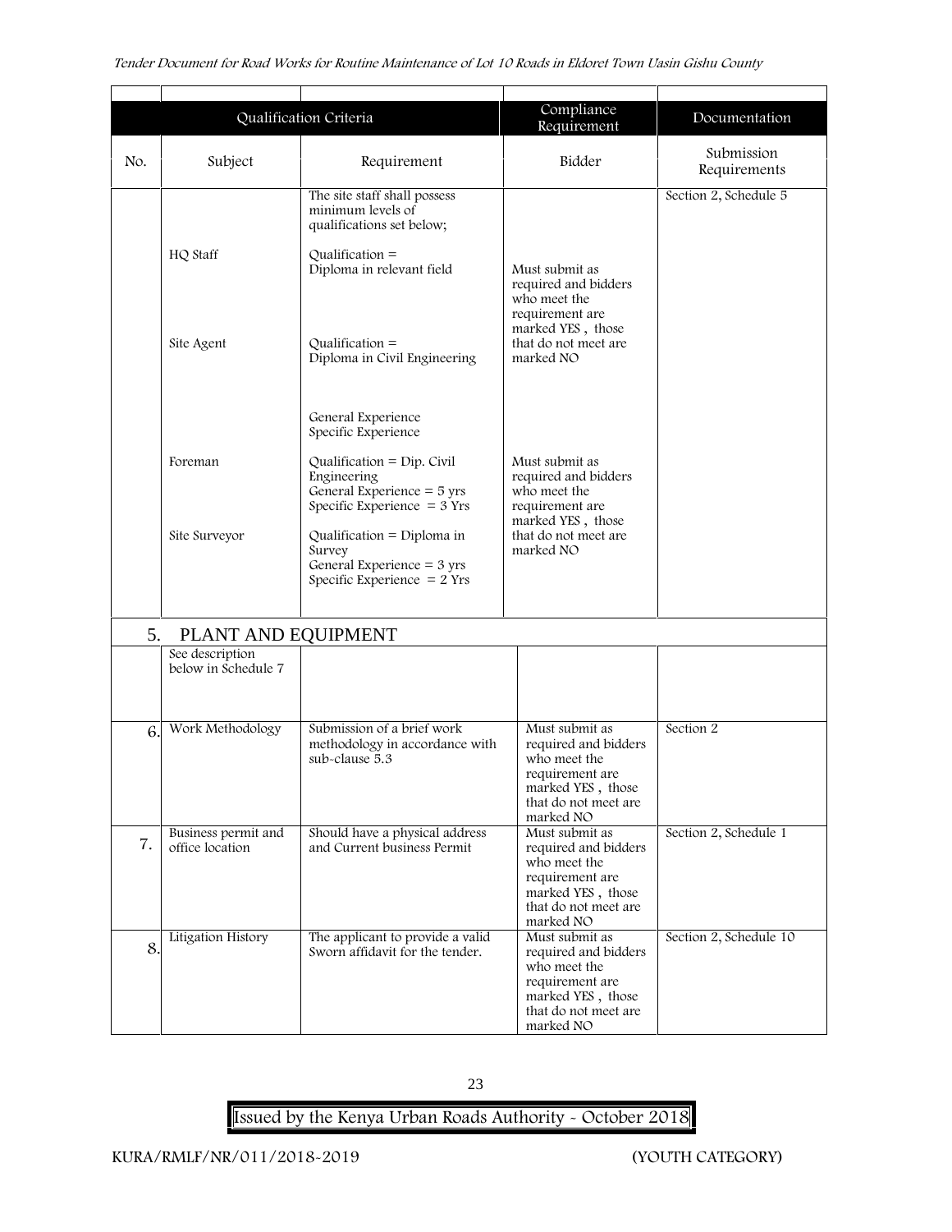| | Qualification Criteria | | Compliance Requirement | Documentation |
|---|---|---|---|---|
| No. | Subject | Requirement | Bidder | Submission Requirements |
| | HQ Staff<br><br>Site Agent | The site staff shall possess minimum levels of qualifications set below;<br><br>Qualification = Diploma in relevant field<br><br>Qualification = Diploma in Civil Engineering<br><br>General Experience<br>Specific Experience | Must submit as required and bidders who meet the requirement are marked YES , those that do not meet are marked NO | Section 2, Schedule 5 |
| | Foreman<br><br>Site Surveyor | Qualification = Dip. Civil Engineering<br>General Experience = 5 yrs<br>Specific Experience = 3 Yrs<br><br>Qualification = Diploma in Survey<br>General Experience = 3 yrs<br>Specific Experience = 2 Yrs | Must submit as required and bidders who meet the requirement are marked YES , those that do not meet are marked NO | |
| 5. | **PLANT AND EQUIPMENT** | | | |
| | See description below in Schedule 7 | | | |
| 6. | Work Methodology | Submission of a brief work methodology in accordance with sub-clause 5.3 | Must submit as required and bidders who meet the requirement are marked YES , those that do not meet are marked NO | Section 2 |
| 7. | Business permit and office location | Should have a physical address and Current business Permit | Must submit as required and bidders who meet the requirement are marked YES , those that do not meet are marked NO | Section 2, Schedule 1 |
| 8. | Litigation History | The applicant to provide a valid Sworn affidavit for the tender. | Must submit as required and bidders who meet the requirement are marked YES , those that do not meet are marked NO | Section 2, Schedule 10 |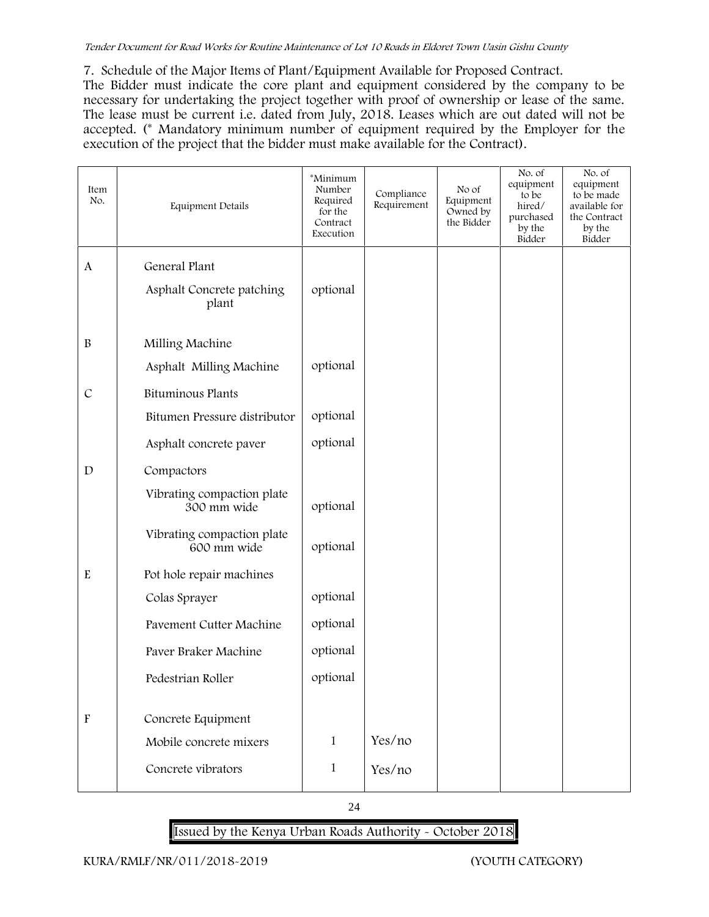7. Schedule of the Major Items of Plant/Equipment Available for Proposed Contract.

The Bidder must indicate the core plant and equipment considered by the company to be necessary for undertaking the project together with proof of ownership or lease of the same. The lease must be current i.e. dated from July, 2018. Leases which are out dated will not be accepted. (* Mandatory minimum number of equipment required by the Employer for the execution of the project that the bidder must make available for the Contract).

| Item No. | Equipment Details | *Minimum Number Required for the Contract Execution | Compliance Requirement | No of Equipment Owned by the Bidder | No. of equipment to be hired/ purchased by the Bidder | No. of equipment to be made available for the Contract by the Bidder |
|---|---|---|---|---|---|---|
| A | General Plant | | | | | |
| | Asphalt Concrete patching plant | optional | | | | |
| B | Milling Machine | | | | | |
| | Asphalt Milling Machine | optional | | | | |
| C | Bituminous Plants | | | | | |
| | Bitumen Pressure distributor | optional | | | | |
| | Asphalt concrete paver | optional | | | | |
| D | Compactors | | | | | |
| | Vibrating compaction plate 300 mm wide | optional | | | | |
| | Vibrating compaction plate 600 mm wide | optional | | | | |
| E | Pot hole repair machines | | | | | |
| | Colas Sprayer | optional | | | | |
| | Pavement Cutter Machine | optional | | | | |
| | Paver Braker Machine | optional | | | | |
| | Pedestrian Roller | optional | | | | |
| F | Concrete Equipment | | | | | |
| | Mobile concrete mixers | 1 | Yes/no | | | |
| | Concrete vibrators | 1 | Yes/no | | | |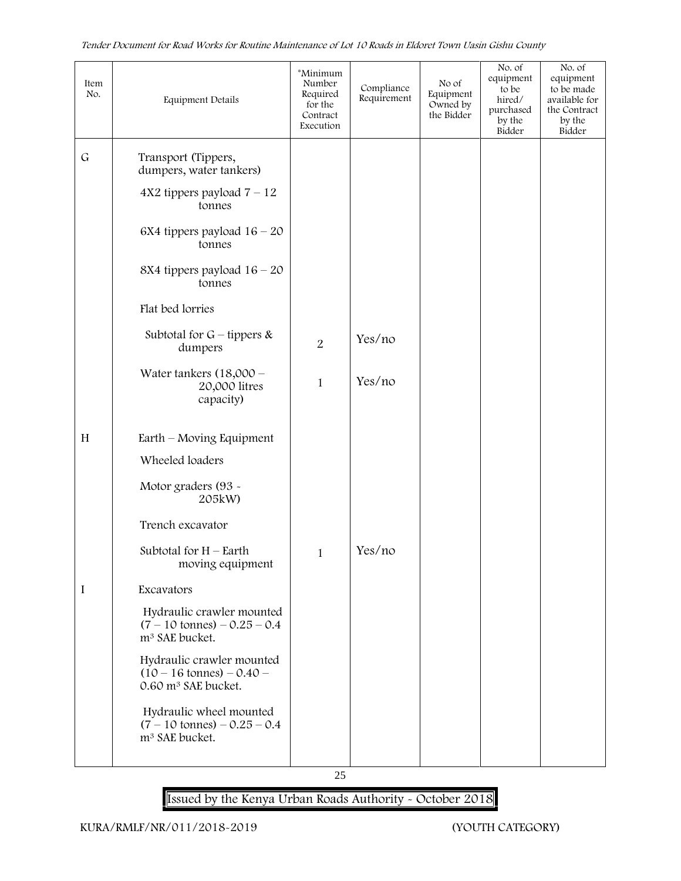| Item No. | Equipment Details | *Minimum Number Required for the Contract Execution | Compliance Requirement | No of Equipment Owned by the Bidder | No. of equipment to be hired/ purchased by the Bidder | No. of equipment to be made available for the Contract by the Bidder |
|---|---|---|---|---|---|---|
| G | Transport (Tippers, dumpers, water tankers) | | | | | |
| | 4X2 tippers payload 7 – 12 tonnes | | | | | |
| | 6X4 tippers payload 16 – 20 tonnes | | | | | |
| | 8X4 tippers payload 16 – 20 tonnes | | | | | |
| | Flat bed lorries | | | | | |
| | Subtotal for G – tippers & dumpers | 2 | Yes/no | | | |
| | Water tankers (18,000 – 20,000 litres capacity) | 1 | Yes/no | | | |
| H | Earth – Moving Equipment | | | | | |
| | Wheeled loaders | | | | | |
| | Motor graders (93 - 205kW) | | | | | |
| | Trench excavator | | | | | |
| | Subtotal for H – Earth moving equipment | 1 | Yes/no | | | |
| I | Excavators | | | | | |
| | Hydraulic crawler mounted (7 – 10 tonnes) – 0.25 – 0.4 $m^3$ SAE bucket. | | | | | |
| | Hydraulic crawler mounted (10 – 16 tonnes) – 0.40 – 0.60 $m^3$ SAE bucket. | | | | | |
| | Hydraulic wheel mounted (7 – 10 tonnes) – 0.25 – 0.4 $m^3$ SAE bucket. | | | | | |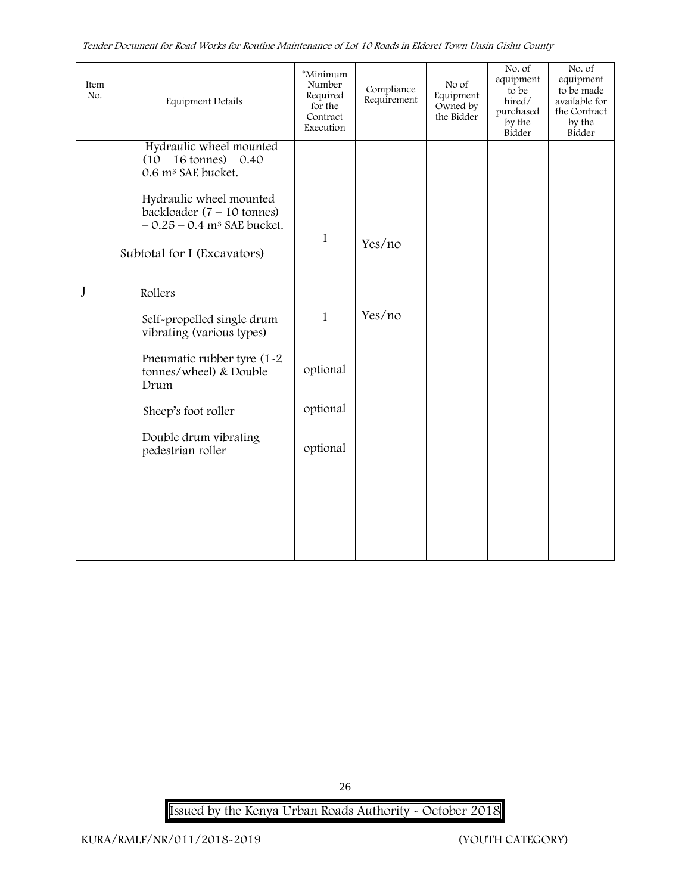| Item No. | Equipment Details | *Minimum Number Required for the Contract Execution | Compliance Requirement | No of Equipment Owned by the Bidder | No. of equipment to be hired/ purchased by the Bidder | No. of equipment to be made available for the Contract by the Bidder |
|---|---|---|---|---|---|---|
| | Hydraulic wheel mounted (10 – 16 tonnes) – 0.40 – 0.6 m³ SAE bucket. | | | | | |
| | Hydraulic wheel mounted backloader (7 – 10 tonnes) – 0.25 – 0.4 m³ SAE bucket. | | | | | |
| | Subtotal for I (Excavators) | 1 | Yes/no | | | |
| J | Rollers | | | | | |
| | Self-propelled single drum vibrating (various types) | 1 | Yes/no | | | |
| | Pneumatic rubber tyre (1-2 tonnes/wheel) & Double Drum | optional | | | | |
| | Sheep's foot roller | optional | | | | |
| | Double drum vibrating pedestrian roller | optional | | | | |

Issued by the Kenya Urban Roads Authority - October 2018

KURA/RMLF/NR/011/2018-2019 (YOUTH CATEGORY)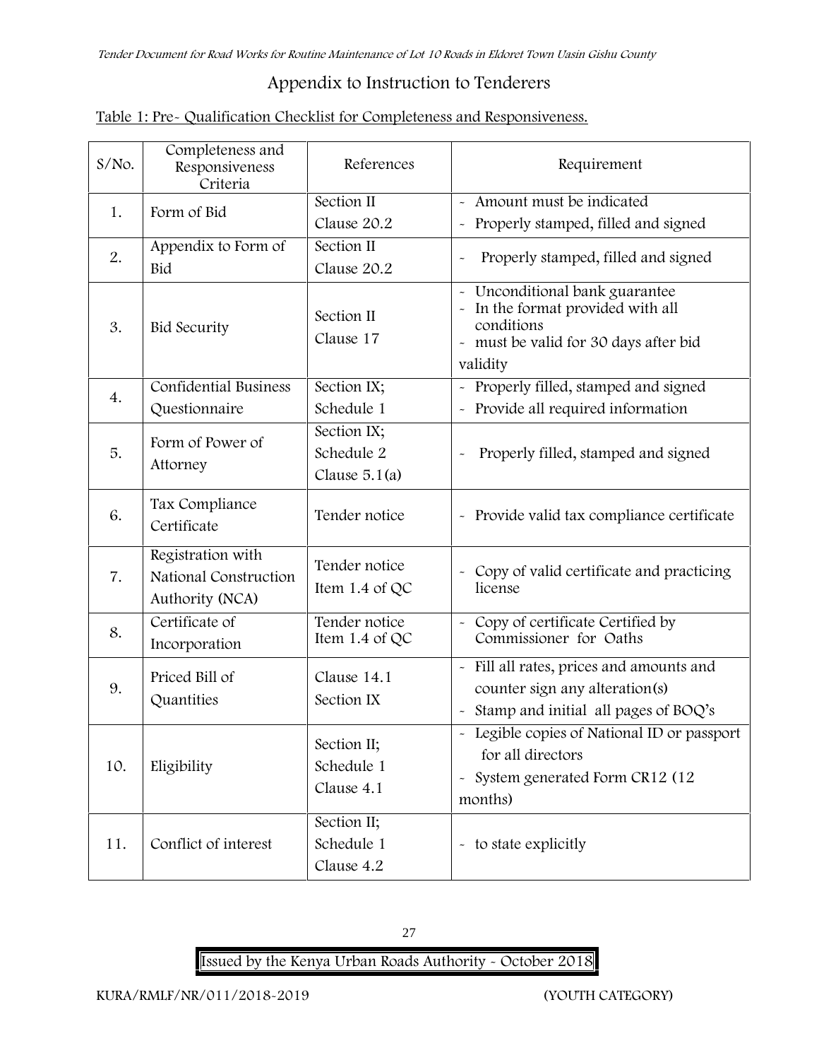# Appendix to Instruction to Tenderers

Table 1: Pre- Qualification Checklist for Completeness and Responsiveness.

| S/No. | Completeness and Responsiveness Criteria | References | Requirement |
|---|---|---|---|
| 1. | Form of Bid | Section II Clause 20.2 | - Amount must be indicated<br>- Properly stamped, filled and signed |
| 2. | Appendix to Form of Bid | Section II Clause 20.2 | - Properly stamped, filled and signed |
| 3. | Bid Security | Section II Clause 17 | - Unconditional bank guarantee<br>- In the format provided with all conditions<br>- must be valid for 30 days after bid validity |
| 4. | Confidential Business Questionnaire | Section IX; Schedule 1 | - Properly filled, stamped and signed<br>- Provide all required information |
| 5. | Form of Power of Attorney | Section IX; Schedule 2 Clause 5.1(a) | - Properly filled, stamped and signed |
| 6. | Tax Compliance Certificate | Tender notice | - Provide valid tax compliance certificate |
| 7. | Registration with National Construction Authority (NCA) | Tender notice Item 1.4 of QC | - Copy of valid certificate and practicing license |
| 8. | Certificate of Incorporation | Tender notice Item 1.4 of QC | - Copy of certificate Certified by Commissioner for Oaths |
| 9. | Priced Bill of Quantities | Clause 14.1 Section IX | - Fill all rates, prices and amounts and counter sign any alteration(s)<br>- Stamp and initial all pages of BOQ's |
| 10. | Eligibility | Section II; Schedule 1 Clause 4.1 | - Legible copies of National ID or passport for all directors<br>- System generated Form CR12 (12 months) |
| 11. | Conflict of interest | Section II; Schedule 1 Clause 4.2 | - to state explicitly |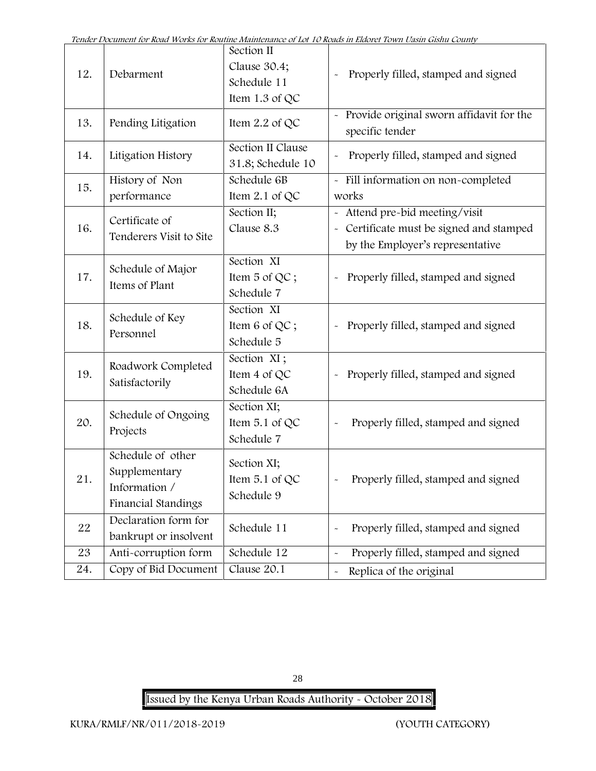| 12. | Debarment | Section II Clause 30.4; Schedule 11 Item 1.3 of QC | - Properly filled, stamped and signed |
|---|---|---|---|
| 13. | Pending Litigation | Item 2.2 of QC | - Provide original sworn affidavit for the specific tender |
| 14. | Litigation History | Section II Clause 31.8; Schedule 10 | - Properly filled, stamped and signed |
| 15. | History of Non performance | Schedule 6B Item 2.1 of QC | - Fill information on non-completed works |
| 16. | Certificate of Tenderers Visit to Site | Section II; Clause 8.3 | - Attend pre-bid meeting/visit<br>- Certificate must be signed and stamped by the Employer's representative |
| 17. | Schedule of Major Items of Plant | Section XI Item 5 of QC ; Schedule 7 | - Properly filled, stamped and signed |
| 18. | Schedule of Key Personnel | Section XI Item 6 of QC ; Schedule 5 | - Properly filled, stamped and signed |
| 19. | Roadwork Completed Satisfactorily | Section XI ; Item 4 of QC Schedule 6A | - Properly filled, stamped and signed |
| 20. | Schedule of Ongoing Projects | Section XI; Item 5.1 of QC Schedule 7 | - Properly filled, stamped and signed |
| 21. | Schedule of other Supplementary Information / Financial Standings | Section XI; Item 5.1 of QC Schedule 9 | - Properly filled, stamped and signed |
| 22 | Declaration form for bankrupt or insolvent | Schedule 11 | - Properly filled, stamped and signed |
| 23 | Anti-corruption form | Schedule 12 | - Properly filled, stamped and signed |
| 24. | Copy of Bid Document | Clause 20.1 | - Replica of the original |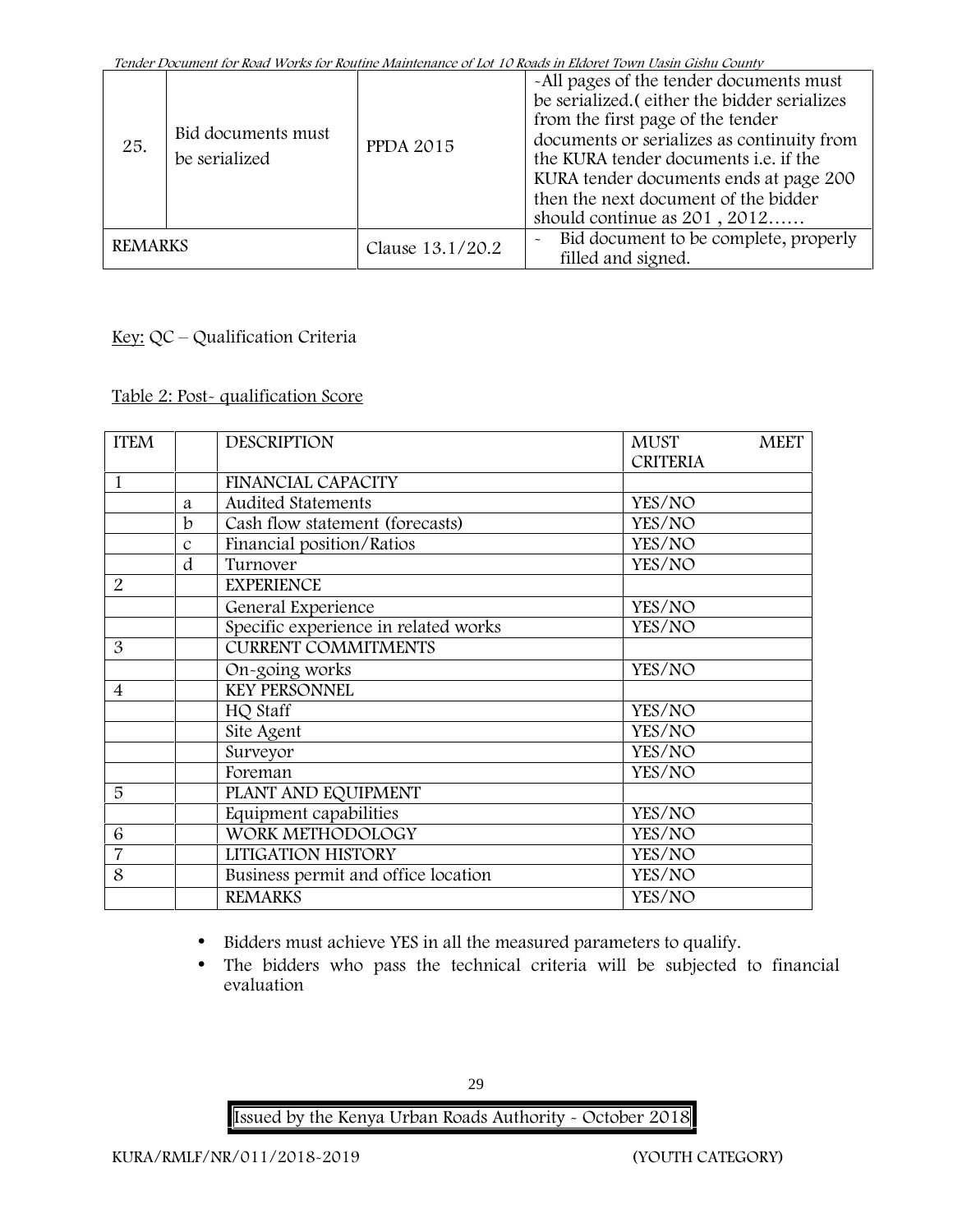| 25. | Bid documents must be serialized | PPDA 2015 | -All pages of the tender documents must be serialized.( either the bidder serializes from the first page of the tender documents or serializes as continuity from the KURA tender documents i.e. if the KURA tender documents ends at page 200 then the next document of the bidder should continue as 201 , 2012…… |
|---|---|---|---|
| REMARKS | | Clause 13.1/20.2 | - Bid document to be complete, properly filled and signed. |

Key: QC – Qualification Criteria

Table 2: Post- qualification Score

| ITEM | | DESCRIPTION | MUST MEET CRITERIA |
|---|---|---|---|
| 1 | | FINANCIAL CAPACITY | |
| | a | Audited Statements | YES/NO |
| | b | Cash flow statement (forecasts) | YES/NO |
| | c | Financial position/Ratios | YES/NO |
| | d | Turnover | YES/NO |
| 2 | | EXPERIENCE | |
| | | General Experience | YES/NO |
| | | Specific experience in related works | YES/NO |
| 3 | | CURRENT COMMITMENTS | |
| | | On-going works | YES/NO |
| 4 | | KEY PERSONNEL | |
| | | HQ Staff | YES/NO |
| | | Site Agent | YES/NO |
| | | Surveyor | YES/NO |
| | | Foreman | YES/NO |
| 5 | | PLANT AND EQUIPMENT | |
| | | Equipment capabilities | YES/NO |
| 6 | | WORK METHODOLOGY | YES/NO |
| 7 | | LITIGATION HISTORY | YES/NO |
| 8 | | Business permit and office location | YES/NO |
| | | REMARKS | YES/NO |

- Bidders must achieve YES in all the measured parameters to qualify.
- The bidders who pass the technical criteria will be subjected to financial evaluation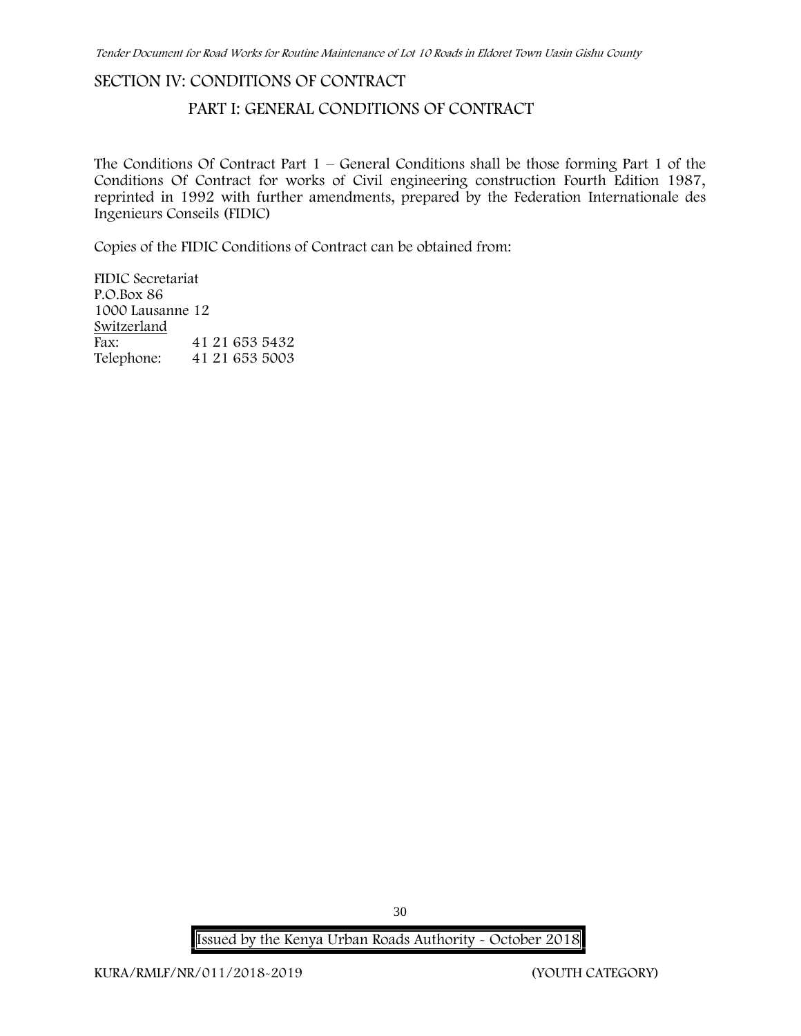## SECTION IV: CONDITIONS OF CONTRACT

### PART I: GENERAL CONDITIONS OF CONTRACT

The Conditions Of Contract Part 1 – General Conditions shall be those forming Part 1 of the Conditions Of Contract for works of Civil engineering construction Fourth Edition 1987, reprinted in 1992 with further amendments, prepared by the Federation Internationale des Ingenieurs Conseils (FIDIC)

Copies of the FIDIC Conditions of Contract can be obtained from:

FIDIC Secretariat
P.O.Box 86
1000 Lausanne 12
Switzerland

| | |
|---|---|
| Fax: | 41 21 653 5432 |
| Telephone: | 41 21 653 5003 |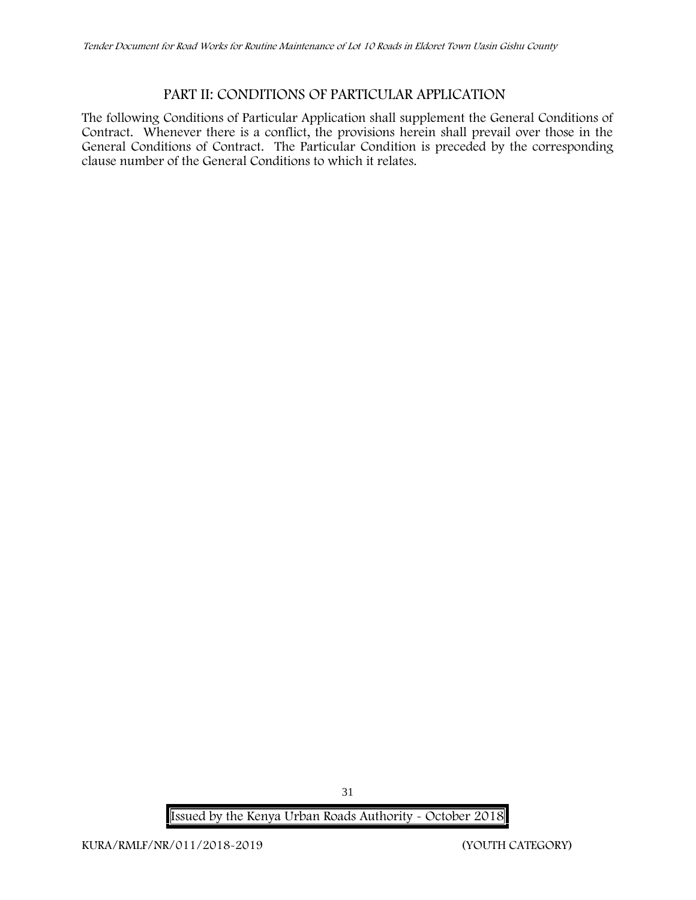## PART II: CONDITIONS OF PARTICULAR APPLICATION

The following Conditions of Particular Application shall supplement the General Conditions of Contract. Whenever there is a conflict, the provisions herein shall prevail over those in the General Conditions of Contract. The Particular Condition is preceded by the corresponding clause number of the General Conditions to which it relates.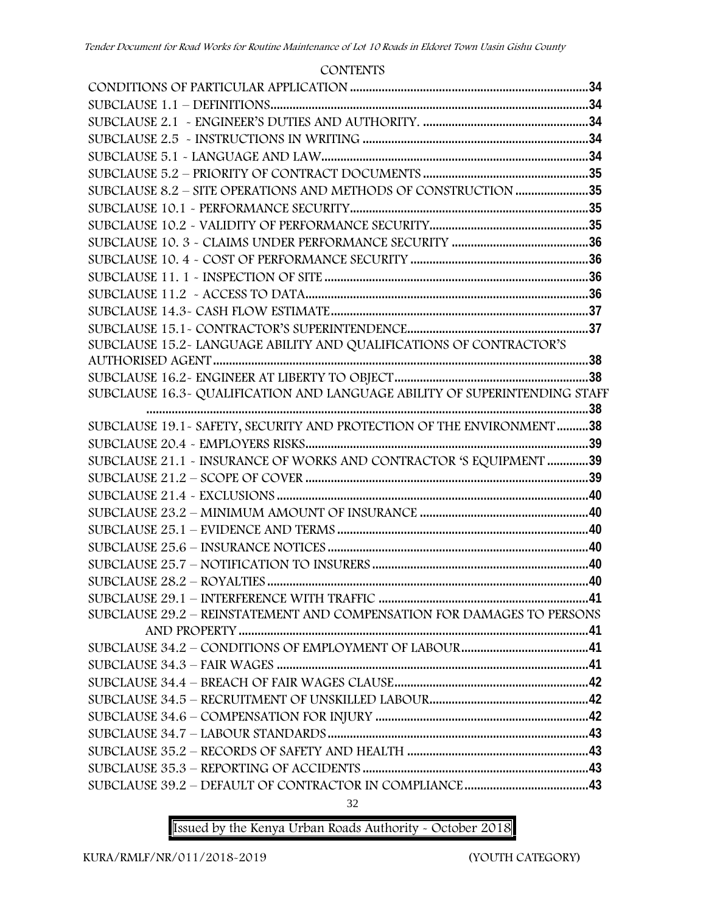CONTENTS

CONDITIONS OF PARTICULAR APPLICATION ........................................................................34
SUBCLAUSE 1.1 – DEFINITIONS.......................................................................................34
SUBCLAUSE 2.1 - ENGINEER'S DUTIES AND AUTHORITY. .......................................................34
SUBCLAUSE 2.5 - INSTRUCTIONS IN WRITING .......................................................................34
SUBCLAUSE 5.1 - LANGUAGE AND LAW......................................................................................34
SUBCLAUSE 5.2 – PRIORITY OF CONTRACT DOCUMENTS ....................................................35
SUBCLAUSE 8.2 – SITE OPERATIONS AND METHODS OF CONSTRUCTION .......................35
SUBCLAUSE 10.1 - PERFORMANCE SECURITY..........................................................................35
SUBCLAUSE 10.2 - VALIDITY OF PERFORMANCE SECURITY..................................................35
SUBCLAUSE 10. 3 - CLAIMS UNDER PERFORMANCE SECURITY ...........................................36
SUBCLAUSE 10. 4 - COST OF PERFORMANCE SECURITY ........................................................36
SUBCLAUSE 11. 1 - INSPECTION OF SITE ....................................................................................36
SUBCLAUSE 11.2 - ACCESS TO DATA............................................................................................36
SUBCLAUSE 14.3- CASH FLOW ESTIMATE....................................................................................37
SUBCLAUSE 15.1- CONTRACTOR'S SUPERINTENDENCE..........................................................37
SUBCLAUSE 15.2- LANGUAGE ABILITY AND QUALIFICATIONS OF CONTRACTOR'S AUTHORISED AGENT........................................................................................................................38
SUBCLAUSE 16.2- ENGINEER AT LIBERTY TO OBJECT.............................................................38
SUBCLAUSE 16.3- QUALIFICATION AND LANGUAGE ABILITY OF SUPERINTENDING STAFF ....................................................................................................................................................38
SUBCLAUSE 19.1- SAFETY, SECURITY AND PROTECTION OF THE ENVIRONMENT..........38
SUBCLAUSE 20.4 - EMPLOYERS RISKS..........................................................................................39
SUBCLAUSE 21.1 - INSURANCE OF WORKS AND CONTRACTOR 'S EQUIPMENT .............39
SUBCLAUSE 21.2 – SCOPE OF COVER ..........................................................................................39
SUBCLAUSE 21.4 - EXCLUSIONS .....................................................................................................40
SUBCLAUSE 23.2 – MINIMUM AMOUNT OF INSURANCE ........................................................40
SUBCLAUSE 25.1 – EVIDENCE AND TERMS .................................................................................40
SUBCLAUSE 25.6 – INSURANCE NOTICES......................................................................................40
SUBCLAUSE 25.7 – NOTIFICATION TO INSURERS .......................................................................40
SUBCLAUSE 28.2 – ROYALTIES .........................................................................................................40
SUBCLAUSE 29.1 – INTERFERENCE WITH TRAFFIC ....................................................................41
SUBCLAUSE 29.2 – REINSTATEMENT AND COMPENSATION FOR DAMAGES TO PERSONS AND PROPERTY .................................................................................................................................41
SUBCLAUSE 34.2 – CONDITIONS OF EMPLOYMENT OF LABOUR.........................................41
SUBCLAUSE 34.3 – FAIR WAGES .....................................................................................................41
SUBCLAUSE 34.4 – BREACH OF FAIR WAGES CLAUSE..............................................................42
SUBCLAUSE 34.5 – RECRUITMENT OF UNSKILLED LABOUR...................................................42
SUBCLAUSE 34.6 – COMPENSATION FOR INJURY .....................................................................42
SUBCLAUSE 34.7 – LABOUR STANDARDS.......................................................................................43
SUBCLAUSE 35.2 – RECORDS OF SAFETY AND HEALTH ...........................................................43
SUBCLAUSE 35.3 – REPORTING OF ACCIDENTS .........................................................................43
SUBCLAUSE 39.2 – DEFAULT OF CONTRACTOR IN COMPLIANCE.........................................43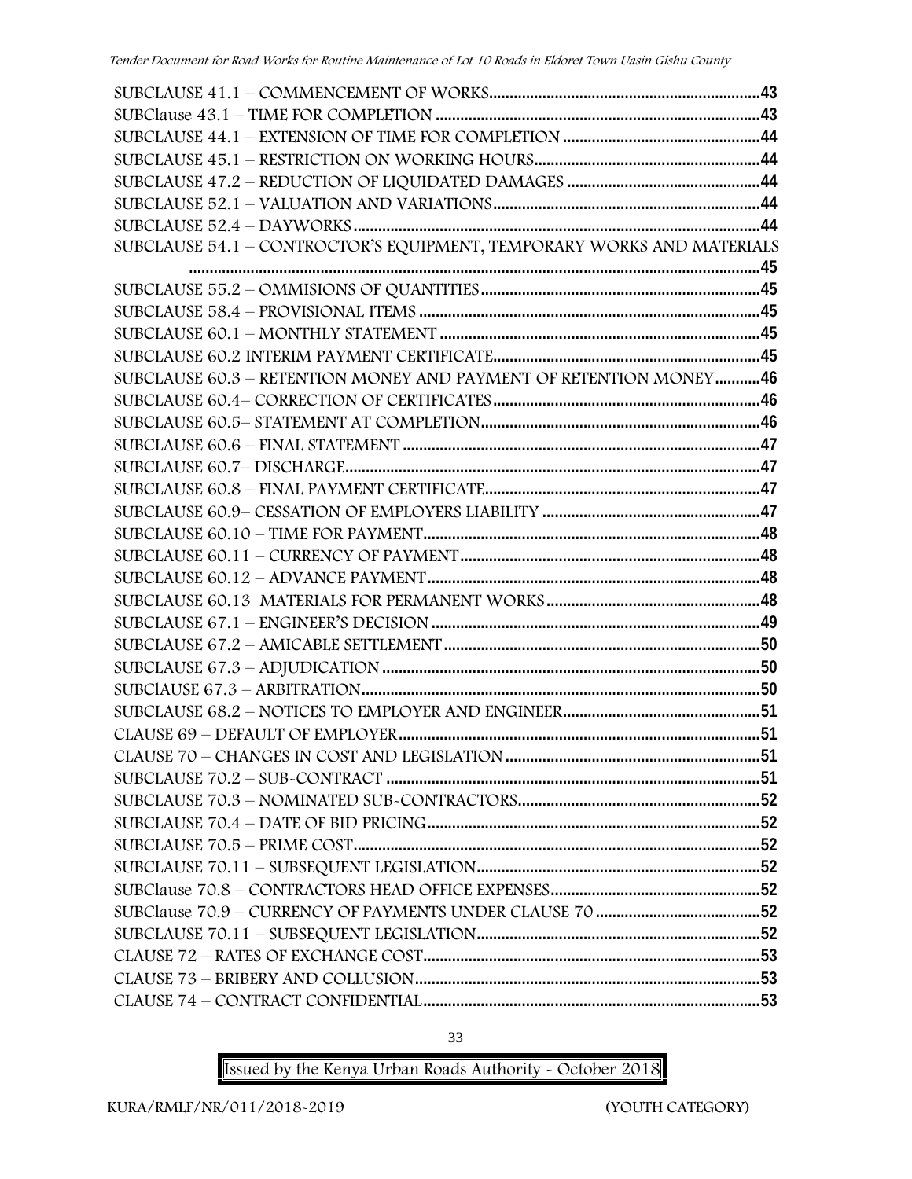SUBCLAUSE 41.1 – COMMENCEMENT OF WORKS......................................................................43
SUBClause 43.1 – TIME FOR COMPLETION ...........................................................................43
SUBCLAUSE 44.1 – EXTENSION OF TIME FOR COMPLETION .............................................44
SUBCLAUSE 45.1 – RESTRICTION ON WORKING HOURS.....................................................44
SUBCLAUSE 47.2 – REDUCTION OF LIQUIDATED DAMAGES ...............................................44
SUBCLAUSE 52.1 – VALUATION AND VARIATIONS..................................................................44
SUBCLAUSE 52.4 – DAYWORKS..................................................................................................44
SUBCLAUSE 54.1 – CONTROCTOR'S EQUIPMENT, TEMPORARY WORKS AND MATERIALS ............................................................................................................................................45
SUBCLAUSE 55.2 – OMMISIONS OF QUANTITIES......................................................................45
SUBCLAUSE 58.4 – PROVISIONAL ITEMS ...................................................................................45
SUBCLAUSE 60.1 – MONTHLY STATEMENT ...............................................................................45
SUBCLAUSE 60.2 INTERIM PAYMENT CERTIFICATE..................................................................45
SUBCLAUSE 60.3 – RETENTION MONEY AND PAYMENT OF RETENTION MONEY...........46
SUBCLAUSE 60.4– CORRECTION OF CERTIFICATES.................................................................46
SUBCLAUSE 60.5– STATEMENT AT COMPLETION......................................................................46
SUBCLAUSE 60.6 – FINAL STATEMENT .........................................................................................47
SUBCLAUSE 60.7– DISCHARGE........................................................................................................47
SUBCLAUSE 60.8 – FINAL PAYMENT CERTIFICATE.....................................................................47
SUBCLAUSE 60.9– CESSATION OF EMPLOYERS LIABILITY ......................................................47
SUBCLAUSE 60.10 – TIME FOR PAYMENT......................................................................................48
SUBCLAUSE 60.11 – CURRENCY OF PAYMENT.............................................................................48
SUBCLAUSE 60.12 – ADVANCE PAYMENT......................................................................................48
SUBCLAUSE 60.13 MATERIALS FOR PERMANENT WORKS........................................................48
SUBCLAUSE 67.1 – ENGINEER'S DECISION ...................................................................................49
SUBCLAUSE 67.2 – AMICABLE SETTLEMENT.................................................................................50
SUBCLAUSE 67.3 – ADJUDICATION ...............................................................................................50
SUBClAUSE 67.3 – ARBITRATION.....................................................................................................50
SUBCLAUSE 68.2 – NOTICES TO EMPLOYER AND ENGINEER..................................................51
CLAUSE 69 – DEFAULT OF EMPLOYER...........................................................................................51
CLAUSE 70 – CHANGES IN COST AND LEGISLATION ................................................................51
SUBCLAUSE 70.2 – SUB-CONTRACT ...............................................................................................51
SUBCLAUSE 70.3 – NOMINATED SUB-CONTRACTORS.................................................................52
SUBCLAUSE 70.4 – DATE OF BID PRICING.......................................................................................52
SUBCLAUSE 70.5 – PRIME COST........................................................................................................52
SUBCLAUSE 70.11 – SUBSEQUENT LEGISLATION..........................................................................52
SUBClause 70.8 – CONTRACTORS HEAD OFFICE EXPENSES.......................................................52
SUBClause 70.9 – CURRENCY OF PAYMENTS UNDER CLAUSE 70 ...........................................52
SUBCLAUSE 70.11 – SUBSEQUENT LEGISLATION..........................................................................52
CLAUSE 72 – RATES OF EXCHANGE COST......................................................................................53
CLAUSE 73 – BRIBERY AND COLLUSION..........................................................................................53
CLAUSE 74 – CONTRACT CONFIDENTIAL.........................................................................................53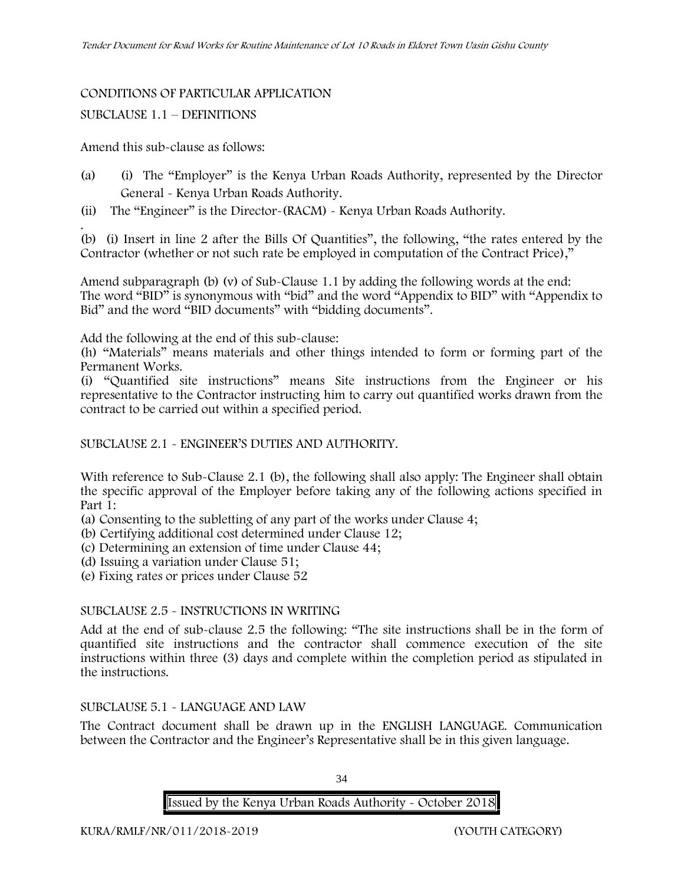CONDITIONS OF PARTICULAR APPLICATION

SUBCLAUSE 1.1 – DEFINITIONS

Amend this sub-clause as follows:

(a) (i) The "Employer" is the Kenya Urban Roads Authority, represented by the Director General - Kenya Urban Roads Authority.

(ii) The "Engineer" is the Director-(RACM) - Kenya Urban Roads Authority.

(b) (i) Insert in line 2 after the Bills Of Quantities", the following, "the rates entered by the Contractor (whether or not such rate be employed in computation of the Contract Price),"

Amend subparagraph (b) (v) of Sub-Clause 1.1 by adding the following words at the end: The word "BID" is synonymous with "bid" and the word "Appendix to BID" with "Appendix to Bid" and the word "BID documents" with "bidding documents".

Add the following at the end of this sub-clause:

(h) "Materials" means materials and other things intended to form or forming part of the Permanent Works.

(i) "Quantified site instructions" means Site instructions from the Engineer or his representative to the Contractor instructing him to carry out quantified works drawn from the contract to be carried out within a specified period.

SUBCLAUSE 2.1 - ENGINEER'S DUTIES AND AUTHORITY.

With reference to Sub-Clause 2.1 (b), the following shall also apply: The Engineer shall obtain the specific approval of the Employer before taking any of the following actions specified in Part 1:

(a) Consenting to the subletting of any part of the works under Clause 4;
(b) Certifying additional cost determined under Clause 12;
(c) Determining an extension of time under Clause 44;
(d) Issuing a variation under Clause 51;
(e) Fixing rates or prices under Clause 52

SUBCLAUSE 2.5 - INSTRUCTIONS IN WRITING

Add at the end of sub-clause 2.5 the following: "The site instructions shall be in the form of quantified site instructions and the contractor shall commence execution of the site instructions within three (3) days and complete within the completion period as stipulated in the instructions.

SUBCLAUSE 5.1 - LANGUAGE AND LAW

The Contract document shall be drawn up in the ENGLISH LANGUAGE. Communication between the Contractor and the Engineer's Representative shall be in this given language.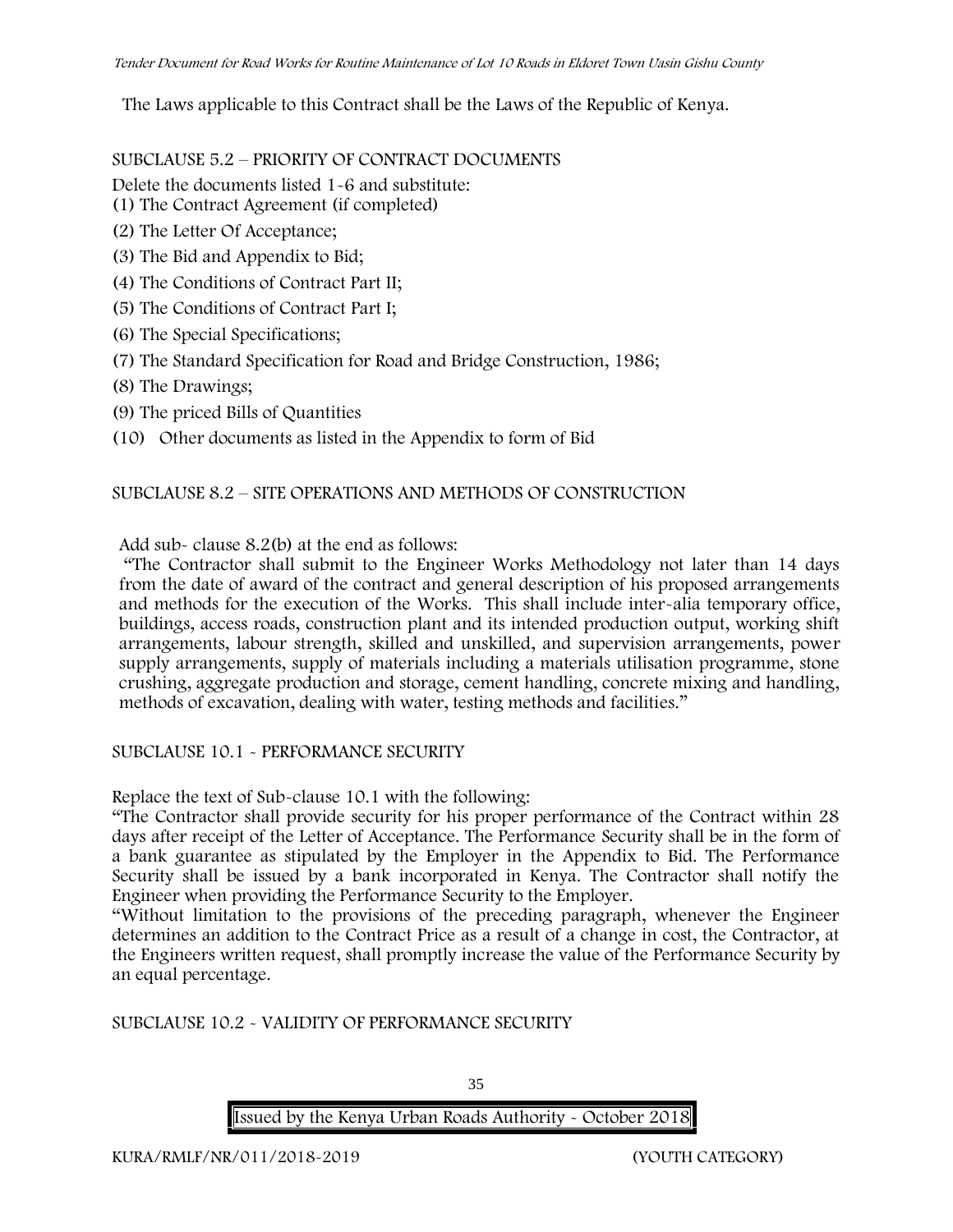The Laws applicable to this Contract shall be the Laws of the Republic of Kenya.

SUBCLAUSE 5.2 – PRIORITY OF CONTRACT DOCUMENTS

Delete the documents listed 1-6 and substitute:

(1) The Contract Agreement (if completed)

(2) The Letter Of Acceptance;

(3) The Bid and Appendix to Bid;

(4) The Conditions of Contract Part II;

(5) The Conditions of Contract Part I;

(6) The Special Specifications;

(7) The Standard Specification for Road and Bridge Construction, 1986;

(8) The Drawings;

(9) The priced Bills of Quantities

(10) Other documents as listed in the Appendix to form of Bid

SUBCLAUSE 8.2 – SITE OPERATIONS AND METHODS OF CONSTRUCTION

Add sub- clause 8.2(b) at the end as follows:

"The Contractor shall submit to the Engineer Works Methodology not later than 14 days from the date of award of the contract and general description of his proposed arrangements and methods for the execution of the Works. This shall include inter-alia temporary office, buildings, access roads, construction plant and its intended production output, working shift arrangements, labour strength, skilled and unskilled, and supervision arrangements, power supply arrangements, supply of materials including a materials utilisation programme, stone crushing, aggregate production and storage, cement handling, concrete mixing and handling, methods of excavation, dealing with water, testing methods and facilities."

SUBCLAUSE 10.1 - PERFORMANCE SECURITY

Replace the text of Sub-clause 10.1 with the following:

"The Contractor shall provide security for his proper performance of the Contract within 28 days after receipt of the Letter of Acceptance. The Performance Security shall be in the form of a bank guarantee as stipulated by the Employer in the Appendix to Bid. The Performance Security shall be issued by a bank incorporated in Kenya. The Contractor shall notify the Engineer when providing the Performance Security to the Employer.

"Without limitation to the provisions of the preceding paragraph, whenever the Engineer determines an addition to the Contract Price as a result of a change in cost, the Contractor, at the Engineers written request, shall promptly increase the value of the Performance Security by an equal percentage.

SUBCLAUSE 10.2 - VALIDITY OF PERFORMANCE SECURITY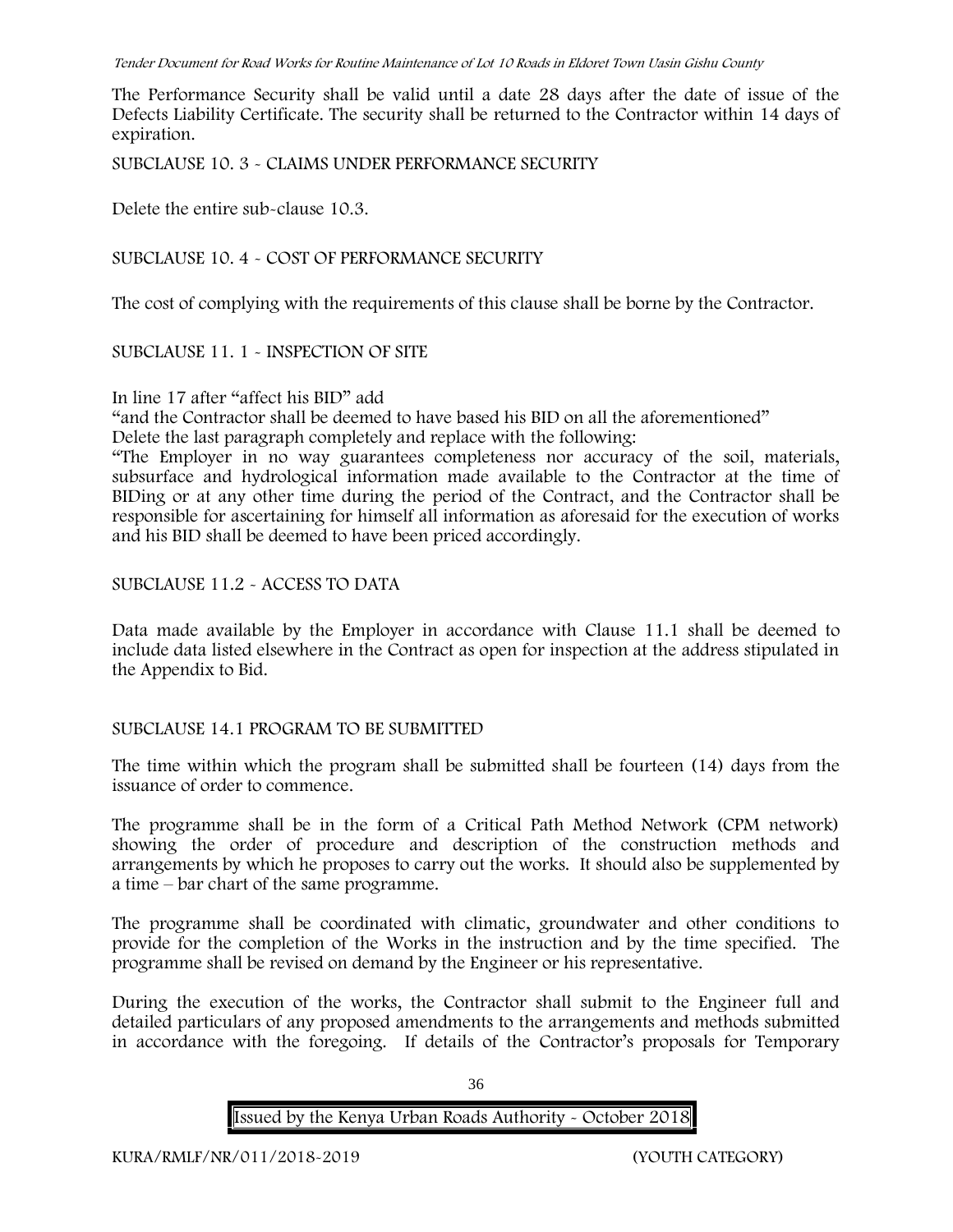The Performance Security shall be valid until a date 28 days after the date of issue of the Defects Liability Certificate. The security shall be returned to the Contractor within 14 days of expiration.

SUBCLAUSE 10. 3 - CLAIMS UNDER PERFORMANCE SECURITY

Delete the entire sub-clause 10.3.

SUBCLAUSE 10. 4 - COST OF PERFORMANCE SECURITY

The cost of complying with the requirements of this clause shall be borne by the Contractor.

SUBCLAUSE 11. 1 - INSPECTION OF SITE

In line 17 after "affect his BID" add

"and the Contractor shall be deemed to have based his BID on all the aforementioned"

Delete the last paragraph completely and replace with the following:

"The Employer in no way guarantees completeness nor accuracy of the soil, materials, subsurface and hydrological information made available to the Contractor at the time of BIDing or at any other time during the period of the Contract, and the Contractor shall be responsible for ascertaining for himself all information as aforesaid for the execution of works and his BID shall be deemed to have been priced accordingly.

SUBCLAUSE 11.2 - ACCESS TO DATA

Data made available by the Employer in accordance with Clause 11.1 shall be deemed to include data listed elsewhere in the Contract as open for inspection at the address stipulated in the Appendix to Bid.

SUBCLAUSE 14.1 PROGRAM TO BE SUBMITTED

The time within which the program shall be submitted shall be fourteen (14) days from the issuance of order to commence.

The programme shall be in the form of a Critical Path Method Network (CPM network) showing the order of procedure and description of the construction methods and arrangements by which he proposes to carry out the works. It should also be supplemented by a time – bar chart of the same programme.

The programme shall be coordinated with climatic, groundwater and other conditions to provide for the completion of the Works in the instruction and by the time specified. The programme shall be revised on demand by the Engineer or his representative.

During the execution of the works, the Contractor shall submit to the Engineer full and detailed particulars of any proposed amendments to the arrangements and methods submitted in accordance with the foregoing. If details of the Contractor's proposals for Temporary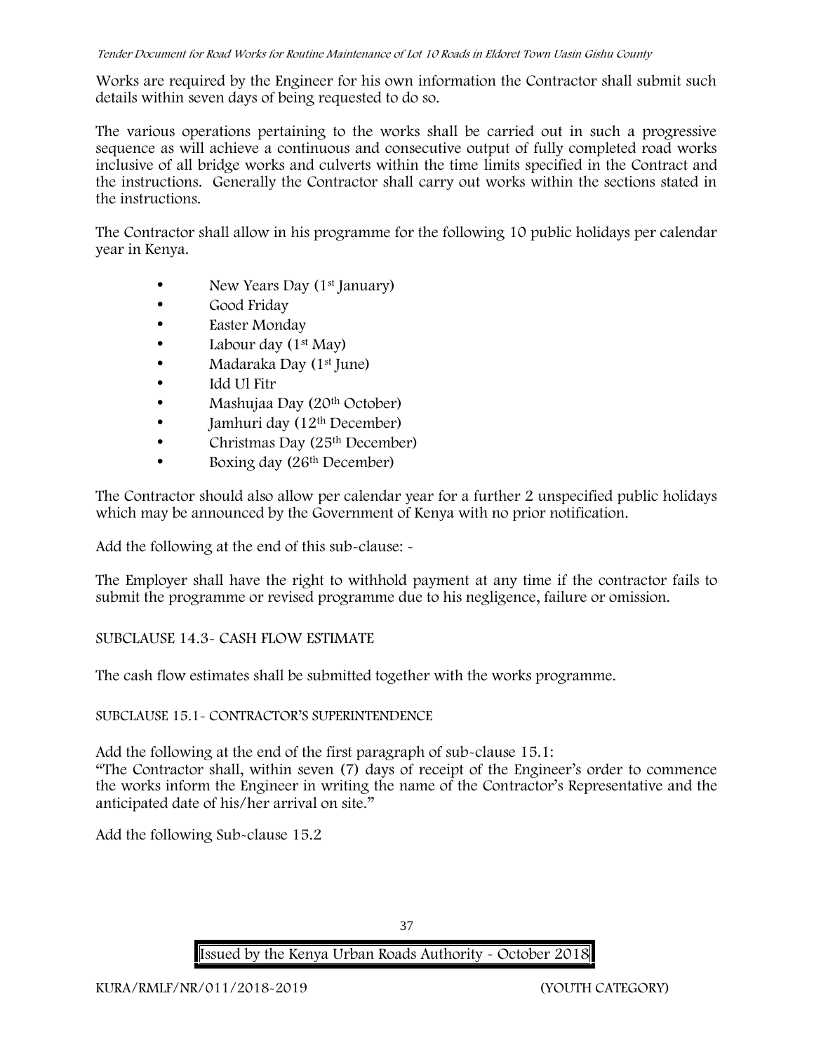Works are required by the Engineer for his own information the Contractor shall submit such details within seven days of being requested to do so.

The various operations pertaining to the works shall be carried out in such a progressive sequence as will achieve a continuous and consecutive output of fully completed road works inclusive of all bridge works and culverts within the time limits specified in the Contract and the instructions. Generally the Contractor shall carry out works within the sections stated in the instructions.

The Contractor shall allow in his programme for the following 10 public holidays per calendar year in Kenya.

- New Years Day (1st January)
- Good Friday
- Easter Monday
- Labour day (1st May)
- Madaraka Day (1st June)
- Idd Ul Fitr
- Mashujaa Day (20th October)
- Jamhuri day (12th December)
- Christmas Day (25th December)
- Boxing day (26th December)

The Contractor should also allow per calendar year for a further 2 unspecified public holidays which may be announced by the Government of Kenya with no prior notification.

Add the following at the end of this sub-clause: -

The Employer shall have the right to withhold payment at any time if the contractor fails to submit the programme or revised programme due to his negligence, failure or omission.

SUBCLAUSE 14.3- CASH FLOW ESTIMATE

The cash flow estimates shall be submitted together with the works programme.

SUBCLAUSE 15.1- CONTRACTOR'S SUPERINTENDENCE

Add the following at the end of the first paragraph of sub-clause 15.1:
"The Contractor shall, within seven (7) days of receipt of the Engineer's order to commence the works inform the Engineer in writing the name of the Contractor's Representative and the anticipated date of his/her arrival on site."

Add the following Sub-clause 15.2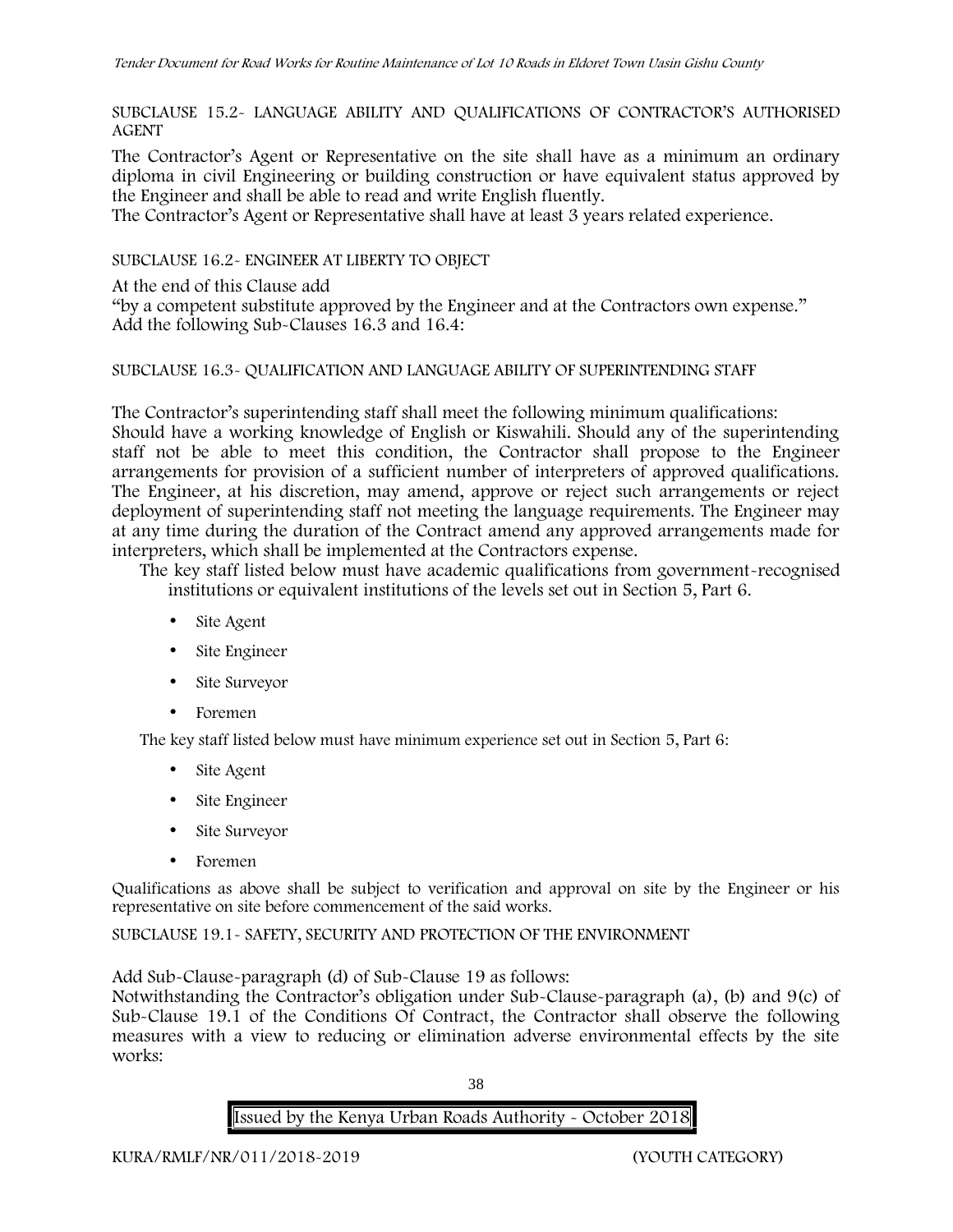SUBCLAUSE 15.2- LANGUAGE ABILITY AND QUALIFICATIONS OF CONTRACTOR'S AUTHORISED AGENT

The Contractor's Agent or Representative on the site shall have as a minimum an ordinary diploma in civil Engineering or building construction or have equivalent status approved by the Engineer and shall be able to read and write English fluently.
The Contractor's Agent or Representative shall have at least 3 years related experience.

SUBCLAUSE 16.2- ENGINEER AT LIBERTY TO OBJECT

At the end of this Clause add
"by a competent substitute approved by the Engineer and at the Contractors own expense."
Add the following Sub-Clauses 16.3 and 16.4:

SUBCLAUSE 16.3- QUALIFICATION AND LANGUAGE ABILITY OF SUPERINTENDING STAFF

The Contractor's superintending staff shall meet the following minimum qualifications:
Should have a working knowledge of English or Kiswahili. Should any of the superintending staff not be able to meet this condition, the Contractor shall propose to the Engineer arrangements for provision of a sufficient number of interpreters of approved qualifications. The Engineer, at his discretion, may amend, approve or reject such arrangements or reject deployment of superintending staff not meeting the language requirements. The Engineer may at any time during the duration of the Contract amend any approved arrangements made for interpreters, which shall be implemented at the Contractors expense.

The key staff listed below must have academic qualifications from government-recognised institutions or equivalent institutions of the levels set out in Section 5, Part 6.

- Site Agent
- Site Engineer
- Site Surveyor
- Foremen

The key staff listed below must have minimum experience set out in Section 5, Part 6:

- Site Agent
- Site Engineer
- Site Surveyor
- Foremen

Qualifications as above shall be subject to verification and approval on site by the Engineer or his representative on site before commencement of the said works.

SUBCLAUSE 19.1- SAFETY, SECURITY AND PROTECTION OF THE ENVIRONMENT

Add Sub-Clause-paragraph (d) of Sub-Clause 19 as follows:
Notwithstanding the Contractor's obligation under Sub-Clause-paragraph (a), (b) and 9(c) of Sub-Clause 19.1 of the Conditions Of Contract, the Contractor shall observe the following measures with a view to reducing or elimination adverse environmental effects by the site works: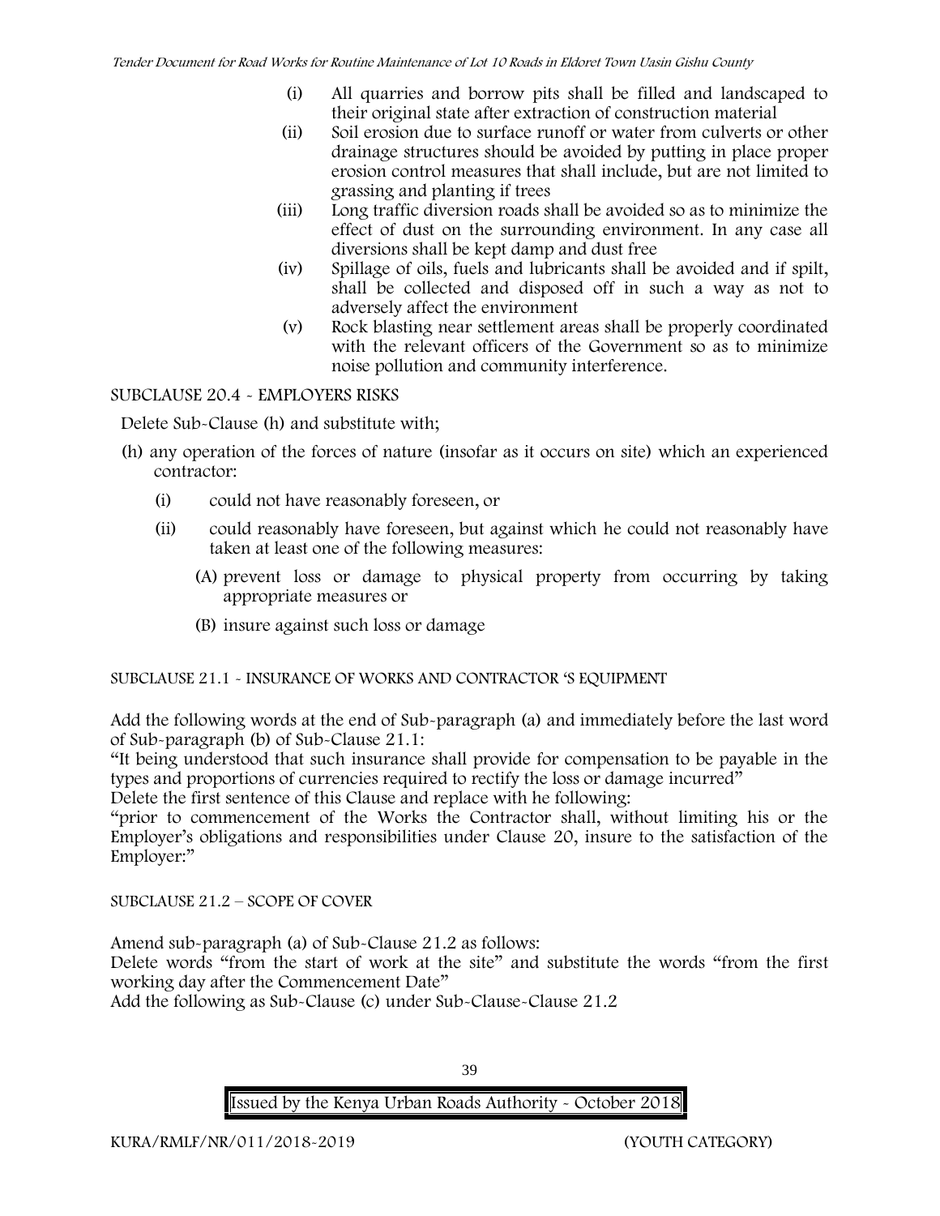(i) All quarries and borrow pits shall be filled and landscaped to their original state after extraction of construction material
(ii) Soil erosion due to surface runoff or water from culverts or other drainage structures should be avoided by putting in place proper erosion control measures that shall include, but are not limited to grassing and planting if trees
(iii) Long traffic diversion roads shall be avoided so as to minimize the effect of dust on the surrounding environment. In any case all diversions shall be kept damp and dust free
(iv) Spillage of oils, fuels and lubricants shall be avoided and if spilt, shall be collected and disposed off in such a way as not to adversely affect the environment
(v) Rock blasting near settlement areas shall be properly coordinated with the relevant officers of the Government so as to minimize noise pollution and community interference.

SUBCLAUSE 20.4 - EMPLOYERS RISKS

Delete Sub-Clause (h) and substitute with;

(h) any operation of the forces of nature (insofar as it occurs on site) which an experienced contractor:

(i) could not have reasonably foreseen, or

(ii) could reasonably have foreseen, but against which he could not reasonably have taken at least one of the following measures:

(A) prevent loss or damage to physical property from occurring by taking appropriate measures or

(B) insure against such loss or damage

SUBCLAUSE 21.1 - INSURANCE OF WORKS AND CONTRACTOR 'S EQUIPMENT

Add the following words at the end of Sub-paragraph (a) and immediately before the last word of Sub-paragraph (b) of Sub-Clause 21.1:

"It being understood that such insurance shall provide for compensation to be payable in the types and proportions of currencies required to rectify the loss or damage incurred"

Delete the first sentence of this Clause and replace with he following:

"prior to commencement of the Works the Contractor shall, without limiting his or the Employer's obligations and responsibilities under Clause 20, insure to the satisfaction of the Employer:"

SUBCLAUSE 21.2 – SCOPE OF COVER

Amend sub-paragraph (a) of Sub-Clause 21.2 as follows:

Delete words "from the start of work at the site" and substitute the words "from the first working day after the Commencement Date"

Add the following as Sub-Clause (c) under Sub-Clause-Clause 21.2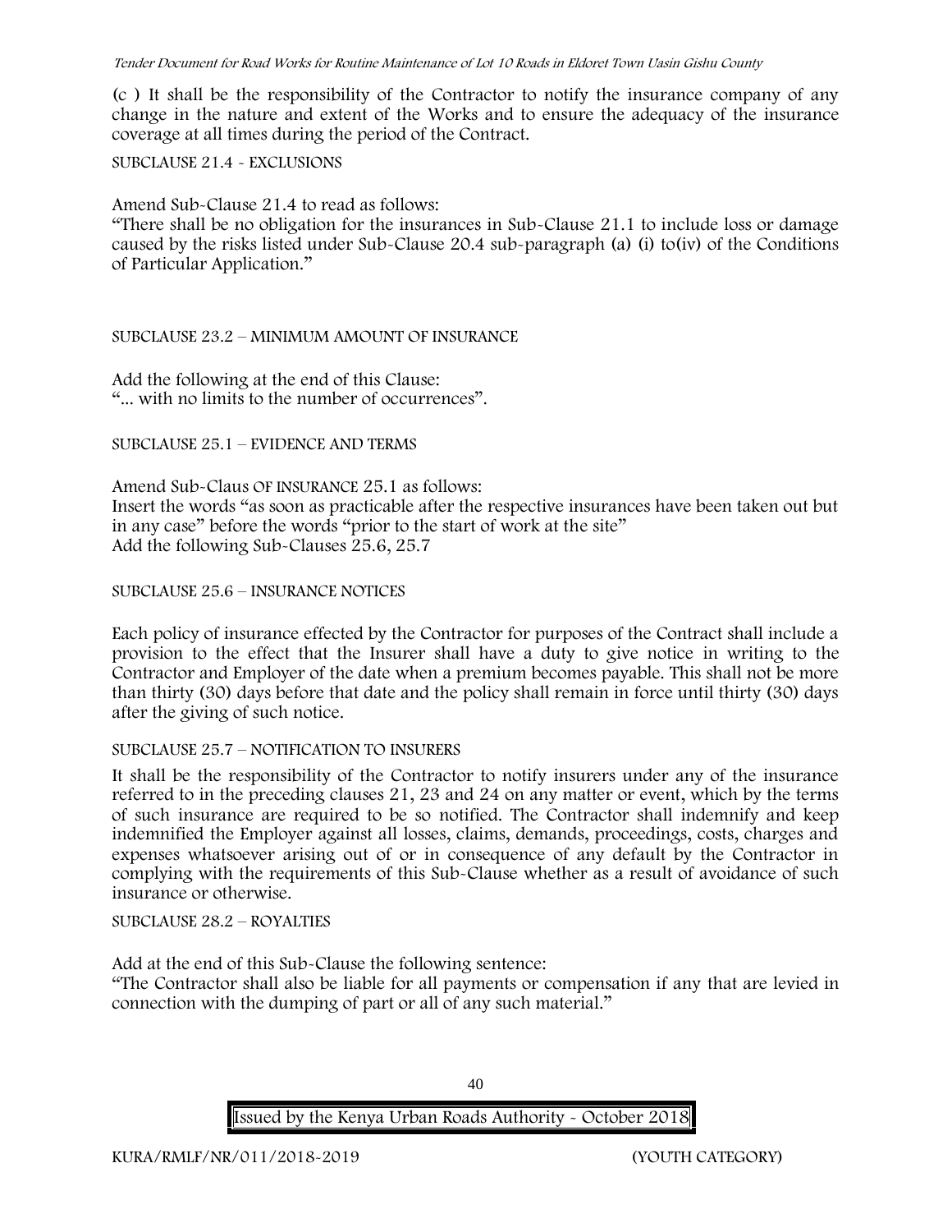(c ) It shall be the responsibility of the Contractor to notify the insurance company of any change in the nature and extent of the Works and to ensure the adequacy of the insurance coverage at all times during the period of the Contract.

SUBCLAUSE 21.4 - EXCLUSIONS

Amend Sub-Clause 21.4 to read as follows:

"There shall be no obligation for the insurances in Sub-Clause 21.1 to include loss or damage caused by the risks listed under Sub-Clause 20.4 sub-paragraph (a) (i) to(iv) of the Conditions of Particular Application."

SUBCLAUSE 23.2 – MINIMUM AMOUNT OF INSURANCE

Add the following at the end of this Clause:

"... with no limits to the number of occurrences".

SUBCLAUSE 25.1 – EVIDENCE AND TERMS

Amend Sub-Claus OF INSURANCE 25.1 as follows:

Insert the words "as soon as practicable after the respective insurances have been taken out but in any case" before the words "prior to the start of work at the site"

Add the following Sub-Clauses 25.6, 25.7

SUBCLAUSE 25.6 – INSURANCE NOTICES

Each policy of insurance effected by the Contractor for purposes of the Contract shall include a provision to the effect that the Insurer shall have a duty to give notice in writing to the Contractor and Employer of the date when a premium becomes payable. This shall not be more than thirty (30) days before that date and the policy shall remain in force until thirty (30) days after the giving of such notice.

SUBCLAUSE 25.7 – NOTIFICATION TO INSURERS

It shall be the responsibility of the Contractor to notify insurers under any of the insurance referred to in the preceding clauses 21, 23 and 24 on any matter or event, which by the terms of such insurance are required to be so notified. The Contractor shall indemnify and keep indemnified the Employer against all losses, claims, demands, proceedings, costs, charges and expenses whatsoever arising out of or in consequence of any default by the Contractor in complying with the requirements of this Sub-Clause whether as a result of avoidance of such insurance or otherwise.

SUBCLAUSE 28.2 – ROYALTIES

Add at the end of this Sub-Clause the following sentence:

"The Contractor shall also be liable for all payments or compensation if any that are levied in connection with the dumping of part or all of any such material."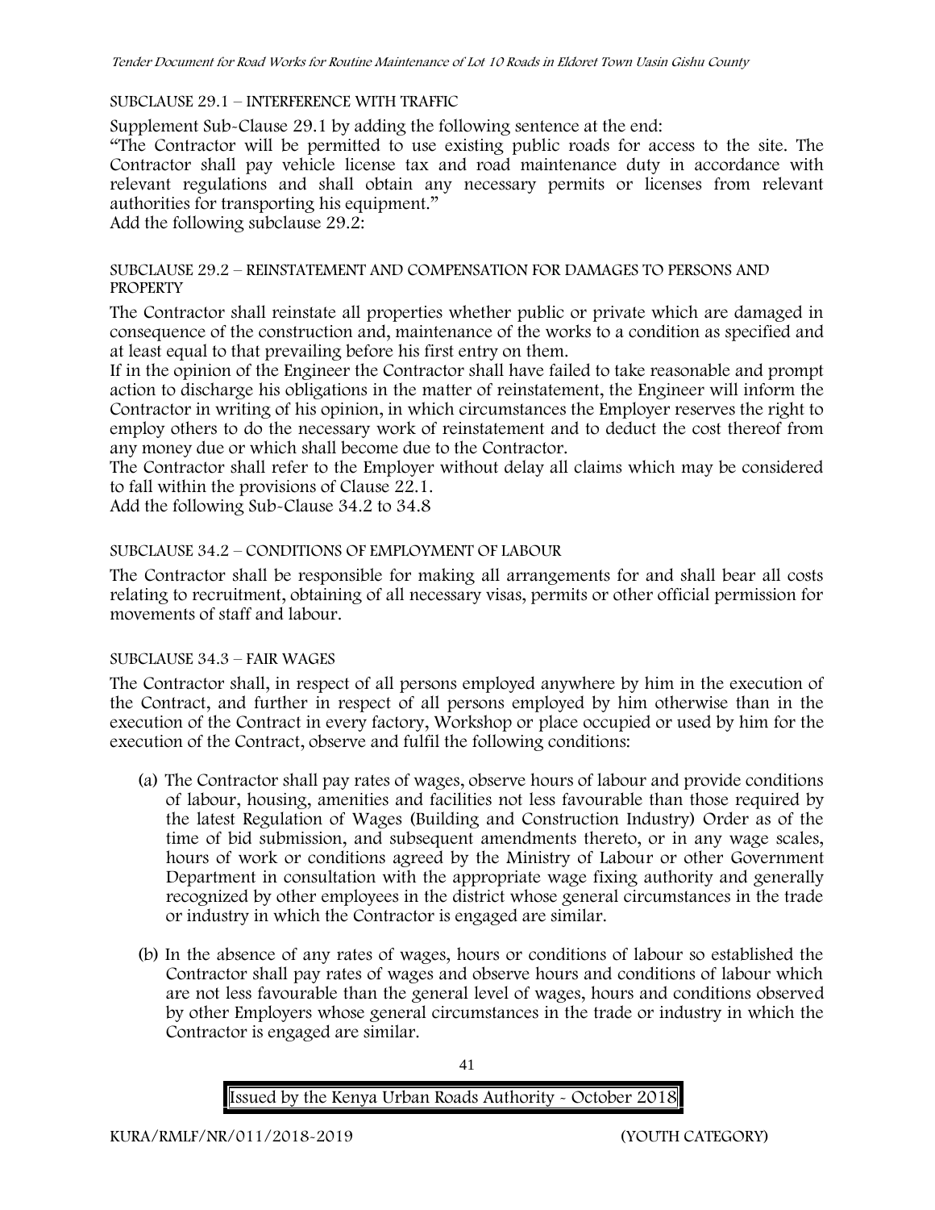SUBCLAUSE 29.1 – INTERFERENCE WITH TRAFFIC

Supplement Sub-Clause 29.1 by adding the following sentence at the end:

"The Contractor will be permitted to use existing public roads for access to the site. The Contractor shall pay vehicle license tax and road maintenance duty in accordance with relevant regulations and shall obtain any necessary permits or licenses from relevant authorities for transporting his equipment."

Add the following subclause 29.2:

SUBCLAUSE 29.2 – REINSTATEMENT AND COMPENSATION FOR DAMAGES TO PERSONS AND PROPERTY

The Contractor shall reinstate all properties whether public or private which are damaged in consequence of the construction and, maintenance of the works to a condition as specified and at least equal to that prevailing before his first entry on them.

If in the opinion of the Engineer the Contractor shall have failed to take reasonable and prompt action to discharge his obligations in the matter of reinstatement, the Engineer will inform the Contractor in writing of his opinion, in which circumstances the Employer reserves the right to employ others to do the necessary work of reinstatement and to deduct the cost thereof from any money due or which shall become due to the Contractor.

The Contractor shall refer to the Employer without delay all claims which may be considered to fall within the provisions of Clause 22.1.

Add the following Sub-Clause 34.2 to 34.8

SUBCLAUSE 34.2 – CONDITIONS OF EMPLOYMENT OF LABOUR

The Contractor shall be responsible for making all arrangements for and shall bear all costs relating to recruitment, obtaining of all necessary visas, permits or other official permission for movements of staff and labour.

SUBCLAUSE 34.3 – FAIR WAGES

The Contractor shall, in respect of all persons employed anywhere by him in the execution of the Contract, and further in respect of all persons employed by him otherwise than in the execution of the Contract in every factory, Workshop or place occupied or used by him for the execution of the Contract, observe and fulfil the following conditions:

(a) The Contractor shall pay rates of wages, observe hours of labour and provide conditions of labour, housing, amenities and facilities not less favourable than those required by the latest Regulation of Wages (Building and Construction Industry) Order as of the time of bid submission, and subsequent amendments thereto, or in any wage scales, hours of work or conditions agreed by the Ministry of Labour or other Government Department in consultation with the appropriate wage fixing authority and generally recognized by other employees in the district whose general circumstances in the trade or industry in which the Contractor is engaged are similar.

(b) In the absence of any rates of wages, hours or conditions of labour so established the Contractor shall pay rates of wages and observe hours and conditions of labour which are not less favourable than the general level of wages, hours and conditions observed by other Employers whose general circumstances in the trade or industry in which the Contractor is engaged are similar.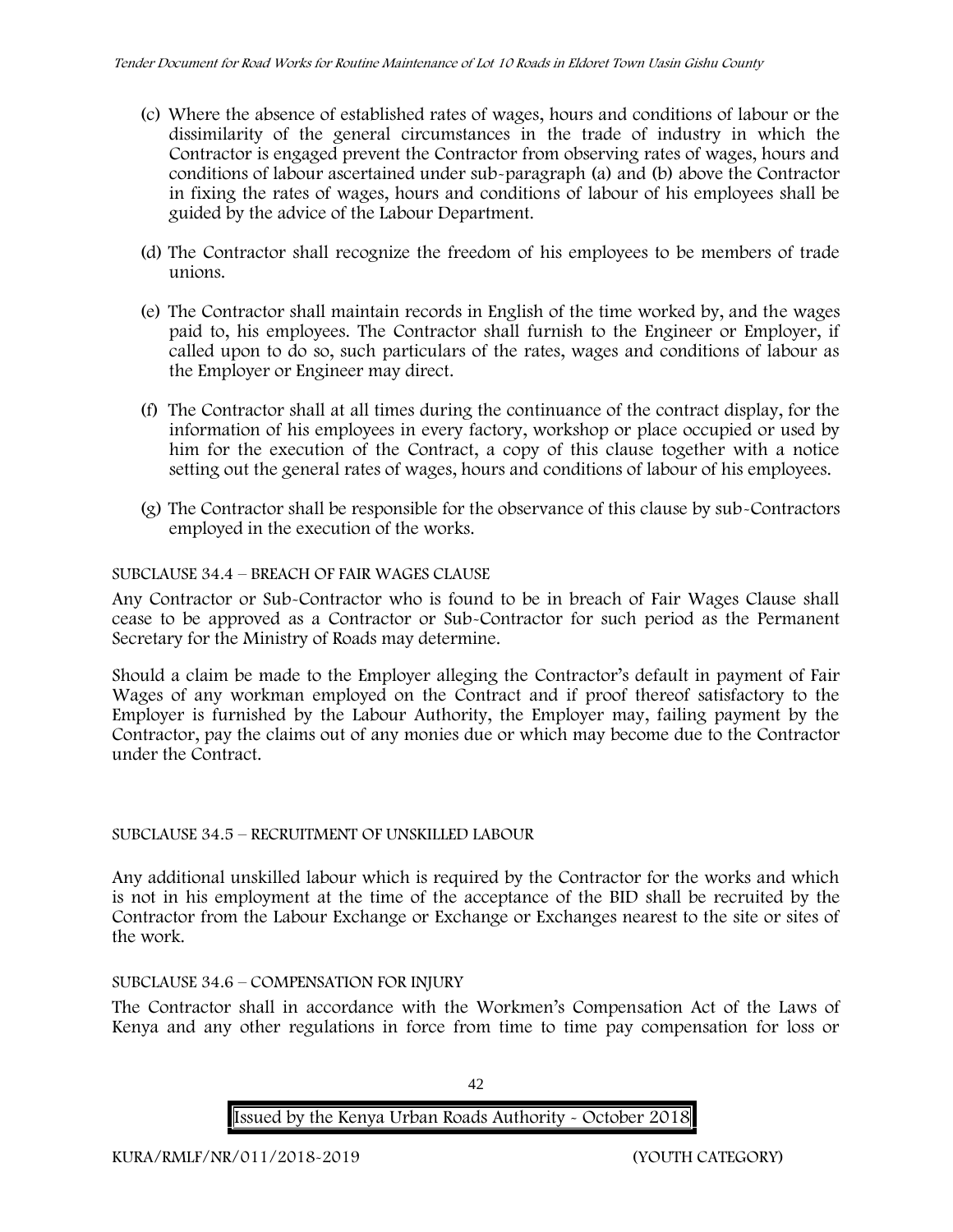(c) Where the absence of established rates of wages, hours and conditions of labour or the dissimilarity of the general circumstances in the trade of industry in which the Contractor is engaged prevent the Contractor from observing rates of wages, hours and conditions of labour ascertained under sub-paragraph (a) and (b) above the Contractor in fixing the rates of wages, hours and conditions of labour of his employees shall be guided by the advice of the Labour Department.

(d) The Contractor shall recognize the freedom of his employees to be members of trade unions.

(e) The Contractor shall maintain records in English of the time worked by, and the wages paid to, his employees. The Contractor shall furnish to the Engineer or Employer, if called upon to do so, such particulars of the rates, wages and conditions of labour as the Employer or Engineer may direct.

(f) The Contractor shall at all times during the continuance of the contract display, for the information of his employees in every factory, workshop or place occupied or used by him for the execution of the Contract, a copy of this clause together with a notice setting out the general rates of wages, hours and conditions of labour of his employees.

(g) The Contractor shall be responsible for the observance of this clause by sub-Contractors employed in the execution of the works.

SUBCLAUSE 34.4 – BREACH OF FAIR WAGES CLAUSE

Any Contractor or Sub-Contractor who is found to be in breach of Fair Wages Clause shall cease to be approved as a Contractor or Sub-Contractor for such period as the Permanent Secretary for the Ministry of Roads may determine.

Should a claim be made to the Employer alleging the Contractor's default in payment of Fair Wages of any workman employed on the Contract and if proof thereof satisfactory to the Employer is furnished by the Labour Authority, the Employer may, failing payment by the Contractor, pay the claims out of any monies due or which may become due to the Contractor under the Contract.

SUBCLAUSE 34.5 – RECRUITMENT OF UNSKILLED LABOUR

Any additional unskilled labour which is required by the Contractor for the works and which is not in his employment at the time of the acceptance of the BID shall be recruited by the Contractor from the Labour Exchange or Exchange or Exchanges nearest to the site or sites of the work.

SUBCLAUSE 34.6 – COMPENSATION FOR INJURY

The Contractor shall in accordance with the Workmen's Compensation Act of the Laws of Kenya and any other regulations in force from time to time pay compensation for loss or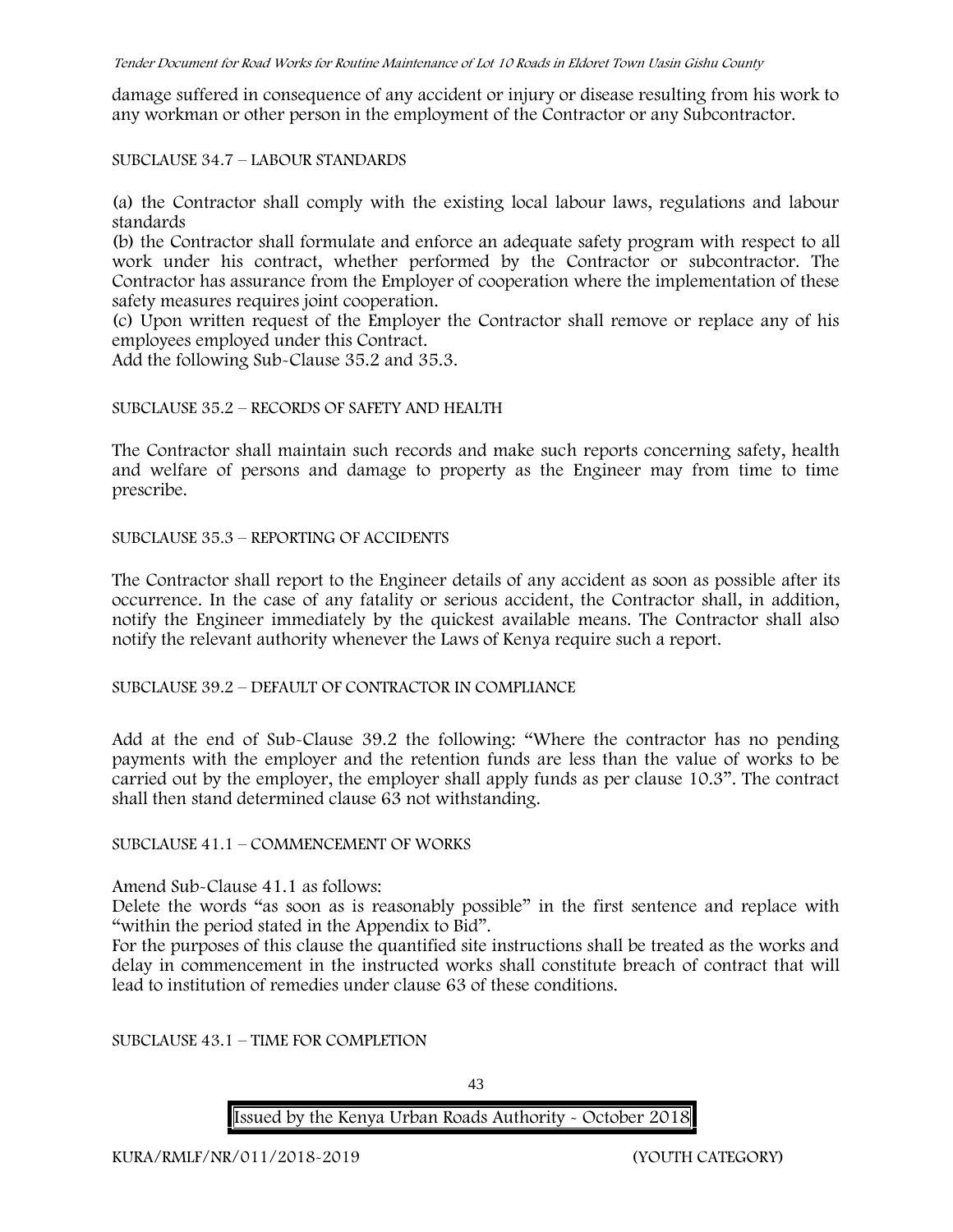damage suffered in consequence of any accident or injury or disease resulting from his work to any workman or other person in the employment of the Contractor or any Subcontractor.

SUBCLAUSE 34.7 – LABOUR STANDARDS

(a) the Contractor shall comply with the existing local labour laws, regulations and labour standards

(b) the Contractor shall formulate and enforce an adequate safety program with respect to all work under his contract, whether performed by the Contractor or subcontractor. The Contractor has assurance from the Employer of cooperation where the implementation of these safety measures requires joint cooperation.

(c) Upon written request of the Employer the Contractor shall remove or replace any of his employees employed under this Contract.

Add the following Sub-Clause 35.2 and 35.3.

SUBCLAUSE 35.2 – RECORDS OF SAFETY AND HEALTH

The Contractor shall maintain such records and make such reports concerning safety, health and welfare of persons and damage to property as the Engineer may from time to time prescribe.

SUBCLAUSE 35.3 – REPORTING OF ACCIDENTS

The Contractor shall report to the Engineer details of any accident as soon as possible after its occurrence. In the case of any fatality or serious accident, the Contractor shall, in addition, notify the Engineer immediately by the quickest available means. The Contractor shall also notify the relevant authority whenever the Laws of Kenya require such a report.

SUBCLAUSE 39.2 – DEFAULT OF CONTRACTOR IN COMPLIANCE

Add at the end of Sub-Clause 39.2 the following: "Where the contractor has no pending payments with the employer and the retention funds are less than the value of works to be carried out by the employer, the employer shall apply funds as per clause 10.3". The contract shall then stand determined clause 63 not withstanding.

SUBCLAUSE 41.1 – COMMENCEMENT OF WORKS

Amend Sub-Clause 41.1 as follows:

Delete the words "as soon as is reasonably possible" in the first sentence and replace with "within the period stated in the Appendix to Bid".

For the purposes of this clause the quantified site instructions shall be treated as the works and delay in commencement in the instructed works shall constitute breach of contract that will lead to institution of remedies under clause 63 of these conditions.

SUBCLAUSE 43.1 – TIME FOR COMPLETION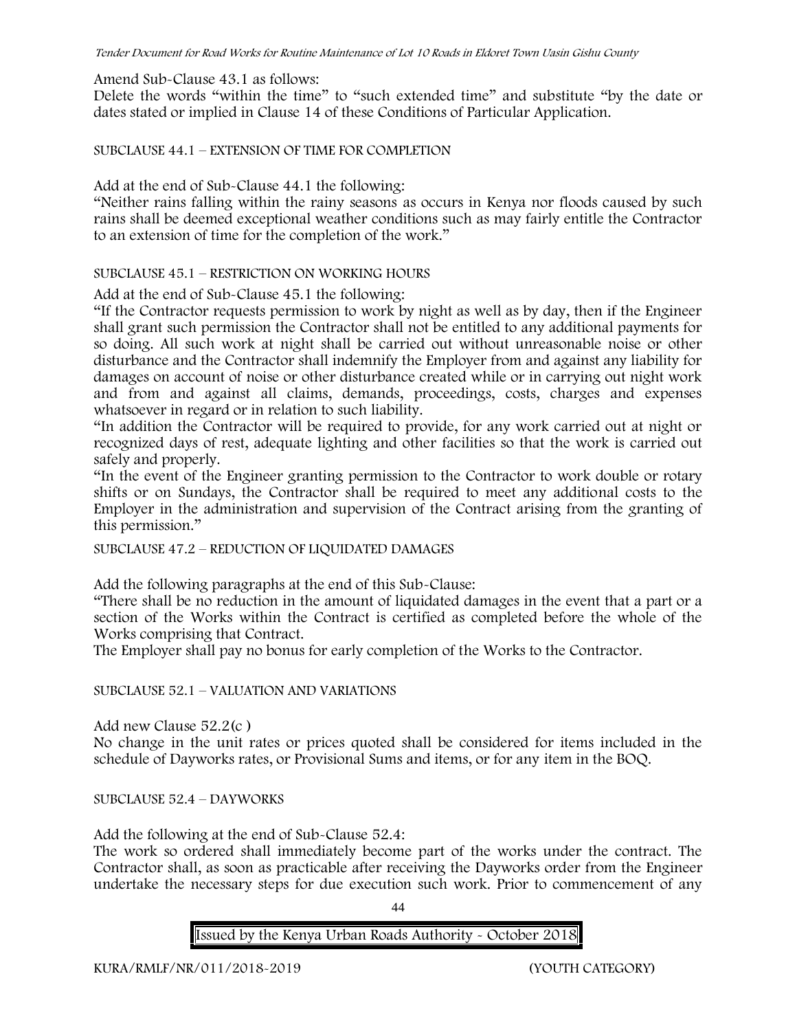Amend Sub-Clause 43.1 as follows:

Delete the words "within the time" to "such extended time" and substitute "by the date or dates stated or implied in Clause 14 of these Conditions of Particular Application.

SUBCLAUSE 44.1 – EXTENSION OF TIME FOR COMPLETION

Add at the end of Sub-Clause 44.1 the following:

"Neither rains falling within the rainy seasons as occurs in Kenya nor floods caused by such rains shall be deemed exceptional weather conditions such as may fairly entitle the Contractor to an extension of time for the completion of the work."

SUBCLAUSE 45.1 – RESTRICTION ON WORKING HOURS

Add at the end of Sub-Clause 45.1 the following:

"If the Contractor requests permission to work by night as well as by day, then if the Engineer shall grant such permission the Contractor shall not be entitled to any additional payments for so doing. All such work at night shall be carried out without unreasonable noise or other disturbance and the Contractor shall indemnify the Employer from and against any liability for damages on account of noise or other disturbance created while or in carrying out night work and from and against all claims, demands, proceedings, costs, charges and expenses whatsoever in regard or in relation to such liability.

"In addition the Contractor will be required to provide, for any work carried out at night or recognized days of rest, adequate lighting and other facilities so that the work is carried out safely and properly.

"In the event of the Engineer granting permission to the Contractor to work double or rotary shifts or on Sundays, the Contractor shall be required to meet any additional costs to the Employer in the administration and supervision of the Contract arising from the granting of this permission."

SUBCLAUSE 47.2 – REDUCTION OF LIQUIDATED DAMAGES

Add the following paragraphs at the end of this Sub-Clause:

"There shall be no reduction in the amount of liquidated damages in the event that a part or a section of the Works within the Contract is certified as completed before the whole of the Works comprising that Contract.

The Employer shall pay no bonus for early completion of the Works to the Contractor.

SUBCLAUSE 52.1 – VALUATION AND VARIATIONS

Add new Clause 52.2(c )

No change in the unit rates or prices quoted shall be considered for items included in the schedule of Dayworks rates, or Provisional Sums and items, or for any item in the BOQ.

SUBCLAUSE 52.4 – DAYWORKS

Add the following at the end of Sub-Clause 52.4:

The work so ordered shall immediately become part of the works under the contract. The Contractor shall, as soon as practicable after receiving the Dayworks order from the Engineer undertake the necessary steps for due execution such work. Prior to commencement of any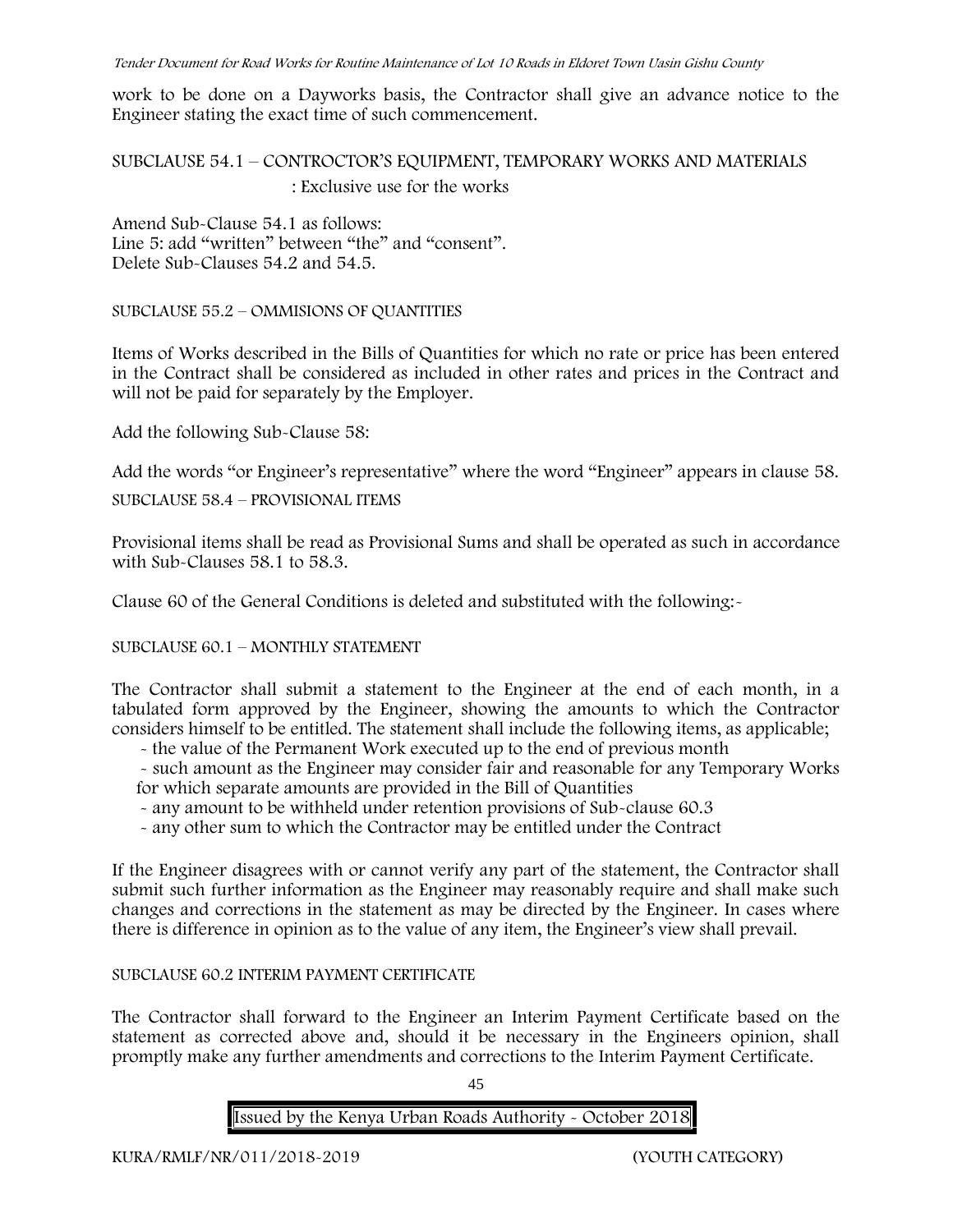work to be done on a Dayworks basis, the Contractor shall give an advance notice to the Engineer stating the exact time of such commencement.

SUBCLAUSE 54.1 – CONTROCTOR'S EQUIPMENT, TEMPORARY WORKS AND MATERIALS : Exclusive use for the works

Amend Sub-Clause 54.1 as follows:
Line 5: add "written" between "the" and "consent".
Delete Sub-Clauses 54.2 and 54.5.

SUBCLAUSE 55.2 – OMMISIONS OF QUANTITIES

Items of Works described in the Bills of Quantities for which no rate or price has been entered in the Contract shall be considered as included in other rates and prices in the Contract and will not be paid for separately by the Employer.

Add the following Sub-Clause 58:

Add the words "or Engineer's representative" where the word "Engineer" appears in clause 58.

SUBCLAUSE 58.4 – PROVISIONAL ITEMS

Provisional items shall be read as Provisional Sums and shall be operated as such in accordance with Sub-Clauses 58.1 to 58.3.

Clause 60 of the General Conditions is deleted and substituted with the following:-

SUBCLAUSE 60.1 – MONTHLY STATEMENT

The Contractor shall submit a statement to the Engineer at the end of each month, in a tabulated form approved by the Engineer, showing the amounts to which the Contractor considers himself to be entitled. The statement shall include the following items, as applicable;

- the value of the Permanent Work executed up to the end of previous month
- such amount as the Engineer may consider fair and reasonable for any Temporary Works for which separate amounts are provided in the Bill of Quantities
- any amount to be withheld under retention provisions of Sub-clause 60.3
- any other sum to which the Contractor may be entitled under the Contract

If the Engineer disagrees with or cannot verify any part of the statement, the Contractor shall submit such further information as the Engineer may reasonably require and shall make such changes and corrections in the statement as may be directed by the Engineer. In cases where there is difference in opinion as to the value of any item, the Engineer's view shall prevail.

SUBCLAUSE 60.2 INTERIM PAYMENT CERTIFICATE

The Contractor shall forward to the Engineer an Interim Payment Certificate based on the statement as corrected above and, should it be necessary in the Engineers opinion, shall promptly make any further amendments and corrections to the Interim Payment Certificate.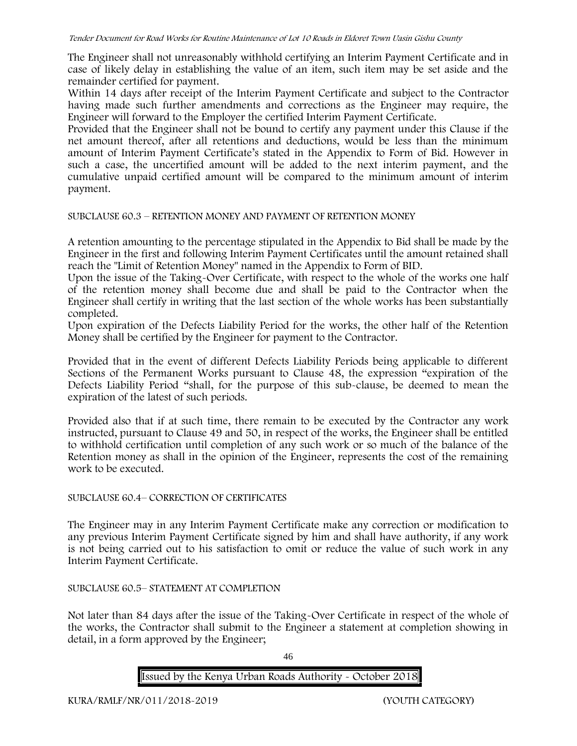The Engineer shall not unreasonably withhold certifying an Interim Payment Certificate and in case of likely delay in establishing the value of an item, such item may be set aside and the remainder certified for payment.

Within 14 days after receipt of the Interim Payment Certificate and subject to the Contractor having made such further amendments and corrections as the Engineer may require, the Engineer will forward to the Employer the certified Interim Payment Certificate.

Provided that the Engineer shall not be bound to certify any payment under this Clause if the net amount thereof, after all retentions and deductions, would be less than the minimum amount of Interim Payment Certificate's stated in the Appendix to Form of Bid. However in such a case, the uncertified amount will be added to the next interim payment, and the cumulative unpaid certified amount will be compared to the minimum amount of interim payment.

SUBCLAUSE 60.3 – RETENTION MONEY AND PAYMENT OF RETENTION MONEY

A retention amounting to the percentage stipulated in the Appendix to Bid shall be made by the Engineer in the first and following Interim Payment Certificates until the amount retained shall reach the "Limit of Retention Money" named in the Appendix to Form of BID.

Upon the issue of the Taking-Over Certificate, with respect to the whole of the works one half of the retention money shall become due and shall be paid to the Contractor when the Engineer shall certify in writing that the last section of the whole works has been substantially completed.

Upon expiration of the Defects Liability Period for the works, the other half of the Retention Money shall be certified by the Engineer for payment to the Contractor.

Provided that in the event of different Defects Liability Periods being applicable to different Sections of the Permanent Works pursuant to Clause 48, the expression "expiration of the Defects Liability Period "shall, for the purpose of this sub-clause, be deemed to mean the expiration of the latest of such periods.

Provided also that if at such time, there remain to be executed by the Contractor any work instructed, pursuant to Clause 49 and 50, in respect of the works, the Engineer shall be entitled to withhold certification until completion of any such work or so much of the balance of the Retention money as shall in the opinion of the Engineer, represents the cost of the remaining work to be executed.

SUBCLAUSE 60.4– CORRECTION OF CERTIFICATES

The Engineer may in any Interim Payment Certificate make any correction or modification to any previous Interim Payment Certificate signed by him and shall have authority, if any work is not being carried out to his satisfaction to omit or reduce the value of such work in any Interim Payment Certificate.

SUBCLAUSE 60.5– STATEMENT AT COMPLETION

Not later than 84 days after the issue of the Taking-Over Certificate in respect of the whole of the works, the Contractor shall submit to the Engineer a statement at completion showing in detail, in a form approved by the Engineer;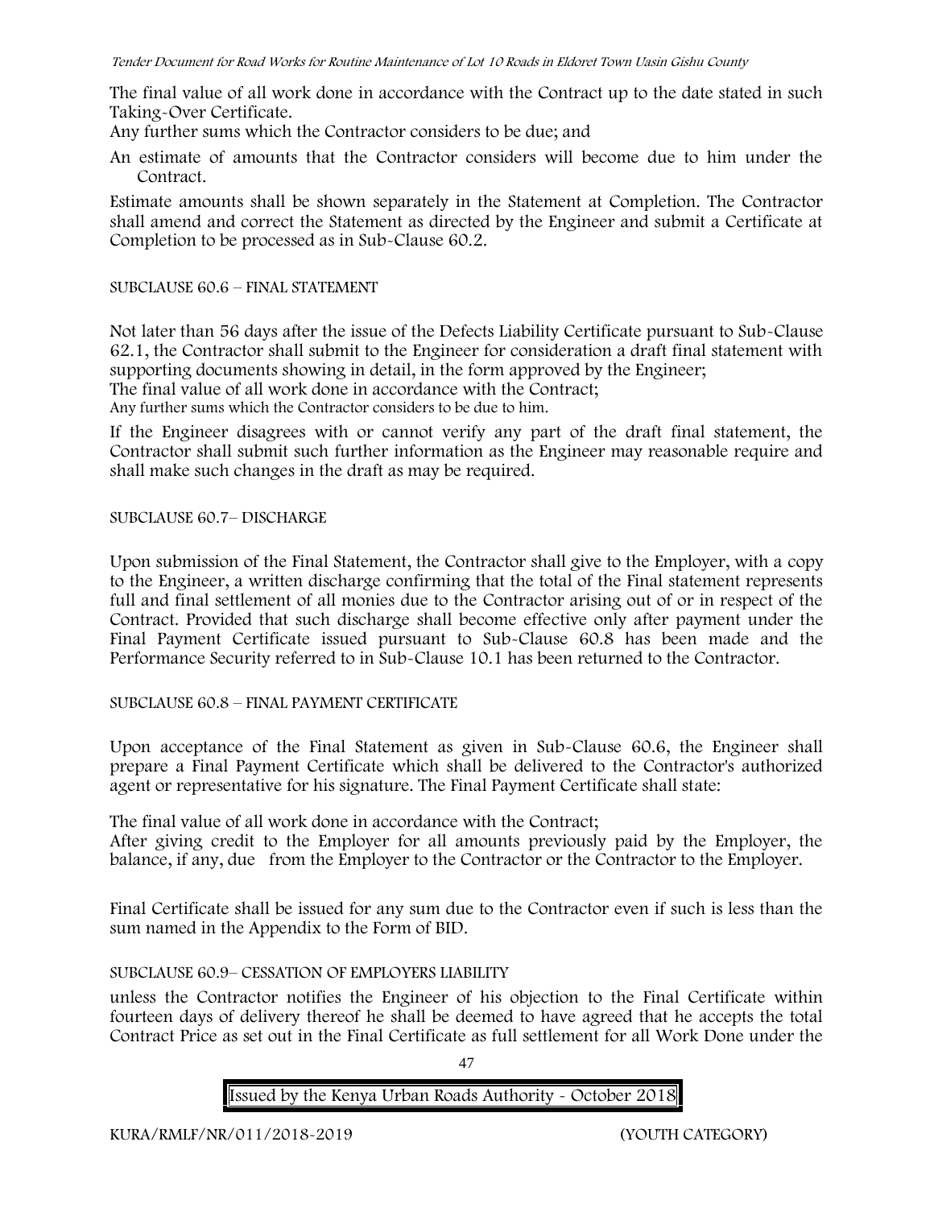The final value of all work done in accordance with the Contract up to the date stated in such Taking-Over Certificate.

Any further sums which the Contractor considers to be due; and

An estimate of amounts that the Contractor considers will become due to him under the Contract.

Estimate amounts shall be shown separately in the Statement at Completion. The Contractor shall amend and correct the Statement as directed by the Engineer and submit a Certificate at Completion to be processed as in Sub-Clause 60.2.

SUBCLAUSE 60.6 – FINAL STATEMENT

Not later than 56 days after the issue of the Defects Liability Certificate pursuant to Sub-Clause 62.1, the Contractor shall submit to the Engineer for consideration a draft final statement with supporting documents showing in detail, in the form approved by the Engineer;

The final value of all work done in accordance with the Contract;

Any further sums which the Contractor considers to be due to him.

If the Engineer disagrees with or cannot verify any part of the draft final statement, the Contractor shall submit such further information as the Engineer may reasonable require and shall make such changes in the draft as may be required.

SUBCLAUSE 60.7– DISCHARGE

Upon submission of the Final Statement, the Contractor shall give to the Employer, with a copy to the Engineer, a written discharge confirming that the total of the Final statement represents full and final settlement of all monies due to the Contractor arising out of or in respect of the Contract. Provided that such discharge shall become effective only after payment under the Final Payment Certificate issued pursuant to Sub-Clause 60.8 has been made and the Performance Security referred to in Sub-Clause 10.1 has been returned to the Contractor.

SUBCLAUSE 60.8 – FINAL PAYMENT CERTIFICATE

Upon acceptance of the Final Statement as given in Sub-Clause 60.6, the Engineer shall prepare a Final Payment Certificate which shall be delivered to the Contractor's authorized agent or representative for his signature. The Final Payment Certificate shall state:

The final value of all work done in accordance with the Contract;

After giving credit to the Employer for all amounts previously paid by the Employer, the balance, if any, due from the Employer to the Contractor or the Contractor to the Employer.

Final Certificate shall be issued for any sum due to the Contractor even if such is less than the sum named in the Appendix to the Form of BID.

SUBCLAUSE 60.9– CESSATION OF EMPLOYERS LIABILITY

unless the Contractor notifies the Engineer of his objection to the Final Certificate within fourteen days of delivery thereof he shall be deemed to have agreed that he accepts the total Contract Price as set out in the Final Certificate as full settlement for all Work Done under the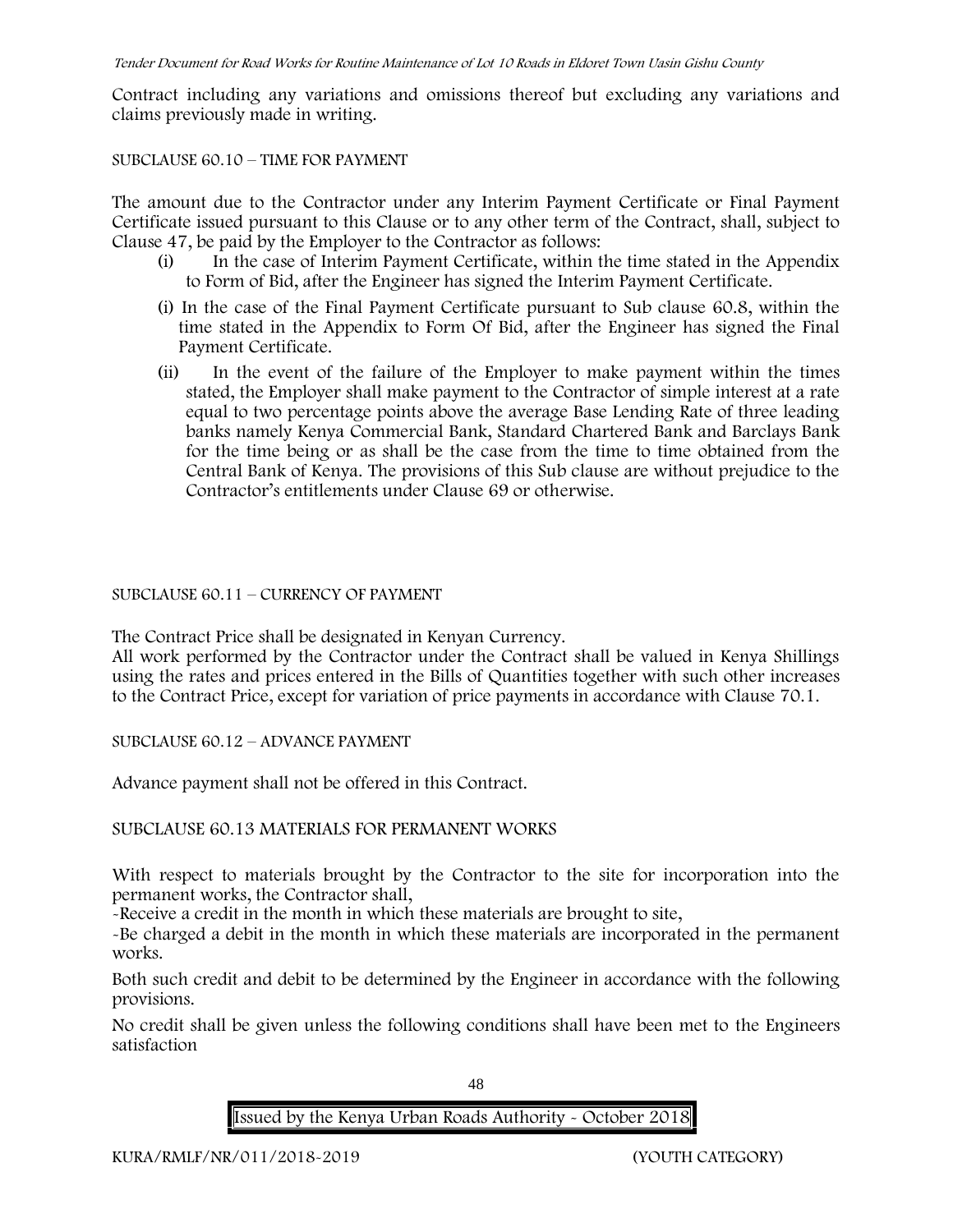Contract including any variations and omissions thereof but excluding any variations and claims previously made in writing.

SUBCLAUSE 60.10 – TIME FOR PAYMENT

The amount due to the Contractor under any Interim Payment Certificate or Final Payment Certificate issued pursuant to this Clause or to any other term of the Contract, shall, subject to Clause 47, be paid by the Employer to the Contractor as follows:

(i) In the case of Interim Payment Certificate, within the time stated in the Appendix to Form of Bid, after the Engineer has signed the Interim Payment Certificate.

(i) In the case of the Final Payment Certificate pursuant to Sub clause 60.8, within the time stated in the Appendix to Form Of Bid, after the Engineer has signed the Final Payment Certificate.

(ii) In the event of the failure of the Employer to make payment within the times stated, the Employer shall make payment to the Contractor of simple interest at a rate equal to two percentage points above the average Base Lending Rate of three leading banks namely Kenya Commercial Bank, Standard Chartered Bank and Barclays Bank for the time being or as shall be the case from the time to time obtained from the Central Bank of Kenya. The provisions of this Sub clause are without prejudice to the Contractor's entitlements under Clause 69 or otherwise.

SUBCLAUSE 60.11 – CURRENCY OF PAYMENT

The Contract Price shall be designated in Kenyan Currency.

All work performed by the Contractor under the Contract shall be valued in Kenya Shillings using the rates and prices entered in the Bills of Quantities together with such other increases to the Contract Price, except for variation of price payments in accordance with Clause 70.1.

SUBCLAUSE 60.12 – ADVANCE PAYMENT

Advance payment shall not be offered in this Contract.

SUBCLAUSE 60.13 MATERIALS FOR PERMANENT WORKS

With respect to materials brought by the Contractor to the site for incorporation into the permanent works, the Contractor shall,

-Receive a credit in the month in which these materials are brought to site,

-Be charged a debit in the month in which these materials are incorporated in the permanent works.

Both such credit and debit to be determined by the Engineer in accordance with the following provisions.

No credit shall be given unless the following conditions shall have been met to the Engineers satisfaction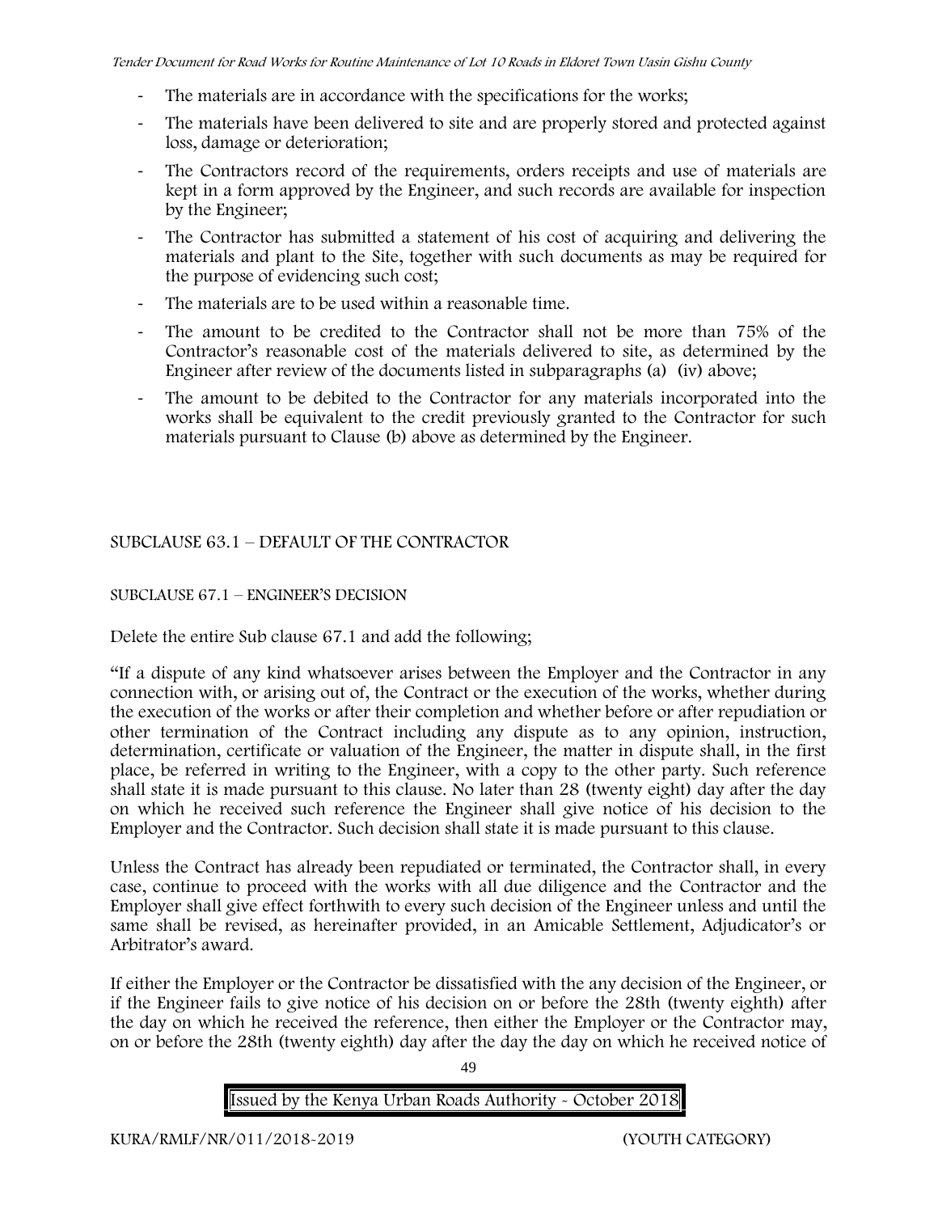- The materials are in accordance with the specifications for the works;
- The materials have been delivered to site and are properly stored and protected against loss, damage or deterioration;
- The Contractors record of the requirements, orders receipts and use of materials are kept in a form approved by the Engineer, and such records are available for inspection by the Engineer;
- The Contractor has submitted a statement of his cost of acquiring and delivering the materials and plant to the Site, together with such documents as may be required for the purpose of evidencing such cost;
- The materials are to be used within a reasonable time.
- The amount to be credited to the Contractor shall not be more than 75% of the Contractor's reasonable cost of the materials delivered to site, as determined by the Engineer after review of the documents listed in subparagraphs (a) (iv) above;
- The amount to be debited to the Contractor for any materials incorporated into the works shall be equivalent to the credit previously granted to the Contractor for such materials pursuant to Clause (b) above as determined by the Engineer.

SUBCLAUSE 63.1 – DEFAULT OF THE CONTRACTOR

SUBCLAUSE 67.1 – ENGINEER'S DECISION

Delete the entire Sub clause 67.1 and add the following;

"If a dispute of any kind whatsoever arises between the Employer and the Contractor in any connection with, or arising out of, the Contract or the execution of the works, whether during the execution of the works or after their completion and whether before or after repudiation or other termination of the Contract including any dispute as to any opinion, instruction, determination, certificate or valuation of the Engineer, the matter in dispute shall, in the first place, be referred in writing to the Engineer, with a copy to the other party. Such reference shall state it is made pursuant to this clause. No later than 28 (twenty eight) day after the day on which he received such reference the Engineer shall give notice of his decision to the Employer and the Contractor. Such decision shall state it is made pursuant to this clause.

Unless the Contract has already been repudiated or terminated, the Contractor shall, in every case, continue to proceed with the works with all due diligence and the Contractor and the Employer shall give effect forthwith to every such decision of the Engineer unless and until the same shall be revised, as hereinafter provided, in an Amicable Settlement, Adjudicator's or Arbitrator's award.

If either the Employer or the Contractor be dissatisfied with the any decision of the Engineer, or if the Engineer fails to give notice of his decision on or before the 28th (twenty eighth) after the day on which he received the reference, then either the Employer or the Contractor may, on or before the 28th (twenty eighth) day after the day the day on which he received notice of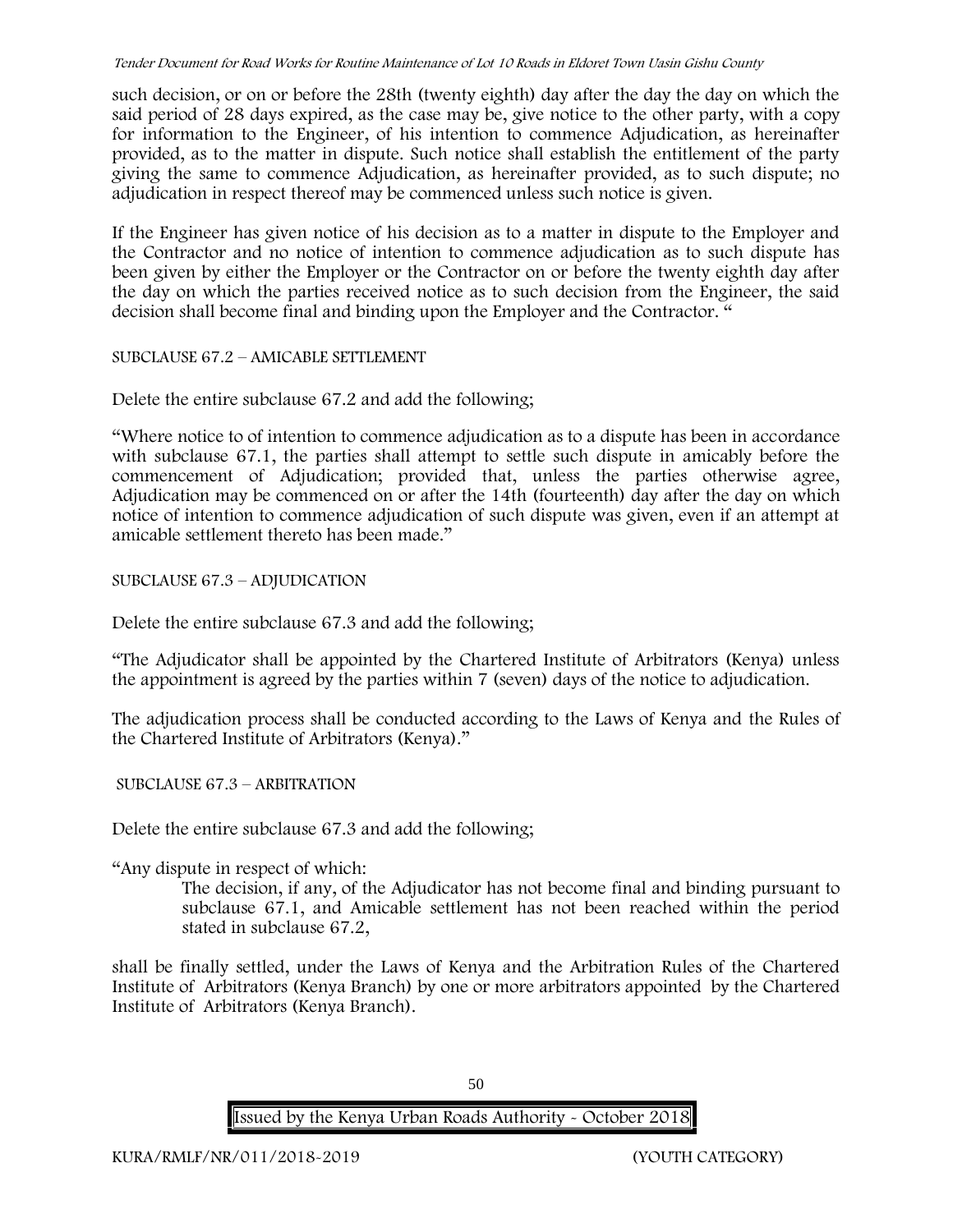such decision, or on or before the 28th (twenty eighth) day after the day the day on which the said period of 28 days expired, as the case may be, give notice to the other party, with a copy for information to the Engineer, of his intention to commence Adjudication, as hereinafter provided, as to the matter in dispute. Such notice shall establish the entitlement of the party giving the same to commence Adjudication, as hereinafter provided, as to such dispute; no adjudication in respect thereof may be commenced unless such notice is given.

If the Engineer has given notice of his decision as to a matter in dispute to the Employer and the Contractor and no notice of intention to commence adjudication as to such dispute has been given by either the Employer or the Contractor on or before the twenty eighth day after the day on which the parties received notice as to such decision from the Engineer, the said decision shall become final and binding upon the Employer and the Contractor. "

SUBCLAUSE 67.2 – AMICABLE SETTLEMENT

Delete the entire subclause 67.2 and add the following;

"Where notice to of intention to commence adjudication as to a dispute has been in accordance with subclause 67.1, the parties shall attempt to settle such dispute in amicably before the commencement of Adjudication; provided that, unless the parties otherwise agree, Adjudication may be commenced on or after the 14th (fourteenth) day after the day on which notice of intention to commence adjudication of such dispute was given, even if an attempt at amicable settlement thereto has been made."

SUBCLAUSE 67.3 – ADJUDICATION

Delete the entire subclause 67.3 and add the following;

"The Adjudicator shall be appointed by the Chartered Institute of Arbitrators (Kenya) unless the appointment is agreed by the parties within 7 (seven) days of the notice to adjudication.

The adjudication process shall be conducted according to the Laws of Kenya and the Rules of the Chartered Institute of Arbitrators (Kenya)."

SUBCLAUSE 67.3 – ARBITRATION

Delete the entire subclause 67.3 and add the following;

"Any dispute in respect of which:

> The decision, if any, of the Adjudicator has not become final and binding pursuant to subclause 67.1, and Amicable settlement has not been reached within the period stated in subclause 67.2,

shall be finally settled, under the Laws of Kenya and the Arbitration Rules of the Chartered Institute of Arbitrators (Kenya Branch) by one or more arbitrators appointed by the Chartered Institute of Arbitrators (Kenya Branch).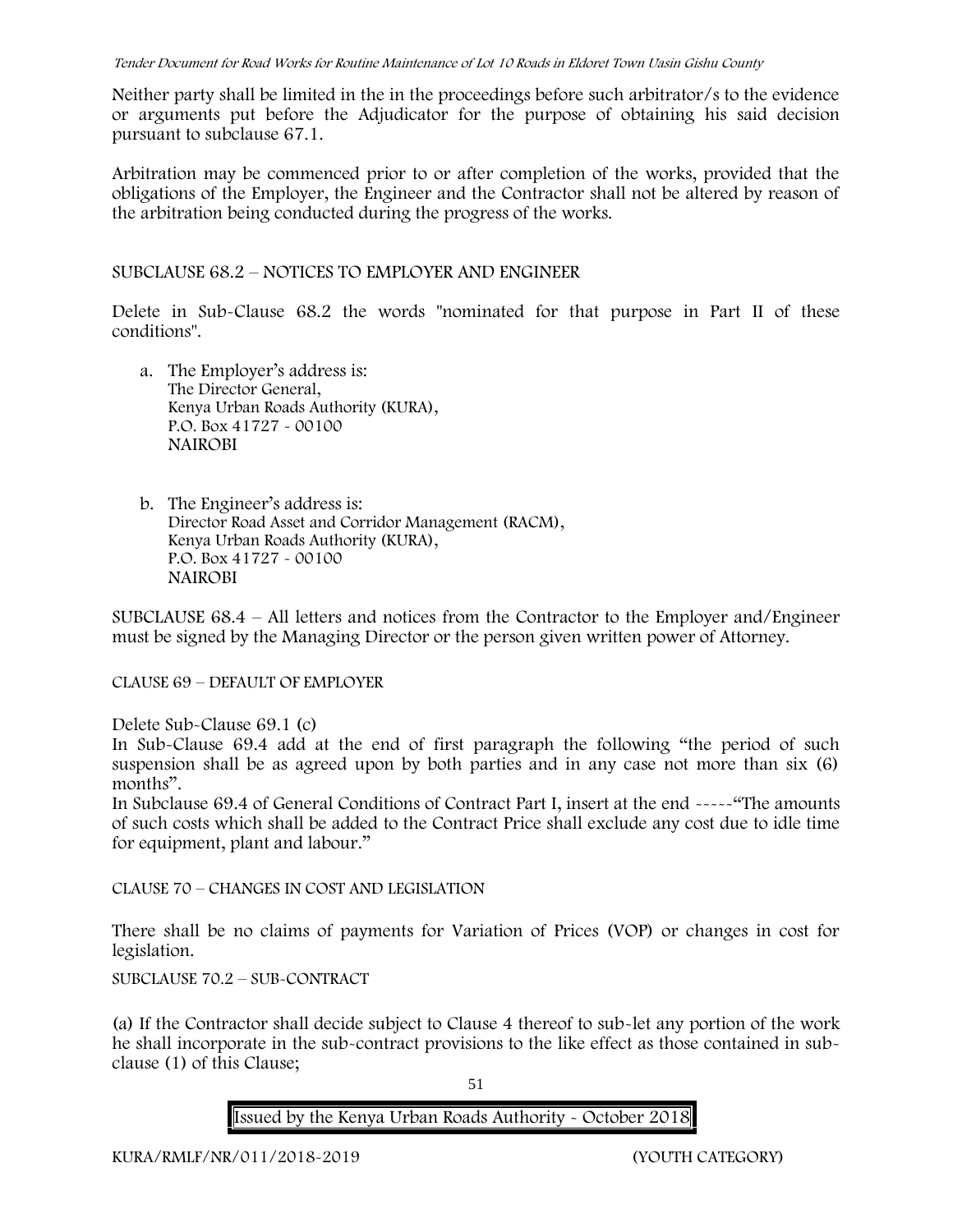Neither party shall be limited in the in the proceedings before such arbitrator/s to the evidence or arguments put before the Adjudicator for the purpose of obtaining his said decision pursuant to subclause 67.1.

Arbitration may be commenced prior to or after completion of the works, provided that the obligations of the Employer, the Engineer and the Contractor shall not be altered by reason of the arbitration being conducted during the progress of the works.

SUBCLAUSE 68.2 – NOTICES TO EMPLOYER AND ENGINEER

Delete in Sub-Clause 68.2 the words "nominated for that purpose in Part II of these conditions".

a. The Employer's address is:
   The Director General,
   Kenya Urban Roads Authority (KURA),
   P.O. Box 41727 - 00100
   NAIROBI

b. The Engineer's address is:
   Director Road Asset and Corridor Management (RACM),
   Kenya Urban Roads Authority (KURA),
   P.O. Box 41727 - 00100
   NAIROBI

SUBCLAUSE 68.4 – All letters and notices from the Contractor to the Employer and/Engineer must be signed by the Managing Director or the person given written power of Attorney.

CLAUSE 69 – DEFAULT OF EMPLOYER

Delete Sub-Clause 69.1 (c)

In Sub-Clause 69.4 add at the end of first paragraph the following "the period of such suspension shall be as agreed upon by both parties and in any case not more than six (6) months".

In Subclause 69.4 of General Conditions of Contract Part I, insert at the end -----"The amounts of such costs which shall be added to the Contract Price shall exclude any cost due to idle time for equipment, plant and labour."

CLAUSE 70 – CHANGES IN COST AND LEGISLATION

There shall be no claims of payments for Variation of Prices (VOP) or changes in cost for legislation.

SUBCLAUSE 70.2 – SUB-CONTRACT

(a) If the Contractor shall decide subject to Clause 4 thereof to sub-let any portion of the work he shall incorporate in the sub-contract provisions to the like effect as those contained in sub-clause (1) of this Clause;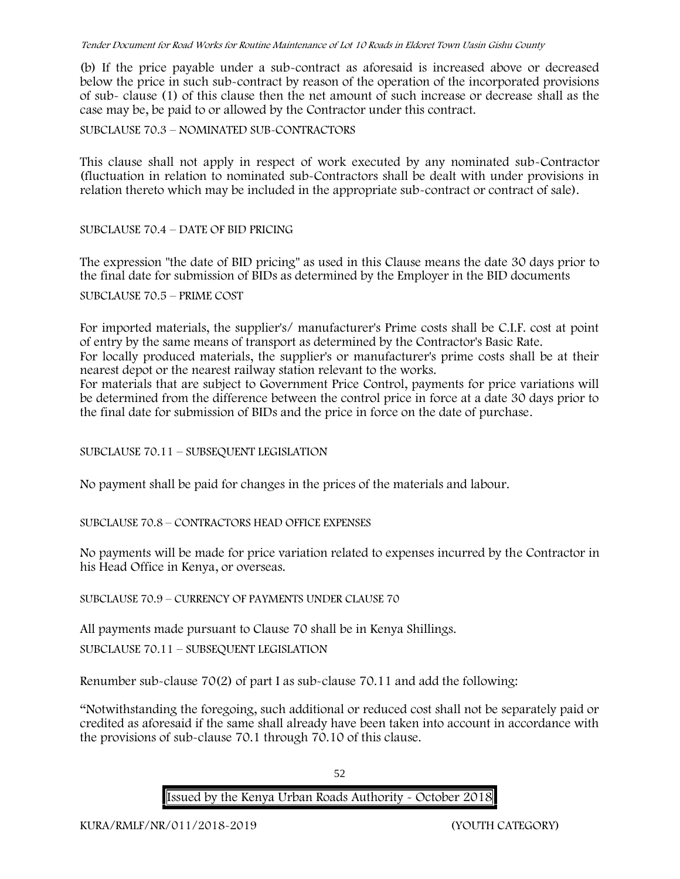(b) If the price payable under a sub-contract as aforesaid is increased above or decreased below the price in such sub-contract by reason of the operation of the incorporated provisions of sub- clause (1) of this clause then the net amount of such increase or decrease shall as the case may be, be paid to or allowed by the Contractor under this contract.

SUBCLAUSE 70.3 – NOMINATED SUB-CONTRACTORS

This clause shall not apply in respect of work executed by any nominated sub-Contractor (fluctuation in relation to nominated sub-Contractors shall be dealt with under provisions in relation thereto which may be included in the appropriate sub-contract or contract of sale).

SUBCLAUSE 70.4 – DATE OF BID PRICING

The expression "the date of BID pricing" as used in this Clause means the date 30 days prior to the final date for submission of BIDs as determined by the Employer in the BID documents

SUBCLAUSE 70.5 – PRIME COST

For imported materials, the supplier's/ manufacturer's Prime costs shall be C.I.F. cost at point of entry by the same means of transport as determined by the Contractor's Basic Rate.
For locally produced materials, the supplier's or manufacturer's prime costs shall be at their nearest depot or the nearest railway station relevant to the works.
For materials that are subject to Government Price Control, payments for price variations will be determined from the difference between the control price in force at a date 30 days prior to the final date for submission of BIDs and the price in force on the date of purchase.

SUBCLAUSE 70.11 – SUBSEQUENT LEGISLATION

No payment shall be paid for changes in the prices of the materials and labour.

SUBCLAUSE 70.8 – CONTRACTORS HEAD OFFICE EXPENSES

No payments will be made for price variation related to expenses incurred by the Contractor in his Head Office in Kenya, or overseas.

SUBCLAUSE 70.9 – CURRENCY OF PAYMENTS UNDER CLAUSE 70

All payments made pursuant to Clause 70 shall be in Kenya Shillings.

SUBCLAUSE 70.11 – SUBSEQUENT LEGISLATION

Renumber sub-clause 70(2) of part I as sub-clause 70.11 and add the following:

"Notwithstanding the foregoing, such additional or reduced cost shall not be separately paid or credited as aforesaid if the same shall already have been taken into account in accordance with the provisions of sub-clause 70.1 through 70.10 of this clause.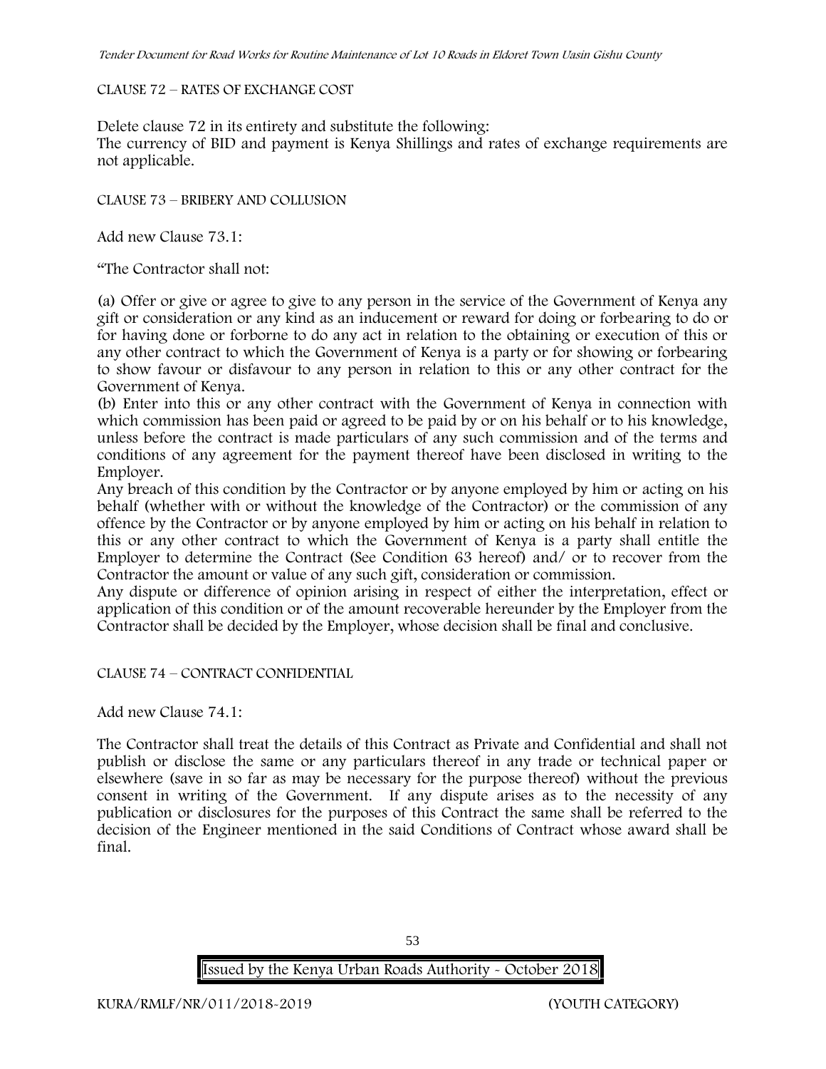CLAUSE 72 – RATES OF EXCHANGE COST

Delete clause 72 in its entirety and substitute the following:
The currency of BID and payment is Kenya Shillings and rates of exchange requirements are not applicable.

CLAUSE 73 – BRIBERY AND COLLUSION

Add new Clause 73.1:

"The Contractor shall not:

(a) Offer or give or agree to give to any person in the service of the Government of Kenya any gift or consideration or any kind as an inducement or reward for doing or forbearing to do or for having done or forborne to do any act in relation to the obtaining or execution of this or any other contract to which the Government of Kenya is a party or for showing or forbearing to show favour or disfavour to any person in relation to this or any other contract for the Government of Kenya.
(b) Enter into this or any other contract with the Government of Kenya in connection with which commission has been paid or agreed to be paid by or on his behalf or to his knowledge, unless before the contract is made particulars of any such commission and of the terms and conditions of any agreement for the payment thereof have been disclosed in writing to the Employer.
Any breach of this condition by the Contractor or by anyone employed by him or acting on his behalf (whether with or without the knowledge of the Contractor) or the commission of any offence by the Contractor or by anyone employed by him or acting on his behalf in relation to this or any other contract to which the Government of Kenya is a party shall entitle the Employer to determine the Contract (See Condition 63 hereof) and/ or to recover from the Contractor the amount or value of any such gift, consideration or commission.
Any dispute or difference of opinion arising in respect of either the interpretation, effect or application of this condition or of the amount recoverable hereunder by the Employer from the Contractor shall be decided by the Employer, whose decision shall be final and conclusive.

CLAUSE 74 – CONTRACT CONFIDENTIAL

Add new Clause 74.1:

The Contractor shall treat the details of this Contract as Private and Confidential and shall not publish or disclose the same or any particulars thereof in any trade or technical paper or elsewhere (save in so far as may be necessary for the purpose thereof) without the previous consent in writing of the Government. If any dispute arises as to the necessity of any publication or disclosures for the purposes of this Contract the same shall be referred to the decision of the Engineer mentioned in the said Conditions of Contract whose award shall be final.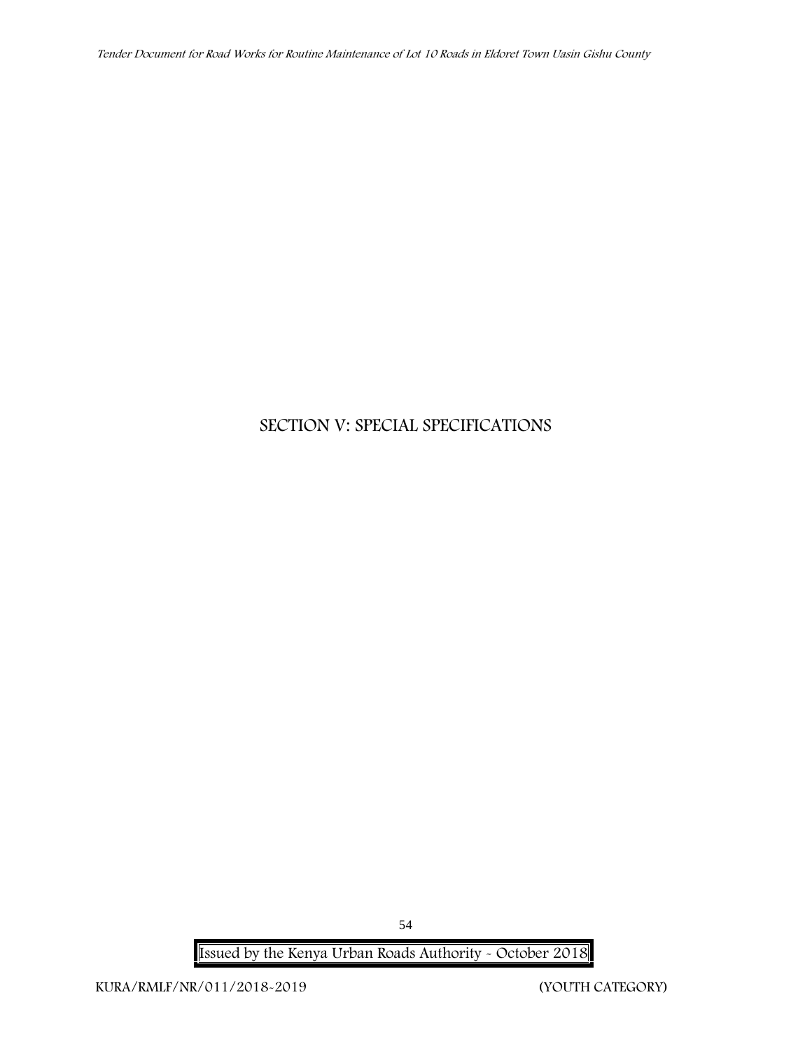# SECTION V: SPECIAL SPECIFICATIONS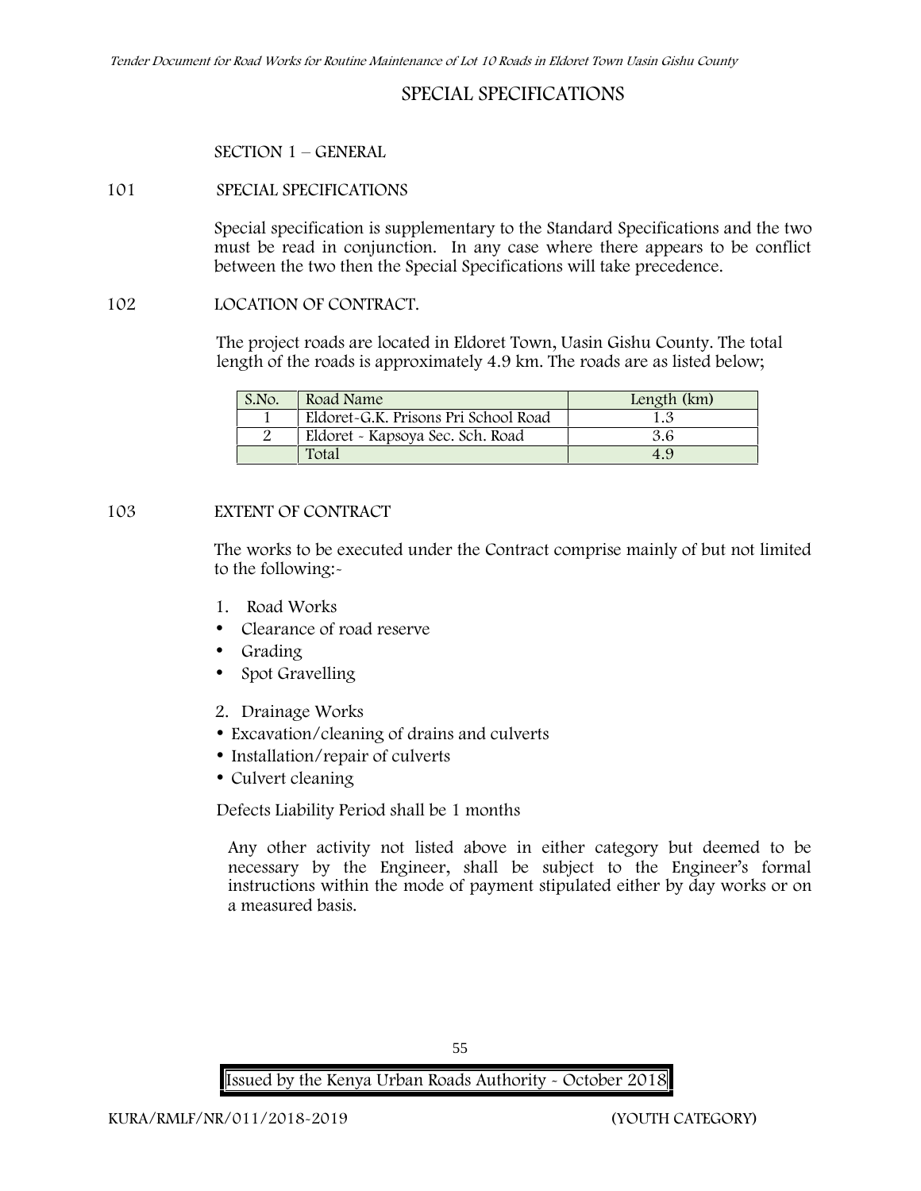# SPECIAL SPECIFICATIONS

## SECTION 1 – GENERAL

### 101 SPECIAL SPECIFICATIONS

Special specification is supplementary to the Standard Specifications and the two must be read in conjunction. In any case where there appears to be conflict between the two then the Special Specifications will take precedence.

### 102 LOCATION OF CONTRACT.

The project roads are located in Eldoret Town, Uasin Gishu County. The total length of the roads is approximately 4.9 km. The roads are as listed below;

| S.No. | Road Name | Length (km) |
|---|---|---|
| 1 | Eldoret-G.K. Prisons Pri School Road | 1.3 |
| 2 | Eldoret - Kapsoya Sec. Sch. Road | 3.6 |
| | Total | 4.9 |

### 103 EXTENT OF CONTRACT

The works to be executed under the Contract comprise mainly of but not limited to the following:-

1. Road Works
   - Clearance of road reserve
   - Grading
   - Spot Gravelling
2. Drainage Works
   - Excavation/cleaning of drains and culverts
   - Installation/repair of culverts
   - Culvert cleaning

Defects Liability Period shall be 1 months

Any other activity not listed above in either category but deemed to be necessary by the Engineer, shall be subject to the Engineer's formal instructions within the mode of payment stipulated either by day works or on a measured basis.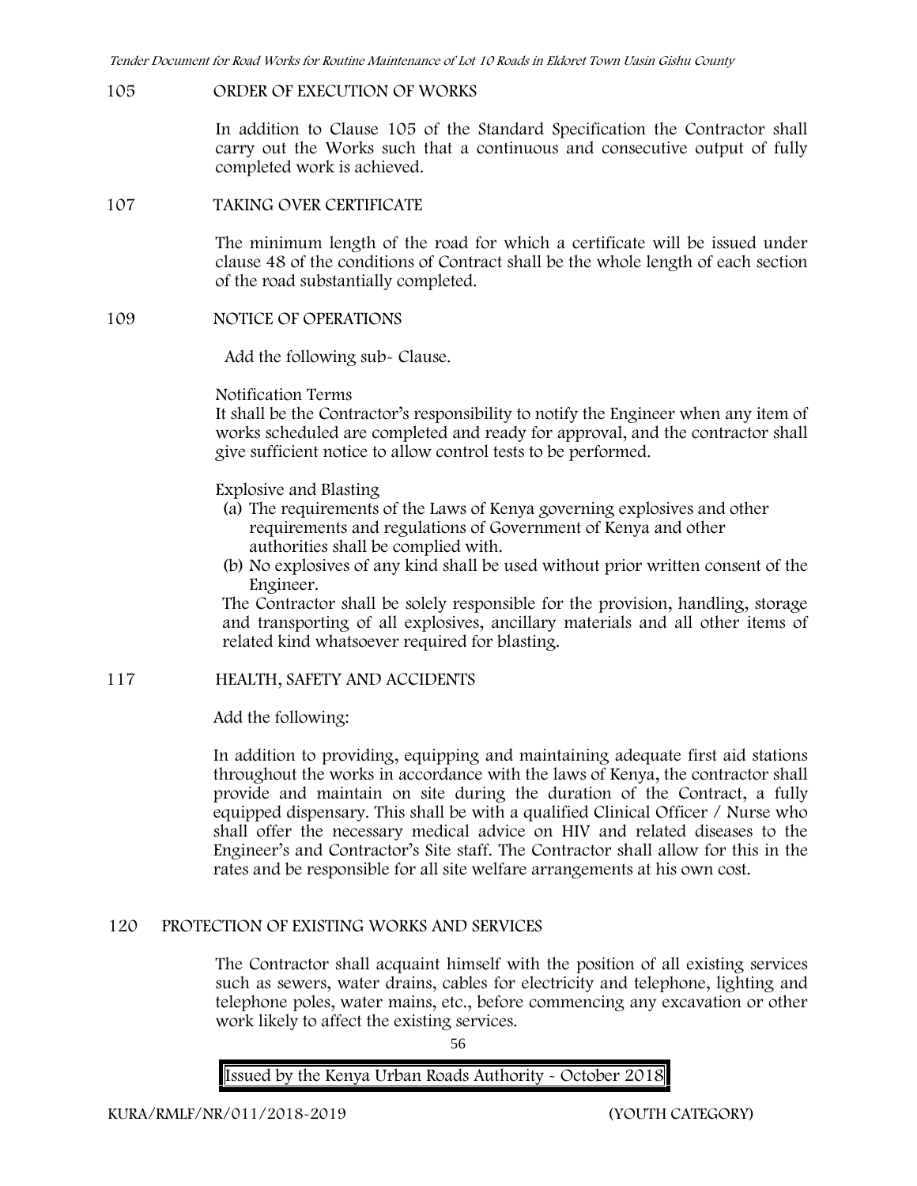## 105 ORDER OF EXECUTION OF WORKS

In addition to Clause 105 of the Standard Specification the Contractor shall carry out the Works such that a continuous and consecutive output of fully completed work is achieved.

## 107 TAKING OVER CERTIFICATE

The minimum length of the road for which a certificate will be issued under clause 48 of the conditions of Contract shall be the whole length of each section of the road substantially completed.

## 109 NOTICE OF OPERATIONS

Add the following sub- Clause.

Notification Terms

It shall be the Contractor's responsibility to notify the Engineer when any item of works scheduled are completed and ready for approval, and the contractor shall give sufficient notice to allow control tests to be performed.

Explosive and Blasting

(a) The requirements of the Laws of Kenya governing explosives and other requirements and regulations of Government of Kenya and other authorities shall be complied with.
(b) No explosives of any kind shall be used without prior written consent of the Engineer.

The Contractor shall be solely responsible for the provision, handling, storage and transporting of all explosives, ancillary materials and all other items of related kind whatsoever required for blasting.

## 117 HEALTH, SAFETY AND ACCIDENTS

Add the following:

In addition to providing, equipping and maintaining adequate first aid stations throughout the works in accordance with the laws of Kenya, the contractor shall provide and maintain on site during the duration of the Contract, a fully equipped dispensary. This shall be with a qualified Clinical Officer / Nurse who shall offer the necessary medical advice on HIV and related diseases to the Engineer's and Contractor's Site staff. The Contractor shall allow for this in the rates and be responsible for all site welfare arrangements at his own cost.

## 120 PROTECTION OF EXISTING WORKS AND SERVICES

The Contractor shall acquaint himself with the position of all existing services such as sewers, water drains, cables for electricity and telephone, lighting and telephone poles, water mains, etc., before commencing any excavation or other work likely to affect the existing services.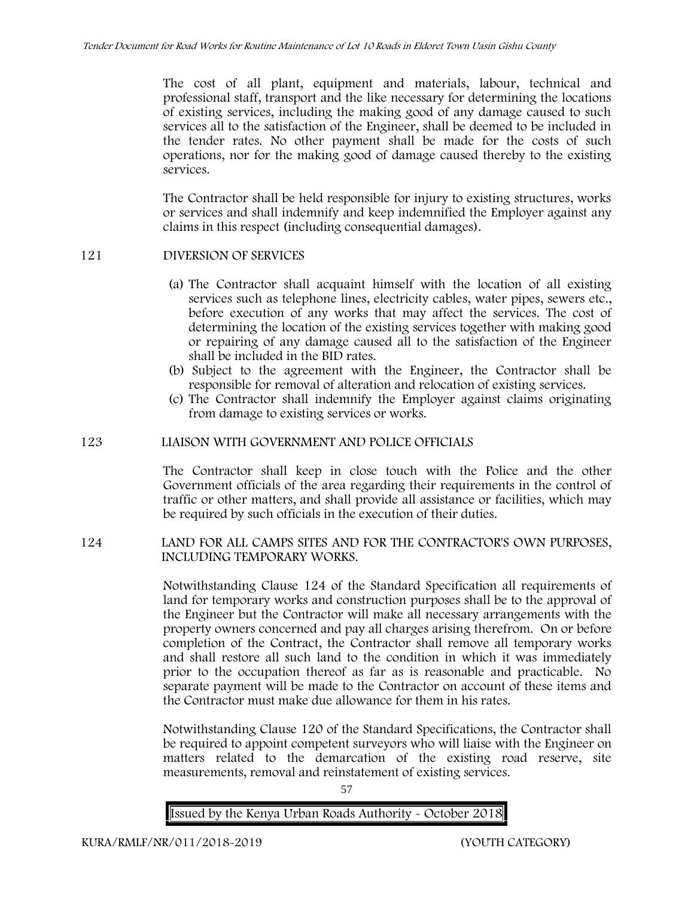The cost of all plant, equipment and materials, labour, technical and professional staff, transport and the like necessary for determining the locations of existing services, including the making good of any damage caused to such services all to the satisfaction of the Engineer, shall be deemed to be included in the tender rates. No other payment shall be made for the costs of such operations, nor for the making good of damage caused thereby to the existing services.

The Contractor shall be held responsible for injury to existing structures, works or services and shall indemnify and keep indemnified the Employer against any claims in this respect (including consequential damages).

## 121 DIVERSION OF SERVICES

(a) The Contractor shall acquaint himself with the location of all existing services such as telephone lines, electricity cables, water pipes, sewers etc., before execution of any works that may affect the services. The cost of determining the location of the existing services together with making good or repairing of any damage caused all to the satisfaction of the Engineer shall be included in the BID rates.

(b) Subject to the agreement with the Engineer, the Contractor shall be responsible for removal of alteration and relocation of existing services.

(c) The Contractor shall indemnify the Employer against claims originating from damage to existing services or works.

## 123 LIAISON WITH GOVERNMENT AND POLICE OFFICIALS

The Contractor shall keep in close touch with the Police and the other Government officials of the area regarding their requirements in the control of traffic or other matters, and shall provide all assistance or facilities, which may be required by such officials in the execution of their duties.

## 124 LAND FOR ALL CAMPS SITES AND FOR THE CONTRACTOR'S OWN PURPOSES, INCLUDING TEMPORARY WORKS.

Notwithstanding Clause 124 of the Standard Specification all requirements of land for temporary works and construction purposes shall be to the approval of the Engineer but the Contractor will make all necessary arrangements with the property owners concerned and pay all charges arising therefrom. On or before completion of the Contract, the Contractor shall remove all temporary works and shall restore all such land to the condition in which it was immediately prior to the occupation thereof as far as is reasonable and practicable. No separate payment will be made to the Contractor on account of these items and the Contractor must make due allowance for them in his rates.

Notwithstanding Clause 120 of the Standard Specifications, the Contractor shall be required to appoint competent surveyors who will liaise with the Engineer on matters related to the demarcation of the existing road reserve, site measurements, removal and reinstatement of existing services.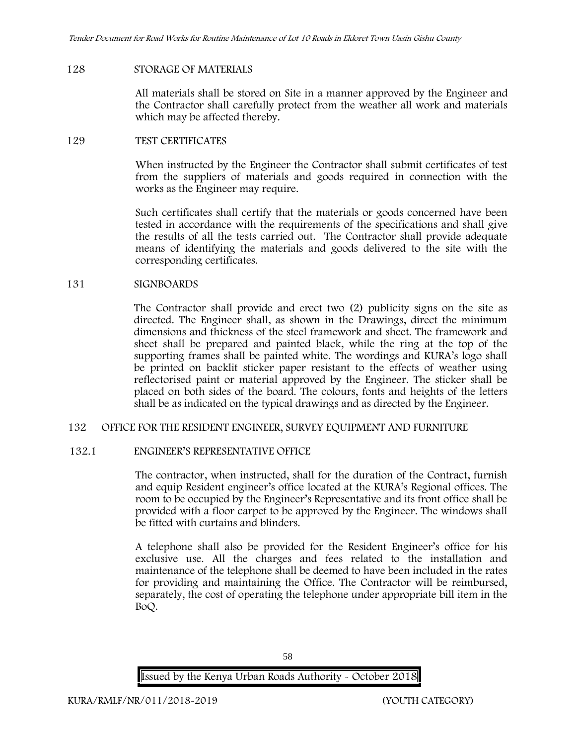## 128 STORAGE OF MATERIALS

All materials shall be stored on Site in a manner approved by the Engineer and the Contractor shall carefully protect from the weather all work and materials which may be affected thereby.

## 129 TEST CERTIFICATES

When instructed by the Engineer the Contractor shall submit certificates of test from the suppliers of materials and goods required in connection with the works as the Engineer may require.

Such certificates shall certify that the materials or goods concerned have been tested in accordance with the requirements of the specifications and shall give the results of all the tests carried out. The Contractor shall provide adequate means of identifying the materials and goods delivered to the site with the corresponding certificates.

## 131 SIGNBOARDS

The Contractor shall provide and erect two (2) publicity signs on the site as directed. The Engineer shall, as shown in the Drawings, direct the minimum dimensions and thickness of the steel framework and sheet. The framework and sheet shall be prepared and painted black, while the ring at the top of the supporting frames shall be painted white. The wordings and KURA's logo shall be printed on backlit sticker paper resistant to the effects of weather using reflectorised paint or material approved by the Engineer. The sticker shall be placed on both sides of the board. The colours, fonts and heights of the letters shall be as indicated on the typical drawings and as directed by the Engineer.

## 132 OFFICE FOR THE RESIDENT ENGINEER, SURVEY EQUIPMENT AND FURNITURE

### 132.1 ENGINEER'S REPRESENTATIVE OFFICE

The contractor, when instructed, shall for the duration of the Contract, furnish and equip Resident engineer's office located at the KURA's Regional offices. The room to be occupied by the Engineer's Representative and its front office shall be provided with a floor carpet to be approved by the Engineer. The windows shall be fitted with curtains and blinders.

A telephone shall also be provided for the Resident Engineer's office for his exclusive use. All the charges and fees related to the installation and maintenance of the telephone shall be deemed to have been included in the rates for providing and maintaining the Office. The Contractor will be reimbursed, separately, the cost of operating the telephone under appropriate bill item in the BoQ.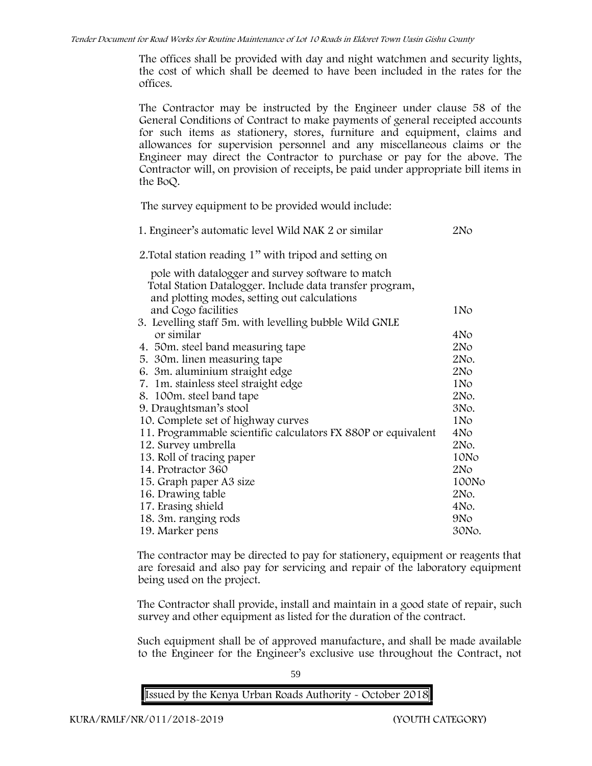The offices shall be provided with day and night watchmen and security lights, the cost of which shall be deemed to have been included in the rates for the offices.

The Contractor may be instructed by the Engineer under clause 58 of the General Conditions of Contract to make payments of general receipted accounts for such items as stationery, stores, furniture and equipment, claims and allowances for supervision personnel and any miscellaneous claims or the Engineer may direct the Contractor to purchase or pay for the above. The Contractor will, on provision of receipts, be paid under appropriate bill items in the BoQ.

The survey equipment to be provided would include:

| Item | Quantity |
|---|---|
| 1. Engineer's automatic level Wild NAK 2 or similar | 2No |
| 2. Total station reading 1" with tripod and setting on pole with datalogger and survey software to match Total Station Datalogger. Include data transfer program, and plotting modes, setting out calculations and Cogo facilities | 1No |
| 3. Levelling staff 5m. with levelling bubble Wild GNLE or similar | 4No |
| 4. 50m. steel band measuring tape | 2No |
| 5. 30m. linen measuring tape | 2No. |
| 6. 3m. aluminium straight edge | 2No |
| 7. 1m. stainless steel straight edge | 1No |
| 8. 100m. steel band tape | 2No. |
| 9. Draughtsman's stool | 3No. |
| 10. Complete set of highway curves | 1No |
| 11. Programmable scientific calculators FX 880P or equivalent | 4No |
| 12. Survey umbrella | 2No. |
| 13. Roll of tracing paper | 10No |
| 14. Protractor 360 | 2No |
| 15. Graph paper A3 size | 100No |
| 16. Drawing table | 2No. |
| 17. Erasing shield | 4No. |
| 18. 3m. ranging rods | 9No |
| 19. Marker pens | 30No. |

The contractor may be directed to pay for stationery, equipment or reagents that are foresaid and also pay for servicing and repair of the laboratory equipment being used on the project.

The Contractor shall provide, install and maintain in a good state of repair, such survey and other equipment as listed for the duration of the contract.

Such equipment shall be of approved manufacture, and shall be made available to the Engineer for the Engineer's exclusive use throughout the Contract, not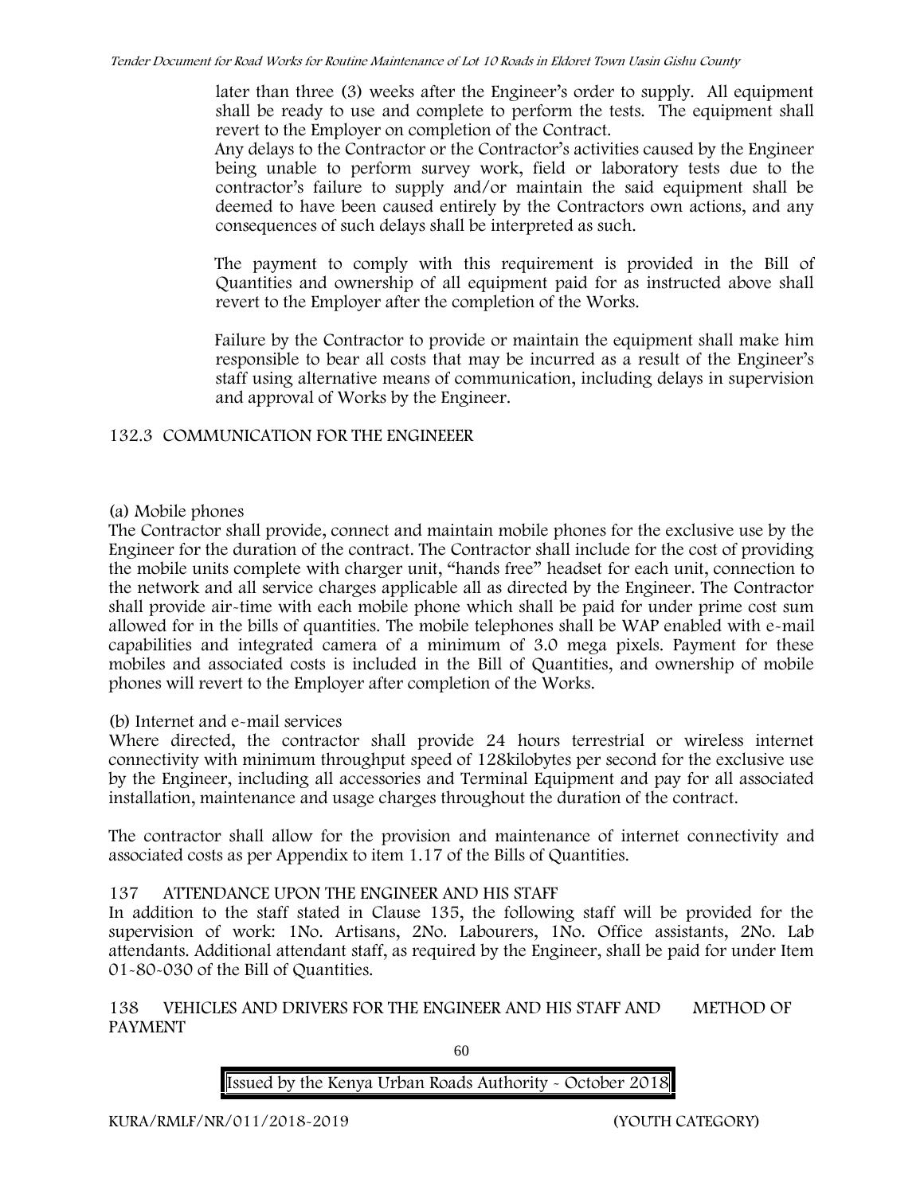later than three (3) weeks after the Engineer's order to supply. All equipment shall be ready to use and complete to perform the tests. The equipment shall revert to the Employer on completion of the Contract.

Any delays to the Contractor or the Contractor's activities caused by the Engineer being unable to perform survey work, field or laboratory tests due to the contractor's failure to supply and/or maintain the said equipment shall be deemed to have been caused entirely by the Contractors own actions, and any consequences of such delays shall be interpreted as such.

The payment to comply with this requirement is provided in the Bill of Quantities and ownership of all equipment paid for as instructed above shall revert to the Employer after the completion of the Works.

Failure by the Contractor to provide or maintain the equipment shall make him responsible to bear all costs that may be incurred as a result of the Engineer's staff using alternative means of communication, including delays in supervision and approval of Works by the Engineer.

### 132.3 COMMUNICATION FOR THE ENGINEEER

(a) Mobile phones

The Contractor shall provide, connect and maintain mobile phones for the exclusive use by the Engineer for the duration of the contract. The Contractor shall include for the cost of providing the mobile units complete with charger unit, "hands free" headset for each unit, connection to the network and all service charges applicable all as directed by the Engineer. The Contractor shall provide air-time with each mobile phone which shall be paid for under prime cost sum allowed for in the bills of quantities. The mobile telephones shall be WAP enabled with e-mail capabilities and integrated camera of a minimum of 3.0 mega pixels. Payment for these mobiles and associated costs is included in the Bill of Quantities, and ownership of mobile phones will revert to the Employer after completion of the Works.

(b) Internet and e-mail services

Where directed, the contractor shall provide 24 hours terrestrial or wireless internet connectivity with minimum throughput speed of 128kilobytes per second for the exclusive use by the Engineer, including all accessories and Terminal Equipment and pay for all associated installation, maintenance and usage charges throughout the duration of the contract.

The contractor shall allow for the provision and maintenance of internet connectivity and associated costs as per Appendix to item 1.17 of the Bills of Quantities.

### 137 ATTENDANCE UPON THE ENGINEER AND HIS STAFF

In addition to the staff stated in Clause 135, the following staff will be provided for the supervision of work: 1No. Artisans, 2No. Labourers, 1No. Office assistants, 2No. Lab attendants. Additional attendant staff, as required by the Engineer, shall be paid for under Item 01-80-030 of the Bill of Quantities.

### 138 VEHICLES AND DRIVERS FOR THE ENGINEER AND HIS STAFF AND METHOD OF PAYMENT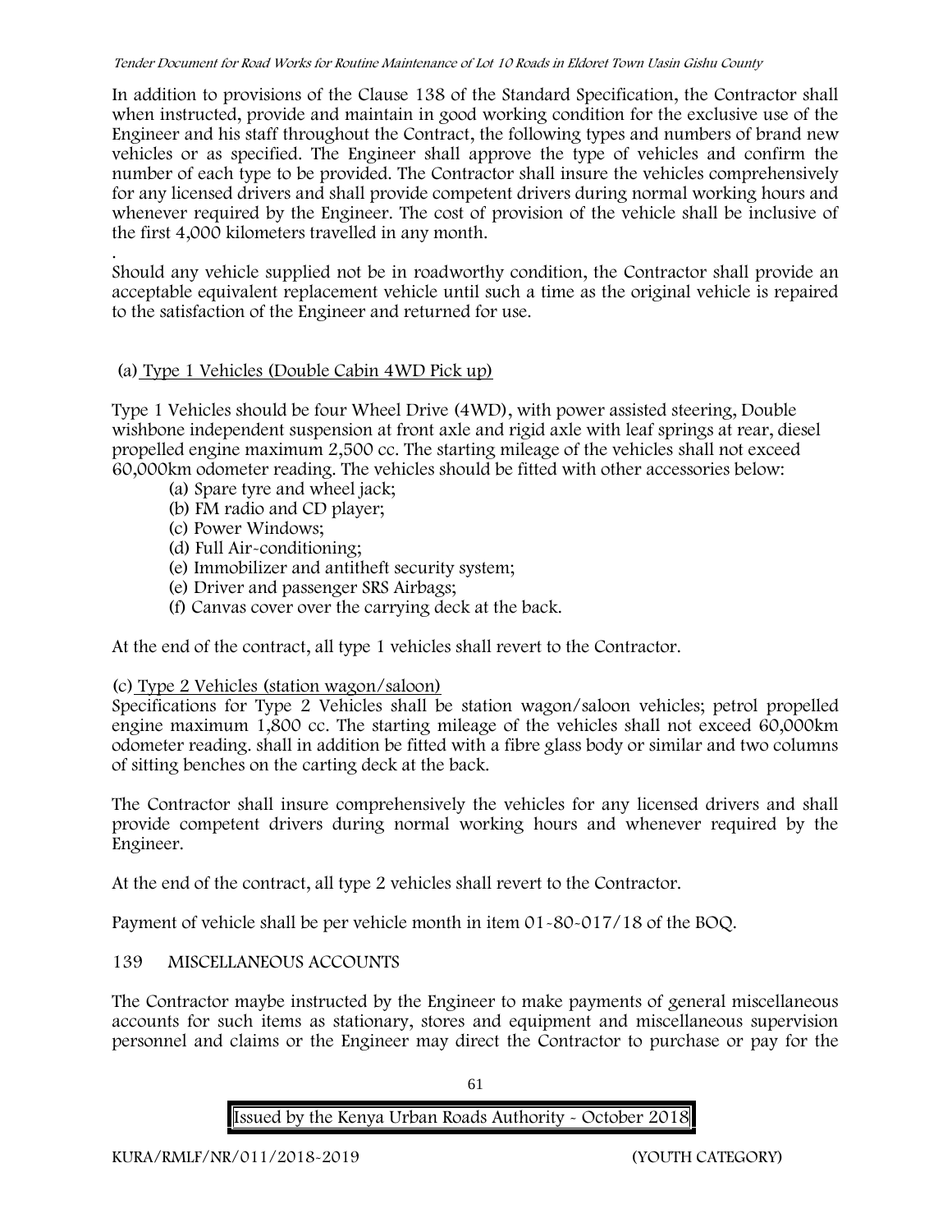In addition to provisions of the Clause 138 of the Standard Specification, the Contractor shall when instructed, provide and maintain in good working condition for the exclusive use of the Engineer and his staff throughout the Contract, the following types and numbers of brand new vehicles or as specified. The Engineer shall approve the type of vehicles and confirm the number of each type to be provided. The Contractor shall insure the vehicles comprehensively for any licensed drivers and shall provide competent drivers during normal working hours and whenever required by the Engineer. The cost of provision of the vehicle shall be inclusive of the first 4,000 kilometers travelled in any month.

.
Should any vehicle supplied not be in roadworthy condition, the Contractor shall provide an acceptable equivalent replacement vehicle until such a time as the original vehicle is repaired to the satisfaction of the Engineer and returned for use.

(a) Type 1 Vehicles (Double Cabin 4WD Pick up)

Type 1 Vehicles should be four Wheel Drive (4WD), with power assisted steering, Double wishbone independent suspension at front axle and rigid axle with leaf springs at rear, diesel propelled engine maximum 2,500 cc. The starting mileage of the vehicles shall not exceed 60,000km odometer reading. The vehicles should be fitted with other accessories below:

(a) Spare tyre and wheel jack;
(b) FM radio and CD player;
(c) Power Windows;
(d) Full Air-conditioning;
(e) Immobilizer and antitheft security system;
(e) Driver and passenger SRS Airbags;
(f) Canvas cover over the carrying deck at the back.

At the end of the contract, all type 1 vehicles shall revert to the Contractor.

(c) Type 2 Vehicles (station wagon/saloon)

Specifications for Type 2 Vehicles shall be station wagon/saloon vehicles; petrol propelled engine maximum 1,800 cc. The starting mileage of the vehicles shall not exceed 60,000km odometer reading. shall in addition be fitted with a fibre glass body or similar and two columns of sitting benches on the carting deck at the back.

The Contractor shall insure comprehensively the vehicles for any licensed drivers and shall provide competent drivers during normal working hours and whenever required by the Engineer.

At the end of the contract, all type 2 vehicles shall revert to the Contractor.

Payment of vehicle shall be per vehicle month in item 01-80-017/18 of the BOQ.

## 139 MISCELLANEOUS ACCOUNTS

The Contractor maybe instructed by the Engineer to make payments of general miscellaneous accounts for such items as stationary, stores and equipment and miscellaneous supervision personnel and claims or the Engineer may direct the Contractor to purchase or pay for the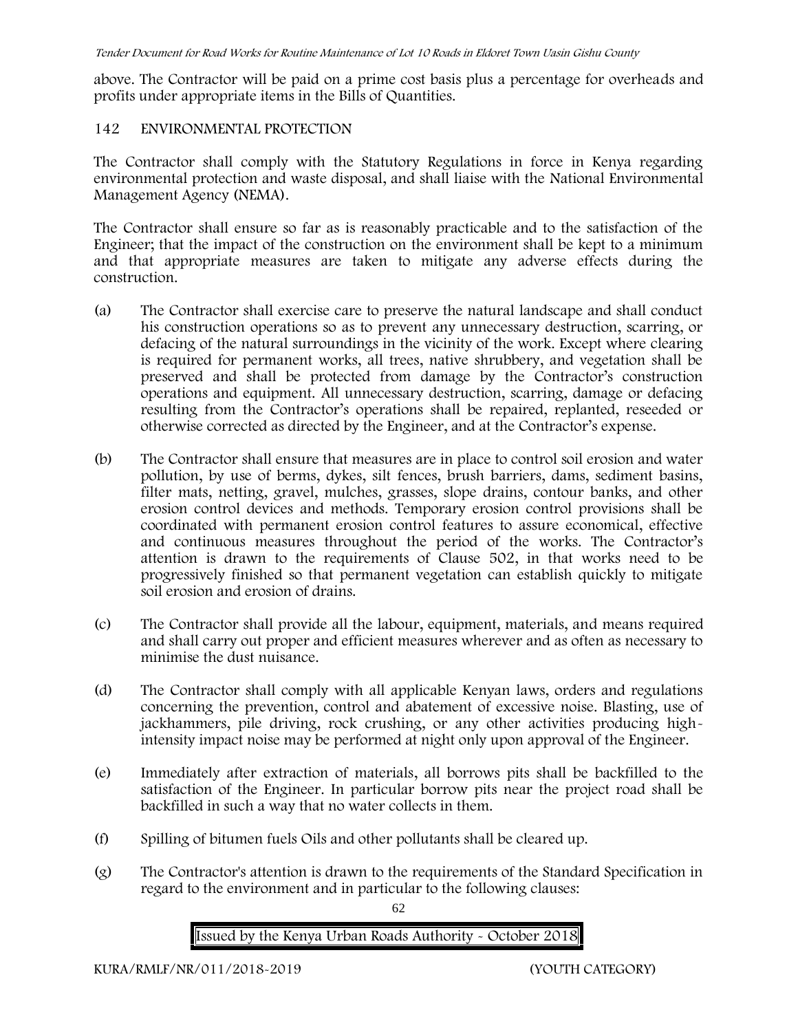above. The Contractor will be paid on a prime cost basis plus a percentage for overheads and profits under appropriate items in the Bills of Quantities.

## 142 ENVIRONMENTAL PROTECTION

The Contractor shall comply with the Statutory Regulations in force in Kenya regarding environmental protection and waste disposal, and shall liaise with the National Environmental Management Agency (NEMA).

The Contractor shall ensure so far as is reasonably practicable and to the satisfaction of the Engineer; that the impact of the construction on the environment shall be kept to a minimum and that appropriate measures are taken to mitigate any adverse effects during the construction.

(a) The Contractor shall exercise care to preserve the natural landscape and shall conduct his construction operations so as to prevent any unnecessary destruction, scarring, or defacing of the natural surroundings in the vicinity of the work. Except where clearing is required for permanent works, all trees, native shrubbery, and vegetation shall be preserved and shall be protected from damage by the Contractor's construction operations and equipment. All unnecessary destruction, scarring, damage or defacing resulting from the Contractor's operations shall be repaired, replanted, reseeded or otherwise corrected as directed by the Engineer, and at the Contractor's expense.

(b) The Contractor shall ensure that measures are in place to control soil erosion and water pollution, by use of berms, dykes, silt fences, brush barriers, dams, sediment basins, filter mats, netting, gravel, mulches, grasses, slope drains, contour banks, and other erosion control devices and methods. Temporary erosion control provisions shall be coordinated with permanent erosion control features to assure economical, effective and continuous measures throughout the period of the works. The Contractor's attention is drawn to the requirements of Clause 502, in that works need to be progressively finished so that permanent vegetation can establish quickly to mitigate soil erosion and erosion of drains.

(c) The Contractor shall provide all the labour, equipment, materials, and means required and shall carry out proper and efficient measures wherever and as often as necessary to minimise the dust nuisance.

(d) The Contractor shall comply with all applicable Kenyan laws, orders and regulations concerning the prevention, control and abatement of excessive noise. Blasting, use of jackhammers, pile driving, rock crushing, or any other activities producing high-intensity impact noise may be performed at night only upon approval of the Engineer.

(e) Immediately after extraction of materials, all borrows pits shall be backfilled to the satisfaction of the Engineer. In particular borrow pits near the project road shall be backfilled in such a way that no water collects in them.

(f) Spilling of bitumen fuels Oils and other pollutants shall be cleared up.

(g) The Contractor's attention is drawn to the requirements of the Standard Specification in regard to the environment and in particular to the following clauses: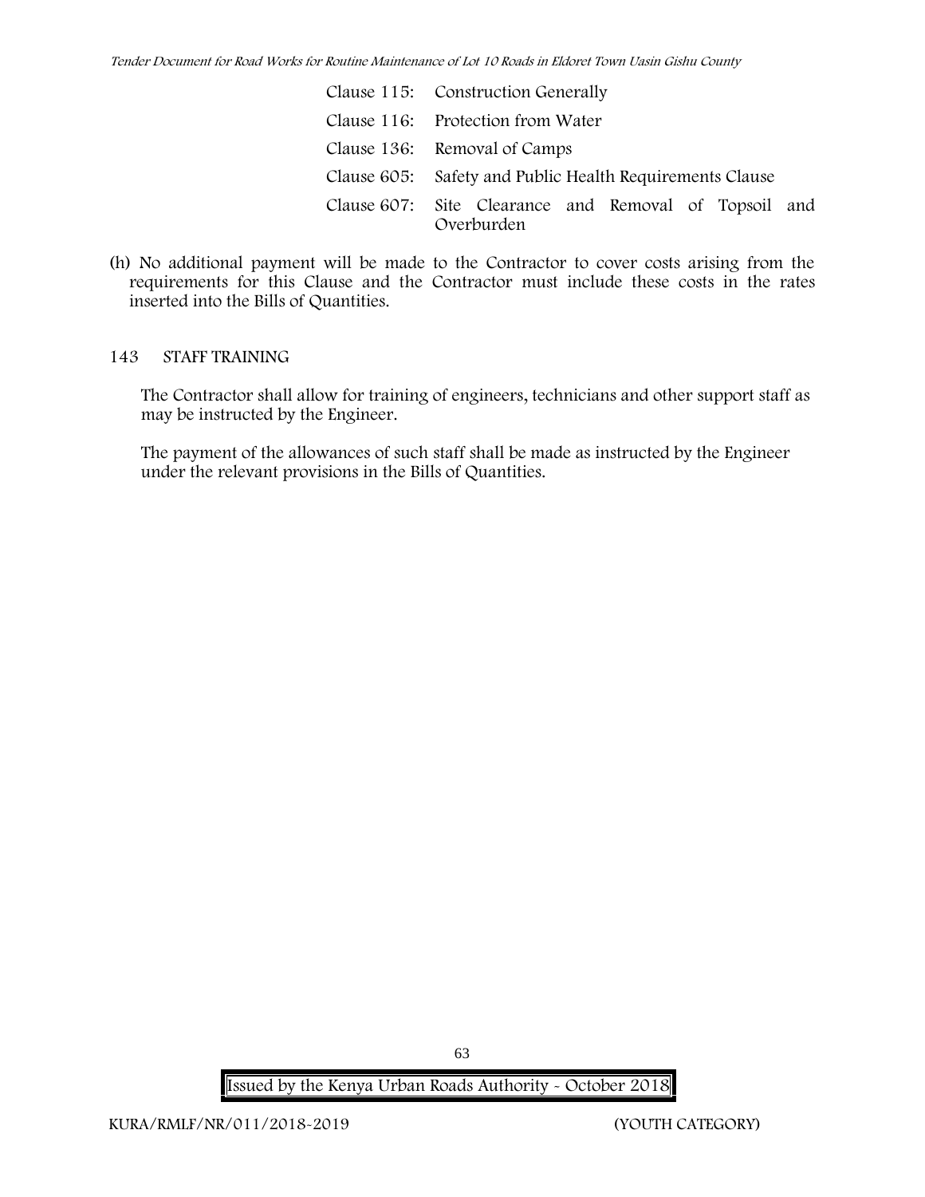| | |
|---|---|
| Clause 115: | Construction Generally |
| Clause 116: | Protection from Water |
| Clause 136: | Removal of Camps |
| Clause 605: | Safety and Public Health Requirements Clause |
| Clause 607: | Site Clearance and Removal of Topsoil and Overburden |

(h) No additional payment will be made to the Contractor to cover costs arising from the requirements for this Clause and the Contractor must include these costs in the rates inserted into the Bills of Quantities.

## 143 STAFF TRAINING

The Contractor shall allow for training of engineers, technicians and other support staff as may be instructed by the Engineer.

The payment of the allowances of such staff shall be made as instructed by the Engineer under the relevant provisions in the Bills of Quantities.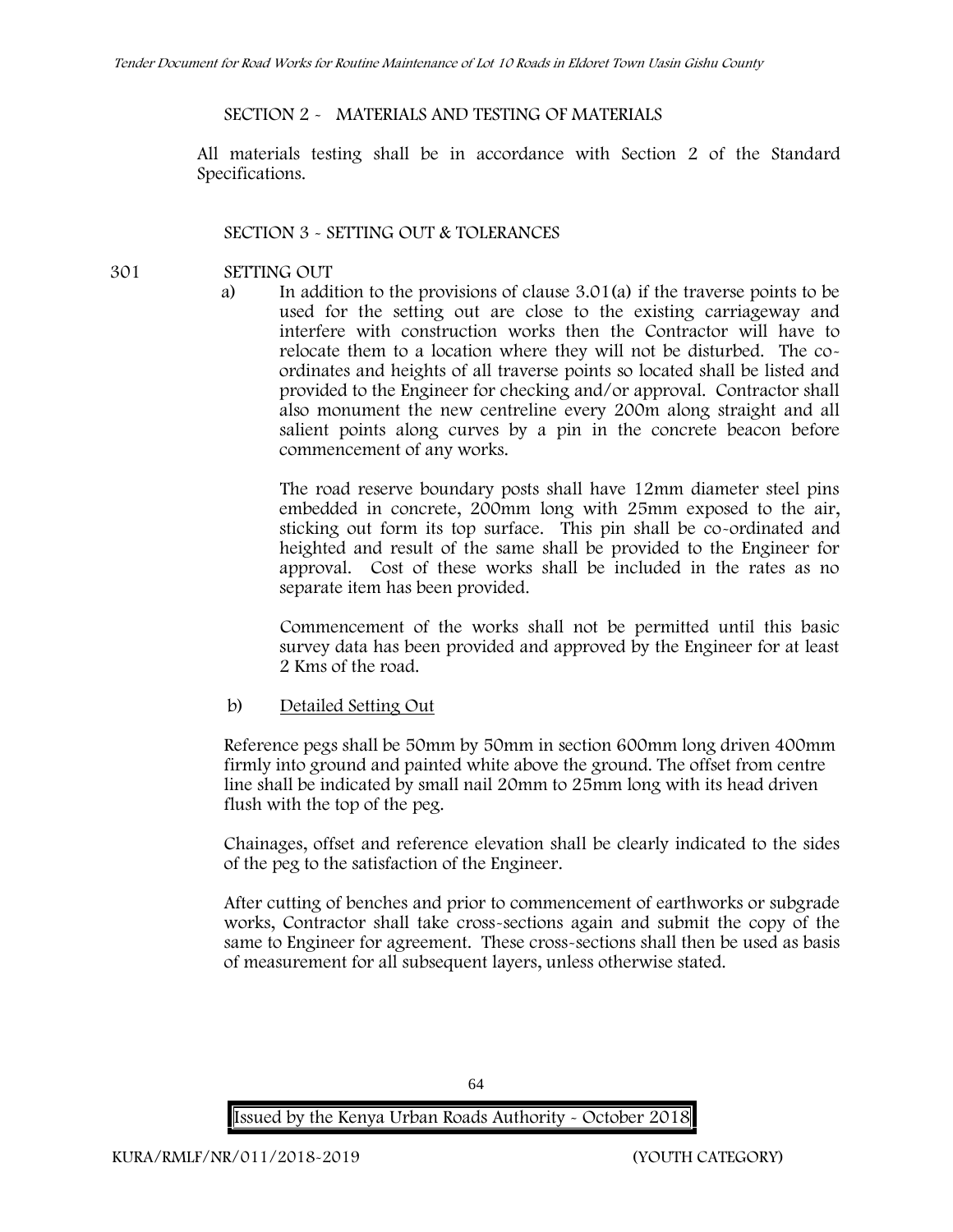## SECTION 2 - MATERIALS AND TESTING OF MATERIALS

All materials testing shall be in accordance with Section 2 of the Standard Specifications.

## SECTION 3 - SETTING OUT & TOLERANCES

### 301 SETTING OUT

a) In addition to the provisions of clause 3.01(a) if the traverse points to be used for the setting out are close to the existing carriageway and interfere with construction works then the Contractor will have to relocate them to a location where they will not be disturbed. The co-ordinates and heights of all traverse points so located shall be listed and provided to the Engineer for checking and/or approval. Contractor shall also monument the new centreline every 200m along straight and all salient points along curves by a pin in the concrete beacon before commencement of any works.

The road reserve boundary posts shall have 12mm diameter steel pins embedded in concrete, 200mm long with 25mm exposed to the air, sticking out form its top surface. This pin shall be co-ordinated and heighted and result of the same shall be provided to the Engineer for approval. Cost of these works shall be included in the rates as no separate item has been provided.

Commencement of the works shall not be permitted until this basic survey data has been provided and approved by the Engineer for at least 2 Kms of the road.

b) Detailed Setting Out

Reference pegs shall be 50mm by 50mm in section 600mm long driven 400mm firmly into ground and painted white above the ground. The offset from centre line shall be indicated by small nail 20mm to 25mm long with its head driven flush with the top of the peg.

Chainages, offset and reference elevation shall be clearly indicated to the sides of the peg to the satisfaction of the Engineer.

After cutting of benches and prior to commencement of earthworks or subgrade works, Contractor shall take cross-sections again and submit the copy of the same to Engineer for agreement. These cross-sections shall then be used as basis of measurement for all subsequent layers, unless otherwise stated.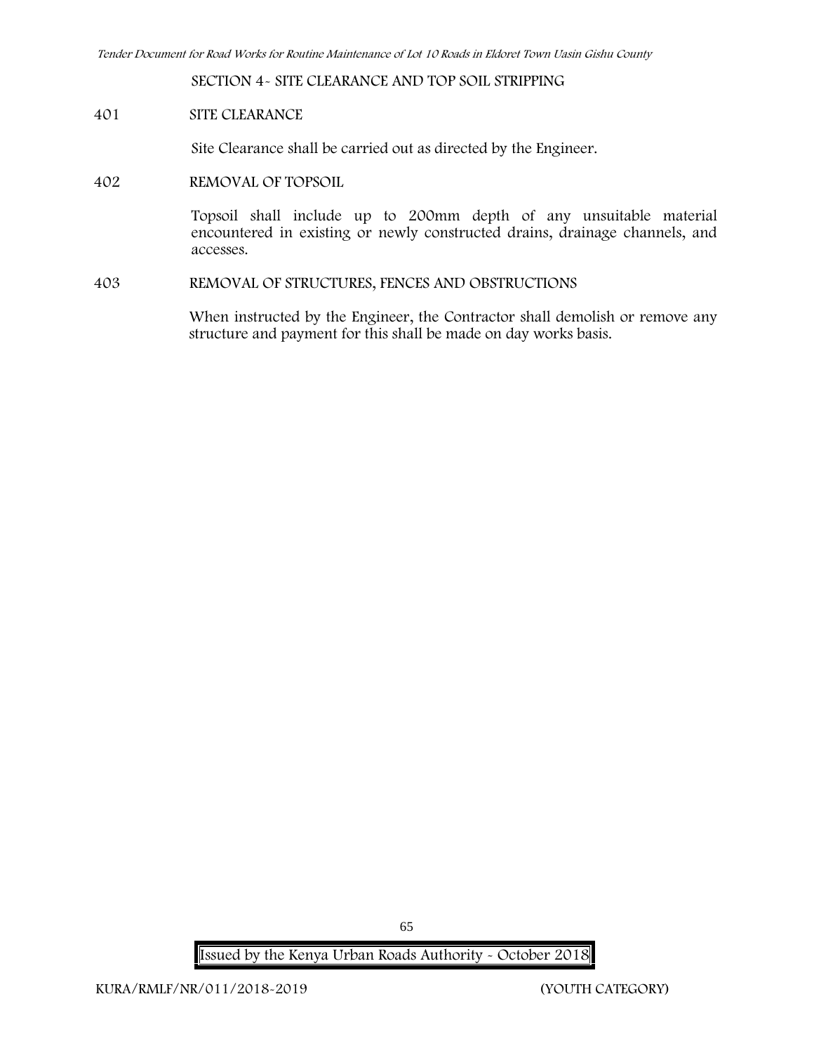## SECTION 4- SITE CLEARANCE AND TOP SOIL STRIPPING

### 401 SITE CLEARANCE

Site Clearance shall be carried out as directed by the Engineer.

### 402 REMOVAL OF TOPSOIL

Topsoil shall include up to 200mm depth of any unsuitable material encountered in existing or newly constructed drains, drainage channels, and accesses.

### 403 REMOVAL OF STRUCTURES, FENCES AND OBSTRUCTIONS

When instructed by the Engineer, the Contractor shall demolish or remove any structure and payment for this shall be made on day works basis.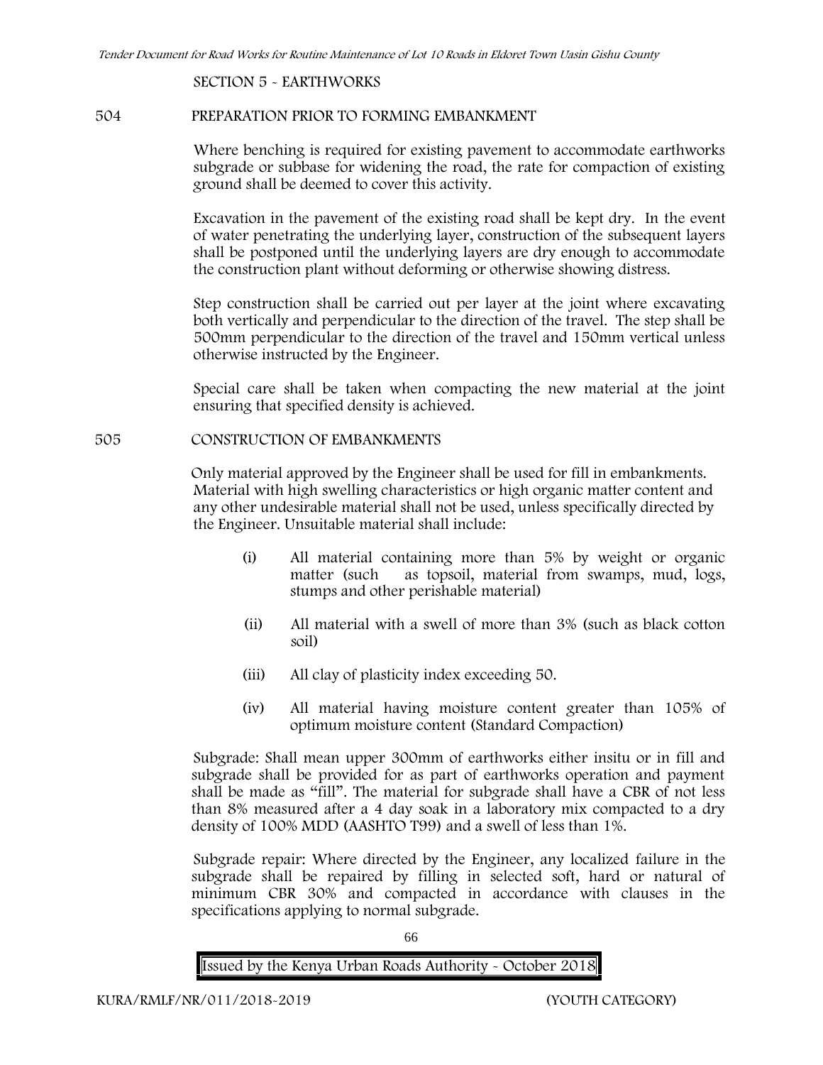SECTION 5 - EARTHWORKS

## 504 PREPARATION PRIOR TO FORMING EMBANKMENT

Where benching is required for existing pavement to accommodate earthworks subgrade or subbase for widening the road, the rate for compaction of existing ground shall be deemed to cover this activity.

Excavation in the pavement of the existing road shall be kept dry. In the event of water penetrating the underlying layer, construction of the subsequent layers shall be postponed until the underlying layers are dry enough to accommodate the construction plant without deforming or otherwise showing distress.

Step construction shall be carried out per layer at the joint where excavating both vertically and perpendicular to the direction of the travel. The step shall be 500mm perpendicular to the direction of the travel and 150mm vertical unless otherwise instructed by the Engineer.

Special care shall be taken when compacting the new material at the joint ensuring that specified density is achieved.

## 505 CONSTRUCTION OF EMBANKMENTS

Only material approved by the Engineer shall be used for fill in embankments. Material with high swelling characteristics or high organic matter content and any other undesirable material shall not be used, unless specifically directed by the Engineer. Unsuitable material shall include:

(i) All material containing more than 5% by weight or organic matter (such as topsoil, material from swamps, mud, logs, stumps and other perishable material)

(ii) All material with a swell of more than 3% (such as black cotton soil)

(iii) All clay of plasticity index exceeding 50.

(iv) All material having moisture content greater than 105% of optimum moisture content (Standard Compaction)

Subgrade: Shall mean upper 300mm of earthworks either insitu or in fill and subgrade shall be provided for as part of earthworks operation and payment shall be made as "fill". The material for subgrade shall have a CBR of not less than 8% measured after a 4 day soak in a laboratory mix compacted to a dry density of 100% MDD (AASHTO T99) and a swell of less than 1%.

Subgrade repair: Where directed by the Engineer, any localized failure in the subgrade shall be repaired by filling in selected soft, hard or natural of minimum CBR 30% and compacted in accordance with clauses in the specifications applying to normal subgrade.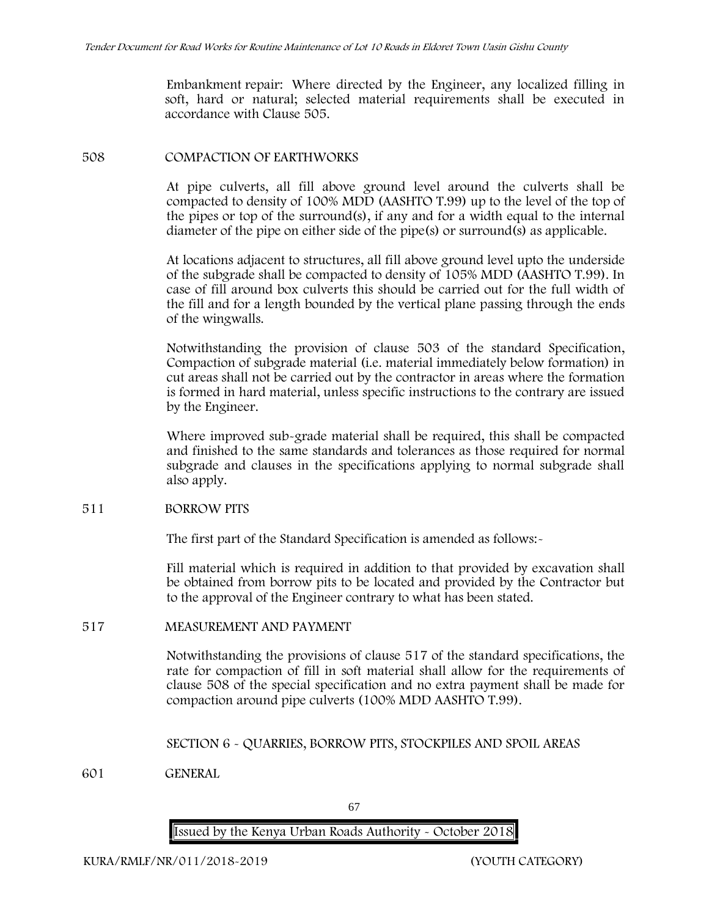Embankment repair: Where directed by the Engineer, any localized filling in soft, hard or natural; selected material requirements shall be executed in accordance with Clause 505.

## 508 COMPACTION OF EARTHWORKS

At pipe culverts, all fill above ground level around the culverts shall be compacted to density of 100% MDD (AASHTO T.99) up to the level of the top of the pipes or top of the surround(s), if any and for a width equal to the internal diameter of the pipe on either side of the pipe(s) or surround(s) as applicable.

At locations adjacent to structures, all fill above ground level upto the underside of the subgrade shall be compacted to density of 105% MDD (AASHTO T.99). In case of fill around box culverts this should be carried out for the full width of the fill and for a length bounded by the vertical plane passing through the ends of the wingwalls.

Notwithstanding the provision of clause 503 of the standard Specification, Compaction of subgrade material (i.e. material immediately below formation) in cut areas shall not be carried out by the contractor in areas where the formation is formed in hard material, unless specific instructions to the contrary are issued by the Engineer.

Where improved sub-grade material shall be required, this shall be compacted and finished to the same standards and tolerances as those required for normal subgrade and clauses in the specifications applying to normal subgrade shall also apply.

## 511 BORROW PITS

The first part of the Standard Specification is amended as follows:-

Fill material which is required in addition to that provided by excavation shall be obtained from borrow pits to be located and provided by the Contractor but to the approval of the Engineer contrary to what has been stated.

## 517 MEASUREMENT AND PAYMENT

Notwithstanding the provisions of clause 517 of the standard specifications, the rate for compaction of fill in soft material shall allow for the requirements of clause 508 of the special specification and no extra payment shall be made for compaction around pipe culverts (100% MDD AASHTO T.99).

# SECTION 6 - QUARRIES, BORROW PITS, STOCKPILES AND SPOIL AREAS

## 601 GENERAL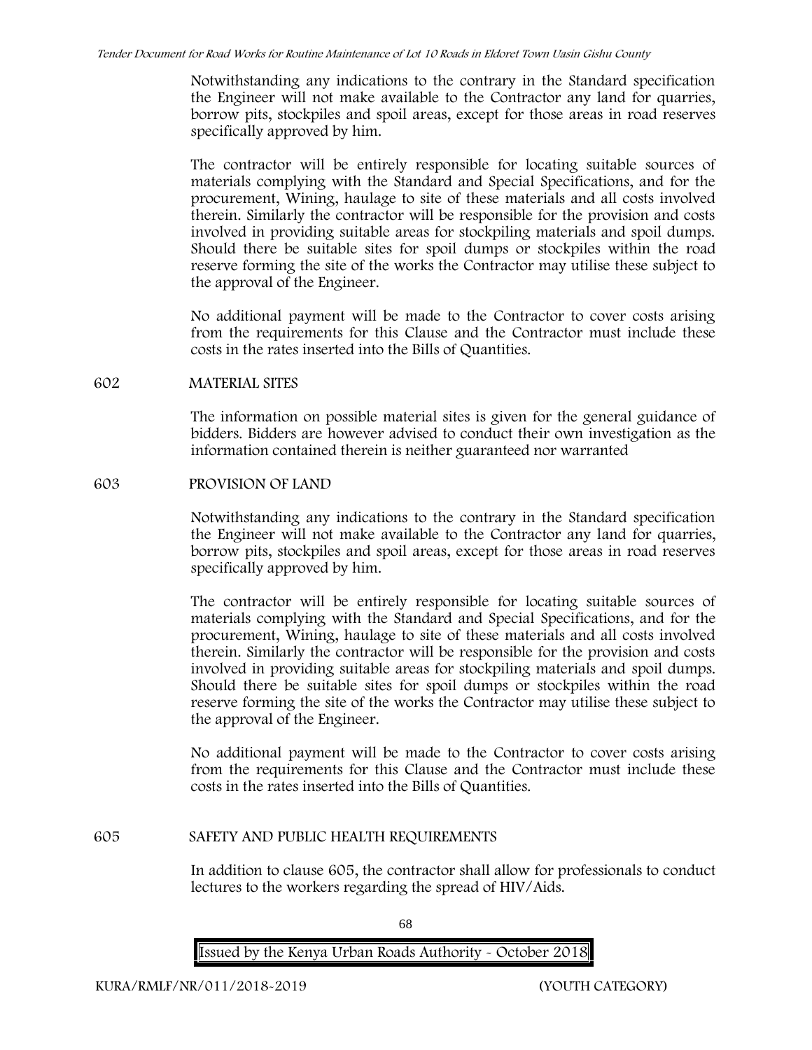Notwithstanding any indications to the contrary in the Standard specification the Engineer will not make available to the Contractor any land for quarries, borrow pits, stockpiles and spoil areas, except for those areas in road reserves specifically approved by him.

The contractor will be entirely responsible for locating suitable sources of materials complying with the Standard and Special Specifications, and for the procurement, Wining, haulage to site of these materials and all costs involved therein. Similarly the contractor will be responsible for the provision and costs involved in providing suitable areas for stockpiling materials and spoil dumps. Should there be suitable sites for spoil dumps or stockpiles within the road reserve forming the site of the works the Contractor may utilise these subject to the approval of the Engineer.

No additional payment will be made to the Contractor to cover costs arising from the requirements for this Clause and the Contractor must include these costs in the rates inserted into the Bills of Quantities.

## 602 MATERIAL SITES

The information on possible material sites is given for the general guidance of bidders. Bidders are however advised to conduct their own investigation as the information contained therein is neither guaranteed nor warranted

## 603 PROVISION OF LAND

Notwithstanding any indications to the contrary in the Standard specification the Engineer will not make available to the Contractor any land for quarries, borrow pits, stockpiles and spoil areas, except for those areas in road reserves specifically approved by him.

The contractor will be entirely responsible for locating suitable sources of materials complying with the Standard and Special Specifications, and for the procurement, Wining, haulage to site of these materials and all costs involved therein. Similarly the contractor will be responsible for the provision and costs involved in providing suitable areas for stockpiling materials and spoil dumps. Should there be suitable sites for spoil dumps or stockpiles within the road reserve forming the site of the works the Contractor may utilise these subject to the approval of the Engineer.

No additional payment will be made to the Contractor to cover costs arising from the requirements for this Clause and the Contractor must include these costs in the rates inserted into the Bills of Quantities.

## 605 SAFETY AND PUBLIC HEALTH REQUIREMENTS

In addition to clause 605, the contractor shall allow for professionals to conduct lectures to the workers regarding the spread of HIV/Aids.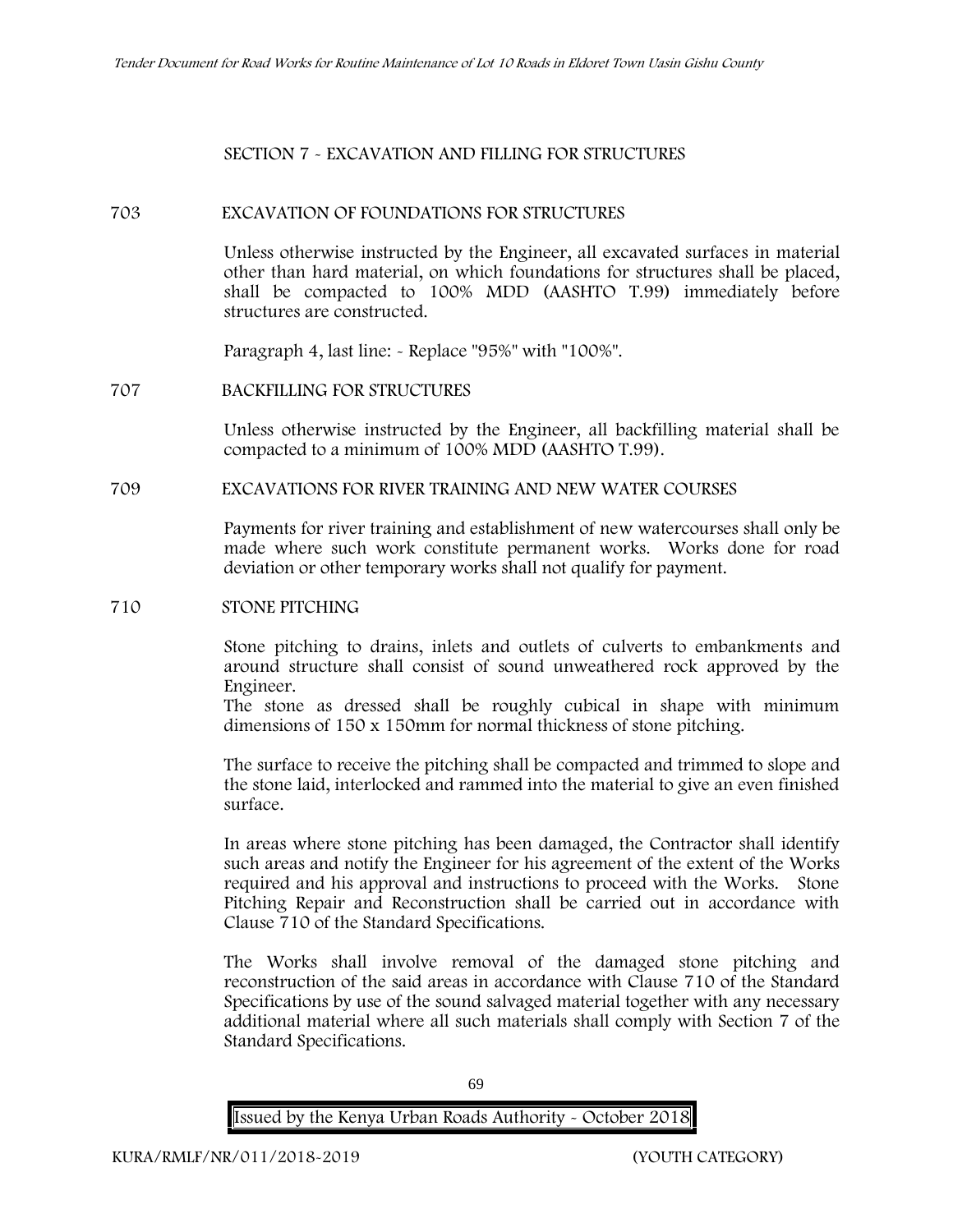## SECTION 7 - EXCAVATION AND FILLING FOR STRUCTURES

### 703 EXCAVATION OF FOUNDATIONS FOR STRUCTURES

Unless otherwise instructed by the Engineer, all excavated surfaces in material other than hard material, on which foundations for structures shall be placed, shall be compacted to 100% MDD (AASHTO T.99) immediately before structures are constructed.

Paragraph 4, last line: - Replace "95%" with "100%".

### 707 BACKFILLING FOR STRUCTURES

Unless otherwise instructed by the Engineer, all backfilling material shall be compacted to a minimum of 100% MDD (AASHTO T.99).

### 709 EXCAVATIONS FOR RIVER TRAINING AND NEW WATER COURSES

Payments for river training and establishment of new watercourses shall only be made where such work constitute permanent works. Works done for road deviation or other temporary works shall not qualify for payment.

### 710 STONE PITCHING

Stone pitching to drains, inlets and outlets of culverts to embankments and around structure shall consist of sound unweathered rock approved by the Engineer.
The stone as dressed shall be roughly cubical in shape with minimum dimensions of 150 x 150mm for normal thickness of stone pitching.

The surface to receive the pitching shall be compacted and trimmed to slope and the stone laid, interlocked and rammed into the material to give an even finished surface.

In areas where stone pitching has been damaged, the Contractor shall identify such areas and notify the Engineer for his agreement of the extent of the Works required and his approval and instructions to proceed with the Works. Stone Pitching Repair and Reconstruction shall be carried out in accordance with Clause 710 of the Standard Specifications.

The Works shall involve removal of the damaged stone pitching and reconstruction of the said areas in accordance with Clause 710 of the Standard Specifications by use of the sound salvaged material together with any necessary additional material where all such materials shall comply with Section 7 of the Standard Specifications.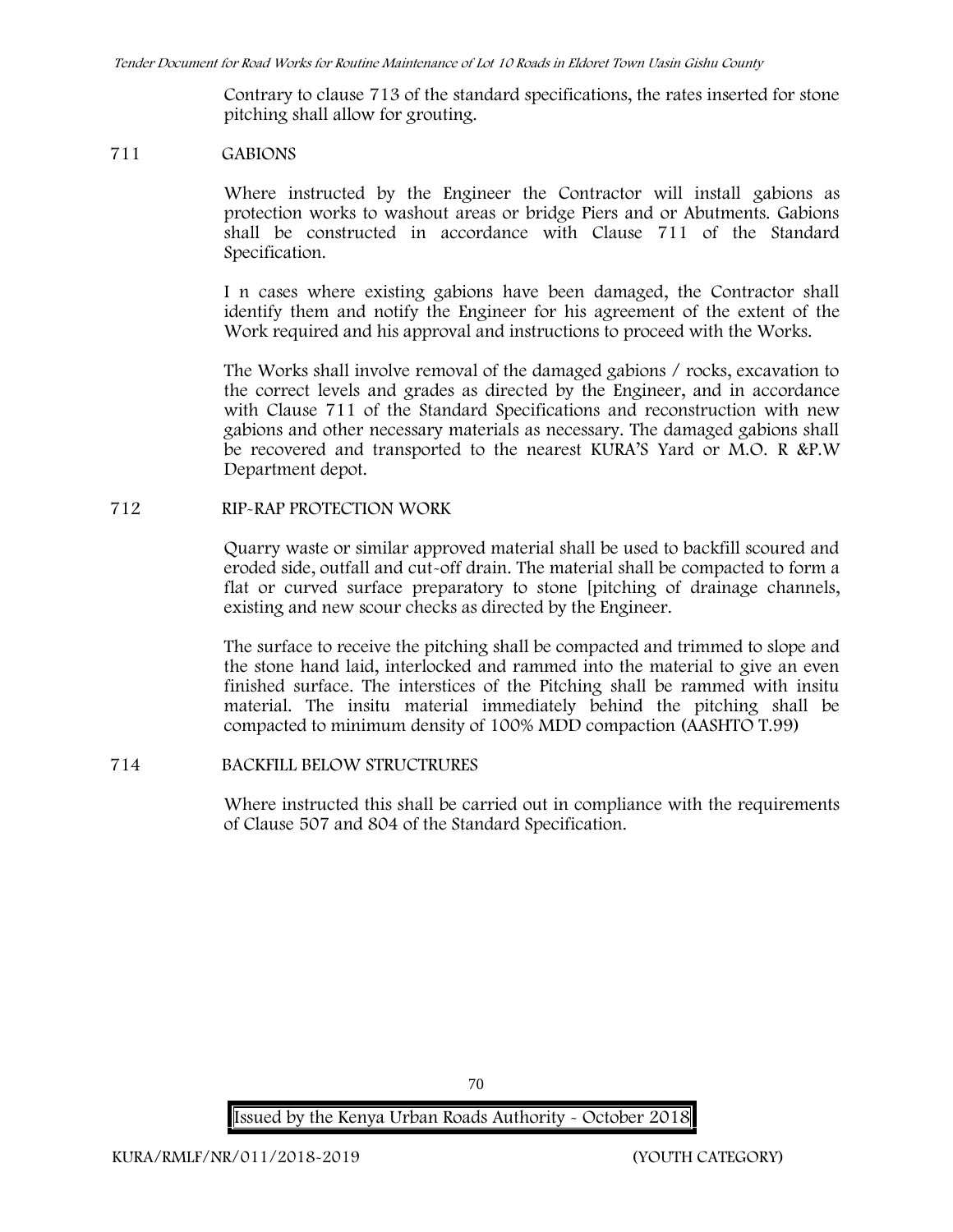Contrary to clause 713 of the standard specifications, the rates inserted for stone pitching shall allow for grouting.

## 711 GABIONS

Where instructed by the Engineer the Contractor will install gabions as protection works to washout areas or bridge Piers and or Abutments. Gabions shall be constructed in accordance with Clause 711 of the Standard Specification.

I n cases where existing gabions have been damaged, the Contractor shall identify them and notify the Engineer for his agreement of the extent of the Work required and his approval and instructions to proceed with the Works.

The Works shall involve removal of the damaged gabions / rocks, excavation to the correct levels and grades as directed by the Engineer, and in accordance with Clause 711 of the Standard Specifications and reconstruction with new gabions and other necessary materials as necessary. The damaged gabions shall be recovered and transported to the nearest KURA'S Yard or M.O. R &P.W Department depot.

## 712 RIP-RAP PROTECTION WORK

Quarry waste or similar approved material shall be used to backfill scoured and eroded side, outfall and cut-off drain. The material shall be compacted to form a flat or curved surface preparatory to stone [pitching of drainage channels, existing and new scour checks as directed by the Engineer.

The surface to receive the pitching shall be compacted and trimmed to slope and the stone hand laid, interlocked and rammed into the material to give an even finished surface. The interstices of the Pitching shall be rammed with insitu material. The insitu material immediately behind the pitching shall be compacted to minimum density of 100% MDD compaction (AASHTO T.99)

## 714 BACKFILL BELOW STRUCTRURES

Where instructed this shall be carried out in compliance with the requirements of Clause 507 and 804 of the Standard Specification.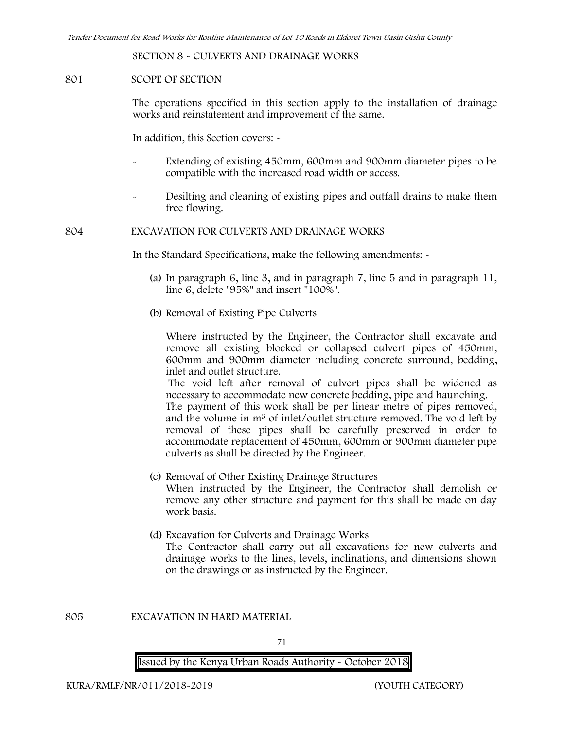SECTION 8 - CULVERTS AND DRAINAGE WORKS

801 SCOPE OF SECTION

The operations specified in this section apply to the installation of drainage works and reinstatement and improvement of the same.

In addition, this Section covers: -

- Extending of existing 450mm, 600mm and 900mm diameter pipes to be compatible with the increased road width or access.
- Desilting and cleaning of existing pipes and outfall drains to make them free flowing.

804 EXCAVATION FOR CULVERTS AND DRAINAGE WORKS

In the Standard Specifications, make the following amendments: -

(a) In paragraph 6, line 3, and in paragraph 7, line 5 and in paragraph 11, line 6, delete "95%" and insert "100%".

(b) Removal of Existing Pipe Culverts

Where instructed by the Engineer, the Contractor shall excavate and remove all existing blocked or collapsed culvert pipes of 450mm, 600mm and 900mm diameter including concrete surround, bedding, inlet and outlet structure.

The void left after removal of culvert pipes shall be widened as necessary to accommodate new concrete bedding, pipe and haunching.

The payment of this work shall be per linear metre of pipes removed, and the volume in $m^3$ of inlet/outlet structure removed. The void left by removal of these pipes shall be carefully preserved in order to accommodate replacement of 450mm, 600mm or 900mm diameter pipe culverts as shall be directed by the Engineer.

(c) Removal of Other Existing Drainage Structures

When instructed by the Engineer, the Contractor shall demolish or remove any other structure and payment for this shall be made on day work basis.

(d) Excavation for Culverts and Drainage Works

The Contractor shall carry out all excavations for new culverts and drainage works to the lines, levels, inclinations, and dimensions shown on the drawings or as instructed by the Engineer.

805 EXCAVATION IN HARD MATERIAL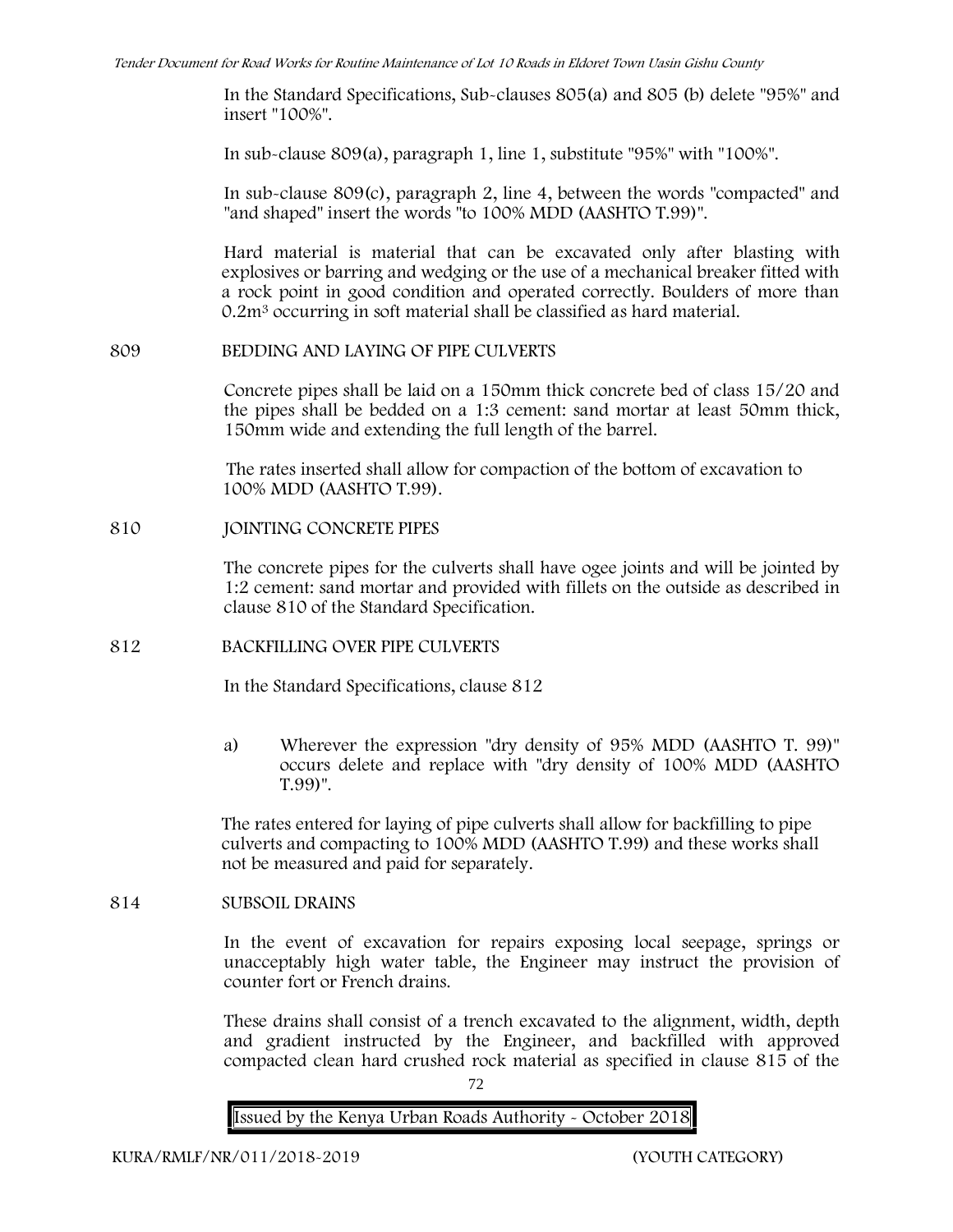In the Standard Specifications, Sub-clauses 805(a) and 805 (b) delete "95%" and insert "100%".

In sub-clause 809(a), paragraph 1, line 1, substitute "95%" with "100%".

In sub-clause 809(c), paragraph 2, line 4, between the words "compacted" and "and shaped" insert the words "to 100% MDD (AASHTO T.99)".

Hard material is material that can be excavated only after blasting with explosives or barring and wedging or the use of a mechanical breaker fitted with a rock point in good condition and operated correctly. Boulders of more than $0.2m^3$ occurring in soft material shall be classified as hard material.

## 809 BEDDING AND LAYING OF PIPE CULVERTS

Concrete pipes shall be laid on a 150mm thick concrete bed of class 15/20 and the pipes shall be bedded on a 1:3 cement: sand mortar at least 50mm thick, 150mm wide and extending the full length of the barrel.

The rates inserted shall allow for compaction of the bottom of excavation to 100% MDD (AASHTO T.99).

## 810 JOINTING CONCRETE PIPES

The concrete pipes for the culverts shall have ogee joints and will be jointed by 1:2 cement: sand mortar and provided with fillets on the outside as described in clause 810 of the Standard Specification.

## 812 BACKFILLING OVER PIPE CULVERTS

In the Standard Specifications, clause 812

a) Wherever the expression "dry density of 95% MDD (AASHTO T. 99)" occurs delete and replace with "dry density of 100% MDD (AASHTO T.99)".

The rates entered for laying of pipe culverts shall allow for backfilling to pipe culverts and compacting to 100% MDD (AASHTO T.99) and these works shall not be measured and paid for separately.

## 814 SUBSOIL DRAINS

In the event of excavation for repairs exposing local seepage, springs or unacceptably high water table, the Engineer may instruct the provision of counter fort or French drains.

These drains shall consist of a trench excavated to the alignment, width, depth and gradient instructed by the Engineer, and backfilled with approved compacted clean hard crushed rock material as specified in clause 815 of the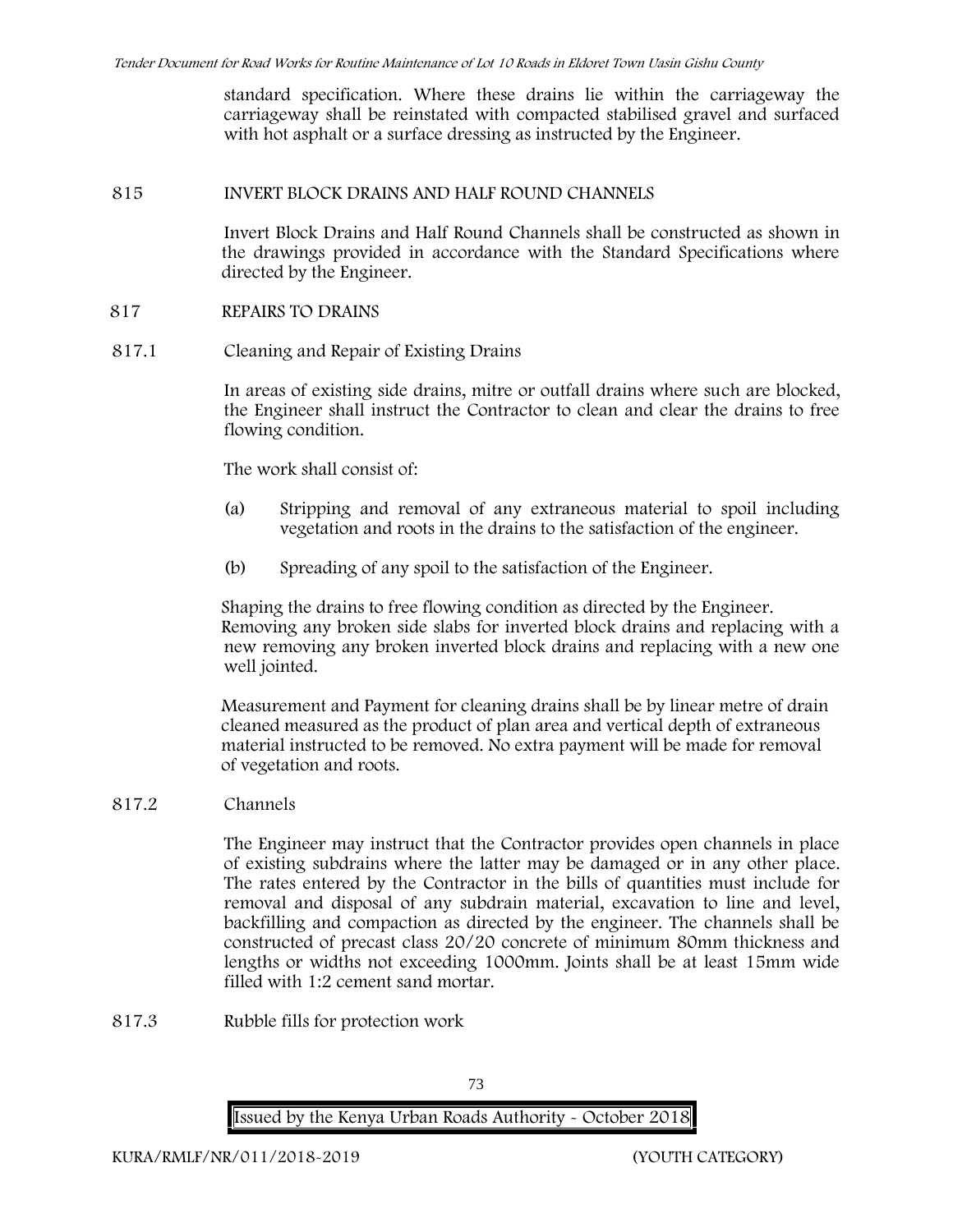standard specification. Where these drains lie within the carriageway the carriageway shall be reinstated with compacted stabilised gravel and surfaced with hot asphalt or a surface dressing as instructed by the Engineer.

## 815 INVERT BLOCK DRAINS AND HALF ROUND CHANNELS

Invert Block Drains and Half Round Channels shall be constructed as shown in the drawings provided in accordance with the Standard Specifications where directed by the Engineer.

## 817 REPAIRS TO DRAINS

### 817.1 Cleaning and Repair of Existing Drains

In areas of existing side drains, mitre or outfall drains where such are blocked, the Engineer shall instruct the Contractor to clean and clear the drains to free flowing condition.

The work shall consist of:

(a) Stripping and removal of any extraneous material to spoil including vegetation and roots in the drains to the satisfaction of the engineer.

(b) Spreading of any spoil to the satisfaction of the Engineer.

Shaping the drains to free flowing condition as directed by the Engineer. Removing any broken side slabs for inverted block drains and replacing with a new removing any broken inverted block drains and replacing with a new one well jointed.

Measurement and Payment for cleaning drains shall be by linear metre of drain cleaned measured as the product of plan area and vertical depth of extraneous material instructed to be removed. No extra payment will be made for removal of vegetation and roots.

### 817.2 Channels

The Engineer may instruct that the Contractor provides open channels in place of existing subdrains where the latter may be damaged or in any other place. The rates entered by the Contractor in the bills of quantities must include for removal and disposal of any subdrain material, excavation to line and level, backfilling and compaction as directed by the engineer. The channels shall be constructed of precast class 20/20 concrete of minimum 80mm thickness and lengths or widths not exceeding 1000mm. Joints shall be at least 15mm wide filled with 1:2 cement sand mortar.

### 817.3 Rubble fills for protection work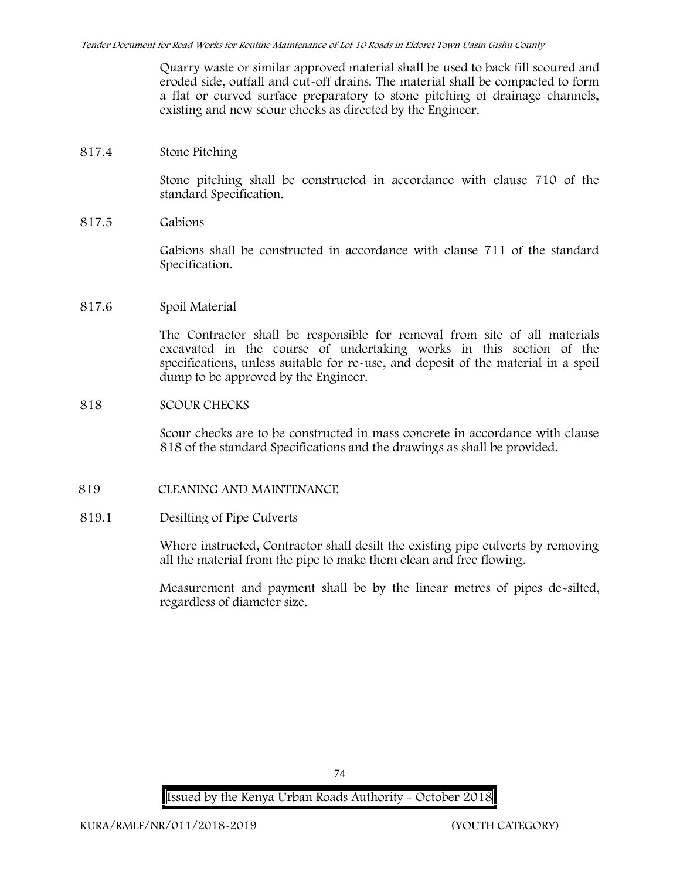Quarry waste or similar approved material shall be used to back fill scoured and eroded side, outfall and cut-off drains. The material shall be compacted to form a flat or curved surface preparatory to stone pitching of drainage channels, existing and new scour checks as directed by the Engineer.

817.4 Stone Pitching

Stone pitching shall be constructed in accordance with clause 710 of the standard Specification.

817.5 Gabions

Gabions shall be constructed in accordance with clause 711 of the standard Specification.

817.6 Spoil Material

The Contractor shall be responsible for removal from site of all materials excavated in the course of undertaking works in this section of the specifications, unless suitable for re-use, and deposit of the material in a spoil dump to be approved by the Engineer.

818 SCOUR CHECKS

Scour checks are to be constructed in mass concrete in accordance with clause 818 of the standard Specifications and the drawings as shall be provided.

819 CLEANING AND MAINTENANCE

819.1 Desilting of Pipe Culverts

Where instructed, Contractor shall desilt the existing pipe culverts by removing all the material from the pipe to make them clean and free flowing.

Measurement and payment shall be by the linear metres of pipes de-silted, regardless of diameter size.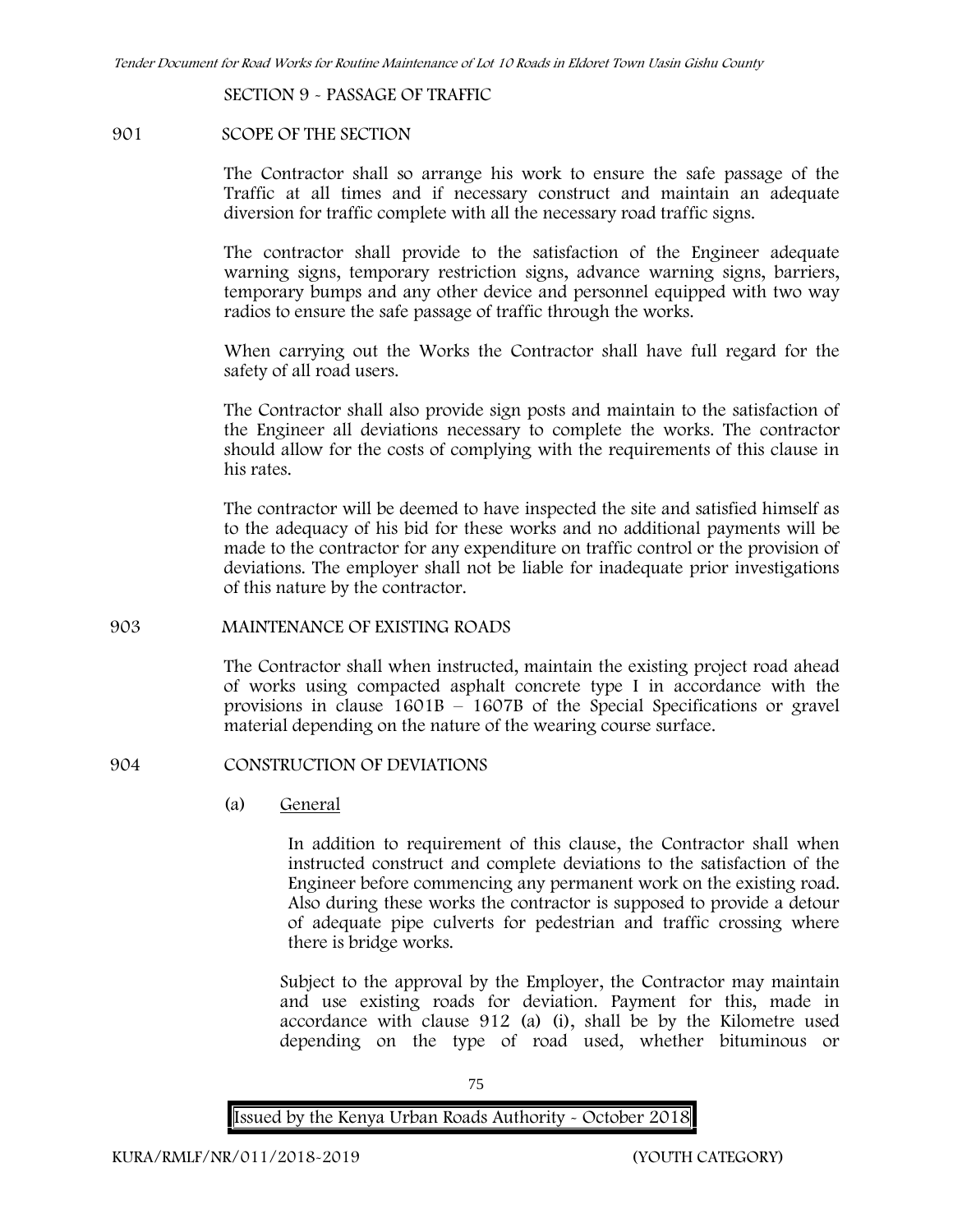SECTION 9 - PASSAGE OF TRAFFIC

901 SCOPE OF THE SECTION

The Contractor shall so arrange his work to ensure the safe passage of the Traffic at all times and if necessary construct and maintain an adequate diversion for traffic complete with all the necessary road traffic signs.

The contractor shall provide to the satisfaction of the Engineer adequate warning signs, temporary restriction signs, advance warning signs, barriers, temporary bumps and any other device and personnel equipped with two way radios to ensure the safe passage of traffic through the works.

When carrying out the Works the Contractor shall have full regard for the safety of all road users.

The Contractor shall also provide sign posts and maintain to the satisfaction of the Engineer all deviations necessary to complete the works. The contractor should allow for the costs of complying with the requirements of this clause in his rates.

The contractor will be deemed to have inspected the site and satisfied himself as to the adequacy of his bid for these works and no additional payments will be made to the contractor for any expenditure on traffic control or the provision of deviations. The employer shall not be liable for inadequate prior investigations of this nature by the contractor.

903 MAINTENANCE OF EXISTING ROADS

The Contractor shall when instructed, maintain the existing project road ahead of works using compacted asphalt concrete type I in accordance with the provisions in clause 1601B – 1607B of the Special Specifications or gravel material depending on the nature of the wearing course surface.

904 CONSTRUCTION OF DEVIATIONS

(a) General

In addition to requirement of this clause, the Contractor shall when instructed construct and complete deviations to the satisfaction of the Engineer before commencing any permanent work on the existing road. Also during these works the contractor is supposed to provide a detour of adequate pipe culverts for pedestrian and traffic crossing where there is bridge works.

Subject to the approval by the Employer, the Contractor may maintain and use existing roads for deviation. Payment for this, made in accordance with clause 912 (a) (i), shall be by the Kilometre used depending on the type of road used, whether bituminous or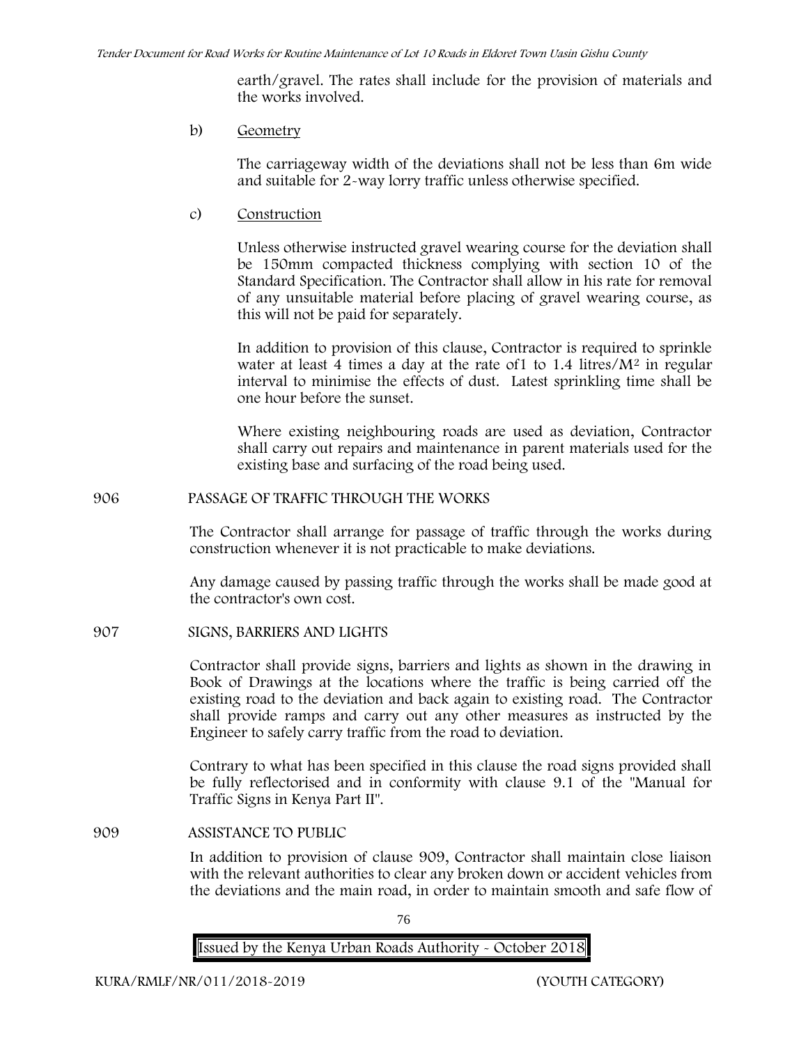earth/gravel. The rates shall include for the provision of materials and the works involved.

b) Geometry

The carriageway width of the deviations shall not be less than 6m wide and suitable for 2-way lorry traffic unless otherwise specified.

c) Construction

Unless otherwise instructed gravel wearing course for the deviation shall be 150mm compacted thickness complying with section 10 of the Standard Specification. The Contractor shall allow in his rate for removal of any unsuitable material before placing of gravel wearing course, as this will not be paid for separately.

In addition to provision of this clause, Contractor is required to sprinkle water at least 4 times a day at the rate of1 to 1.4 litres/$M^2$ in regular interval to minimise the effects of dust. Latest sprinkling time shall be one hour before the sunset.

Where existing neighbouring roads are used as deviation, Contractor shall carry out repairs and maintenance in parent materials used for the existing base and surfacing of the road being used.

## 906 PASSAGE OF TRAFFIC THROUGH THE WORKS

The Contractor shall arrange for passage of traffic through the works during construction whenever it is not practicable to make deviations.

Any damage caused by passing traffic through the works shall be made good at the contractor's own cost.

## 907 SIGNS, BARRIERS AND LIGHTS

Contractor shall provide signs, barriers and lights as shown in the drawing in Book of Drawings at the locations where the traffic is being carried off the existing road to the deviation and back again to existing road. The Contractor shall provide ramps and carry out any other measures as instructed by the Engineer to safely carry traffic from the road to deviation.

Contrary to what has been specified in this clause the road signs provided shall be fully reflectorised and in conformity with clause 9.1 of the "Manual for Traffic Signs in Kenya Part II".

## 909 ASSISTANCE TO PUBLIC

In addition to provision of clause 909, Contractor shall maintain close liaison with the relevant authorities to clear any broken down or accident vehicles from the deviations and the main road, in order to maintain smooth and safe flow of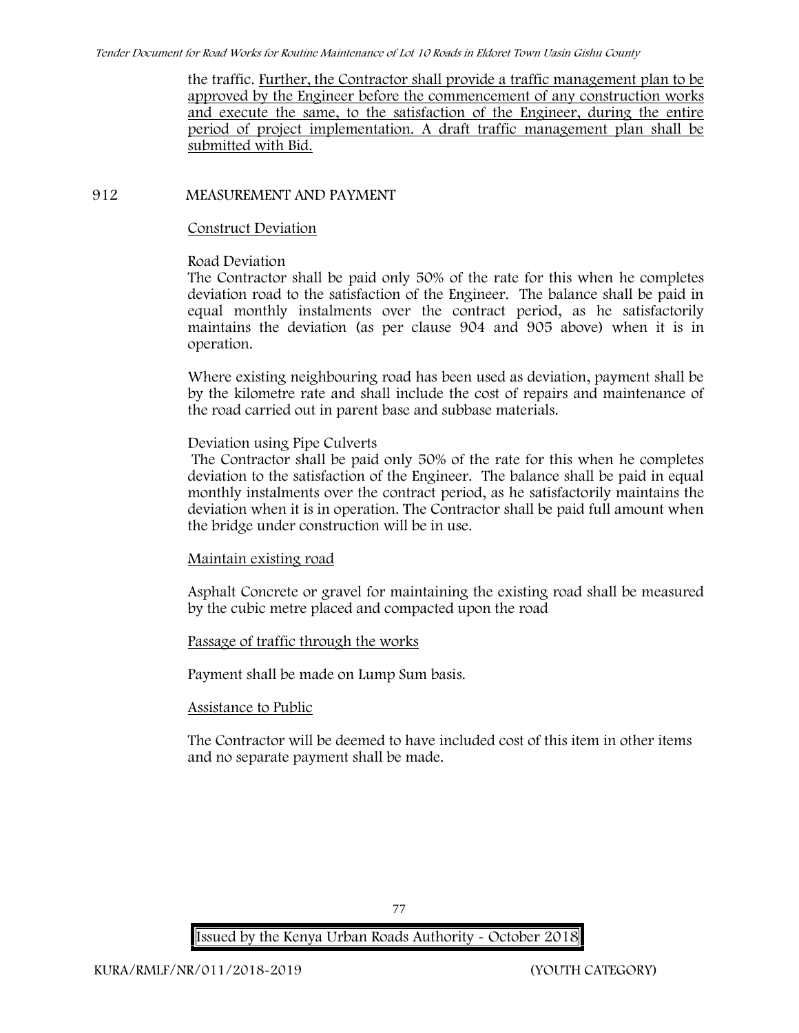the traffic. Further, the Contractor shall provide a traffic management plan to be approved by the Engineer before the commencement of any construction works and execute the same, to the satisfaction of the Engineer, during the entire period of project implementation. A draft traffic management plan shall be submitted with Bid.

## 912 MEASUREMENT AND PAYMENT

Construct Deviation

Road Deviation

The Contractor shall be paid only 50% of the rate for this when he completes deviation road to the satisfaction of the Engineer. The balance shall be paid in equal monthly instalments over the contract period, as he satisfactorily maintains the deviation (as per clause 904 and 905 above) when it is in operation.

Where existing neighbouring road has been used as deviation, payment shall be by the kilometre rate and shall include the cost of repairs and maintenance of the road carried out in parent base and subbase materials.

Deviation using Pipe Culverts

The Contractor shall be paid only 50% of the rate for this when he completes deviation to the satisfaction of the Engineer. The balance shall be paid in equal monthly instalments over the contract period, as he satisfactorily maintains the deviation when it is in operation. The Contractor shall be paid full amount when the bridge under construction will be in use.

Maintain existing road

Asphalt Concrete or gravel for maintaining the existing road shall be measured by the cubic metre placed and compacted upon the road

Passage of traffic through the works

Payment shall be made on Lump Sum basis.

Assistance to Public

The Contractor will be deemed to have included cost of this item in other items and no separate payment shall be made.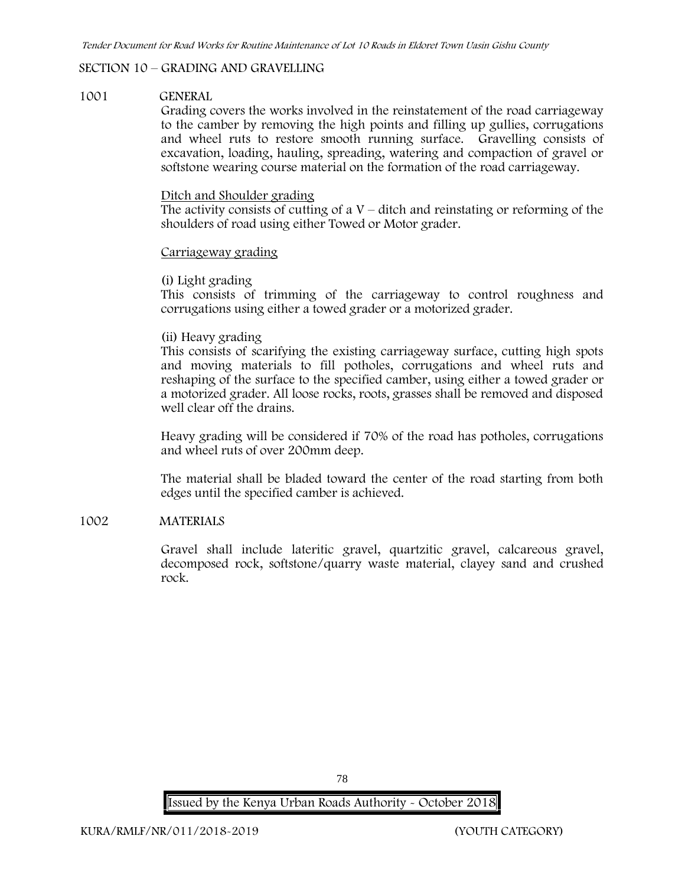## SECTION 10 – GRADING AND GRAVELLING

### 1001 GENERAL

Grading covers the works involved in the reinstatement of the road carriageway to the camber by removing the high points and filling up gullies, corrugations and wheel ruts to restore smooth running surface. Gravelling consists of excavation, loading, hauling, spreading, watering and compaction of gravel or softstone wearing course material on the formation of the road carriageway.

<u>Ditch and Shoulder grading</u>

The activity consists of cutting of a V – ditch and reinstating or reforming of the shoulders of road using either Towed or Motor grader.

<u>Carriageway grading</u>

(i) Light grading

This consists of trimming of the carriageway to control roughness and corrugations using either a towed grader or a motorized grader.

(ii) Heavy grading

This consists of scarifying the existing carriageway surface, cutting high spots and moving materials to fill potholes, corrugations and wheel ruts and reshaping of the surface to the specified camber, using either a towed grader or a motorized grader. All loose rocks, roots, grasses shall be removed and disposed well clear off the drains.

Heavy grading will be considered if 70% of the road has potholes, corrugations and wheel ruts of over 200mm deep.

The material shall be bladed toward the center of the road starting from both edges until the specified camber is achieved.

### 1002 MATERIALS

Gravel shall include lateritic gravel, quartzitic gravel, calcareous gravel, decomposed rock, softstone/quarry waste material, clayey sand and crushed rock.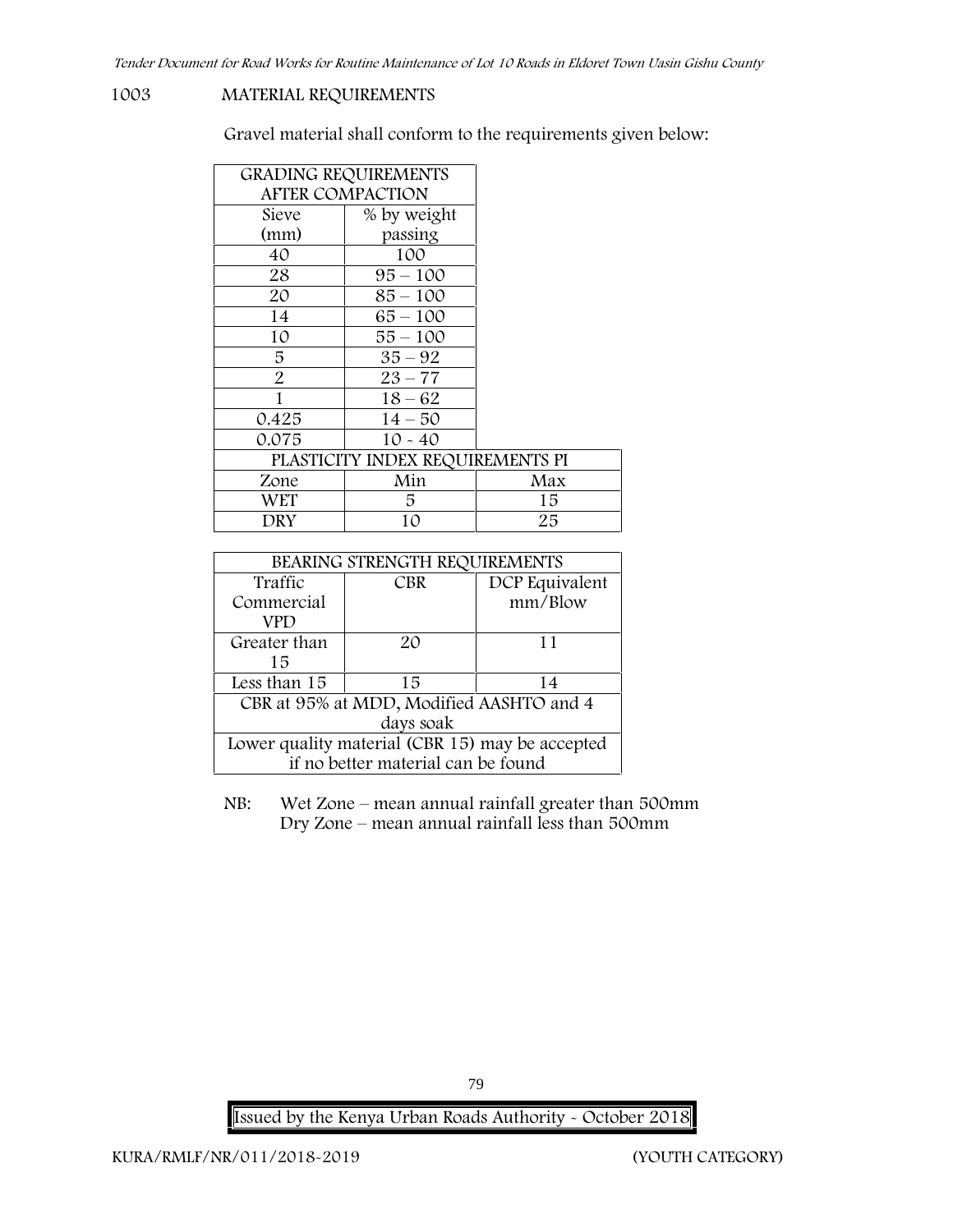## 1003 MATERIAL REQUIREMENTS

Gravel material shall conform to the requirements given below:

| GRADING REQUIREMENTS AFTER COMPACTION | | |
|---|---|---|
| Sieve (mm) | % by weight passing | |
| 40 | 100 | |
| 28 | 95 – 100 | |
| 20 | 85 – 100 | |
| 14 | 65 – 100 | |
| 10 | 55 – 100 | |
| 5 | 35 – 92 | |
| 2 | 23 – 77 | |
| 1 | 18 – 62 | |
| 0.425 | 14 – 50 | |
| 0.075 | 10 - 40 | |
| PLASTICITY INDEX REQUIREMENTS PI | | |
| Zone | Min | Max |
| WET | 5 | 15 |
| DRY | 10 | 25 |

| BEARING STRENGTH REQUIREMENTS | | |
|---|---|---|
| Traffic Commercial VPD | CBR | DCP Equivalent mm/Blow |
| Greater than 15 | 20 | 11 |
| Less than 15 | 15 | 14 |
| CBR at 95% at MDD, Modified AASHTO and 4 days soak | | |
| Lower quality material (CBR 15) may be accepted if no better material can be found | | |

NB: Wet Zone – mean annual rainfall greater than 500mm
Dry Zone – mean annual rainfall less than 500mm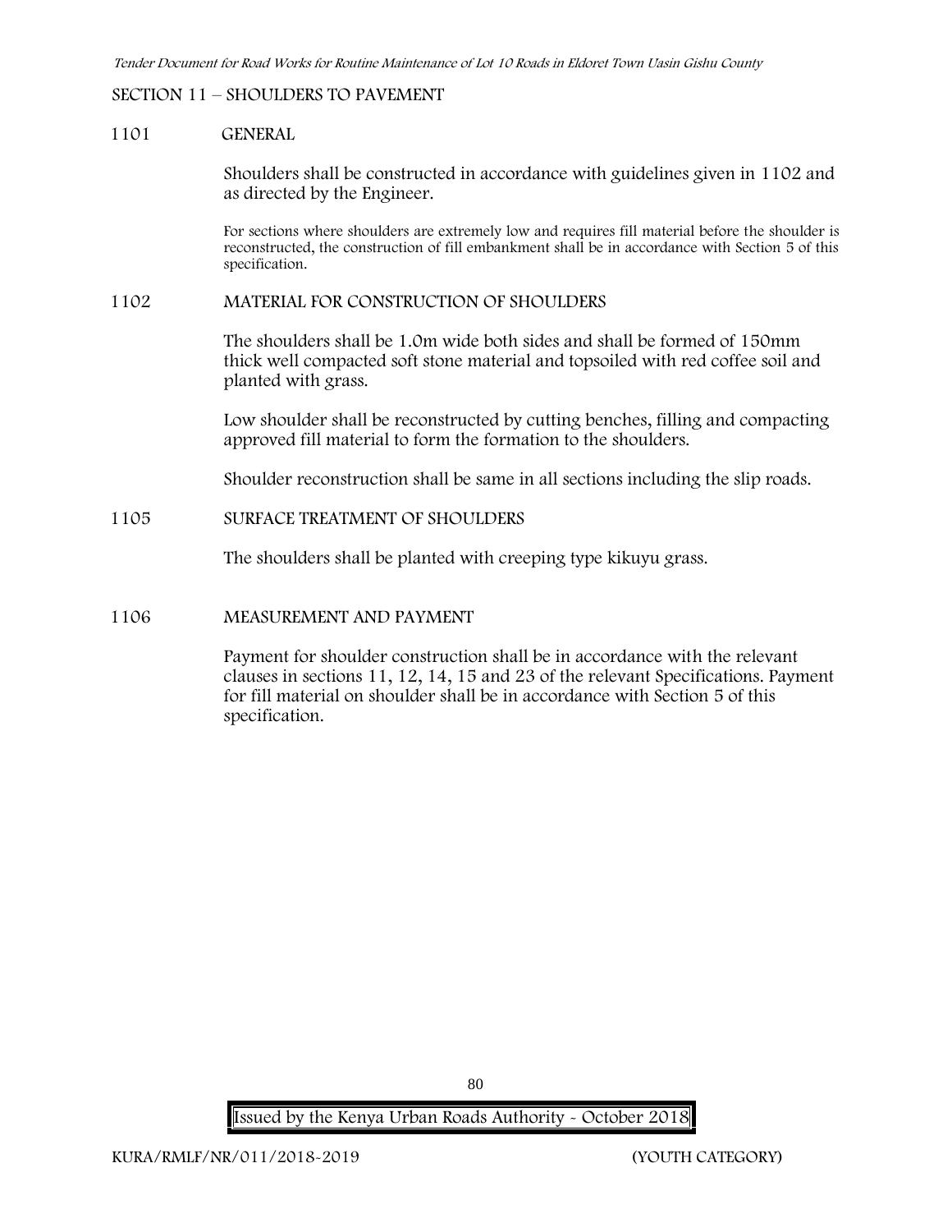## SECTION 11 – SHOULDERS TO PAVEMENT

### 1101 GENERAL

Shoulders shall be constructed in accordance with guidelines given in 1102 and as directed by the Engineer.

For sections where shoulders are extremely low and requires fill material before the shoulder is reconstructed, the construction of fill embankment shall be in accordance with Section 5 of this specification.

### 1102 MATERIAL FOR CONSTRUCTION OF SHOULDERS

The shoulders shall be 1.0m wide both sides and shall be formed of 150mm thick well compacted soft stone material and topsoiled with red coffee soil and planted with grass.

Low shoulder shall be reconstructed by cutting benches, filling and compacting approved fill material to form the formation to the shoulders.

Shoulder reconstruction shall be same in all sections including the slip roads.

### 1105 SURFACE TREATMENT OF SHOULDERS

The shoulders shall be planted with creeping type kikuyu grass.

### 1106 MEASUREMENT AND PAYMENT

Payment for shoulder construction shall be in accordance with the relevant clauses in sections 11, 12, 14, 15 and 23 of the relevant Specifications. Payment for fill material on shoulder shall be in accordance with Section 5 of this specification.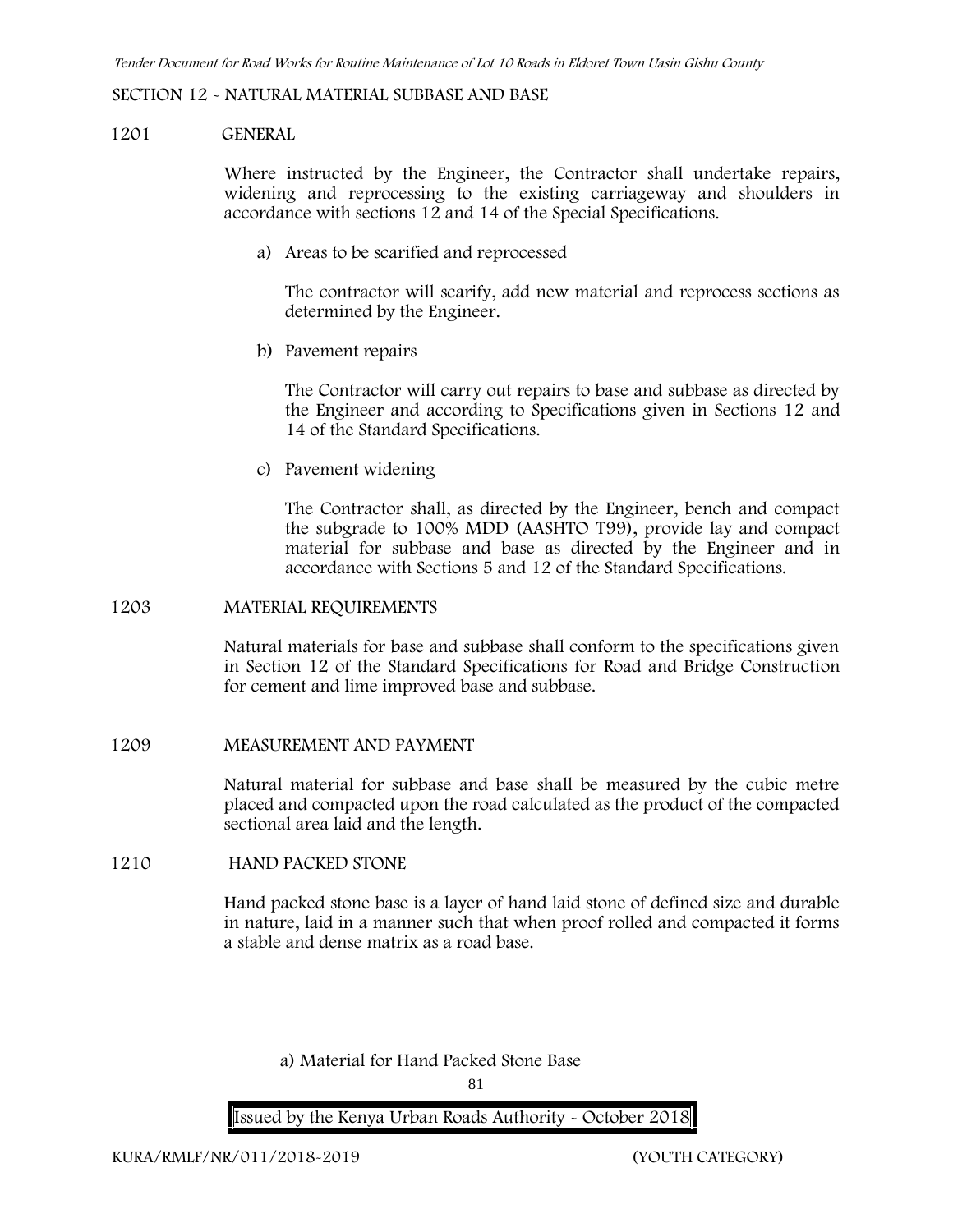## SECTION 12 - NATURAL MATERIAL SUBBASE AND BASE

### 1201 GENERAL

Where instructed by the Engineer, the Contractor shall undertake repairs, widening and reprocessing to the existing carriageway and shoulders in accordance with sections 12 and 14 of the Special Specifications.

a) Areas to be scarified and reprocessed

The contractor will scarify, add new material and reprocess sections as determined by the Engineer.

b) Pavement repairs

The Contractor will carry out repairs to base and subbase as directed by the Engineer and according to Specifications given in Sections 12 and 14 of the Standard Specifications.

c) Pavement widening

The Contractor shall, as directed by the Engineer, bench and compact the subgrade to 100% MDD (AASHTO T99), provide lay and compact material for subbase and base as directed by the Engineer and in accordance with Sections 5 and 12 of the Standard Specifications.

### 1203 MATERIAL REQUIREMENTS

Natural materials for base and subbase shall conform to the specifications given in Section 12 of the Standard Specifications for Road and Bridge Construction for cement and lime improved base and subbase.

### 1209 MEASUREMENT AND PAYMENT

Natural material for subbase and base shall be measured by the cubic metre placed and compacted upon the road calculated as the product of the compacted sectional area laid and the length.

### 1210 HAND PACKED STONE

Hand packed stone base is a layer of hand laid stone of defined size and durable in nature, laid in a manner such that when proof rolled and compacted it forms a stable and dense matrix as a road base.

a) Material for Hand Packed Stone Base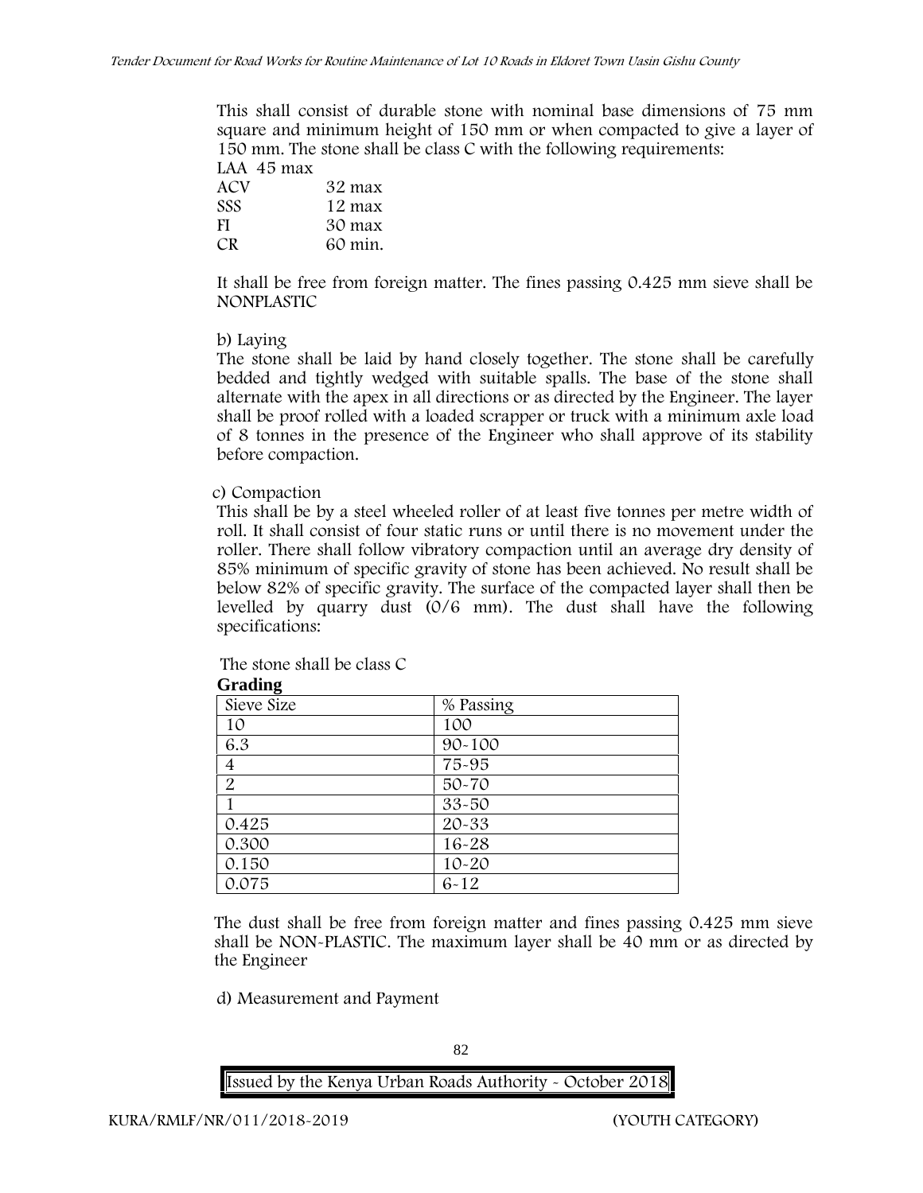This shall consist of durable stone with nominal base dimensions of 75 mm square and minimum height of 150 mm or when compacted to give a layer of 150 mm. The stone shall be class C with the following requirements:

LAA 45 max
ACV 32 max
SSS 12 max
FI 30 max
CR 60 min.

It shall be free from foreign matter. The fines passing 0.425 mm sieve shall be NONPLASTIC

b) Laying

The stone shall be laid by hand closely together. The stone shall be carefully bedded and tightly wedged with suitable spalls. The base of the stone shall alternate with the apex in all directions or as directed by the Engineer. The layer shall be proof rolled with a loaded scrapper or truck with a minimum axle load of 8 tonnes in the presence of the Engineer who shall approve of its stability before compaction.

c) Compaction

This shall be by a steel wheeled roller of at least five tonnes per metre width of roll. It shall consist of four static runs or until there is no movement under the roller. There shall follow vibratory compaction until an average dry density of 85% minimum of specific gravity of stone has been achieved. No result shall be below 82% of specific gravity. The surface of the compacted layer shall then be levelled by quarry dust (0/6 mm). The dust shall have the following specifications:

The stone shall be class C

**Grading**

| Sieve Size | % Passing |
|---|---|
| 10 | 100 |
| 6.3 | 90-100 |
| 4 | 75-95 |
| 2 | 50-70 |
| 1 | 33-50 |
| 0.425 | 20-33 |
| 0.300 | 16-28 |
| 0.150 | 10-20 |
| 0.075 | 6-12 |

The dust shall be free from foreign matter and fines passing 0.425 mm sieve shall be NON-PLASTIC. The maximum layer shall be 40 mm or as directed by the Engineer

d) Measurement and Payment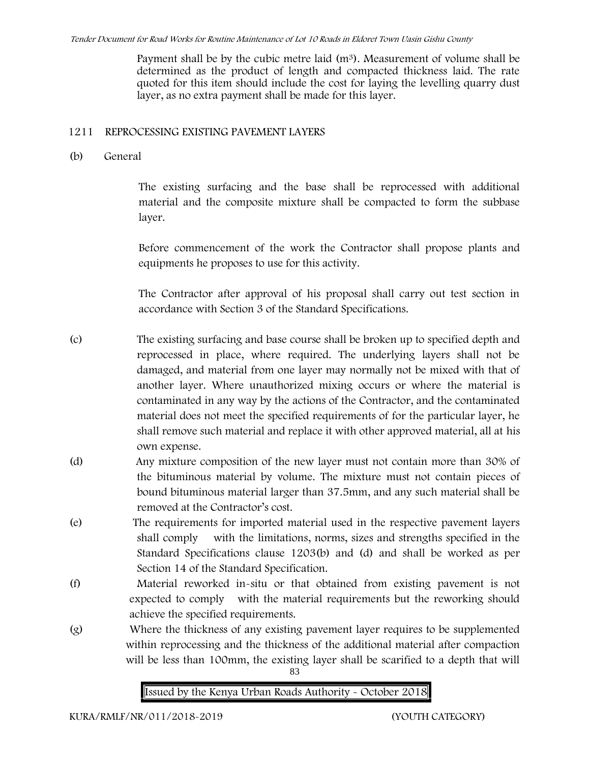Payment shall be by the cubic metre laid ($m^3$). Measurement of volume shall be determined as the product of length and compacted thickness laid. The rate quoted for this item should include the cost for laying the levelling quarry dust layer, as no extra payment shall be made for this layer.

## 1211 REPROCESSING EXISTING PAVEMENT LAYERS

(b) General

The existing surfacing and the base shall be reprocessed with additional material and the composite mixture shall be compacted to form the subbase layer.

Before commencement of the work the Contractor shall propose plants and equipments he proposes to use for this activity.

The Contractor after approval of his proposal shall carry out test section in accordance with Section 3 of the Standard Specifications.

(c) The existing surfacing and base course shall be broken up to specified depth and reprocessed in place, where required. The underlying layers shall not be damaged, and material from one layer may normally not be mixed with that of another layer. Where unauthorized mixing occurs or where the material is contaminated in any way by the actions of the Contractor, and the contaminated material does not meet the specified requirements of for the particular layer, he shall remove such material and replace it with other approved material, all at his own expense.

(d) Any mixture composition of the new layer must not contain more than 30% of the bituminous material by volume. The mixture must not contain pieces of bound bituminous material larger than 37.5mm, and any such material shall be removed at the Contractor's cost.

(e) The requirements for imported material used in the respective pavement layers shall comply with the limitations, norms, sizes and strengths specified in the Standard Specifications clause 1203(b) and (d) and shall be worked as per Section 14 of the Standard Specification.

(f) Material reworked in-situ or that obtained from existing pavement is not expected to comply with the material requirements but the reworking should achieve the specified requirements.

(g) Where the thickness of any existing pavement layer requires to be supplemented within reprocessing and the thickness of the additional material after compaction will be less than 100mm, the existing layer shall be scarified to a depth that will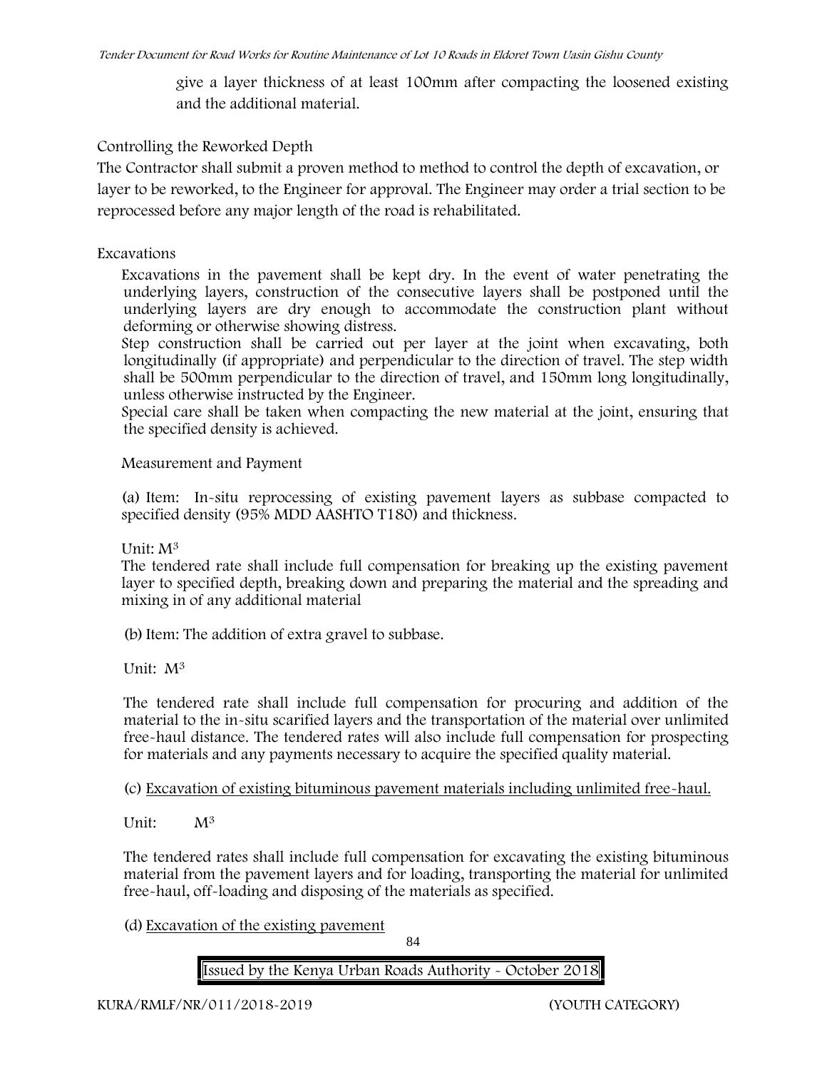give a layer thickness of at least 100mm after compacting the loosened existing and the additional material.

Controlling the Reworked Depth

The Contractor shall submit a proven method to method to control the depth of excavation, or layer to be reworked, to the Engineer for approval. The Engineer may order a trial section to be reprocessed before any major length of the road is rehabilitated.

Excavations

Excavations in the pavement shall be kept dry. In the event of water penetrating the underlying layers, construction of the consecutive layers shall be postponed until the underlying layers are dry enough to accommodate the construction plant without deforming or otherwise showing distress.

Step construction shall be carried out per layer at the joint when excavating, both longitudinally (if appropriate) and perpendicular to the direction of travel. The step width shall be 500mm perpendicular to the direction of travel, and 150mm long longitudinally, unless otherwise instructed by the Engineer.

Special care shall be taken when compacting the new material at the joint, ensuring that the specified density is achieved.

Measurement and Payment

(a) Item: In-situ reprocessing of existing pavement layers as subbase compacted to specified density (95% MDD AASHTO T180) and thickness.

Unit: $M^3$

The tendered rate shall include full compensation for breaking up the existing pavement layer to specified depth, breaking down and preparing the material and the spreading and mixing in of any additional material

(b) Item: The addition of extra gravel to subbase.

Unit: $M^3$

The tendered rate shall include full compensation for procuring and addition of the material to the in-situ scarified layers and the transportation of the material over unlimited free-haul distance. The tendered rates will also include full compensation for prospecting for materials and any payments necessary to acquire the specified quality material.

(c) Excavation of existing bituminous pavement materials including unlimited free-haul.

Unit: $M^3$

The tendered rates shall include full compensation for excavating the existing bituminous material from the pavement layers and for loading, transporting the material for unlimited free-haul, off-loading and disposing of the materials as specified.

(d) Excavation of the existing pavement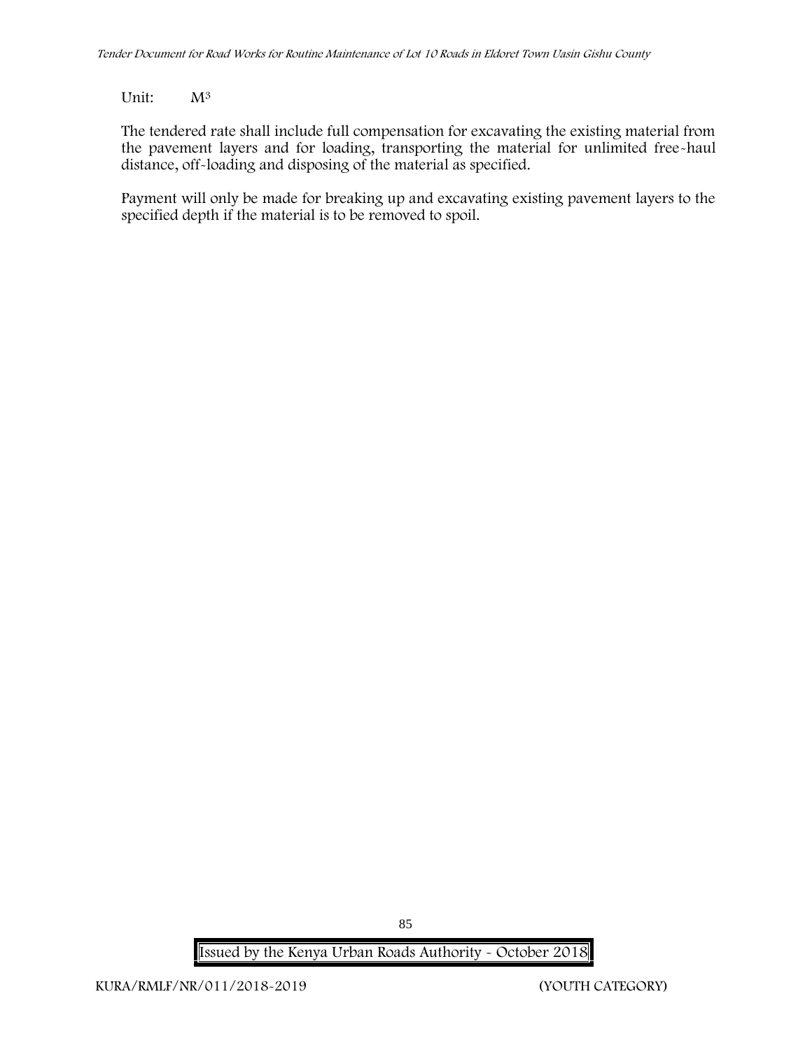Unit: $M^3$

The tendered rate shall include full compensation for excavating the existing material from the pavement layers and for loading, transporting the material for unlimited free-haul distance, off-loading and disposing of the material as specified.

Payment will only be made for breaking up and excavating existing pavement layers to the specified depth if the material is to be removed to spoil.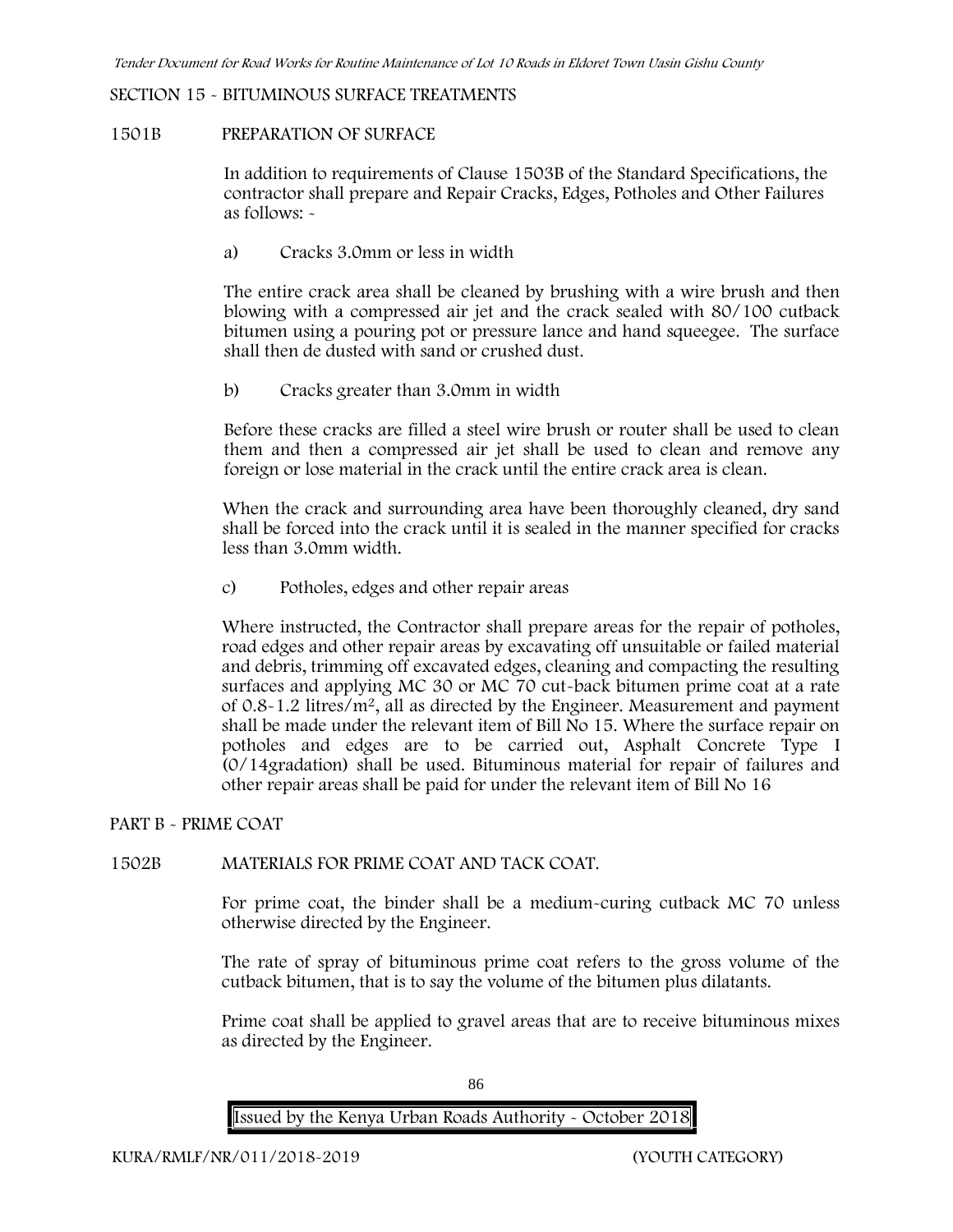## SECTION 15 - BITUMINOUS SURFACE TREATMENTS

### 1501B PREPARATION OF SURFACE

In addition to requirements of Clause 1503B of the Standard Specifications, the contractor shall prepare and Repair Cracks, Edges, Potholes and Other Failures as follows: -

a) Cracks 3.0mm or less in width

The entire crack area shall be cleaned by brushing with a wire brush and then blowing with a compressed air jet and the crack sealed with 80/100 cutback bitumen using a pouring pot or pressure lance and hand squeegee. The surface shall then de dusted with sand or crushed dust.

b) Cracks greater than 3.0mm in width

Before these cracks are filled a steel wire brush or router shall be used to clean them and then a compressed air jet shall be used to clean and remove any foreign or lose material in the crack until the entire crack area is clean.

When the crack and surrounding area have been thoroughly cleaned, dry sand shall be forced into the crack until it is sealed in the manner specified for cracks less than 3.0mm width.

c) Potholes, edges and other repair areas

Where instructed, the Contractor shall prepare areas for the repair of potholes, road edges and other repair areas by excavating off unsuitable or failed material and debris, trimming off excavated edges, cleaning and compacting the resulting surfaces and applying MC 30 or MC 70 cut-back bitumen prime coat at a rate of 0.8-1.2 litres/$m^2$, all as directed by the Engineer. Measurement and payment shall be made under the relevant item of Bill No 15. Where the surface repair on potholes and edges are to be carried out, Asphalt Concrete Type I (0/14gradation) shall be used. Bituminous material for repair of failures and other repair areas shall be paid for under the relevant item of Bill No 16

## PART B - PRIME COAT

### 1502B MATERIALS FOR PRIME COAT AND TACK COAT.

For prime coat, the binder shall be a medium-curing cutback MC 70 unless otherwise directed by the Engineer.

The rate of spray of bituminous prime coat refers to the gross volume of the cutback bitumen, that is to say the volume of the bitumen plus dilatants.

Prime coat shall be applied to gravel areas that are to receive bituminous mixes as directed by the Engineer.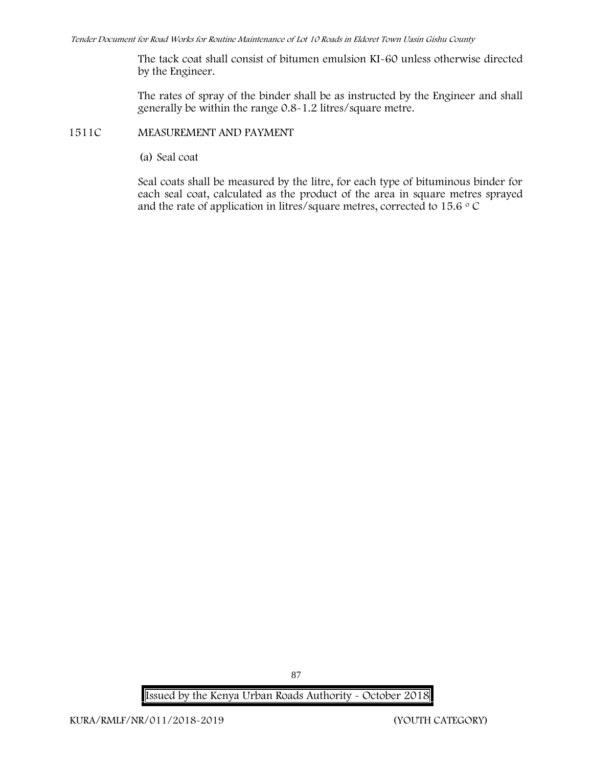The tack coat shall consist of bitumen emulsion KI-60 unless otherwise directed by the Engineer.

The rates of spray of the binder shall be as instructed by the Engineer and shall generally be within the range 0.8-1.2 litres/square metre.

## 1511C MEASUREMENT AND PAYMENT

(a) Seal coat

Seal coats shall be measured by the litre, for each type of bituminous binder for each seal coat, calculated as the product of the area in square metres sprayed and the rate of application in litres/square metres, corrected to 15.6 °C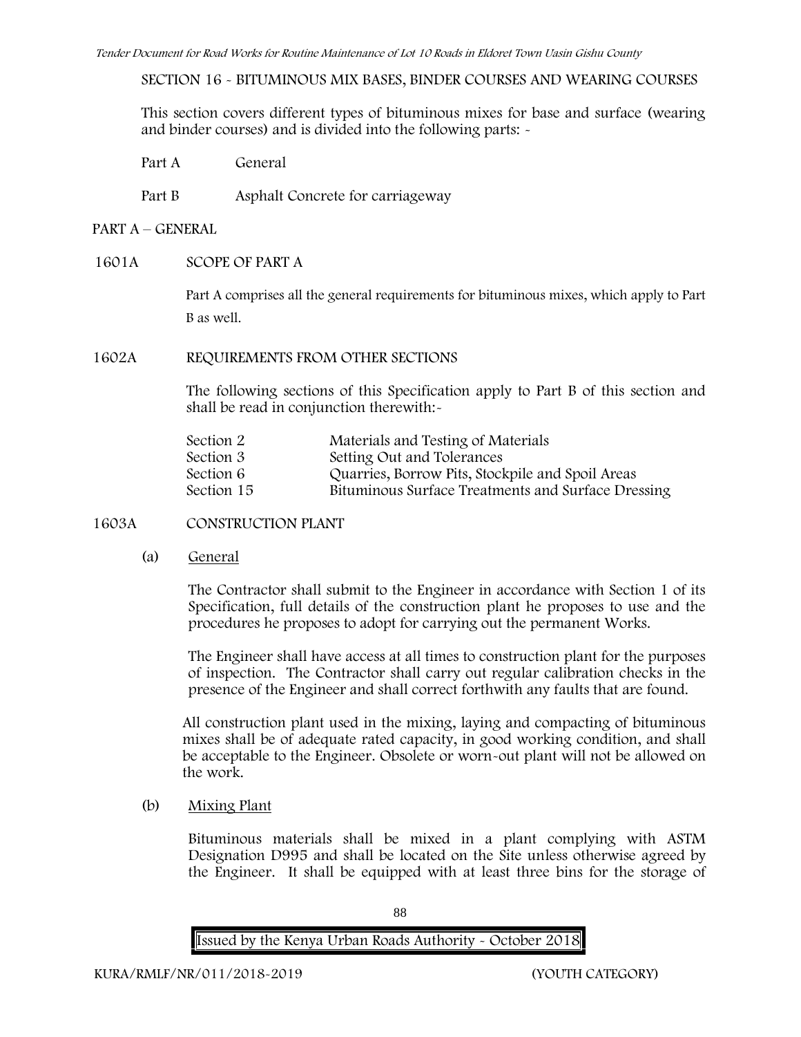SECTION 16 - BITUMINOUS MIX BASES, BINDER COURSES AND WEARING COURSES

This section covers different types of bituminous mixes for base and surface (wearing and binder courses) and is divided into the following parts: -

Part A General

Part B Asphalt Concrete for carriageway

## PART A – GENERAL

### 1601A SCOPE OF PART A

Part A comprises all the general requirements for bituminous mixes, which apply to Part B as well.

### 1602A REQUIREMENTS FROM OTHER SECTIONS

The following sections of this Specification apply to Part B of this section and shall be read in conjunction therewith:-

| | |
|---|---|
| Section 2 | Materials and Testing of Materials |
| Section 3 | Setting Out and Tolerances |
| Section 6 | Quarries, Borrow Pits, Stockpile and Spoil Areas |
| Section 15 | Bituminous Surface Treatments and Surface Dressing |

### 1603A CONSTRUCTION PLANT

(a) General

The Contractor shall submit to the Engineer in accordance with Section 1 of its Specification, full details of the construction plant he proposes to use and the procedures he proposes to adopt for carrying out the permanent Works.

The Engineer shall have access at all times to construction plant for the purposes of inspection. The Contractor shall carry out regular calibration checks in the presence of the Engineer and shall correct forthwith any faults that are found.

All construction plant used in the mixing, laying and compacting of bituminous mixes shall be of adequate rated capacity, in good working condition, and shall be acceptable to the Engineer. Obsolete or worn-out plant will not be allowed on the work.

(b) Mixing Plant

Bituminous materials shall be mixed in a plant complying with ASTM Designation D995 and shall be located on the Site unless otherwise agreed by the Engineer. It shall be equipped with at least three bins for the storage of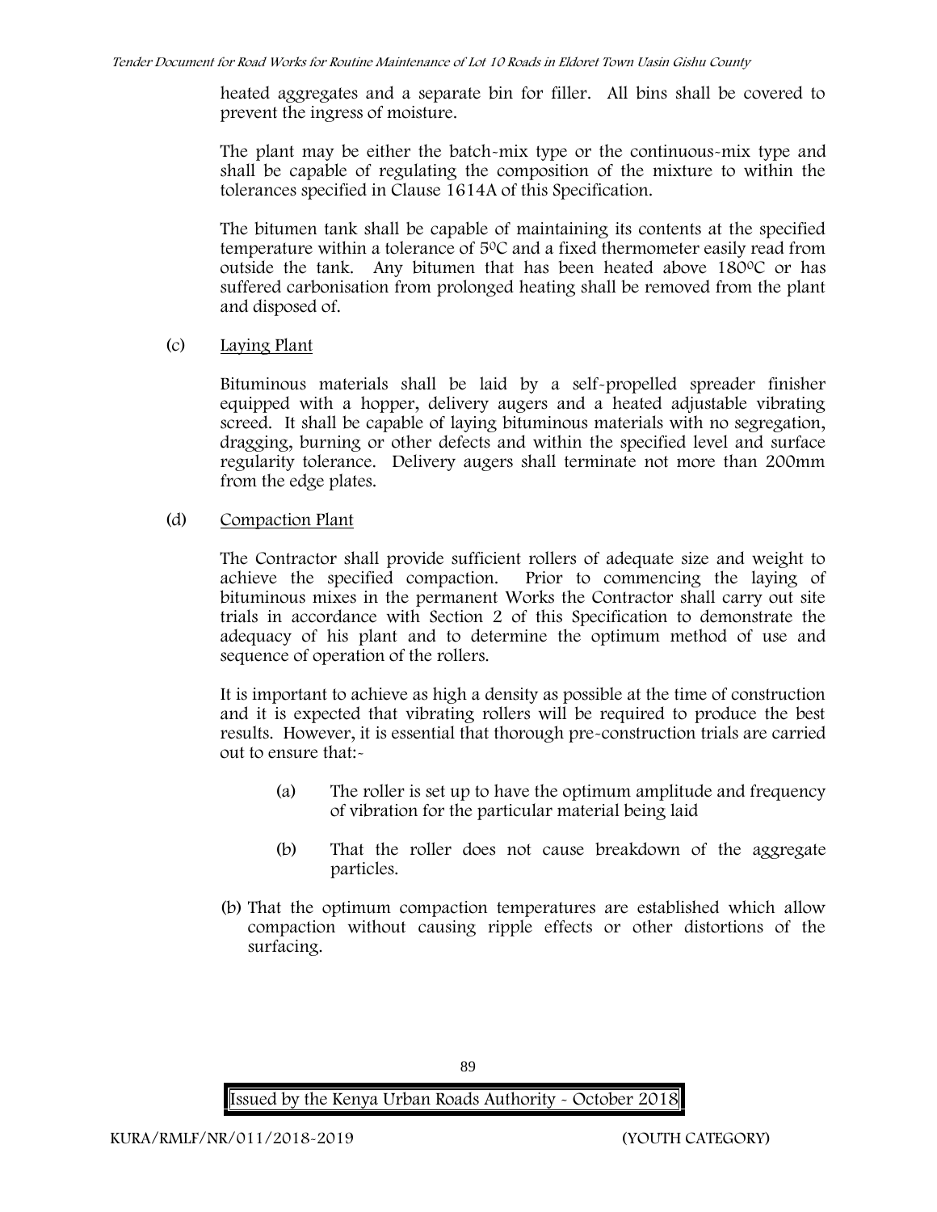heated aggregates and a separate bin for filler. All bins shall be covered to prevent the ingress of moisture.

The plant may be either the batch-mix type or the continuous-mix type and shall be capable of regulating the composition of the mixture to within the tolerances specified in Clause 1614A of this Specification.

The bitumen tank shall be capable of maintaining its contents at the specified temperature within a tolerance of 5$^{0}$C and a fixed thermometer easily read from outside the tank. Any bitumen that has been heated above 180$^{0}$C or has suffered carbonisation from prolonged heating shall be removed from the plant and disposed of.

(c) Laying Plant

Bituminous materials shall be laid by a self-propelled spreader finisher equipped with a hopper, delivery augers and a heated adjustable vibrating screed. It shall be capable of laying bituminous materials with no segregation, dragging, burning or other defects and within the specified level and surface regularity tolerance. Delivery augers shall terminate not more than 200mm from the edge plates.

(d) Compaction Plant

The Contractor shall provide sufficient rollers of adequate size and weight to achieve the specified compaction. Prior to commencing the laying of bituminous mixes in the permanent Works the Contractor shall carry out site trials in accordance with Section 2 of this Specification to demonstrate the adequacy of his plant and to determine the optimum method of use and sequence of operation of the rollers.

It is important to achieve as high a density as possible at the time of construction and it is expected that vibrating rollers will be required to produce the best results. However, it is essential that thorough pre-construction trials are carried out to ensure that:-

(a) The roller is set up to have the optimum amplitude and frequency of vibration for the particular material being laid

(b) That the roller does not cause breakdown of the aggregate particles.

(b) That the optimum compaction temperatures are established which allow compaction without causing ripple effects or other distortions of the surfacing.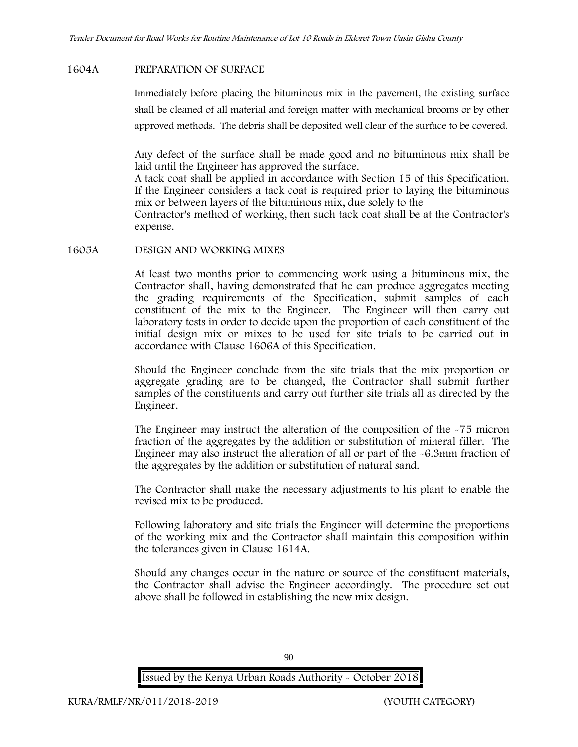## 1604A PREPARATION OF SURFACE

Immediately before placing the bituminous mix in the pavement, the existing surface shall be cleaned of all material and foreign matter with mechanical brooms or by other approved methods. The debris shall be deposited well clear of the surface to be covered.

Any defect of the surface shall be made good and no bituminous mix shall be laid until the Engineer has approved the surface.
A tack coat shall be applied in accordance with Section 15 of this Specification. If the Engineer considers a tack coat is required prior to laying the bituminous mix or between layers of the bituminous mix, due solely to the
Contractor's method of working, then such tack coat shall be at the Contractor's expense.

## 1605A DESIGN AND WORKING MIXES

At least two months prior to commencing work using a bituminous mix, the Contractor shall, having demonstrated that he can produce aggregates meeting the grading requirements of the Specification, submit samples of each constituent of the mix to the Engineer. The Engineer will then carry out laboratory tests in order to decide upon the proportion of each constituent of the initial design mix or mixes to be used for site trials to be carried out in accordance with Clause 1606A of this Specification.

Should the Engineer conclude from the site trials that the mix proportion or aggregate grading are to be changed, the Contractor shall submit further samples of the constituents and carry out further site trials all as directed by the Engineer.

The Engineer may instruct the alteration of the composition of the -75 micron fraction of the aggregates by the addition or substitution of mineral filler. The Engineer may also instruct the alteration of all or part of the -6.3mm fraction of the aggregates by the addition or substitution of natural sand.

The Contractor shall make the necessary adjustments to his plant to enable the revised mix to be produced.

Following laboratory and site trials the Engineer will determine the proportions of the working mix and the Contractor shall maintain this composition within the tolerances given in Clause 1614A.

Should any changes occur in the nature or source of the constituent materials, the Contractor shall advise the Engineer accordingly. The procedure set out above shall be followed in establishing the new mix design.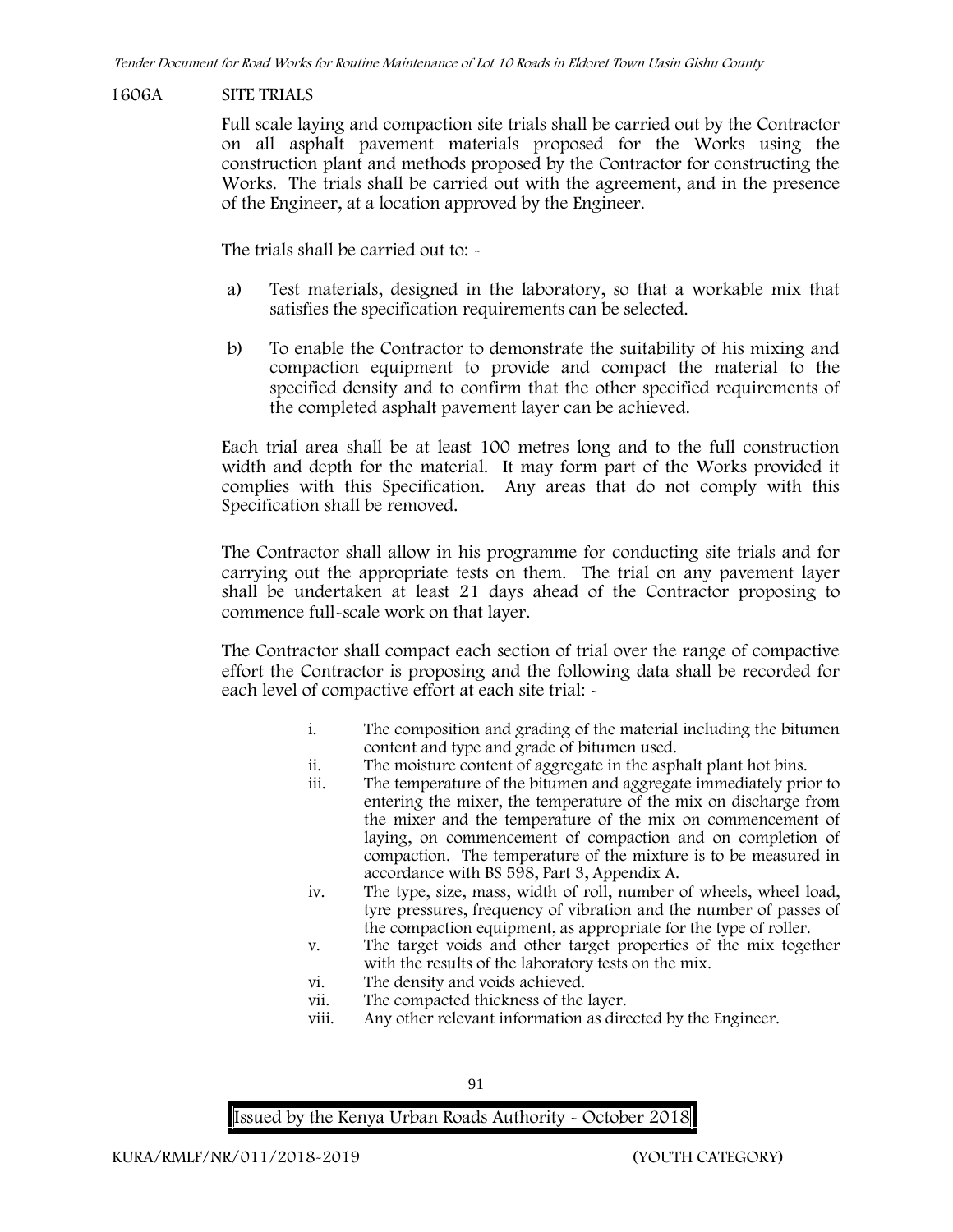## 1606A SITE TRIALS

Full scale laying and compaction site trials shall be carried out by the Contractor on all asphalt pavement materials proposed for the Works using the construction plant and methods proposed by the Contractor for constructing the Works. The trials shall be carried out with the agreement, and in the presence of the Engineer, at a location approved by the Engineer.

The trials shall be carried out to: -

a) Test materials, designed in the laboratory, so that a workable mix that satisfies the specification requirements can be selected.

b) To enable the Contractor to demonstrate the suitability of his mixing and compaction equipment to provide and compact the material to the specified density and to confirm that the other specified requirements of the completed asphalt pavement layer can be achieved.

Each trial area shall be at least 100 metres long and to the full construction width and depth for the material. It may form part of the Works provided it complies with this Specification. Any areas that do not comply with this Specification shall be removed.

The Contractor shall allow in his programme for conducting site trials and for carrying out the appropriate tests on them. The trial on any pavement layer shall be undertaken at least 21 days ahead of the Contractor proposing to commence full-scale work on that layer.

The Contractor shall compact each section of trial over the range of compactive effort the Contractor is proposing and the following data shall be recorded for each level of compactive effort at each site trial: -

i. The composition and grading of the material including the bitumen content and type and grade of bitumen used.
ii. The moisture content of aggregate in the asphalt plant hot bins.
iii. The temperature of the bitumen and aggregate immediately prior to entering the mixer, the temperature of the mix on discharge from the mixer and the temperature of the mix on commencement of laying, on commencement of compaction and on completion of compaction. The temperature of the mixture is to be measured in accordance with BS 598, Part 3, Appendix A.
iv. The type, size, mass, width of roll, number of wheels, wheel load, tyre pressures, frequency of vibration and the number of passes of the compaction equipment, as appropriate for the type of roller.
v. The target voids and other target properties of the mix together with the results of the laboratory tests on the mix.
vi. The density and voids achieved.
vii. The compacted thickness of the layer.
viii. Any other relevant information as directed by the Engineer.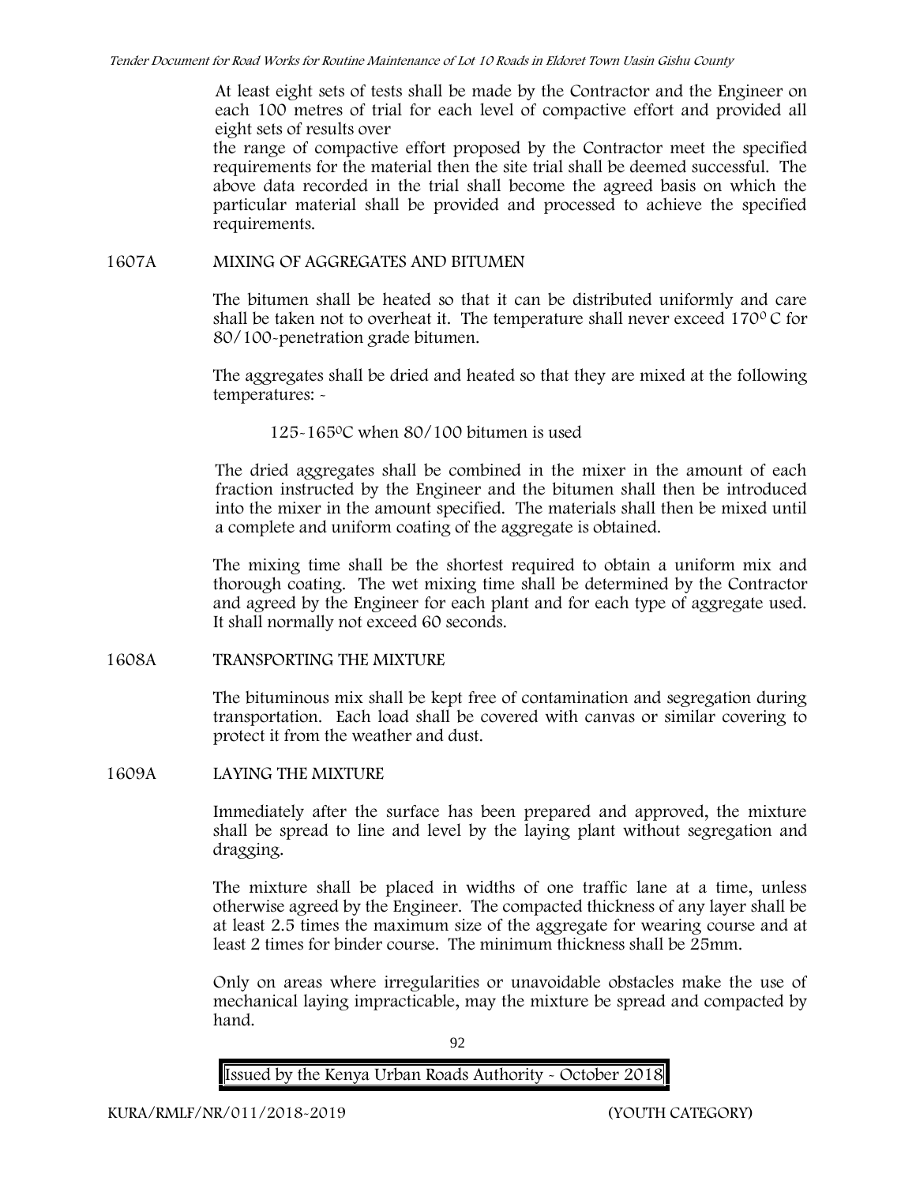At least eight sets of tests shall be made by the Contractor and the Engineer on each 100 metres of trial for each level of compactive effort and provided all eight sets of results over the range of compactive effort proposed by the Contractor meet the specified requirements for the material then the site trial shall be deemed successful. The above data recorded in the trial shall become the agreed basis on which the particular material shall be provided and processed to achieve the specified requirements.

## 1607A MIXING OF AGGREGATES AND BITUMEN

The bitumen shall be heated so that it can be distributed uniformly and care shall be taken not to overheat it. The temperature shall never exceed 170$^0$ C for 80/100-penetration grade bitumen.

The aggregates shall be dried and heated so that they are mixed at the following temperatures: -

125-165$^0$C when 80/100 bitumen is used

The dried aggregates shall be combined in the mixer in the amount of each fraction instructed by the Engineer and the bitumen shall then be introduced into the mixer in the amount specified. The materials shall then be mixed until a complete and uniform coating of the aggregate is obtained.

The mixing time shall be the shortest required to obtain a uniform mix and thorough coating. The wet mixing time shall be determined by the Contractor and agreed by the Engineer for each plant and for each type of aggregate used. It shall normally not exceed 60 seconds.

## 1608A TRANSPORTING THE MIXTURE

The bituminous mix shall be kept free of contamination and segregation during transportation. Each load shall be covered with canvas or similar covering to protect it from the weather and dust.

## 1609A LAYING THE MIXTURE

Immediately after the surface has been prepared and approved, the mixture shall be spread to line and level by the laying plant without segregation and dragging.

The mixture shall be placed in widths of one traffic lane at a time, unless otherwise agreed by the Engineer. The compacted thickness of any layer shall be at least 2.5 times the maximum size of the aggregate for wearing course and at least 2 times for binder course. The minimum thickness shall be 25mm.

Only on areas where irregularities or unavoidable obstacles make the use of mechanical laying impracticable, may the mixture be spread and compacted by hand.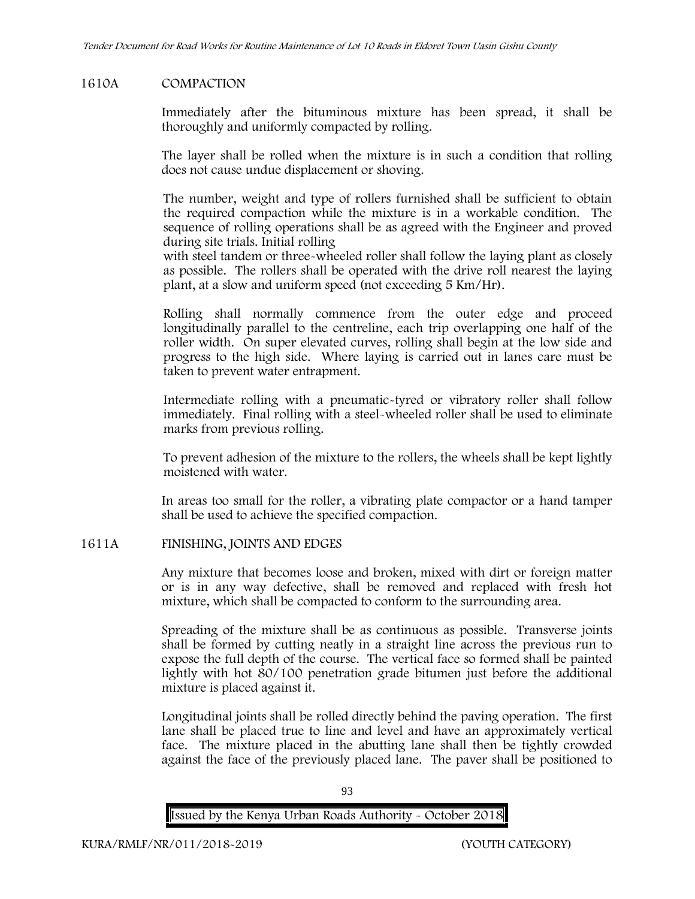## 1610A COMPACTION

Immediately after the bituminous mixture has been spread, it shall be thoroughly and uniformly compacted by rolling.

The layer shall be rolled when the mixture is in such a condition that rolling does not cause undue displacement or shoving.

The number, weight and type of rollers furnished shall be sufficient to obtain the required compaction while the mixture is in a workable condition. The sequence of rolling operations shall be as agreed with the Engineer and proved during site trials. Initial rolling with steel tandem or three-wheeled roller shall follow the laying plant as closely as possible. The rollers shall be operated with the drive roll nearest the laying plant, at a slow and uniform speed (not exceeding 5 Km/Hr).

Rolling shall normally commence from the outer edge and proceed longitudinally parallel to the centreline, each trip overlapping one half of the roller width. On super elevated curves, rolling shall begin at the low side and progress to the high side. Where laying is carried out in lanes care must be taken to prevent water entrapment.

Intermediate rolling with a pneumatic-tyred or vibratory roller shall follow immediately. Final rolling with a steel-wheeled roller shall be used to eliminate marks from previous rolling.

To prevent adhesion of the mixture to the rollers, the wheels shall be kept lightly moistened with water.

In areas too small for the roller, a vibrating plate compactor or a hand tamper shall be used to achieve the specified compaction.

## 1611A FINISHING, JOINTS AND EDGES

Any mixture that becomes loose and broken, mixed with dirt or foreign matter or is in any way defective, shall be removed and replaced with fresh hot mixture, which shall be compacted to conform to the surrounding area.

Spreading of the mixture shall be as continuous as possible. Transverse joints shall be formed by cutting neatly in a straight line across the previous run to expose the full depth of the course. The vertical face so formed shall be painted lightly with hot 80/100 penetration grade bitumen just before the additional mixture is placed against it.

Longitudinal joints shall be rolled directly behind the paving operation. The first lane shall be placed true to line and level and have an approximately vertical face. The mixture placed in the abutting lane shall then be tightly crowded against the face of the previously placed lane. The paver shall be positioned to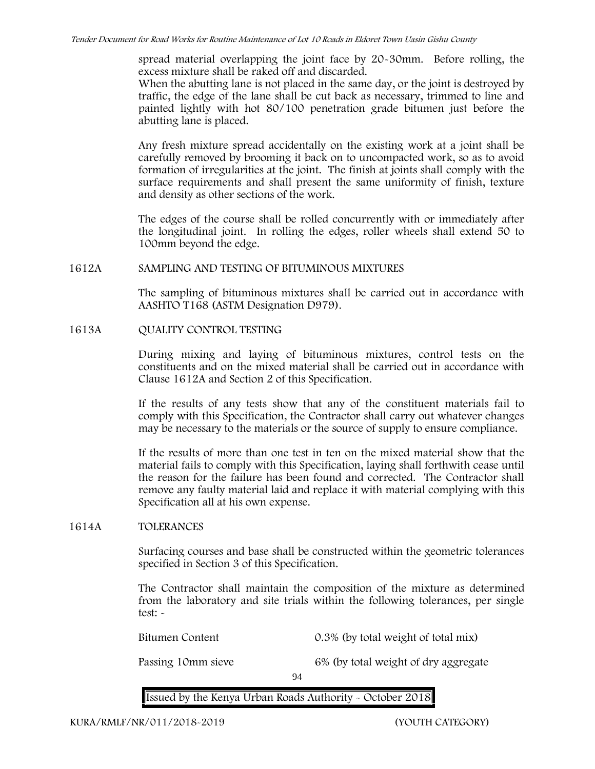spread material overlapping the joint face by 20-30mm. Before rolling, the excess mixture shall be raked off and discarded.
When the abutting lane is not placed in the same day, or the joint is destroyed by traffic, the edge of the lane shall be cut back as necessary, trimmed to line and painted lightly with hot 80/100 penetration grade bitumen just before the abutting lane is placed.

Any fresh mixture spread accidentally on the existing work at a joint shall be carefully removed by brooming it back on to uncompacted work, so as to avoid formation of irregularities at the joint. The finish at joints shall comply with the surface requirements and shall present the same uniformity of finish, texture and density as other sections of the work.

The edges of the course shall be rolled concurrently with or immediately after the longitudinal joint. In rolling the edges, roller wheels shall extend 50 to 100mm beyond the edge.

## 1612A SAMPLING AND TESTING OF BITUMINOUS MIXTURES

The sampling of bituminous mixtures shall be carried out in accordance with AASHTO T168 (ASTM Designation D979).

## 1613A QUALITY CONTROL TESTING

During mixing and laying of bituminous mixtures, control tests on the constituents and on the mixed material shall be carried out in accordance with Clause 1612A and Section 2 of this Specification.

If the results of any tests show that any of the constituent materials fail to comply with this Specification, the Contractor shall carry out whatever changes may be necessary to the materials or the source of supply to ensure compliance.

If the results of more than one test in ten on the mixed material show that the material fails to comply with this Specification, laying shall forthwith cease until the reason for the failure has been found and corrected. The Contractor shall remove any faulty material laid and replace it with material complying with this Specification all at his own expense.

## 1614A TOLERANCES

Surfacing courses and base shall be constructed within the geometric tolerances specified in Section 3 of this Specification.

The Contractor shall maintain the composition of the mixture as determined from the laboratory and site trials within the following tolerances, per single test: -

| | |
|---|---|
| Bitumen Content | 0.3% (by total weight of total mix) |
| Passing 10mm sieve | 6% (by total weight of dry aggregate |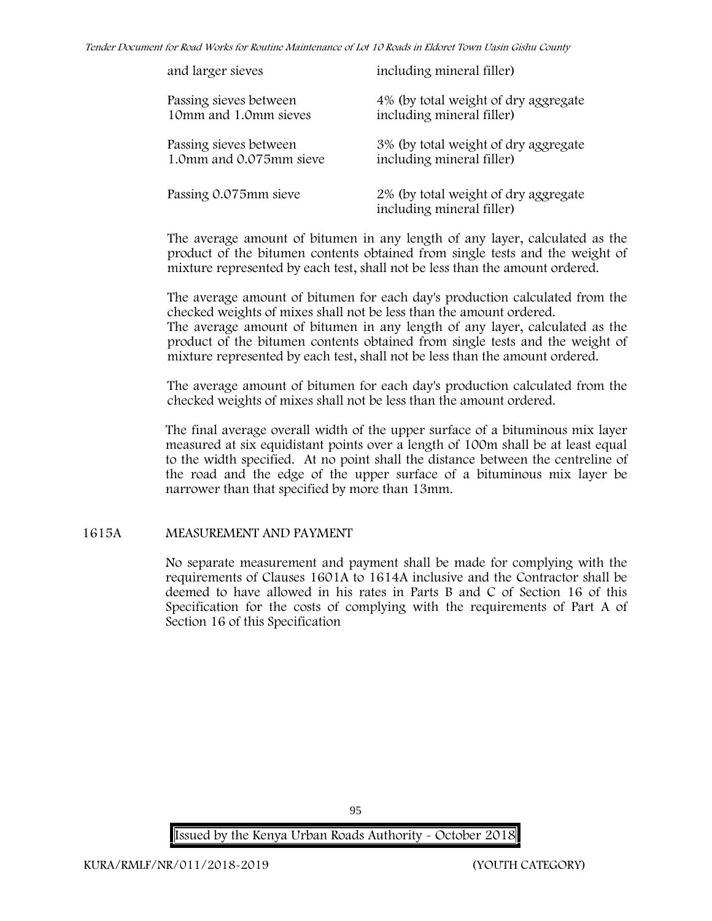| | |
|---|---|
| and larger sieves | including mineral filler) |
| Passing sieves between 10mm and 1.0mm sieves | 4% (by total weight of dry aggregate including mineral filler) |
| Passing sieves between 1.0mm and 0.075mm sieve | 3% (by total weight of dry aggregate including mineral filler) |
| Passing 0.075mm sieve | 2% (by total weight of dry aggregate including mineral filler) |

The average amount of bitumen in any length of any layer, calculated as the product of the bitumen contents obtained from single tests and the weight of mixture represented by each test, shall not be less than the amount ordered.

The average amount of bitumen for each day's production calculated from the checked weights of mixes shall not be less than the amount ordered.
The average amount of bitumen in any length of any layer, calculated as the product of the bitumen contents obtained from single tests and the weight of mixture represented by each test, shall not be less than the amount ordered.

The average amount of bitumen for each day's production calculated from the checked weights of mixes shall not be less than the amount ordered.

The final average overall width of the upper surface of a bituminous mix layer measured at six equidistant points over a length of 100m shall be at least equal to the width specified. At no point shall the distance between the centreline of the road and the edge of the upper surface of a bituminous mix layer be narrower than that specified by more than 13mm.

## 1615A MEASUREMENT AND PAYMENT

No separate measurement and payment shall be made for complying with the requirements of Clauses 1601A to 1614A inclusive and the Contractor shall be deemed to have allowed in his rates in Parts B and C of Section 16 of this Specification for the costs of complying with the requirements of Part A of Section 16 of this Specification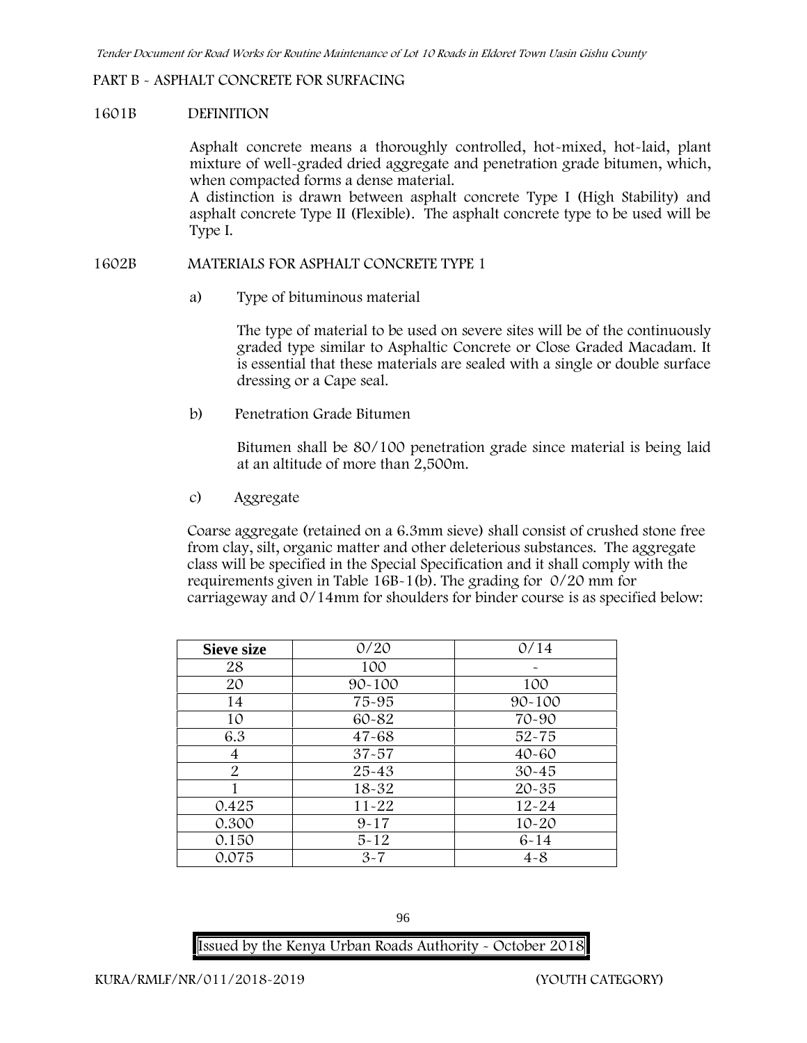## PART B - ASPHALT CONCRETE FOR SURFACING

### 1601B DEFINITION

Asphalt concrete means a thoroughly controlled, hot-mixed, hot-laid, plant mixture of well-graded dried aggregate and penetration grade bitumen, which, when compacted forms a dense material.

A distinction is drawn between asphalt concrete Type I (High Stability) and asphalt concrete Type II (Flexible). The asphalt concrete type to be used will be Type I.

### 1602B MATERIALS FOR ASPHALT CONCRETE TYPE 1

a) Type of bituminous material

The type of material to be used on severe sites will be of the continuously graded type similar to Asphaltic Concrete or Close Graded Macadam. It is essential that these materials are sealed with a single or double surface dressing or a Cape seal.

b) Penetration Grade Bitumen

Bitumen shall be 80/100 penetration grade since material is being laid at an altitude of more than 2,500m.

c) Aggregate

Coarse aggregate (retained on a 6.3mm sieve) shall consist of crushed stone free from clay, silt, organic matter and other deleterious substances. The aggregate class will be specified in the Special Specification and it shall comply with the requirements given in Table 16B-1(b). The grading for 0/20 mm for carriageway and 0/14mm for shoulders for binder course is as specified below:

| Sieve size | 0/20 | 0/14 |
|---|---|---|
| 28 | 100 | - |
| 20 | 90-100 | 100 |
| 14 | 75-95 | 90-100 |
| 10 | 60-82 | 70-90 |
| 6.3 | 47-68 | 52-75 |
| 4 | 37-57 | 40-60 |
| 2 | 25-43 | 30-45 |
| 1 | 18-32 | 20-35 |
| 0.425 | 11-22 | 12-24 |
| 0.300 | 9-17 | 10-20 |
| 0.150 | 5-12 | 6-14 |
| 0.075 | 3-7 | 4-8 |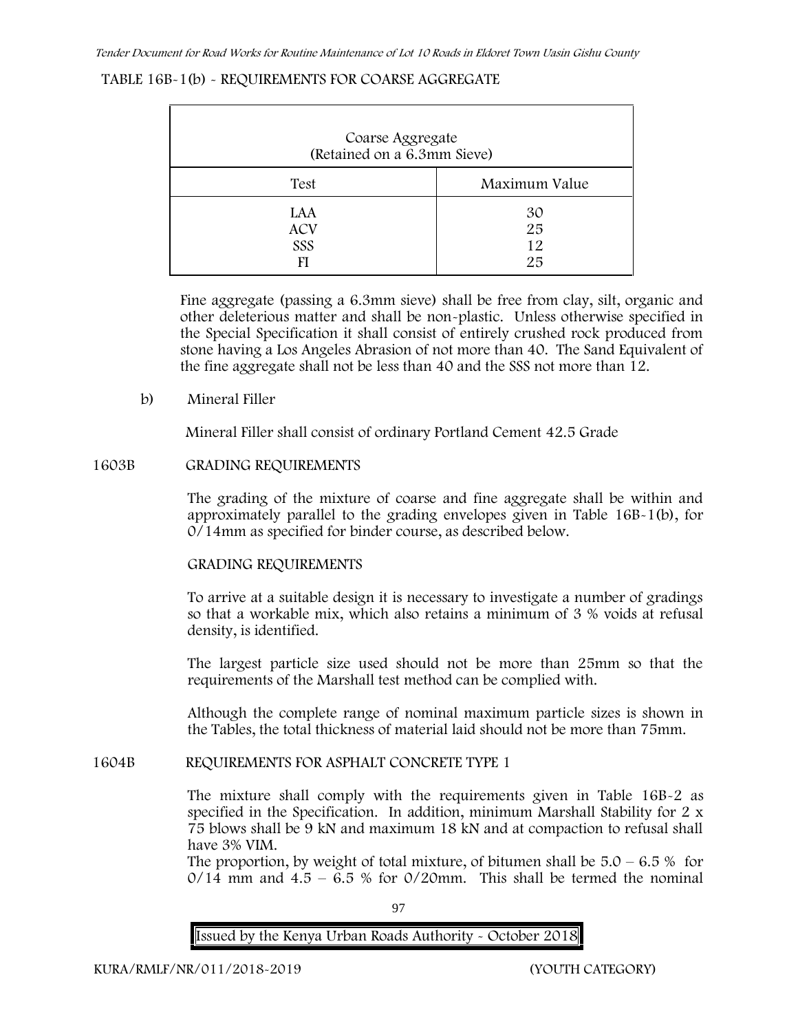TABLE 16B-1(b) - REQUIREMENTS FOR COARSE AGGREGATE

| Coarse Aggregate (Retained on a 6.3mm Sieve) | |
|---|---|
| Test | Maximum Value |
| LAA<br>ACV<br>SSS<br>FI | 30<br>25<br>12<br>25 |

Fine aggregate (passing a 6.3mm sieve) shall be free from clay, silt, organic and other deleterious matter and shall be non-plastic. Unless otherwise specified in the Special Specification it shall consist of entirely crushed rock produced from stone having a Los Angeles Abrasion of not more than 40. The Sand Equivalent of the fine aggregate shall not be less than 40 and the SSS not more than 12.

b) Mineral Filler

Mineral Filler shall consist of ordinary Portland Cement 42.5 Grade

1603B GRADING REQUIREMENTS

The grading of the mixture of coarse and fine aggregate shall be within and approximately parallel to the grading envelopes given in Table 16B-1(b), for 0/14mm as specified for binder course, as described below.

GRADING REQUIREMENTS

To arrive at a suitable design it is necessary to investigate a number of gradings so that a workable mix, which also retains a minimum of 3 % voids at refusal density, is identified.

The largest particle size used should not be more than 25mm so that the requirements of the Marshall test method can be complied with.

Although the complete range of nominal maximum particle sizes is shown in the Tables, the total thickness of material laid should not be more than 75mm.

1604B REQUIREMENTS FOR ASPHALT CONCRETE TYPE 1

The mixture shall comply with the requirements given in Table 16B-2 as specified in the Specification. In addition, minimum Marshall Stability for 2 x 75 blows shall be 9 kN and maximum 18 kN and at compaction to refusal shall have 3% VIM.
The proportion, by weight of total mixture, of bitumen shall be 5.0 – 6.5 % for 0/14 mm and 4.5 – 6.5 % for 0/20mm. This shall be termed the nominal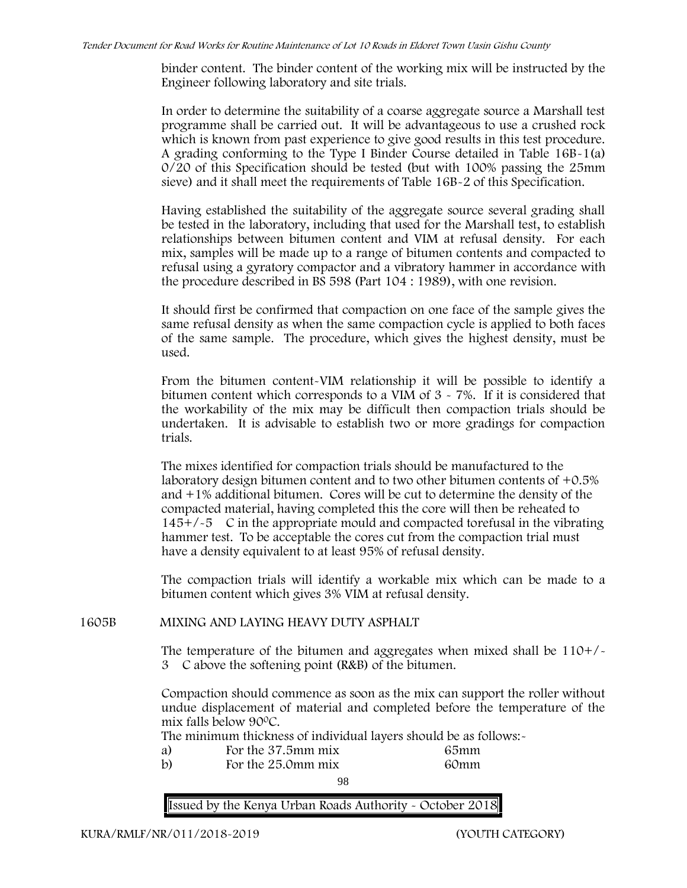binder content. The binder content of the working mix will be instructed by the Engineer following laboratory and site trials.

In order to determine the suitability of a coarse aggregate source a Marshall test programme shall be carried out. It will be advantageous to use a crushed rock which is known from past experience to give good results in this test procedure. A grading conforming to the Type I Binder Course detailed in Table 16B-1(a) 0/20 of this Specification should be tested (but with 100% passing the 25mm sieve) and it shall meet the requirements of Table 16B-2 of this Specification.

Having established the suitability of the aggregate source several grading shall be tested in the laboratory, including that used for the Marshall test, to establish relationships between bitumen content and VIM at refusal density. For each mix, samples will be made up to a range of bitumen contents and compacted to refusal using a gyratory compactor and a vibratory hammer in accordance with the procedure described in BS 598 (Part 104 : 1989), with one revision.

It should first be confirmed that compaction on one face of the sample gives the same refusal density as when the same compaction cycle is applied to both faces of the same sample. The procedure, which gives the highest density, must be used.

From the bitumen content-VIM relationship it will be possible to identify a bitumen content which corresponds to a VIM of 3 - 7%. If it is considered that the workability of the mix may be difficult then compaction trials should be undertaken. It is advisable to establish two or more gradings for compaction trials.

The mixes identified for compaction trials should be manufactured to the laboratory design bitumen content and to two other bitumen contents of +0.5% and +1% additional bitumen. Cores will be cut to determine the density of the compacted material, having completed this the core will then be reheated to 145+/-5 C in the appropriate mould and compacted torefusal in the vibrating hammer test. To be acceptable the cores cut from the compaction trial must have a density equivalent to at least 95% of refusal density.

The compaction trials will identify a workable mix which can be made to a bitumen content which gives 3% VIM at refusal density.

## 1605B MIXING AND LAYING HEAVY DUTY ASPHALT

The temperature of the bitumen and aggregates when mixed shall be 110+/-3 C above the softening point (R&B) of the bitumen.

Compaction should commence as soon as the mix can support the roller without undue displacement of material and completed before the temperature of the mix falls below 90$^{0}$C.

The minimum thickness of individual layers should be as follows:-

| | | |
|---|---|---|
| a) | For the 37.5mm mix | 65mm |
| b) | For the 25.0mm mix | 60mm |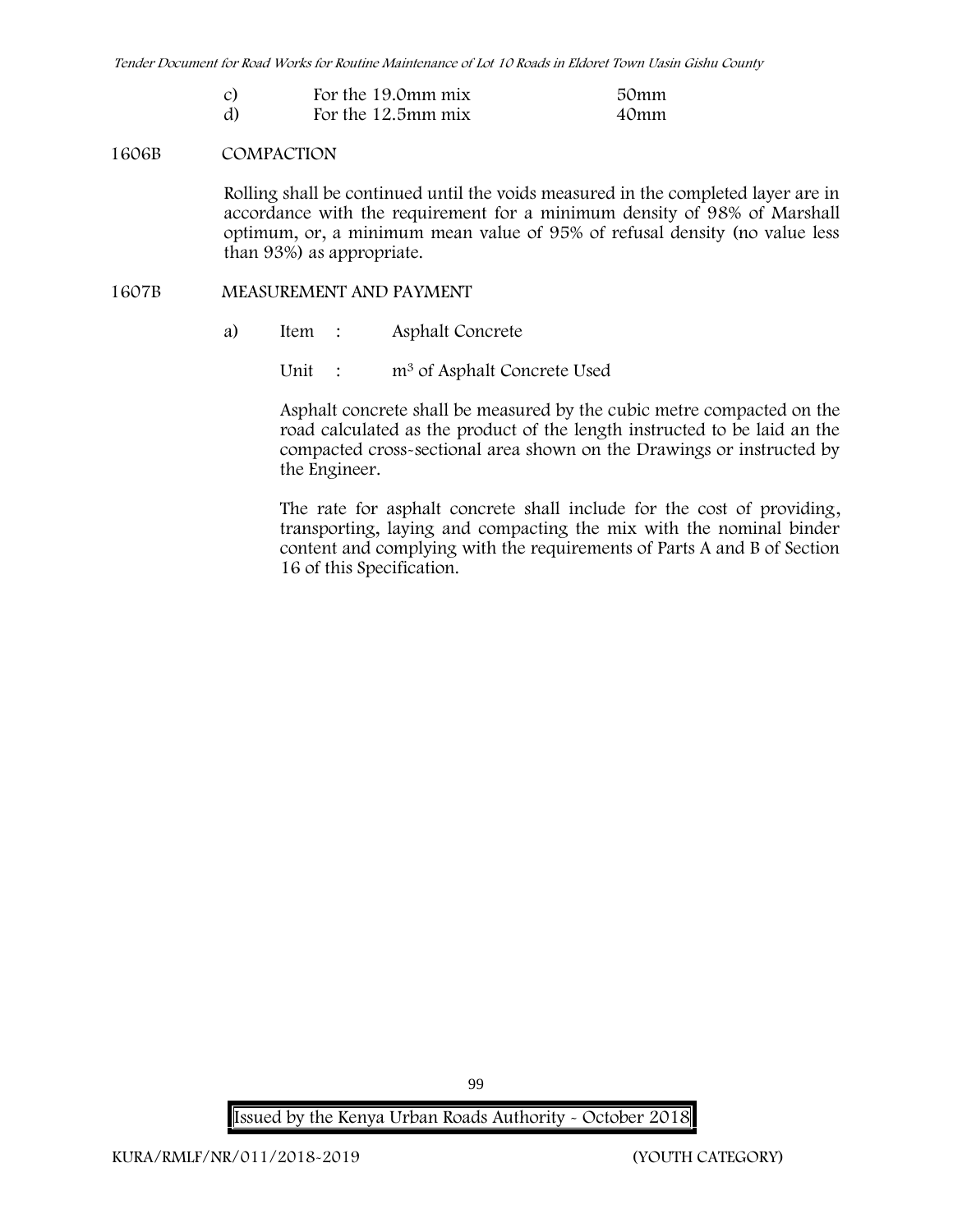c) For the 19.0mm mix 50mm

d) For the 12.5mm mix 40mm

### 1606B COMPACTION

Rolling shall be continued until the voids measured in the completed layer are in accordance with the requirement for a minimum density of 98% of Marshall optimum, or, a minimum mean value of 95% of refusal density (no value less than 93%) as appropriate.

### 1607B MEASUREMENT AND PAYMENT

a) Item : Asphalt Concrete

Unit : $m^3$ of Asphalt Concrete Used

Asphalt concrete shall be measured by the cubic metre compacted on the road calculated as the product of the length instructed to be laid an the compacted cross-sectional area shown on the Drawings or instructed by the Engineer.

The rate for asphalt concrete shall include for the cost of providing, transporting, laying and compacting the mix with the nominal binder content and complying with the requirements of Parts A and B of Section 16 of this Specification.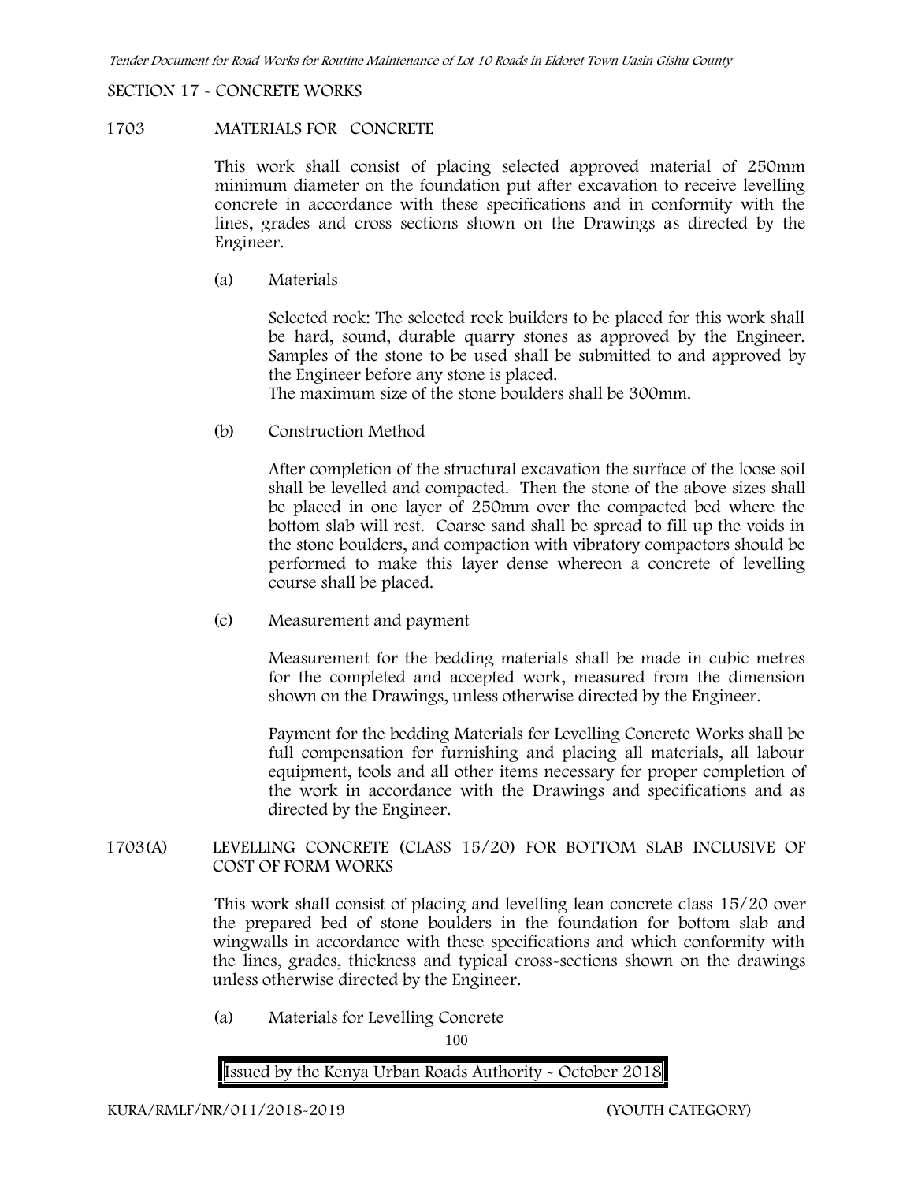SECTION 17 - CONCRETE WORKS

## 1703 MATERIALS FOR CONCRETE

This work shall consist of placing selected approved material of 250mm minimum diameter on the foundation put after excavation to receive levelling concrete in accordance with these specifications and in conformity with the lines, grades and cross sections shown on the Drawings as directed by the Engineer.

(a) Materials

Selected rock: The selected rock builders to be placed for this work shall be hard, sound, durable quarry stones as approved by the Engineer. Samples of the stone to be used shall be submitted to and approved by the Engineer before any stone is placed.
The maximum size of the stone boulders shall be 300mm.

(b) Construction Method

After completion of the structural excavation the surface of the loose soil shall be levelled and compacted. Then the stone of the above sizes shall be placed in one layer of 250mm over the compacted bed where the bottom slab will rest. Coarse sand shall be spread to fill up the voids in the stone boulders, and compaction with vibratory compactors should be performed to make this layer dense whereon a concrete of levelling course shall be placed.

(c) Measurement and payment

Measurement for the bedding materials shall be made in cubic metres for the completed and accepted work, measured from the dimension shown on the Drawings, unless otherwise directed by the Engineer.

Payment for the bedding Materials for Levelling Concrete Works shall be full compensation for furnishing and placing all materials, all labour equipment, tools and all other items necessary for proper completion of the work in accordance with the Drawings and specifications and as directed by the Engineer.

## 1703(A) LEVELLING CONCRETE (CLASS 15/20) FOR BOTTOM SLAB INCLUSIVE OF COST OF FORM WORKS

This work shall consist of placing and levelling lean concrete class 15/20 over the prepared bed of stone boulders in the foundation for bottom slab and wingwalls in accordance with these specifications and which conformity with the lines, grades, thickness and typical cross-sections shown on the drawings unless otherwise directed by the Engineer.

(a) Materials for Levelling Concrete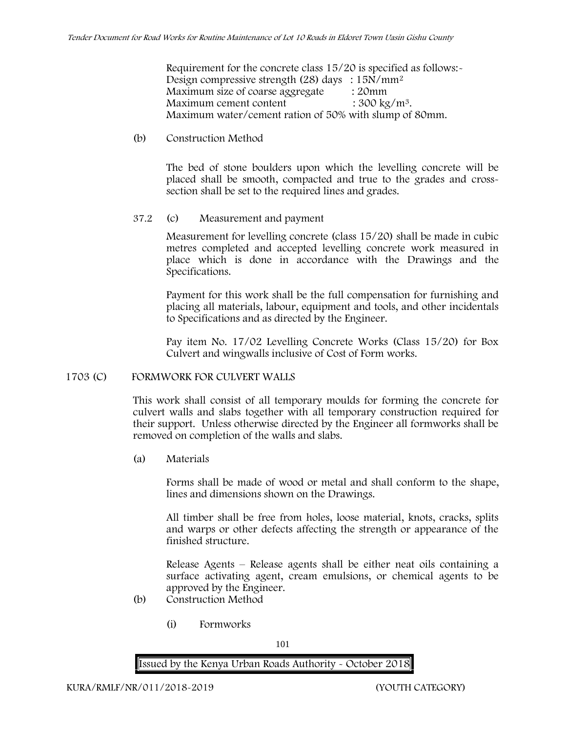Requirement for the concrete class 15/20 is specified as follows:-
Design compressive strength (28) days : 15N/mm²
Maximum size of coarse aggregate : 20mm
Maximum cement content : 300 kg/m³.
Maximum water/cement ration of 50% with slump of 80mm.

(b) Construction Method

The bed of stone boulders upon which the levelling concrete will be placed shall be smooth, compacted and true to the grades and cross-section shall be set to the required lines and grades.

37.2 (c) Measurement and payment

Measurement for levelling concrete (class 15/20) shall be made in cubic metres completed and accepted levelling concrete work measured in place which is done in accordance with the Drawings and the Specifications.

Payment for this work shall be the full compensation for furnishing and placing all materials, labour, equipment and tools, and other incidentals to Specifications and as directed by the Engineer.

Pay item No. 17/02 Levelling Concrete Works (Class 15/20) for Box Culvert and wingwalls inclusive of Cost of Form works.

## 1703 (C) FORMWORK FOR CULVERT WALLS

This work shall consist of all temporary moulds for forming the concrete for culvert walls and slabs together with all temporary construction required for their support. Unless otherwise directed by the Engineer all formworks shall be removed on completion of the walls and slabs.

(a) Materials

Forms shall be made of wood or metal and shall conform to the shape, lines and dimensions shown on the Drawings.

All timber shall be free from holes, loose material, knots, cracks, splits and warps or other defects affecting the strength or appearance of the finished structure.

Release Agents – Release agents shall be either neat oils containing a surface activating agent, cream emulsions, or chemical agents to be approved by the Engineer.

(b) Construction Method

(i) Formworks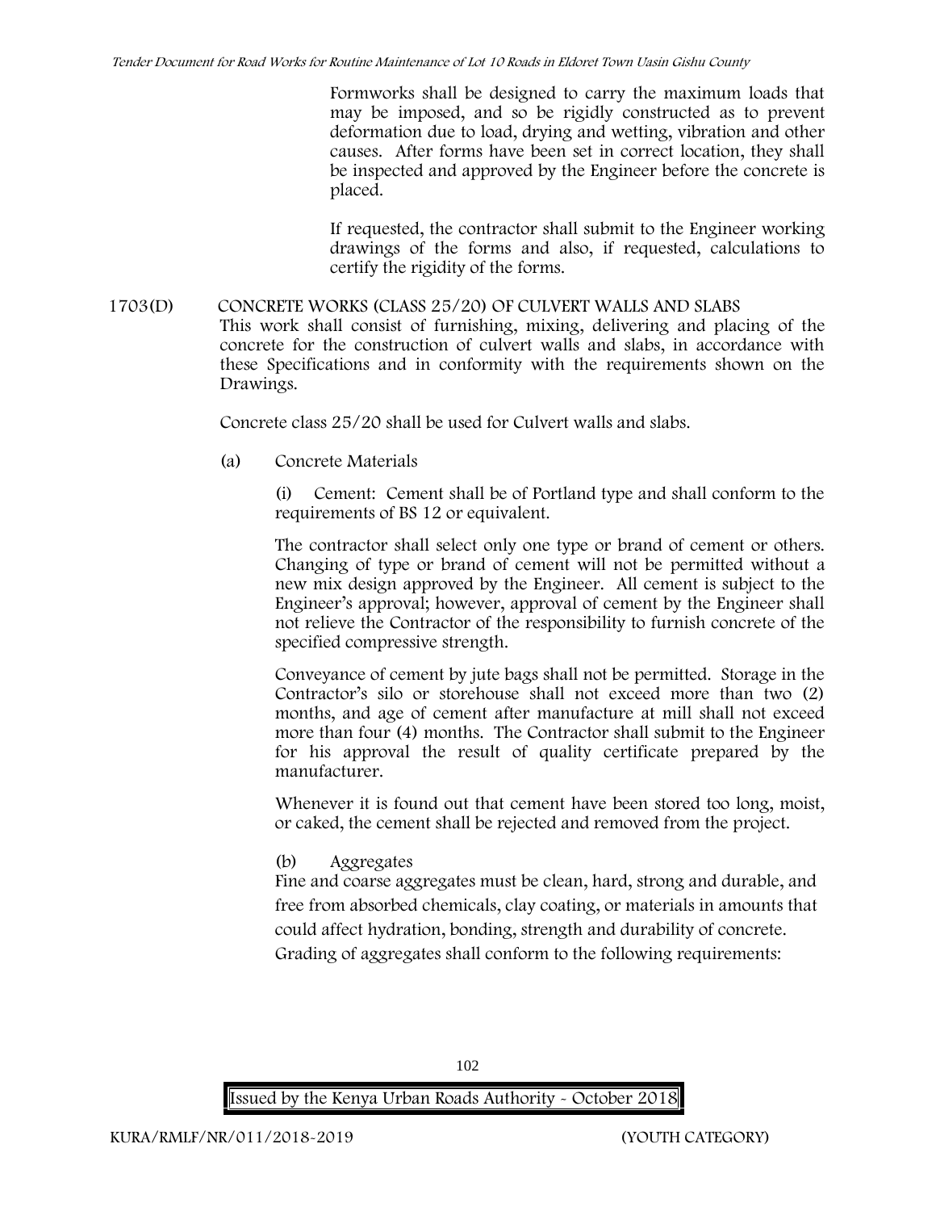Formworks shall be designed to carry the maximum loads that may be imposed, and so be rigidly constructed as to prevent deformation due to load, drying and wetting, vibration and other causes. After forms have been set in correct location, they shall be inspected and approved by the Engineer before the concrete is placed.

If requested, the contractor shall submit to the Engineer working drawings of the forms and also, if requested, calculations to certify the rigidity of the forms.

1703(D) CONCRETE WORKS (CLASS 25/20) OF CULVERT WALLS AND SLABS

This work shall consist of furnishing, mixing, delivering and placing of the concrete for the construction of culvert walls and slabs, in accordance with these Specifications and in conformity with the requirements shown on the Drawings.

Concrete class 25/20 shall be used for Culvert walls and slabs.

(a) Concrete Materials

(i) Cement: Cement shall be of Portland type and shall conform to the requirements of BS 12 or equivalent.

The contractor shall select only one type or brand of cement or others. Changing of type or brand of cement will not be permitted without a new mix design approved by the Engineer. All cement is subject to the Engineer's approval; however, approval of cement by the Engineer shall not relieve the Contractor of the responsibility to furnish concrete of the specified compressive strength.

Conveyance of cement by jute bags shall not be permitted. Storage in the Contractor's silo or storehouse shall not exceed more than two (2) months, and age of cement after manufacture at mill shall not exceed more than four (4) months. The Contractor shall submit to the Engineer for his approval the result of quality certificate prepared by the manufacturer.

Whenever it is found out that cement have been stored too long, moist, or caked, the cement shall be rejected and removed from the project.

(b) Aggregates

Fine and coarse aggregates must be clean, hard, strong and durable, and free from absorbed chemicals, clay coating, or materials in amounts that could affect hydration, bonding, strength and durability of concrete.

Grading of aggregates shall conform to the following requirements: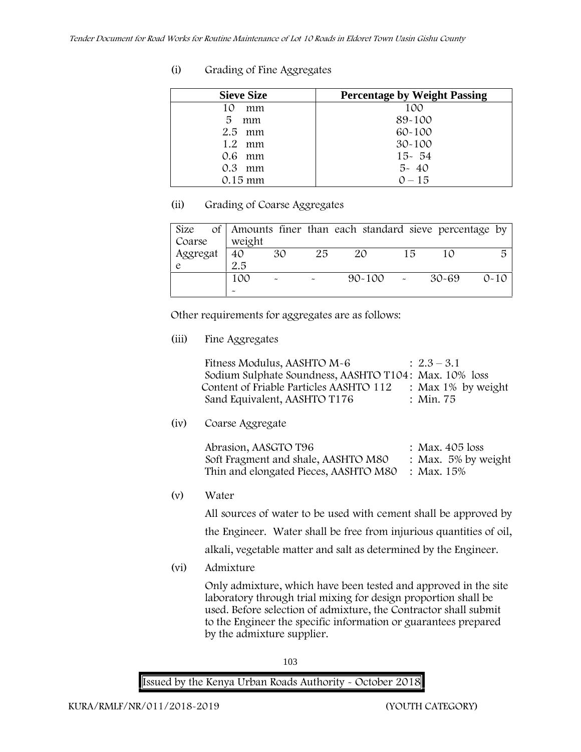(i) Grading of Fine Aggregates

| Sieve Size | Percentage by Weight Passing |
|---|---|
| 10 mm | 100 |
| 5 mm | 89-100 |
| 2.5 mm | 60-100 |
| 1.2 mm | 30-100 |
| 0.6 mm | 15- 54 |
| 0.3 mm | 5- 40 |
| 0.15 mm | 0 – 15 |

(ii) Grading of Coarse Aggregates

| Size of Coarse Aggregate | Amounts finer than each standard sieve percentage by weight | | | | | | |
|---|---|---|---|---|---|---|---|
| | 40 2.5 | 30 | 25 | 20 | 15 | 10 | 5 |
| | 100 - | - | - | 90-100 | - | 30-69 | 0-10 |

Other requirements for aggregates are as follows:

(iii) Fine Aggregates

Fitness Modulus, AASHTO M-6 : 2.3 – 3.1
Sodium Sulphate Soundness, AASHTO T104: Max. 10% loss
Content of Friable Particles AASHTO 112 : Max 1% by weight
Sand Equivalent, AASHTO T176 : Min. 75

(iv) Coarse Aggregate

Abrasion, AASGTO T96 : Max. 405 loss
Soft Fragment and shale, AASHTO M80 : Max. 5% by weight
Thin and elongated Pieces, AASHTO M80 : Max. 15%

(v) Water

All sources of water to be used with cement shall be approved by the Engineer. Water shall be free from injurious quantities of oil, alkali, vegetable matter and salt as determined by the Engineer.

(vi) Admixture

Only admixture, which have been tested and approved in the site laboratory through trial mixing for design proportion shall be used. Before selection of admixture, the Contractor shall submit to the Engineer the specific information or guarantees prepared by the admixture supplier.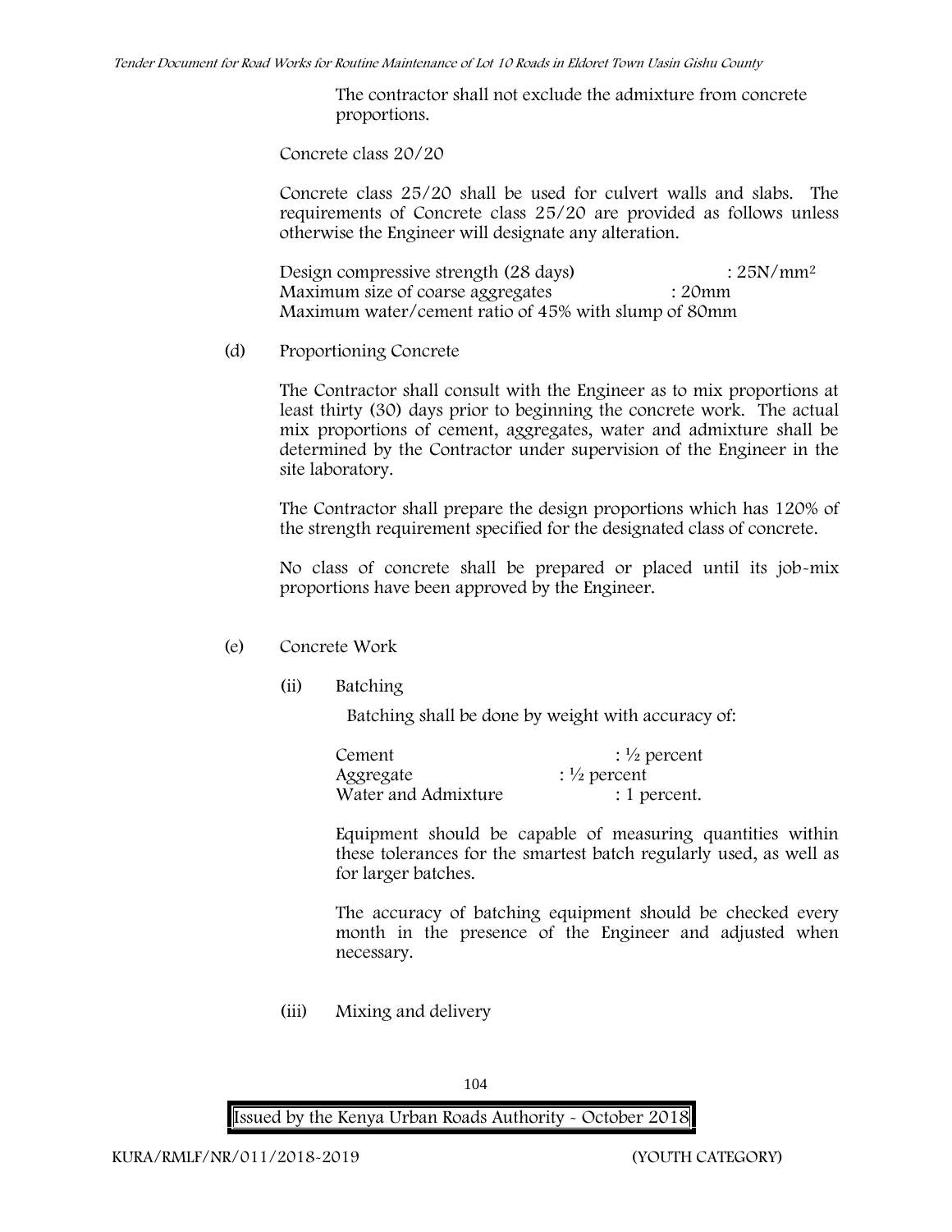The contractor shall not exclude the admixture from concrete proportions.

Concrete class 20/20

Concrete class 25/20 shall be used for culvert walls and slabs. The requirements of Concrete class 25/20 are provided as follows unless otherwise the Engineer will designate any alteration.

Design compressive strength (28 days) : $25N/mm^2$
Maximum size of coarse aggregates : 20mm
Maximum water/cement ratio of 45% with slump of 80mm

(d) Proportioning Concrete

The Contractor shall consult with the Engineer as to mix proportions at least thirty (30) days prior to beginning the concrete work. The actual mix proportions of cement, aggregates, water and admixture shall be determined by the Contractor under supervision of the Engineer in the site laboratory.

The Contractor shall prepare the design proportions which has 120% of the strength requirement specified for the designated class of concrete.

No class of concrete shall be prepared or placed until its job-mix proportions have been approved by the Engineer.

(e) Concrete Work

(ii) Batching

Batching shall be done by weight with accuracy of:

Cement : ½ percent
Aggregate : ½ percent
Water and Admixture : 1 percent.

Equipment should be capable of measuring quantities within these tolerances for the smartest batch regularly used, as well as for larger batches.

The accuracy of batching equipment should be checked every month in the presence of the Engineer and adjusted when necessary.

(iii) Mixing and delivery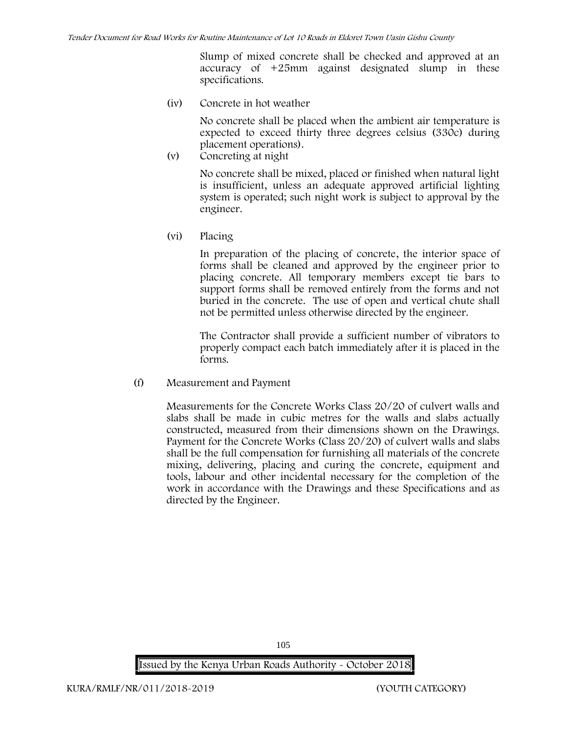Slump of mixed concrete shall be checked and approved at an accuracy of +25mm against designated slump in these specifications.

(iv) Concrete in hot weather

No concrete shall be placed when the ambient air temperature is expected to exceed thirty three degrees celsius (330c) during placement operations).

(v) Concreting at night

No concrete shall be mixed, placed or finished when natural light is insufficient, unless an adequate approved artificial lighting system is operated; such night work is subject to approval by the engineer.

(vi) Placing

In preparation of the placing of concrete, the interior space of forms shall be cleaned and approved by the engineer prior to placing concrete. All temporary members except tie bars to support forms shall be removed entirely from the forms and not buried in the concrete. The use of open and vertical chute shall not be permitted unless otherwise directed by the engineer.

The Contractor shall provide a sufficient number of vibrators to properly compact each batch immediately after it is placed in the forms.

(f) Measurement and Payment

Measurements for the Concrete Works Class 20/20 of culvert walls and slabs shall be made in cubic metres for the walls and slabs actually constructed, measured from their dimensions shown on the Drawings. Payment for the Concrete Works (Class 20/20) of culvert walls and slabs shall be the full compensation for furnishing all materials of the concrete mixing, delivering, placing and curing the concrete, equipment and tools, labour and other incidental necessary for the completion of the work in accordance with the Drawings and these Specifications and as directed by the Engineer.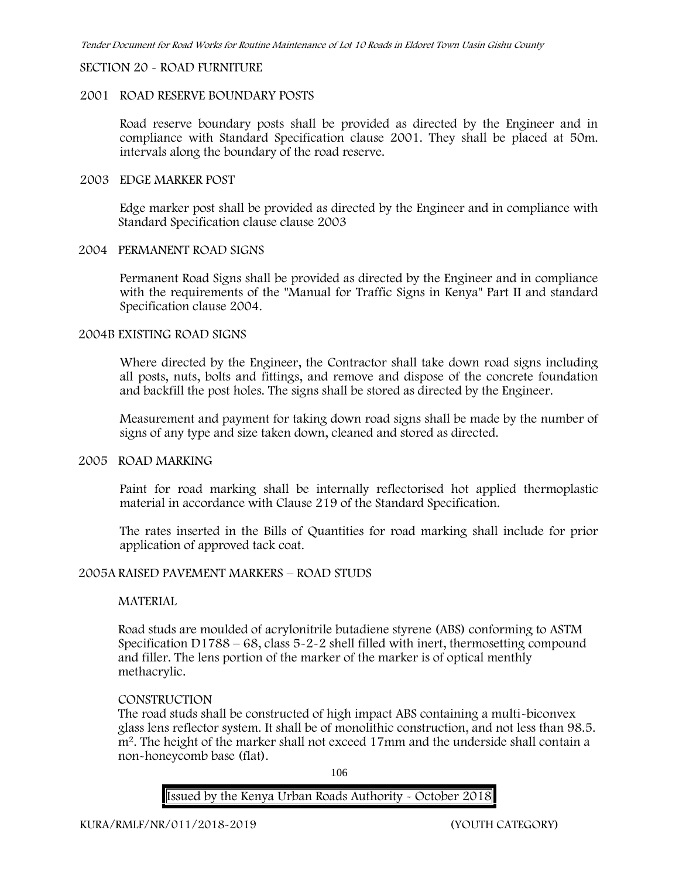## SECTION 20 - ROAD FURNITURE

### 2001 ROAD RESERVE BOUNDARY POSTS

Road reserve boundary posts shall be provided as directed by the Engineer and in compliance with Standard Specification clause 2001. They shall be placed at 50m. intervals along the boundary of the road reserve.

### 2003 EDGE MARKER POST

Edge marker post shall be provided as directed by the Engineer and in compliance with Standard Specification clause clause 2003

### 2004 PERMANENT ROAD SIGNS

Permanent Road Signs shall be provided as directed by the Engineer and in compliance with the requirements of the "Manual for Traffic Signs in Kenya" Part II and standard Specification clause 2004.

### 2004B EXISTING ROAD SIGNS

Where directed by the Engineer, the Contractor shall take down road signs including all posts, nuts, bolts and fittings, and remove and dispose of the concrete foundation and backfill the post holes. The signs shall be stored as directed by the Engineer.

Measurement and payment for taking down road signs shall be made by the number of signs of any type and size taken down, cleaned and stored as directed.

### 2005 ROAD MARKING

Paint for road marking shall be internally reflectorised hot applied thermoplastic material in accordance with Clause 219 of the Standard Specification.

The rates inserted in the Bills of Quantities for road marking shall include for prior application of approved tack coat.

### 2005A RAISED PAVEMENT MARKERS – ROAD STUDS

MATERIAL

Road studs are moulded of acrylonitrile butadiene styrene (ABS) conforming to ASTM Specification D1788 – 68, class 5-2-2 shell filled with inert, thermosetting compound and filler. The lens portion of the marker of the marker is of optical menthly methacrylic.

CONSTRUCTION

The road studs shall be constructed of high impact ABS containing a multi-biconvex glass lens reflector system. It shall be of monolithic construction, and not less than 98.5. $m^2$. The height of the marker shall not exceed 17mm and the underside shall contain a non-honeycomb base (flat).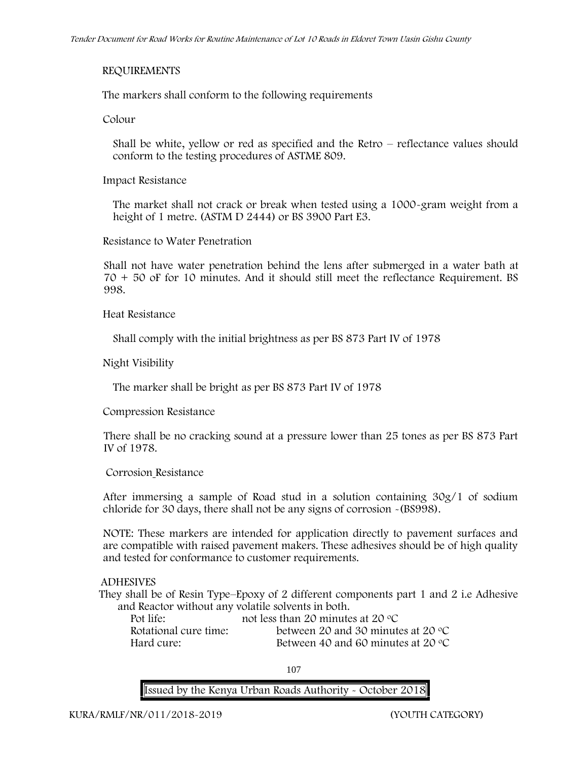REQUIREMENTS

The markers shall conform to the following requirements

Colour

Shall be white, yellow or red as specified and the Retro – reflectance values should conform to the testing procedures of ASTME 809.

Impact Resistance

The market shall not crack or break when tested using a 1000-gram weight from a height of 1 metre. (ASTM D 2444) or BS 3900 Part E3.

Resistance to Water Penetration

Shall not have water penetration behind the lens after submerged in a water bath at 70 + 50 oF for 10 minutes. And it should still meet the reflectance Requirement. BS 998.

Heat Resistance

Shall comply with the initial brightness as per BS 873 Part IV of 1978

Night Visibility

The marker shall be bright as per BS 873 Part IV of 1978

Compression Resistance

There shall be no cracking sound at a pressure lower than 25 tones as per BS 873 Part IV of 1978.

Corrosion Resistance

After immersing a sample of Road stud in a solution containing 30g/1 of sodium chloride for 30 days, there shall not be any signs of corrosion -(BS998).

NOTE: These markers are intended for application directly to pavement surfaces and are compatible with raised pavement makers. These adhesives should be of high quality and tested for conformance to customer requirements.

ADHESIVES

They shall be of Resin Type–Epoxy of 2 different components part 1 and 2 i.e Adhesive and Reactor without any volatile solvents in both.

| | |
|---|---|
| Pot life: | not less than 20 minutes at 20 °C |
| Rotational cure time: | between 20 and 30 minutes at 20 °C |
| Hard cure: | Between 40 and 60 minutes at 20 °C |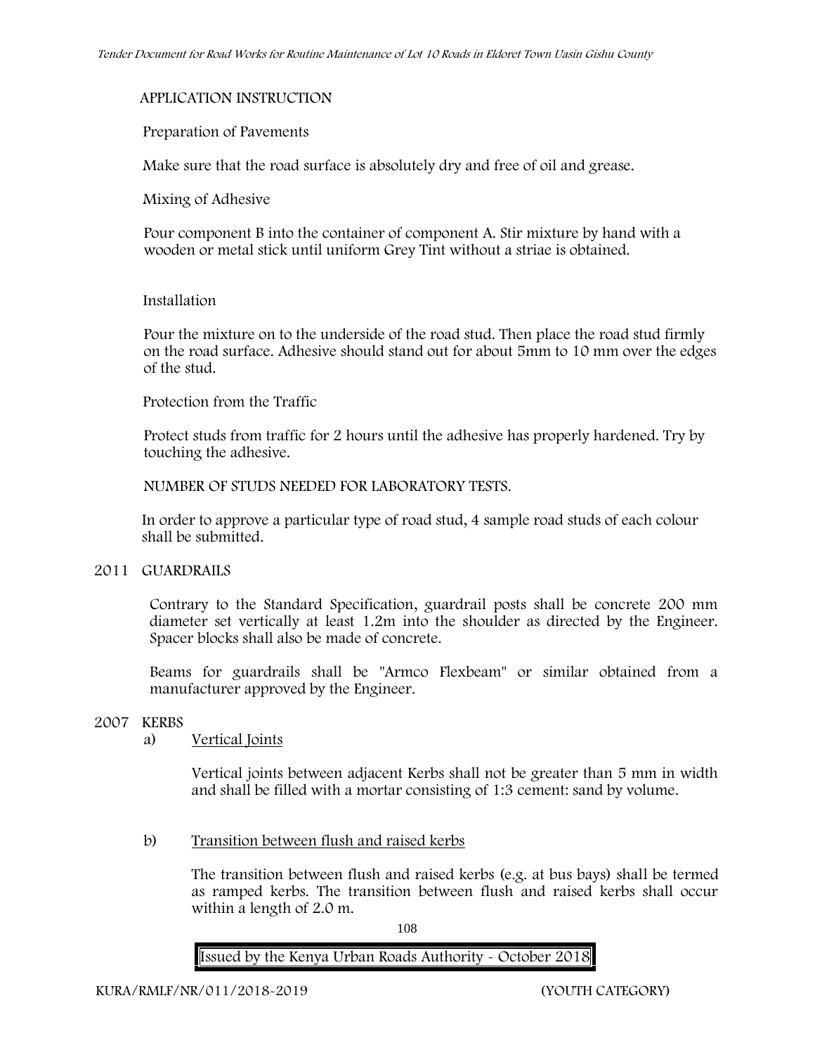APPLICATION INSTRUCTION

Preparation of Pavements

Make sure that the road surface is absolutely dry and free of oil and grease.

Mixing of Adhesive

Pour component B into the container of component A. Stir mixture by hand with a wooden or metal stick until uniform Grey Tint without a striae is obtained.

Installation

Pour the mixture on to the underside of the road stud. Then place the road stud firmly on the road surface. Adhesive should stand out for about 5mm to 10 mm over the edges of the stud.

Protection from the Traffic

Protect studs from traffic for 2 hours until the adhesive has properly hardened. Try by touching the adhesive.

NUMBER OF STUDS NEEDED FOR LABORATORY TESTS.

In order to approve a particular type of road stud, 4 sample road studs of each colour shall be submitted.

## 2011 GUARDRAILS

Contrary to the Standard Specification, guardrail posts shall be concrete 200 mm diameter set vertically at least 1.2m into the shoulder as directed by the Engineer. Spacer blocks shall also be made of concrete.

Beams for guardrails shall be "Armco Flexbeam" or similar obtained from a manufacturer approved by the Engineer.

## 2007 KERBS

a) Vertical Joints

Vertical joints between adjacent Kerbs shall not be greater than 5 mm in width and shall be filled with a mortar consisting of 1:3 cement: sand by volume.

b) Transition between flush and raised kerbs

The transition between flush and raised kerbs (e.g. at bus bays) shall be termed as ramped kerbs. The transition between flush and raised kerbs shall occur within a length of 2.0 m.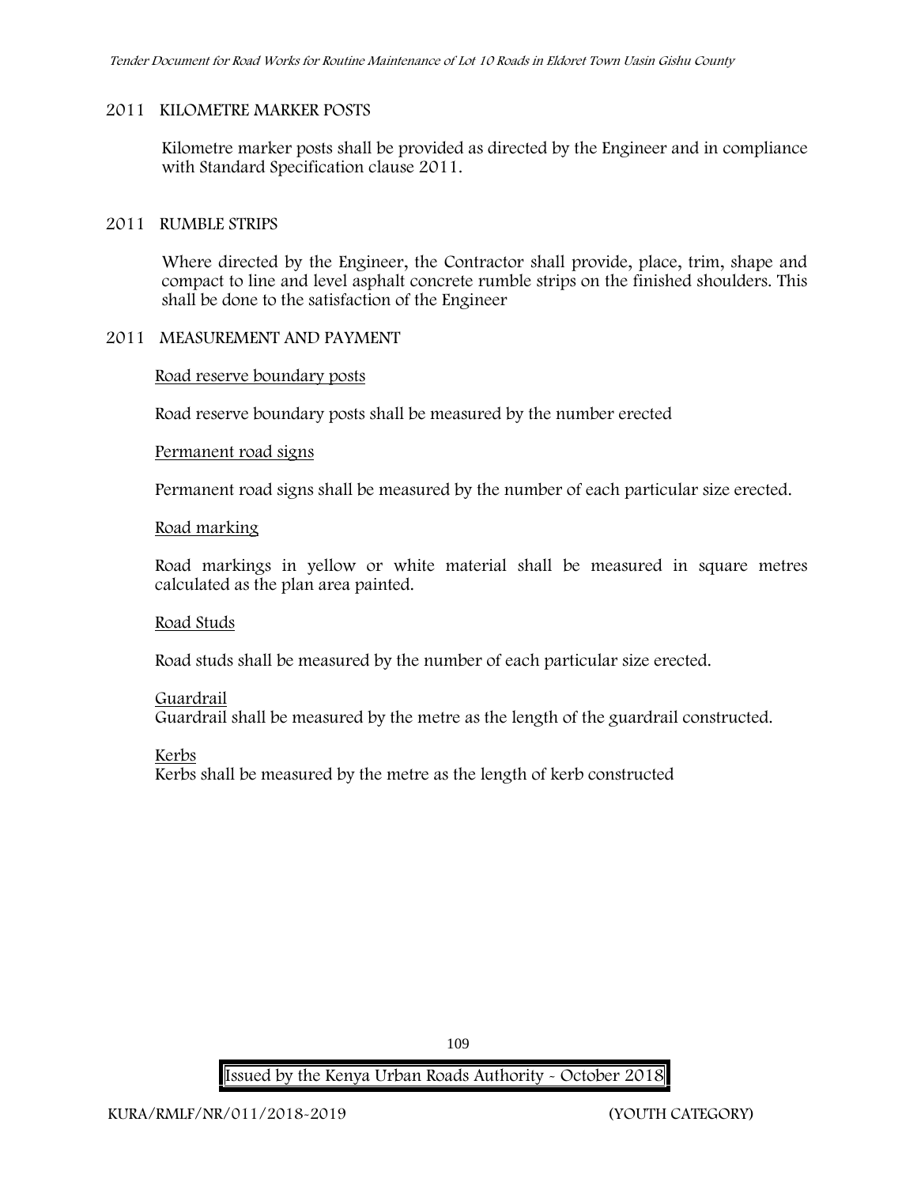## 2011 KILOMETRE MARKER POSTS

Kilometre marker posts shall be provided as directed by the Engineer and in compliance with Standard Specification clause 2011.

## 2011 RUMBLE STRIPS

Where directed by the Engineer, the Contractor shall provide, place, trim, shape and compact to line and level asphalt concrete rumble strips on the finished shoulders. This shall be done to the satisfaction of the Engineer

## 2011 MEASUREMENT AND PAYMENT

Road reserve boundary posts

Road reserve boundary posts shall be measured by the number erected

Permanent road signs

Permanent road signs shall be measured by the number of each particular size erected.

Road marking

Road markings in yellow or white material shall be measured in square metres calculated as the plan area painted.

Road Studs

Road studs shall be measured by the number of each particular size erected.

Guardrail

Guardrail shall be measured by the metre as the length of the guardrail constructed.

Kerbs

Kerbs shall be measured by the metre as the length of kerb constructed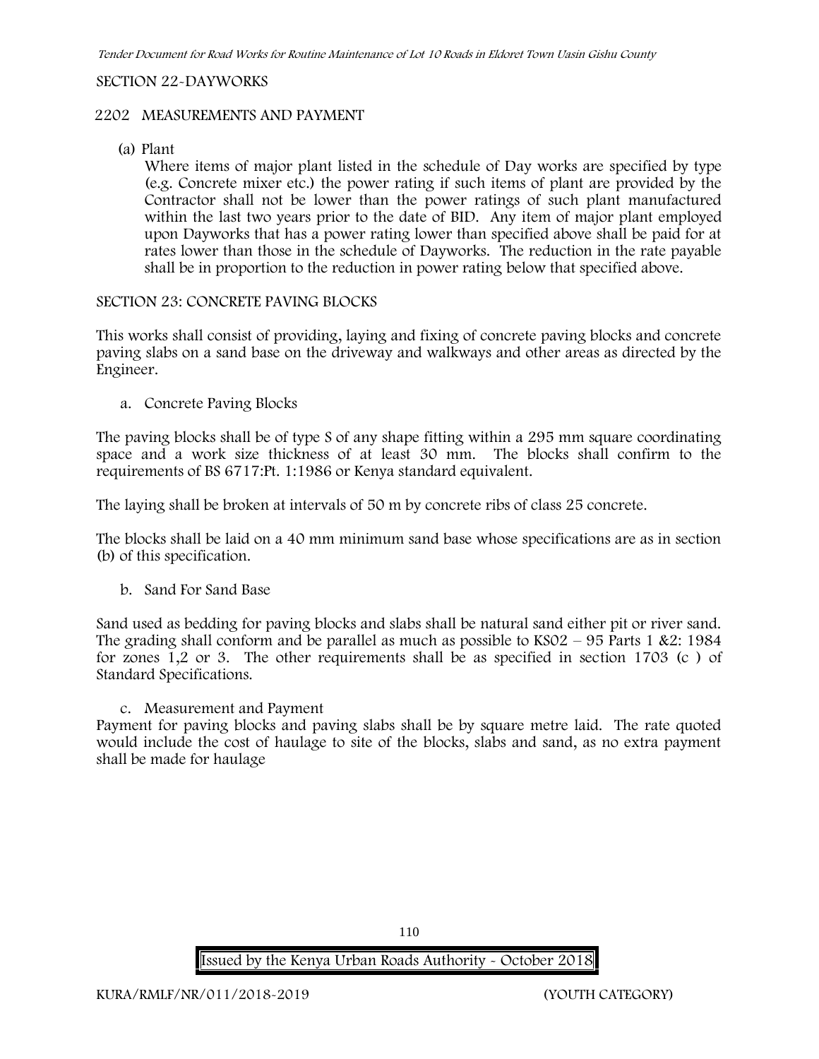SECTION 22-DAYWORKS

2202 MEASUREMENTS AND PAYMENT

(a) Plant

Where items of major plant listed in the schedule of Day works are specified by type (e.g. Concrete mixer etc.) the power rating if such items of plant are provided by the Contractor shall not be lower than the power ratings of such plant manufactured within the last two years prior to the date of BID. Any item of major plant employed upon Dayworks that has a power rating lower than specified above shall be paid for at rates lower than those in the schedule of Dayworks. The reduction in the rate payable shall be in proportion to the reduction in power rating below that specified above.

SECTION 23: CONCRETE PAVING BLOCKS

This works shall consist of providing, laying and fixing of concrete paving blocks and concrete paving slabs on a sand base on the driveway and walkways and other areas as directed by the Engineer.

a. Concrete Paving Blocks

The paving blocks shall be of type S of any shape fitting within a 295 mm square coordinating space and a work size thickness of at least 30 mm. The blocks shall confirm to the requirements of BS 6717:Pt. 1:1986 or Kenya standard equivalent.

The laying shall be broken at intervals of 50 m by concrete ribs of class 25 concrete.

The blocks shall be laid on a 40 mm minimum sand base whose specifications are as in section (b) of this specification.

b. Sand For Sand Base

Sand used as bedding for paving blocks and slabs shall be natural sand either pit or river sand. The grading shall conform and be parallel as much as possible to KS02 – 95 Parts 1 &2: 1984 for zones 1,2 or 3. The other requirements shall be as specified in section 1703 (c ) of Standard Specifications.

c. Measurement and Payment

Payment for paving blocks and paving slabs shall be by square metre laid. The rate quoted would include the cost of haulage to site of the blocks, slabs and sand, as no extra payment shall be made for haulage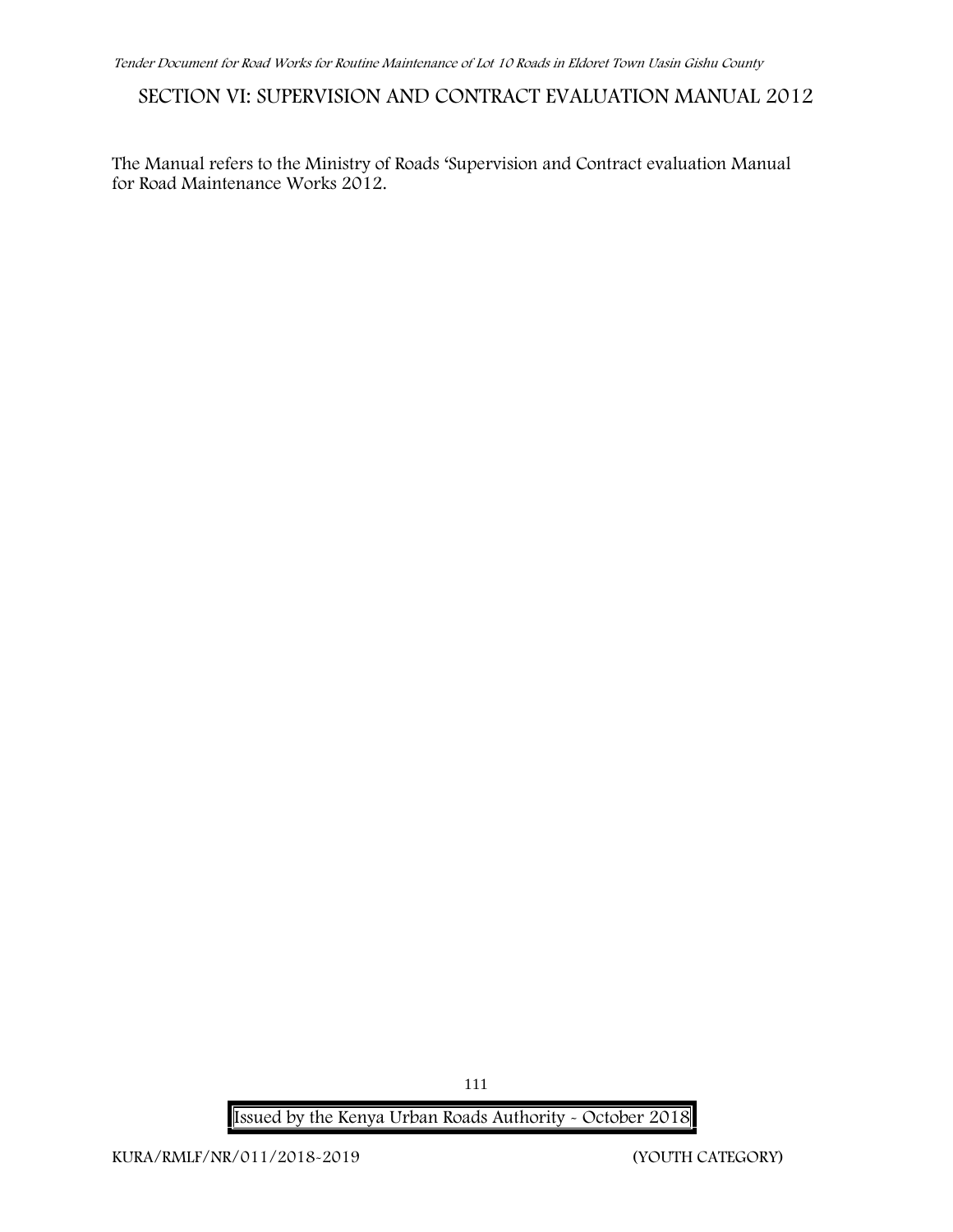# SECTION VI: SUPERVISION AND CONTRACT EVALUATION MANUAL 2012

The Manual refers to the Ministry of Roads 'Supervision and Contract evaluation Manual for Road Maintenance Works 2012.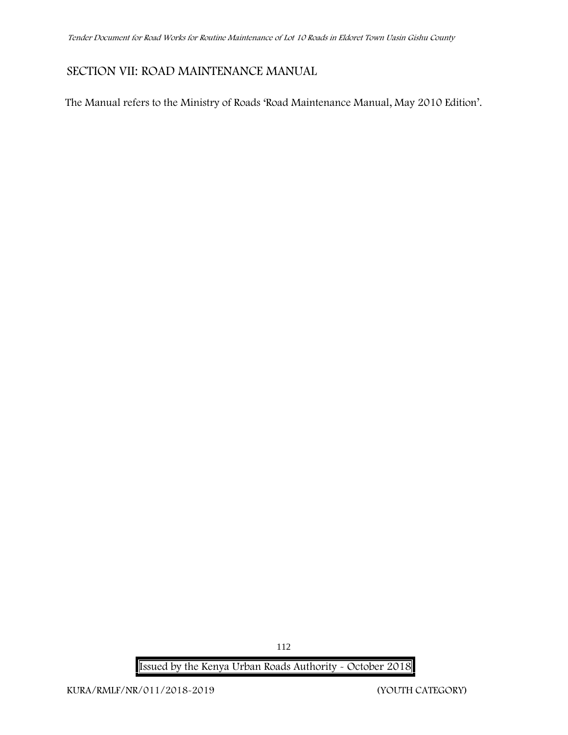## SECTION VII: ROAD MAINTENANCE MANUAL

The Manual refers to the Ministry of Roads 'Road Maintenance Manual, May 2010 Edition'.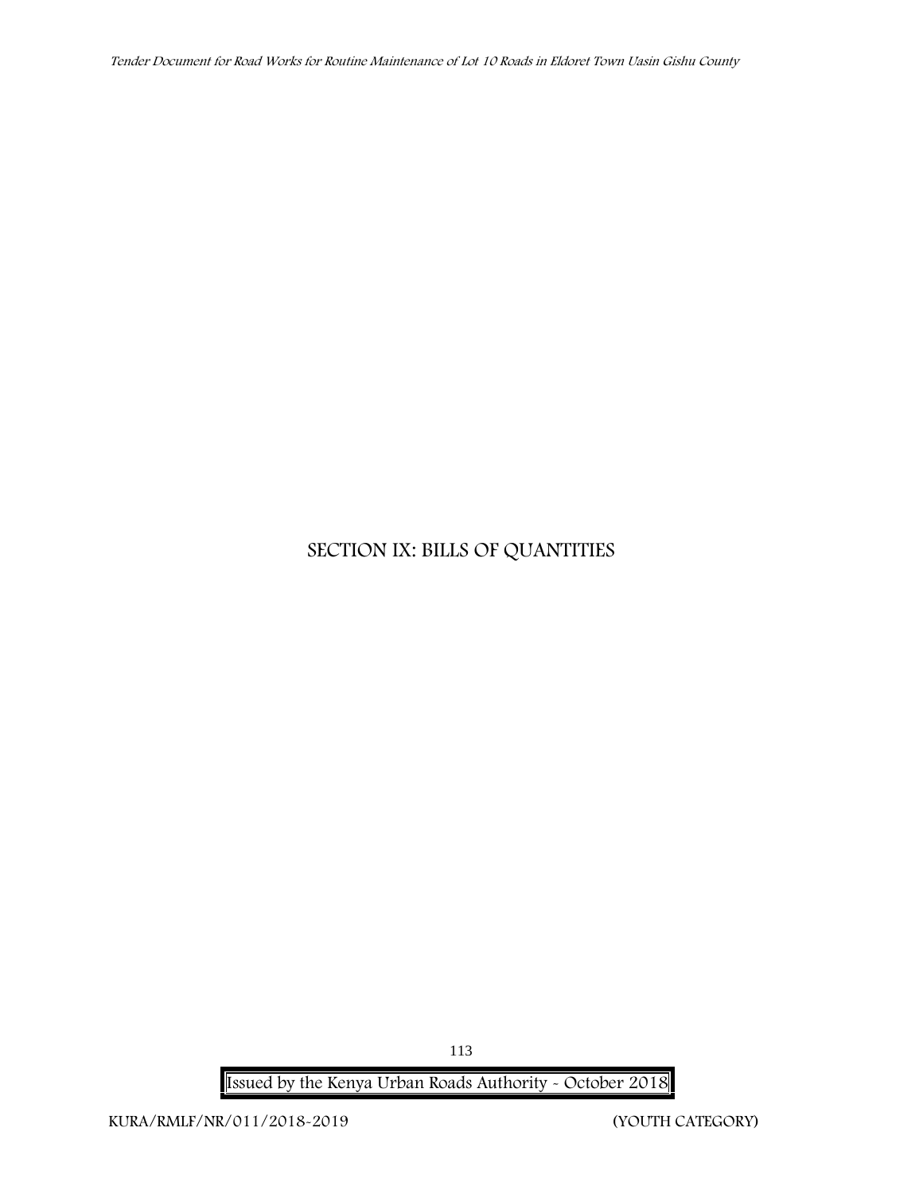# SECTION IX: BILLS OF QUANTITIES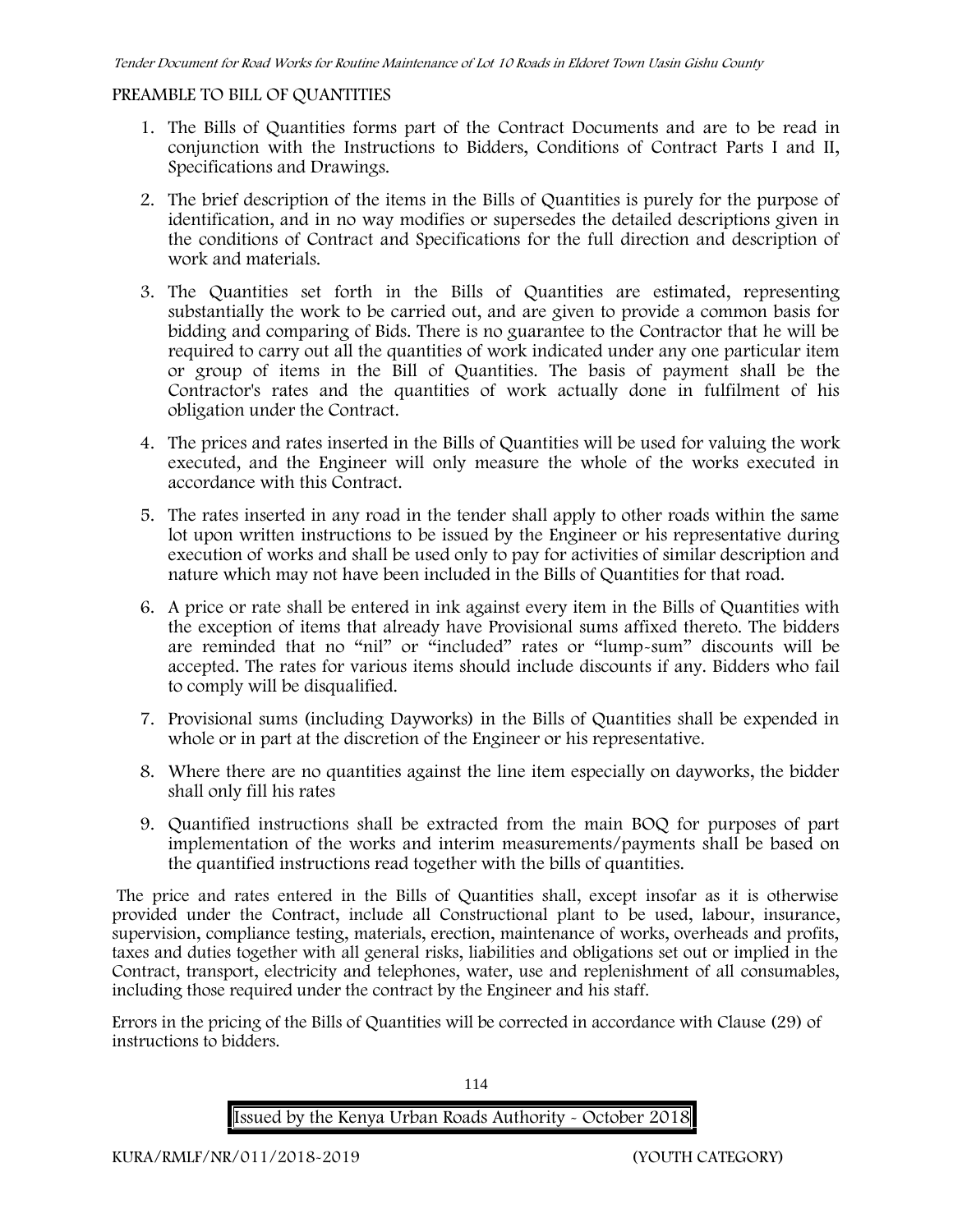## PREAMBLE TO BILL OF QUANTITIES

1. The Bills of Quantities forms part of the Contract Documents and are to be read in conjunction with the Instructions to Bidders, Conditions of Contract Parts I and II, Specifications and Drawings.
2. The brief description of the items in the Bills of Quantities is purely for the purpose of identification, and in no way modifies or supersedes the detailed descriptions given in the conditions of Contract and Specifications for the full direction and description of work and materials.
3. The Quantities set forth in the Bills of Quantities are estimated, representing substantially the work to be carried out, and are given to provide a common basis for bidding and comparing of Bids. There is no guarantee to the Contractor that he will be required to carry out all the quantities of work indicated under any one particular item or group of items in the Bill of Quantities. The basis of payment shall be the Contractor's rates and the quantities of work actually done in fulfilment of his obligation under the Contract.
4. The prices and rates inserted in the Bills of Quantities will be used for valuing the work executed, and the Engineer will only measure the whole of the works executed in accordance with this Contract.
5. The rates inserted in any road in the tender shall apply to other roads within the same lot upon written instructions to be issued by the Engineer or his representative during execution of works and shall be used only to pay for activities of similar description and nature which may not have been included in the Bills of Quantities for that road.
6. A price or rate shall be entered in ink against every item in the Bills of Quantities with the exception of items that already have Provisional sums affixed thereto. The bidders are reminded that no "nil" or "included" rates or "lump-sum" discounts will be accepted. The rates for various items should include discounts if any. Bidders who fail to comply will be disqualified.
7. Provisional sums (including Dayworks) in the Bills of Quantities shall be expended in whole or in part at the discretion of the Engineer or his representative.
8. Where there are no quantities against the line item especially on dayworks, the bidder shall only fill his rates
9. Quantified instructions shall be extracted from the main BOQ for purposes of part implementation of the works and interim measurements/payments shall be based on the quantified instructions read together with the bills of quantities.

The price and rates entered in the Bills of Quantities shall, except insofar as it is otherwise provided under the Contract, include all Constructional plant to be used, labour, insurance, supervision, compliance testing, materials, erection, maintenance of works, overheads and profits, taxes and duties together with all general risks, liabilities and obligations set out or implied in the Contract, transport, electricity and telephones, water, use and replenishment of all consumables, including those required under the contract by the Engineer and his staff.

Errors in the pricing of the Bills of Quantities will be corrected in accordance with Clause (29) of instructions to bidders.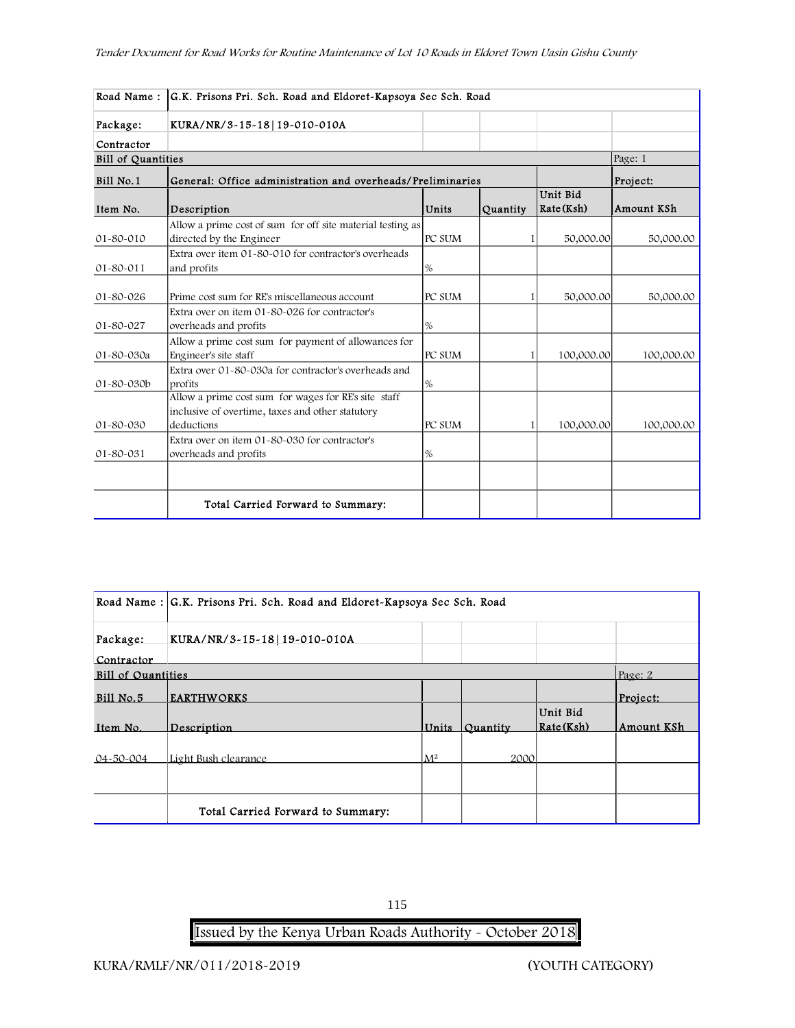| Road Name : | G.K. Prisons Pri. Sch. Road and Eldoret-Kapsoya Sec Sch. Road | | | | |
|---|---|---|---|---|---|
| Package: | KURA/NR/3-15-18\|19-010-010A | | | | |
| Contractor | | | | | |
| Bill of Quantities | | | | | Page: 1 |
| Bill No.1 | General: Office administration and overheads/Preliminaries | | | | Project: |
| Item No. | Description | Units | Quantity | Unit Bid Rate(Ksh) | Amount KSh |
| 01-80-010 | Allow a prime cost of sum for off site material testing as directed by the Engineer | PC SUM | 1 | 50,000.00 | 50,000.00 |
| 01-80-011 | Extra over item 01-80-010 for contractor's overheads and profits | % | | | |
| 01-80-026 | Prime cost sum for RE's miscellaneous account | PC SUM | 1 | 50,000.00 | 50,000.00 |
| 01-80-027 | Extra over on item 01-80-026 for contractor's overheads and profits | % | | | |
| 01-80-030a | Allow a prime cost sum for payment of allowances for Engineer's site staff | PC SUM | 1 | 100,000.00 | 100,000.00 |
| 01-80-030b | Extra over 01-80-030a for contractor's overheads and profits | % | | | |
| 01-80-030 | Allow a prime cost sum for wages for RE's site staff inclusive of overtime, taxes and other statutory deductions | PC SUM | 1 | 100,000.00 | 100,000.00 |
| 01-80-031 | Extra over on item 01-80-030 for contractor's overheads and profits | % | | | |
| | | | | | |
| | Total Carried Forward to Summary: | | | | |

| Road Name : | G.K. Prisons Pri. Sch. Road and Eldoret-Kapsoya Sec Sch. Road | | | | |
|---|---|---|---|---|---|
| Package: | KURA/NR/3-15-18\|19-010-010A | | | | |
| Contractor | | | | | |
| Bill of Quantities | | | | | Page: 2 |
| Bill No.5 | EARTHWORKS | | | | Project: |
| Item No. | Description | Units | Quantity | Unit Bid Rate(Ksh) | Amount KSh |
| 04-50-004 | Light Bush clearance | $M^2$ | 2000 | | |
| | | | | | |
| | Total Carried Forward to Summary: | | | | |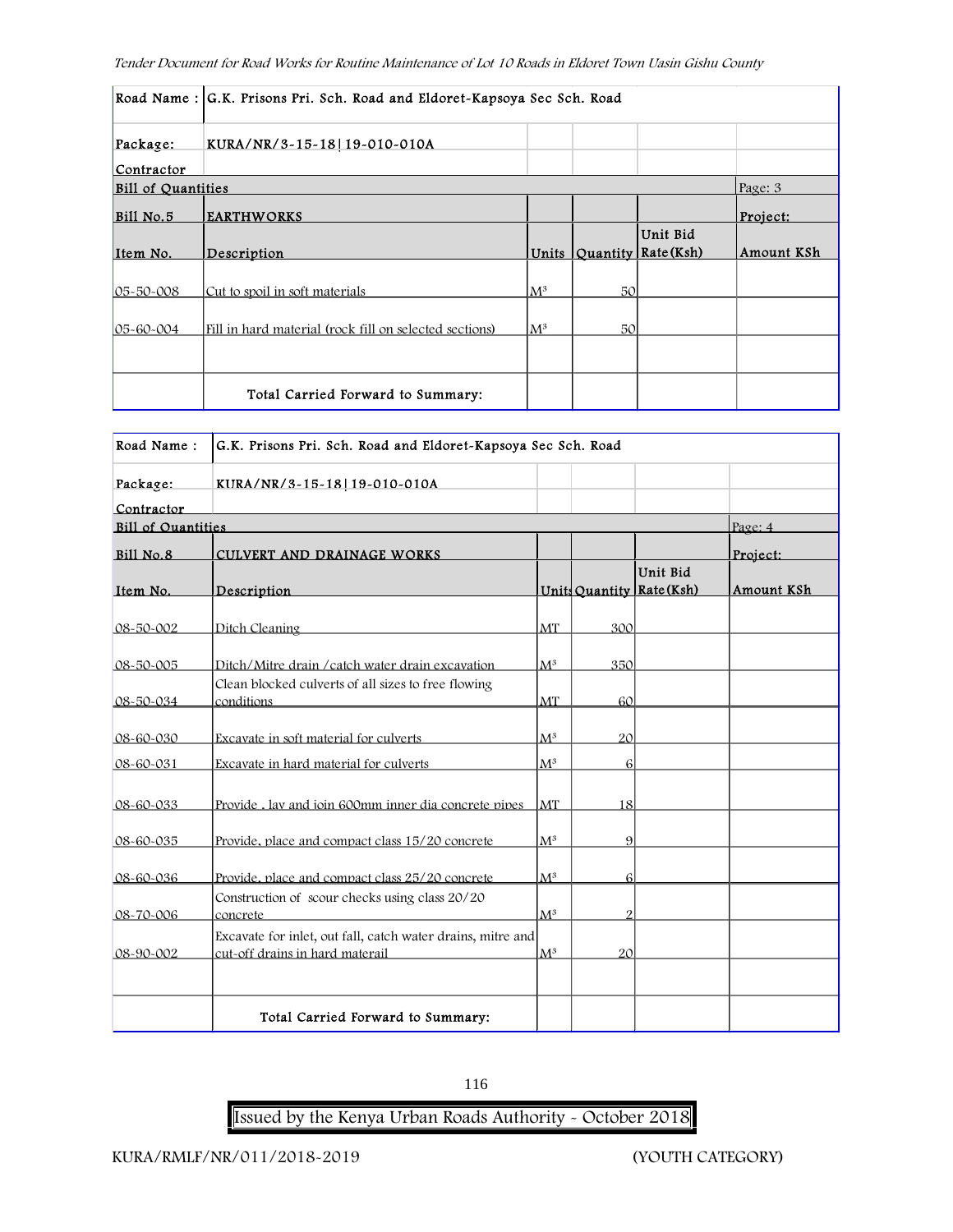| Road Name : | G.K. Prisons Pri. Sch. Road and Eldoret-Kapsoya Sec Sch. Road | | | | |
|---|---|---|---|---|---|
| Package: | KURA/NR/3-15-18\|19-010-010A | | | | |
| Contractor | | | | | |
| Bill of Quantities | | | | | Page: 3 |
| Bill No.5 | EARTHWORKS | | | | Project: |
| Item No. | Description | Units | Quantity | Unit Bid Rate(Ksh) | Amount KSh |
| 05-50-008 | Cut to spoil in soft materials | $M^3$ | 50 | | |
| 05-60-004 | Fill in hard material (rock fill on selected sections) | $M^3$ | 50 | | |
| | | | | | |
| | Total Carried Forward to Summary: | | | | |

| Road Name : | G.K. Prisons Pri. Sch. Road and Eldoret-Kapsoya Sec Sch. Road | | | | |
|---|---|---|---|---|---|
| Package: | KURA/NR/3-15-18\|19-010-010A | | | | |
| Contractor | | | | | |
| Bill of Quantities | | | | | Page: 4 |
| Bill No.8 | CULVERT AND DRAINAGE WORKS | | | | Project: |
| Item No. | Description | Units | Quantity | Unit Bid Rate(Ksh) | Amount KSh |
| 08-50-002 | Ditch Cleaning | MT | 300 | | |
| 08-50-005 | Ditch/Mitre drain /catch water drain excavation | $M^3$ | 350 | | |
| 08-50-034 | Clean blocked culverts of all sizes to free flowing conditions | MT | 60 | | |
| 08-60-030 | Excavate in soft material for culverts | $M^3$ | 20 | | |
| 08-60-031 | Excavate in hard material for culverts | $M^3$ | 6 | | |
| 08-60-033 | Provide , lay and join 600mm inner dia concrete pipes | MT | 18 | | |
| 08-60-035 | Provide, place and compact class 15/20 concrete | $M^3$ | 9 | | |
| 08-60-036 | Provide, place and compact class 25/20 concrete | $M^3$ | 6 | | |
| 08-70-006 | Construction of scour checks using class 20/20 concrete | $M^3$ | 2 | | |
| 08-90-002 | Excavate for inlet, out fall, catch water drains, mitre and cut-off drains in hard materail | $M^3$ | 20 | | |
| | | | | | |
| | Total Carried Forward to Summary: | | | | |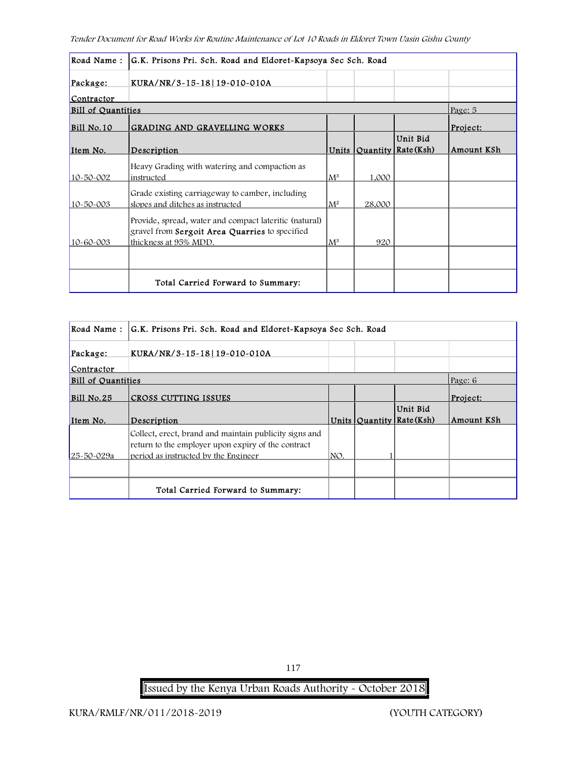| Road Name : | G.K. Prisons Pri. Sch. Road and Eldoret-Kapsoya Sec Sch. Road | | | | |
|---|---|---|---|---|---|
| Package: | KURA/NR/3-15-18\|19-010-010A | | | | |
| Contractor | | | | | |
| Bill of Quantities | | | | | Page: 5 |
| Bill No.10 | GRADING AND GRAVELLING WORKS | | | | Project: |
| Item No. | Description | Units | Quantity | Unit Bid Rate(Ksh) | Amount KSh |
| 10-50-002 | Heavy Grading with watering and compaction as instructed | $M^3$ | 1,000 | | |
| 10-50-003 | Grade existing carriageway to camber, including slopes and ditches as instructed | $M^2$ | 28,000 | | |
| 10-60-003 | Provide, spread, water and compact lateritic (natural) gravel from **Sergoit Area Quarries** to specified thickness at 95% MDD. | $M^3$ | 920 | | |
| | | | | | |
| | Total Carried Forward to Summary: | | | | |

| Road Name : | G.K. Prisons Pri. Sch. Road and Eldoret-Kapsoya Sec Sch. Road | | | | |
|---|---|---|---|---|---|
| Package: | KURA/NR/3-15-18\|19-010-010A | | | | |
| Contractor | | | | | |
| Bill of Quantities | | | | | Page: 6 |
| Bill No.25 | CROSS CUTTING ISSUES | | | | Project: |
| Item No. | Description | Units | Quantity | Unit Bid Rate(Ksh) | Amount KSh |
| 25-50-029a | Collect, erect, brand and maintain publicity signs and return to the employer upon expiry of the contract period as instructed by the Engineer | NO. | 1 | | |
| | | | | | |
| | Total Carried Forward to Summary: | | | | |

KURA/RMLF/NR/011/2018-2019 (YOUTH CATEGORY)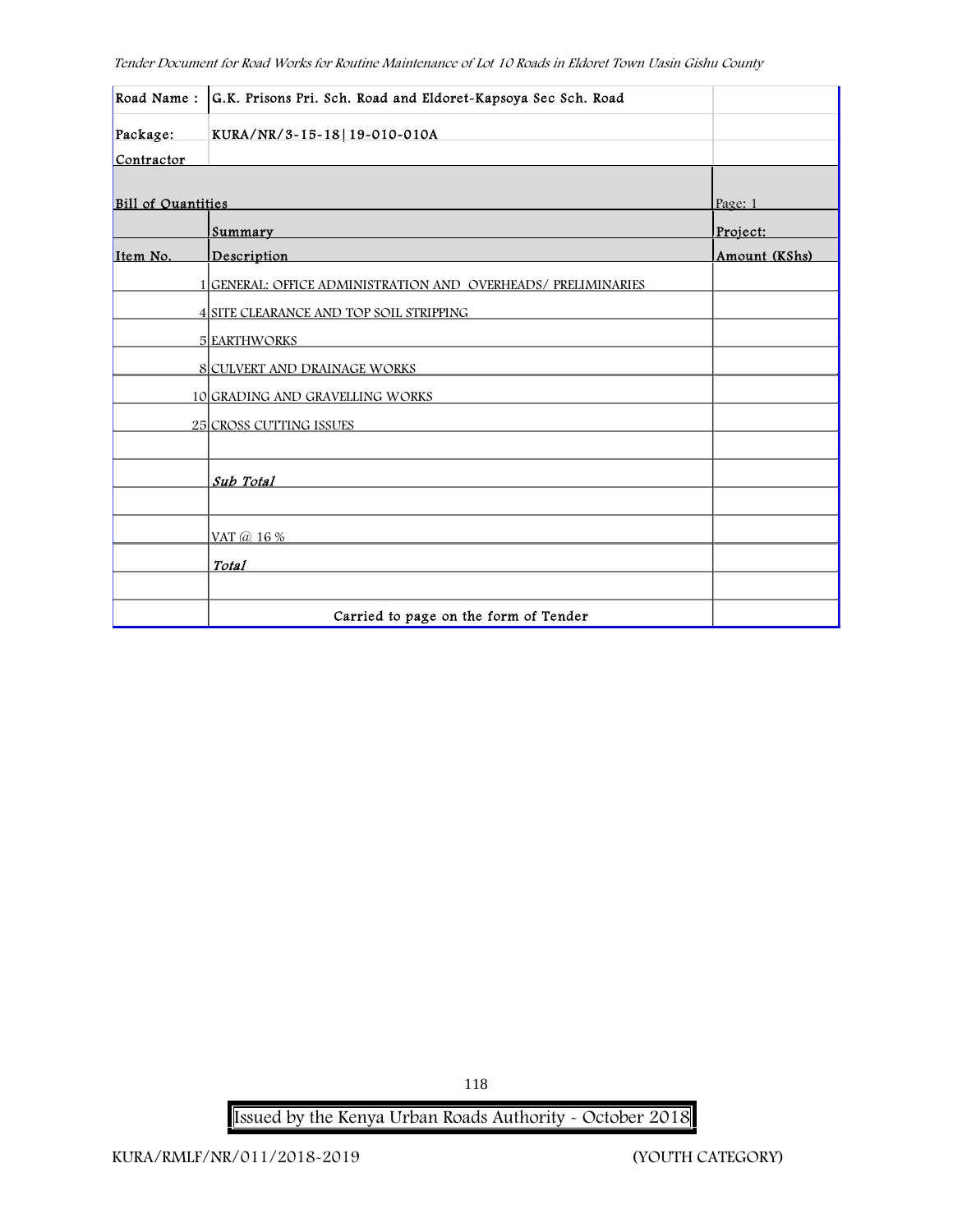| Road Name : | G.K. Prisons Pri. Sch. Road and Eldoret-Kapsoya Sec Sch. Road | |
|---|---|---|
| Package: | KURA/NR/3-15-18\|19-010-010A | |
| Contractor | | |
| **Bill of Quantities** | | Page: 1 |
| | Summary | Project: |
| Item No. | Description | Amount (KShs) |
| 1 | GENERAL: OFFICE ADMINISTRATION AND OVERHEADS/ PRELIMINARIES | |
| 4 | SITE CLEARANCE AND TOP SOIL STRIPPING | |
| 5 | EARTHWORKS | |
| 8 | CULVERT AND DRAINAGE WORKS | |
| 10 | GRADING AND GRAVELLING WORKS | |
| 25 | CROSS CUTTING ISSUES | |
| | | |
| | *Sub Total* | |
| | | |
| | VAT @ 16 % | |
| | *Total* | |
| | | |
| | Carried to page on the form of Tender | |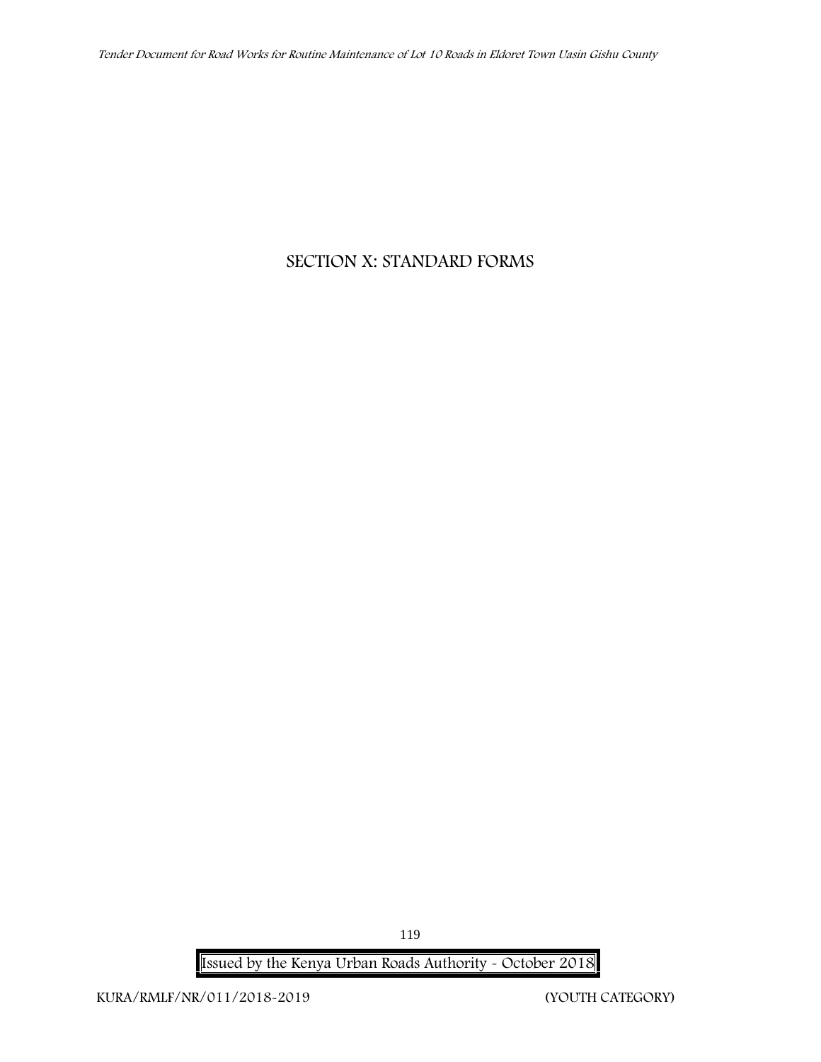# SECTION X: STANDARD FORMS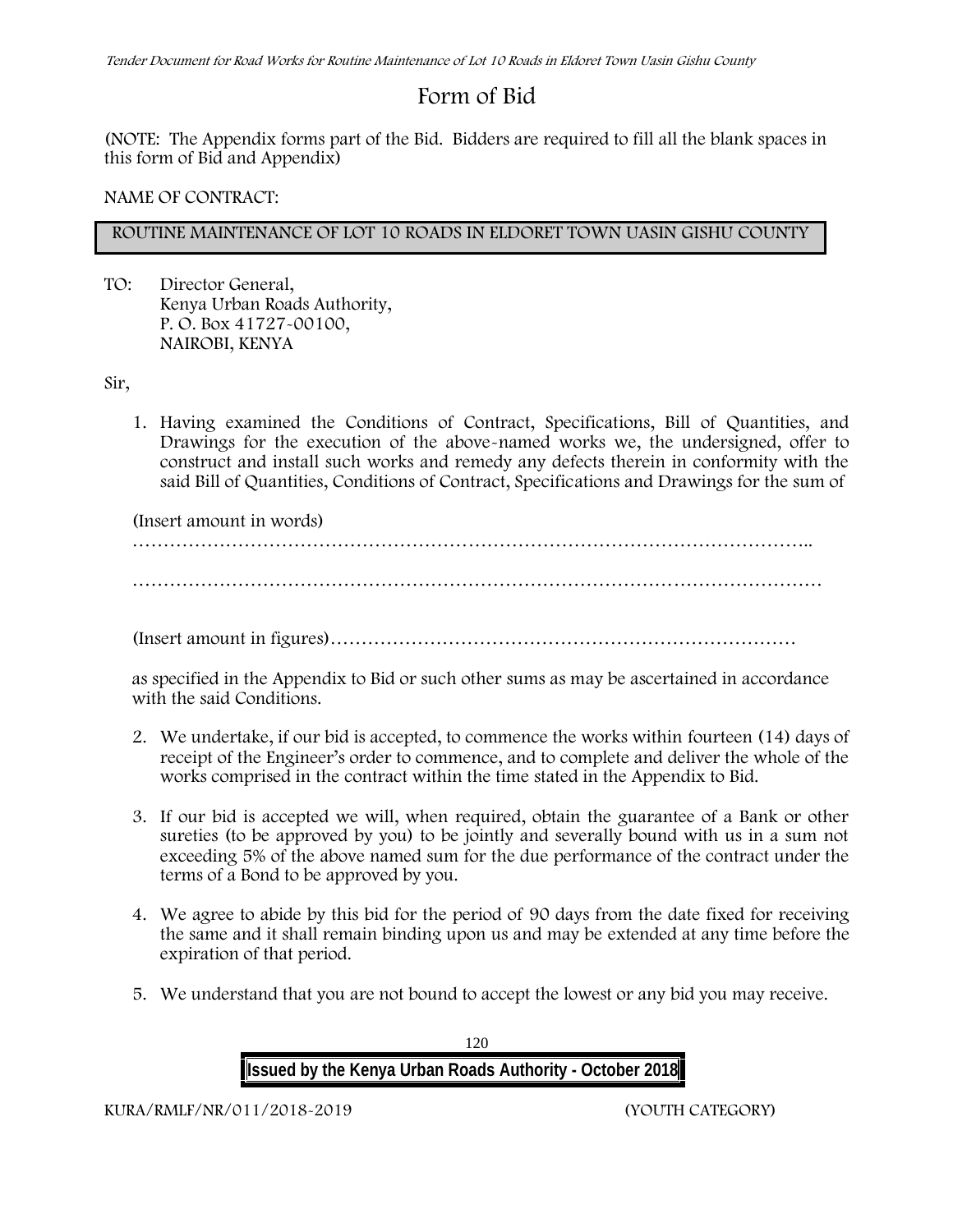# Form of Bid

(NOTE: The Appendix forms part of the Bid. Bidders are required to fill all the blank spaces in this form of Bid and Appendix)

NAME OF CONTRACT:

ROUTINE MAINTENANCE OF LOT 10 ROADS IN ELDORET TOWN UASIN GISHU COUNTY

TO: Director General,
Kenya Urban Roads Authority,
P. O. Box 41727-00100,
NAIROBI, KENYA

Sir,

1. Having examined the Conditions of Contract, Specifications, Bill of Quantities, and Drawings for the execution of the above-named works we, the undersigned, offer to construct and install such works and remedy any defects therein in conformity with the said Bill of Quantities, Conditions of Contract, Specifications and Drawings for the sum of

   (Insert amount in words)
   …………………………………………………………………………………………………..

   ……………………………………………………………………………………………………

   (Insert amount in figures)…………………………………………………………………

   as specified in the Appendix to Bid or such other sums as may be ascertained in accordance with the said Conditions.

2. We undertake, if our bid is accepted, to commence the works within fourteen (14) days of receipt of the Engineer's order to commence, and to complete and deliver the whole of the works comprised in the contract within the time stated in the Appendix to Bid.

3. If our bid is accepted we will, when required, obtain the guarantee of a Bank or other sureties (to be approved by you) to be jointly and severally bound with us in a sum not exceeding 5% of the above named sum for the due performance of the contract under the terms of a Bond to be approved by you.

4. We agree to abide by this bid for the period of 90 days from the date fixed for receiving the same and it shall remain binding upon us and may be extended at any time before the expiration of that period.

5. We understand that you are not bound to accept the lowest or any bid you may receive.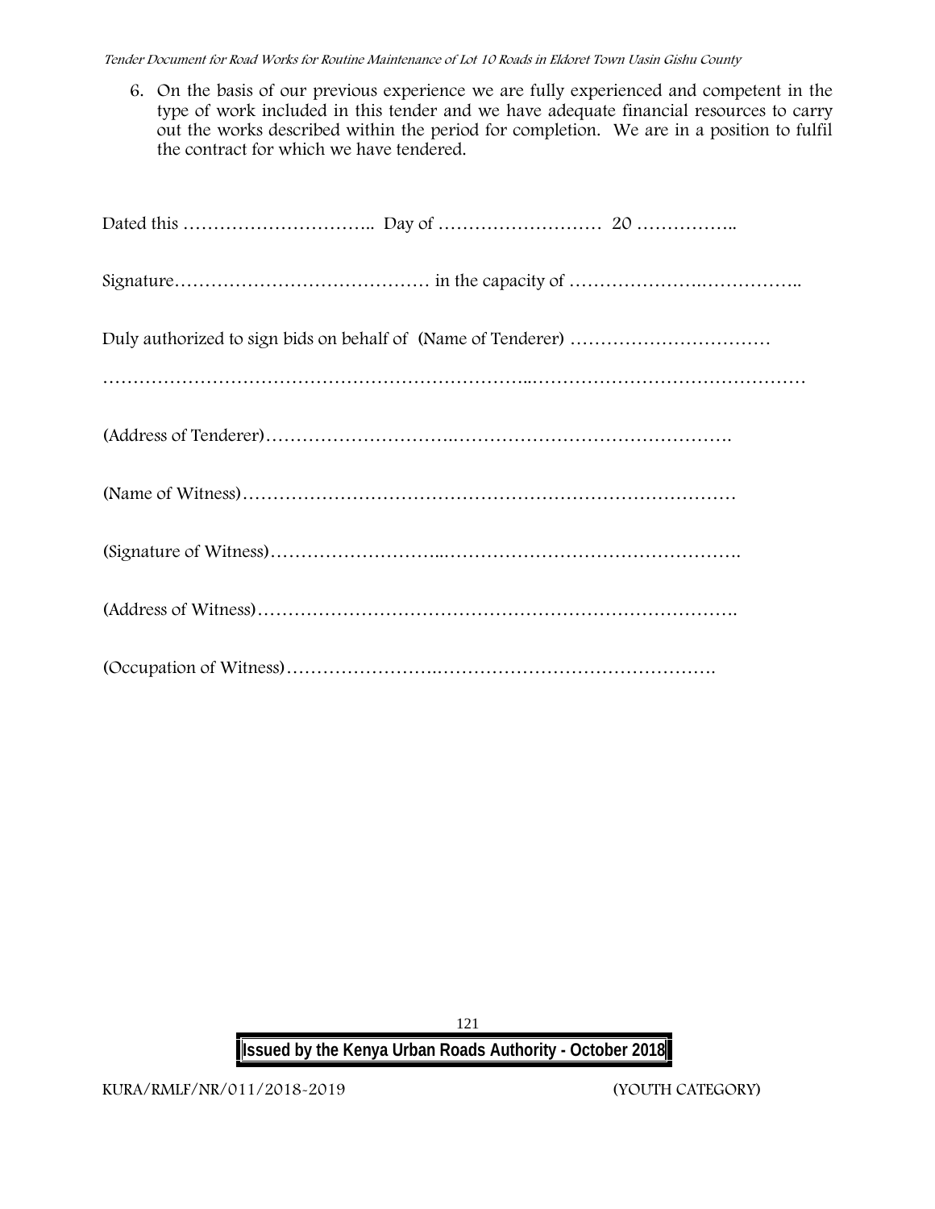6. On the basis of our previous experience we are fully experienced and competent in the type of work included in this tender and we have adequate financial resources to carry out the works described within the period for completion. We are in a position to fulfil the contract for which we have tendered.

Dated this ………………………….. Day of ……………………… 20 ……………..

Signature…………………………………… in the capacity of …………………..……………..

Duly authorized to sign bids on behalf of (Name of Tenderer) ……………………………

………………………………………………………..………………………………………

(Address of Tenderer)………………………..……………………………………….

(Name of Witness)…………………………………………………………………

(Signature of Witness)……………………..………………………………………….

(Address of Witness)…………………………………………………………………….

(Occupation of Witness)……………………..……………………………………….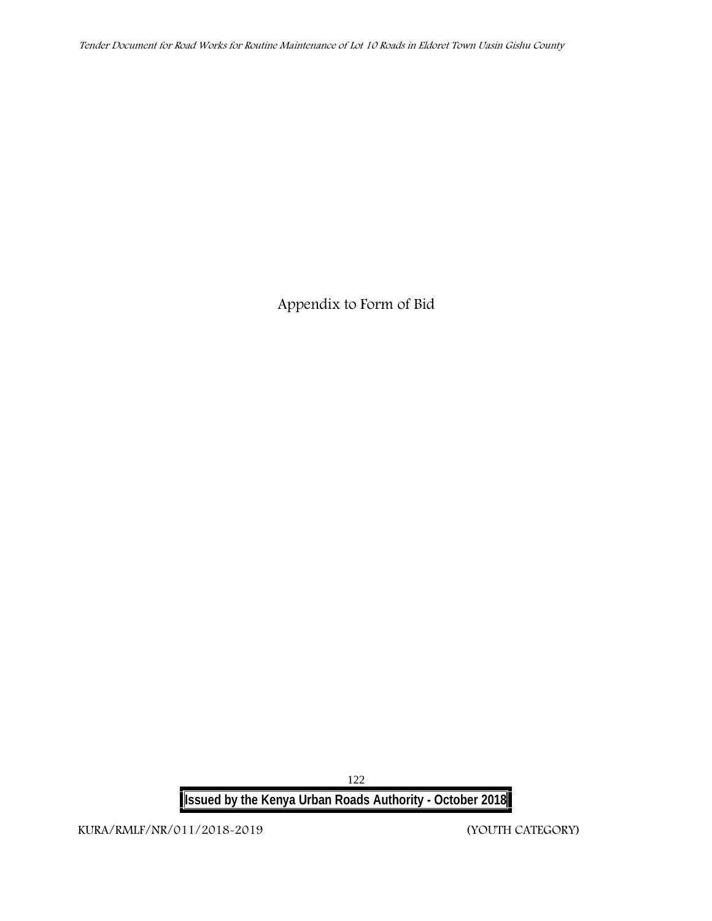# Appendix to Form of Bid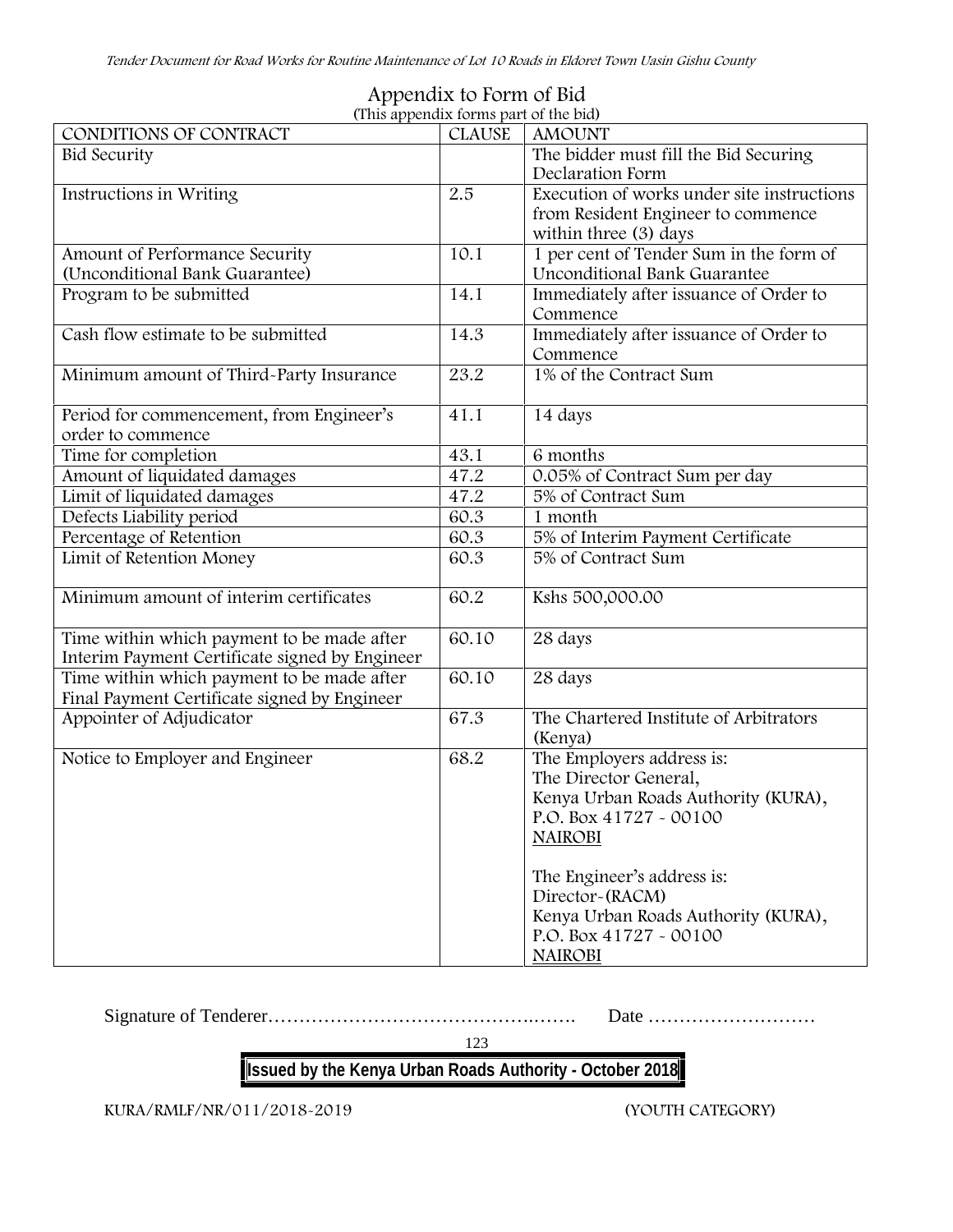## Appendix to Form of Bid

(This appendix forms part of the bid)

| CONDITIONS OF CONTRACT | CLAUSE | AMOUNT |
|---|---|---|
| Bid Security | | The bidder must fill the Bid Securing Declaration Form |
| Instructions in Writing | 2.5 | Execution of works under site instructions from Resident Engineer to commence within three (3) days |
| Amount of Performance Security (Unconditional Bank Guarantee) | 10.1 | 1 per cent of Tender Sum in the form of Unconditional Bank Guarantee |
| Program to be submitted | 14.1 | Immediately after issuance of Order to Commence |
| Cash flow estimate to be submitted | 14.3 | Immediately after issuance of Order to Commence |
| Minimum amount of Third-Party Insurance | 23.2 | 1% of the Contract Sum |
| Period for commencement, from Engineer's order to commence | 41.1 | 14 days |
| Time for completion | 43.1 | 6 months |
| Amount of liquidated damages | 47.2 | 0.05% of Contract Sum per day |
| Limit of liquidated damages | 47.2 | 5% of Contract Sum |
| Defects Liability period | 60.3 | 1 month |
| Percentage of Retention | 60.3 | 5% of Interim Payment Certificate |
| Limit of Retention Money | 60.3 | 5% of Contract Sum |
| Minimum amount of interim certificates | 60.2 | Kshs 500,000.00 |
| Time within which payment to be made after Interim Payment Certificate signed by Engineer | 60.10 | 28 days |
| Time within which payment to be made after Final Payment Certificate signed by Engineer | 60.10 | 28 days |
| Appointer of Adjudicator | 67.3 | The Chartered Institute of Arbitrators (Kenya) |
| Notice to Employer and Engineer | 68.2 | The Employers address is:<br>The Director General,<br>Kenya Urban Roads Authority (KURA),<br>P.O. Box 41727 - 00100<br>NAIROBI<br><br>The Engineer's address is:<br>Director-(RACM)<br>Kenya Urban Roads Authority (KURA),<br>P.O. Box 41727 - 00100<br>NAIROBI |

Signature of Tenderer………………………………………..……. Date ………………………

**Issued by the Kenya Urban Roads Authority - October 2018**

KURA/RMLF/NR/011/2018-2019 (YOUTH CATEGORY)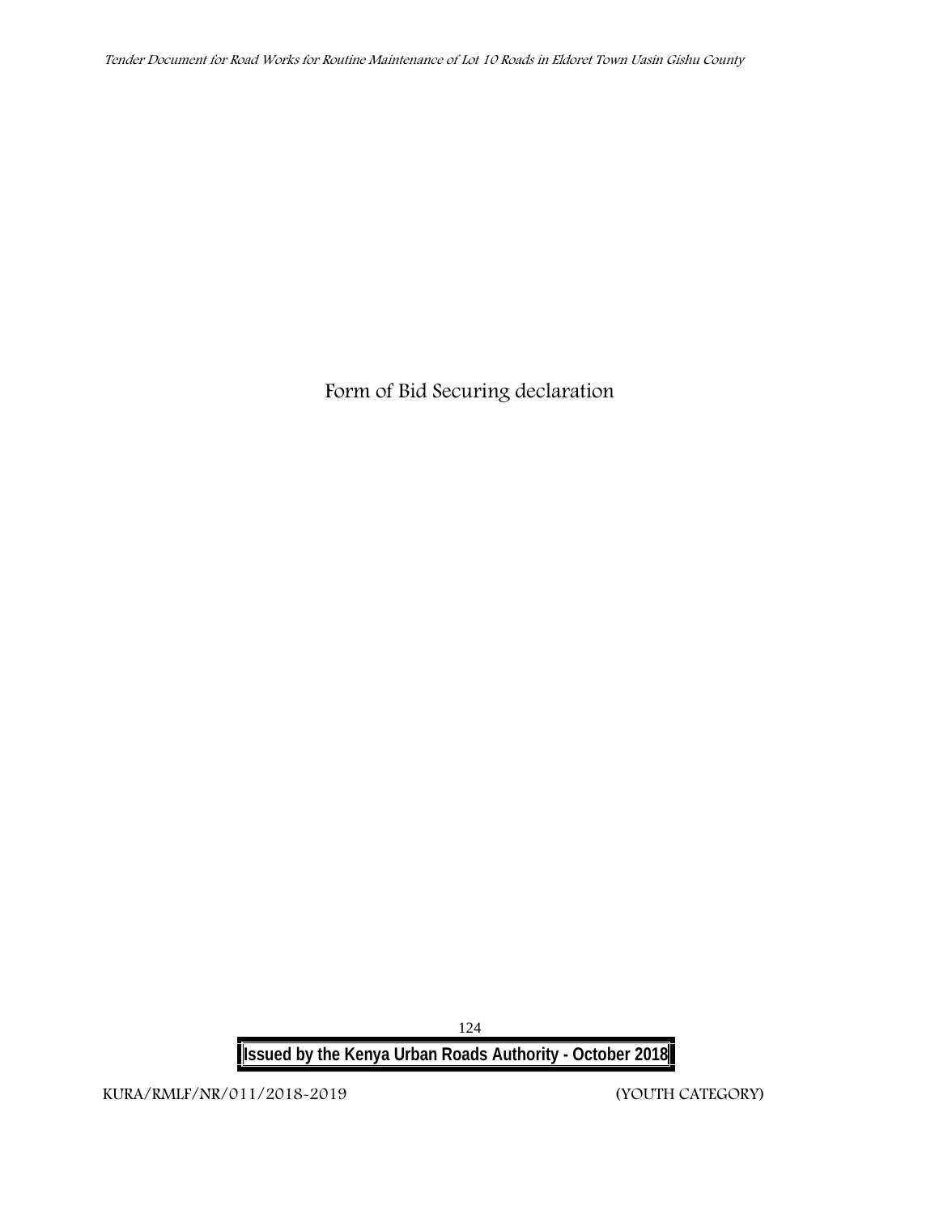Form of Bid Securing declaration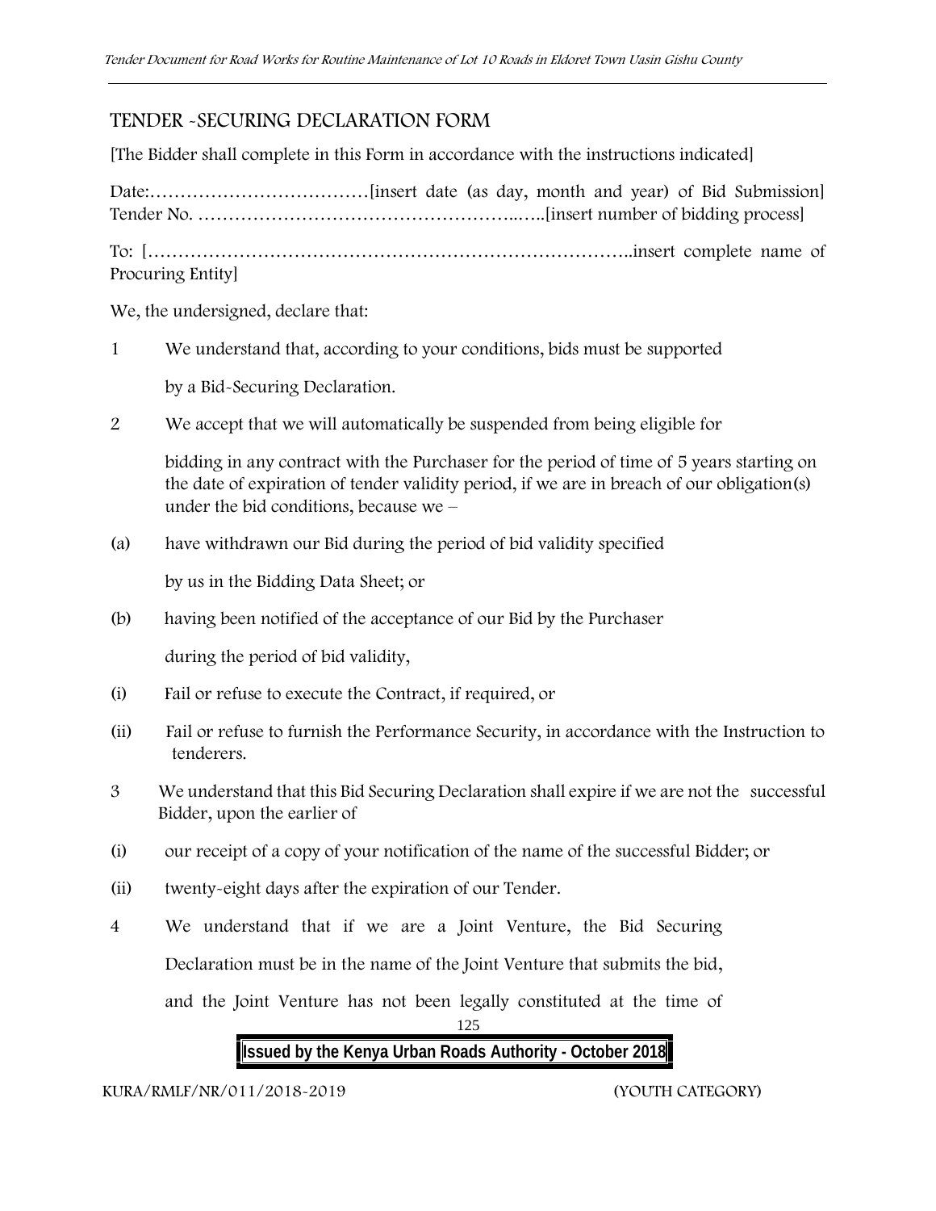## TENDER -SECURING DECLARATION FORM

[The Bidder shall complete in this Form in accordance with the instructions indicated]

Date:………………………………[insert date (as day, month and year) of Bid Submission] Tender No. ……………………………………………..…..[insert number of bidding process]

To: […………………………………………………………………..insert complete name of Procuring Entity]

We, the undersigned, declare that:

1 We understand that, according to your conditions, bids must be supported

by a Bid-Securing Declaration.

2 We accept that we will automatically be suspended from being eligible for

bidding in any contract with the Purchaser for the period of time of 5 years starting on the date of expiration of tender validity period, if we are in breach of our obligation(s) under the bid conditions, because we –

(a) have withdrawn our Bid during the period of bid validity specified

by us in the Bidding Data Sheet; or

(b) having been notified of the acceptance of our Bid by the Purchaser

during the period of bid validity,

(i) Fail or refuse to execute the Contract, if required, or

(ii) Fail or refuse to furnish the Performance Security, in accordance with the Instruction to tenderers.

3 We understand that this Bid Securing Declaration shall expire if we are not the successful Bidder, upon the earlier of

(i) our receipt of a copy of your notification of the name of the successful Bidder; or

(ii) twenty-eight days after the expiration of our Tender.

4 We understand that if we are a Joint Venture, the Bid Securing

Declaration must be in the name of the Joint Venture that submits the bid,

and the Joint Venture has not been legally constituted at the time of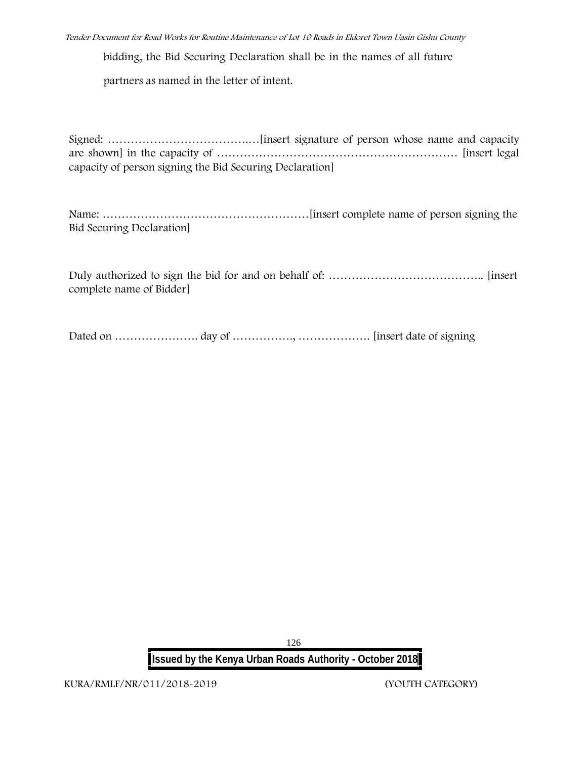bidding, the Bid Securing Declaration shall be in the names of all future

partners as named in the letter of intent.

Signed: ………………………………..…[insert signature of person whose name and capacity are shown] in the capacity of ……………………………………………………… [insert legal capacity of person signing the Bid Securing Declaration]

Name: ………………………………………………[insert complete name of person signing the Bid Securing Declaration]

Duly authorized to sign the bid for and on behalf of: ………………………………….. [insert complete name of Bidder]

Dated on …………………. day of ……………., ………………. [insert date of signing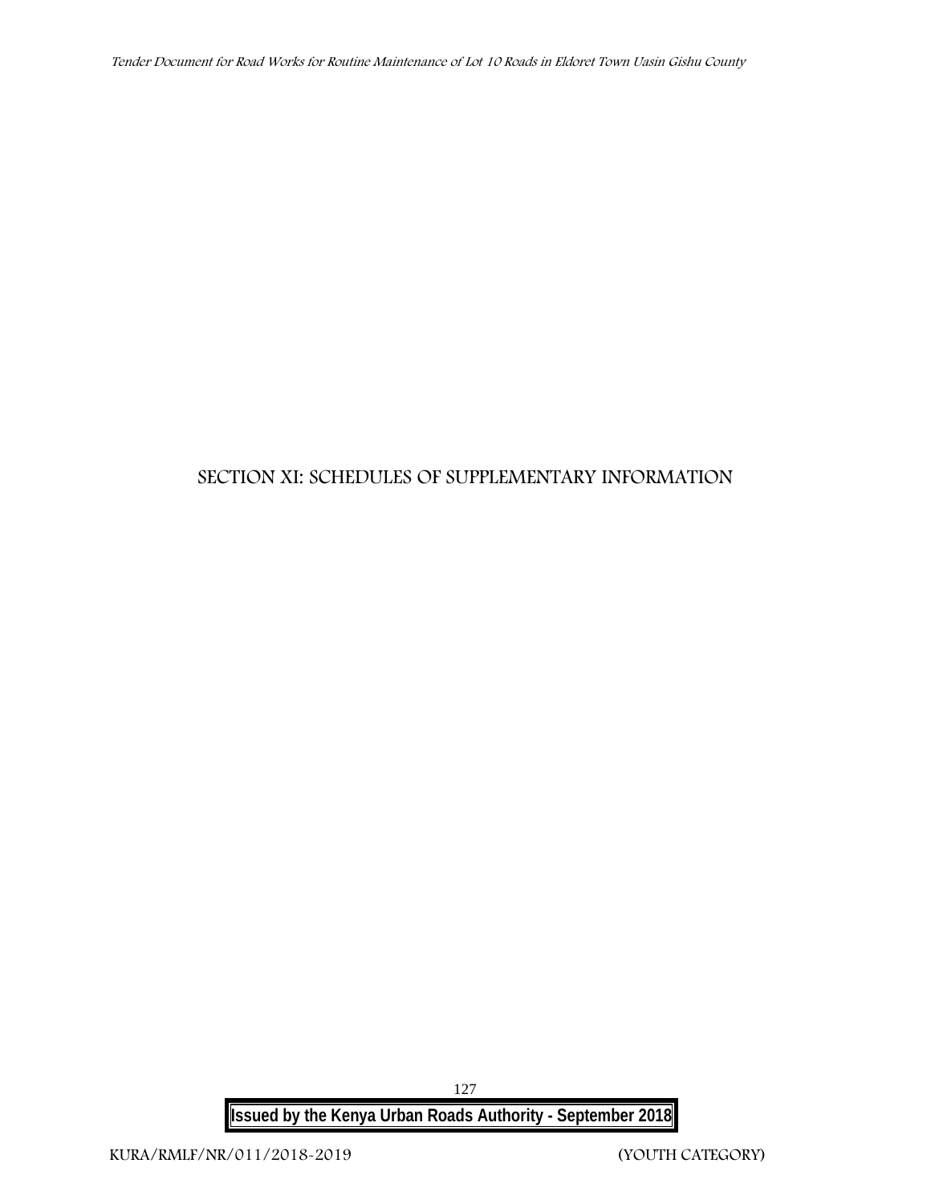# SECTION XI: SCHEDULES OF SUPPLEMENTARY INFORMATION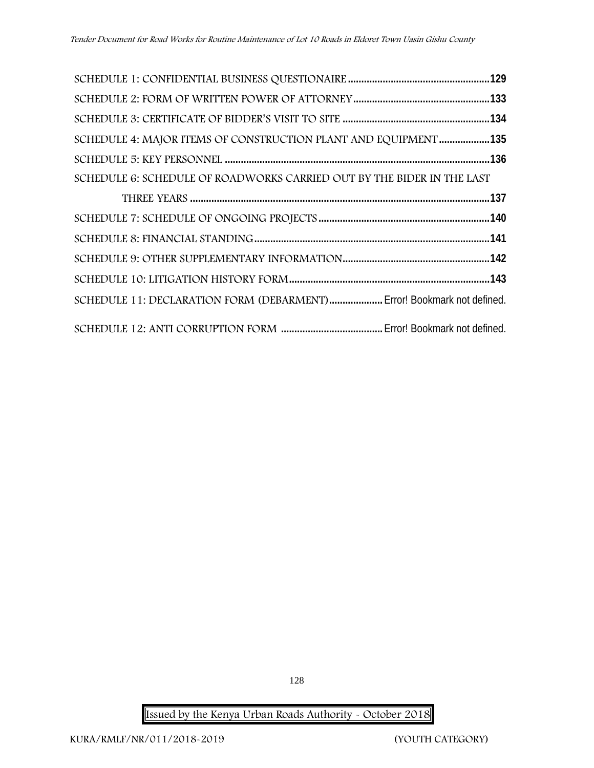SCHEDULE 1: CONFIDENTIAL BUSINESS QUESTIONAIRE .......................................................129

SCHEDULE 2: FORM OF WRITTEN POWER OF ATTORNEY ...................................................133

SCHEDULE 3: CERTIFICATE OF BIDDER'S VISIT TO SITE .......................................................134

SCHEDULE 4: MAJOR ITEMS OF CONSTRUCTION PLANT AND EQUIPMENT ...................135

SCHEDULE 5: KEY PERSONNEL .......................................................................................................136

SCHEDULE 6: SCHEDULE OF ROADWORKS CARRIED OUT BY THE BIDER IN THE LAST THREE YEARS .......................................................................................................137

SCHEDULE 7: SCHEDULE OF ONGOING PROJECTS .................................................................140

SCHEDULE 8: FINANCIAL STANDING ...........................................................................................141

SCHEDULE 9: OTHER SUPPLEMENTARY INFORMATION .......................................................142

SCHEDULE 10: LITIGATION HISTORY FORM .............................................................................143

SCHEDULE 11: DECLARATION FORM (DEBARMENT) .................... Error! Bookmark not defined.

SCHEDULE 12: ANTI CORRUPTION FORM ...................................... Error! Bookmark not defined.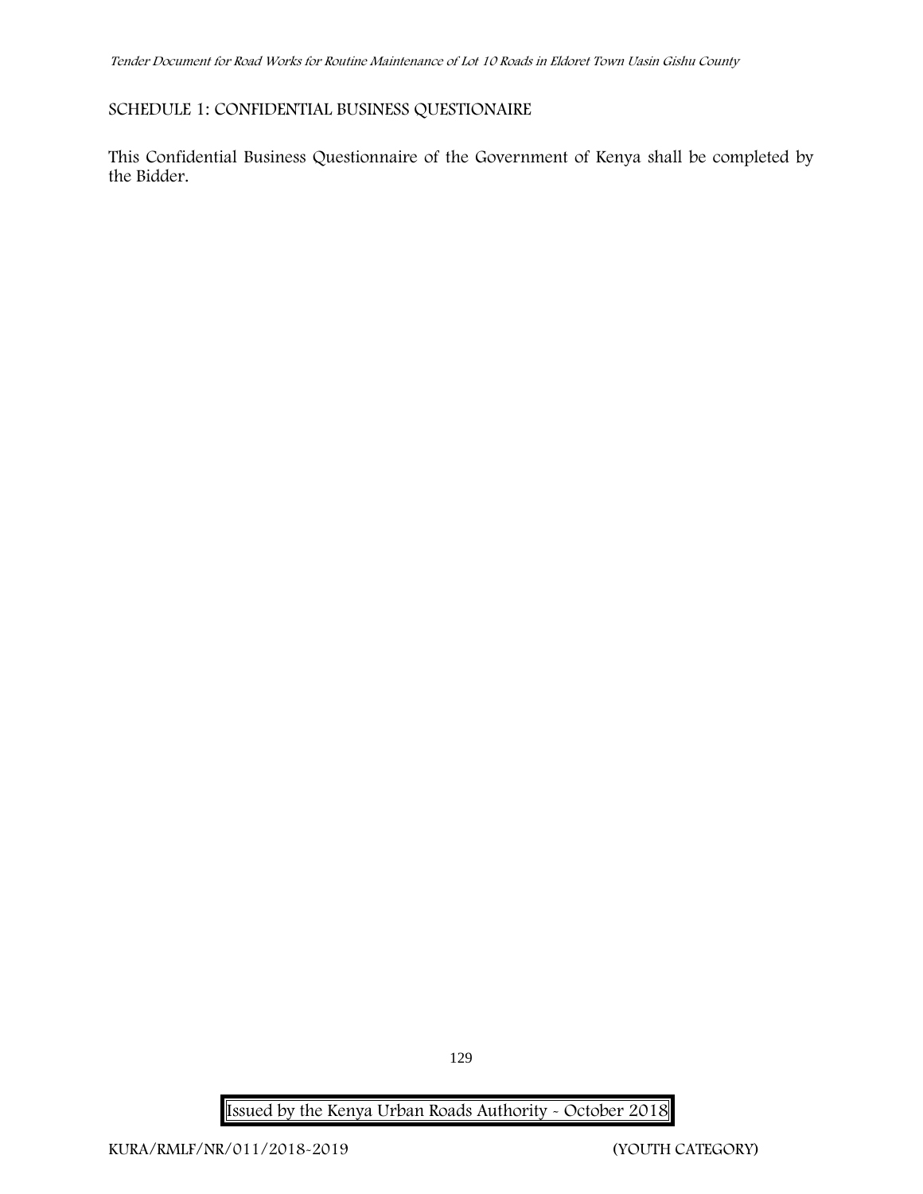SCHEDULE 1: CONFIDENTIAL BUSINESS QUESTIONAIRE

This Confidential Business Questionnaire of the Government of Kenya shall be completed by the Bidder.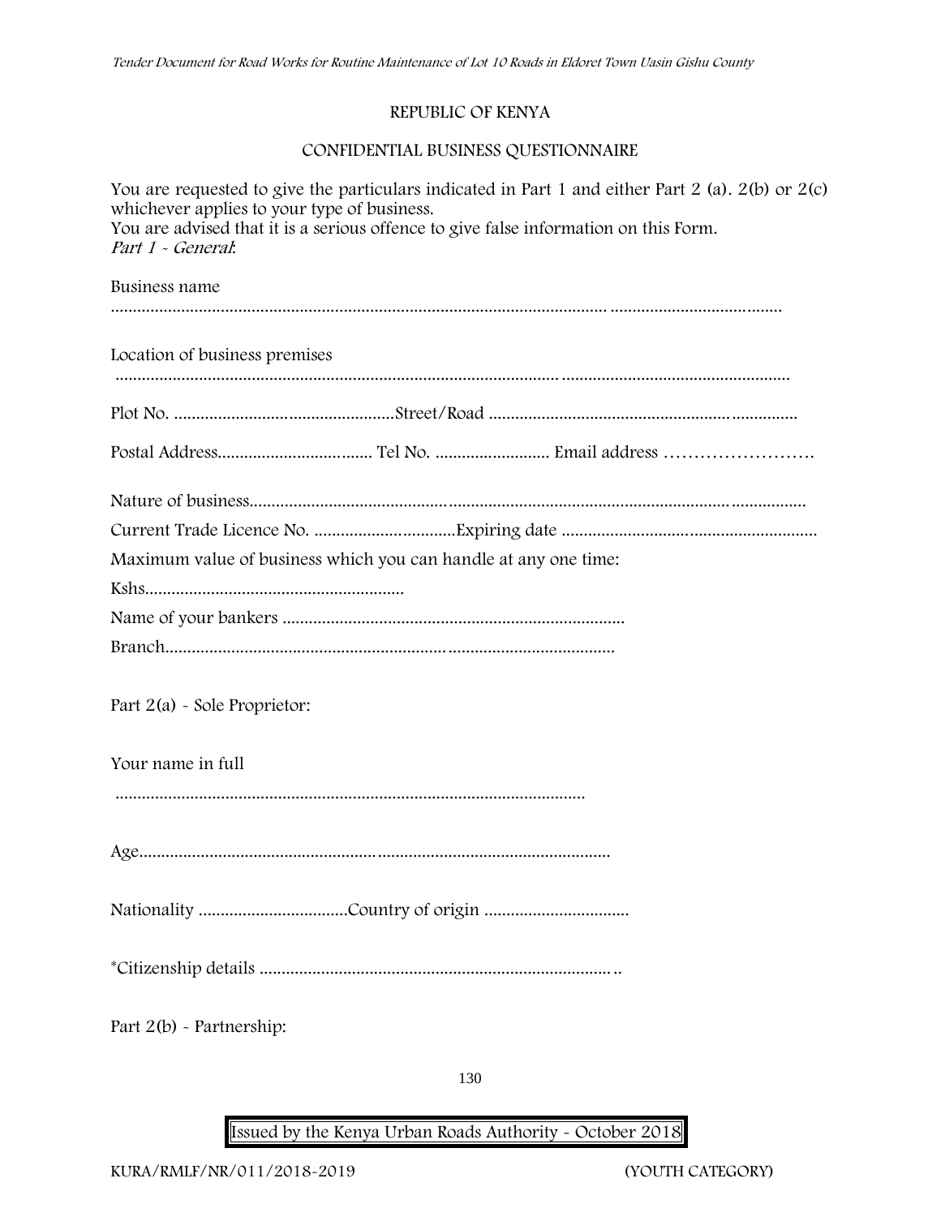REPUBLIC OF KENYA

CONFIDENTIAL BUSINESS QUESTIONNAIRE

You are requested to give the particulars indicated in Part 1 and either Part 2 (a). 2(b) or 2(c) whichever applies to your type of business.
You are advised that it is a serious offence to give false information on this Form.
*Part 1 - General*:

Business name

.................................................................................................................................................................

Location of business premises

.................................................................................................................................................................

Plot No. ..................................................Street/Road ......................................................................

Postal Address................................... Tel No. .......................... Email address …………………….

Nature of business............................................................................................................................

Current Trade Licence No. ................................Expiring date .........................................................

Maximum value of business which you can handle at any one time:

Kshs..........................................................

Name of your bankers ............................................................................

Branch.......................................................................................................

Part 2(a) - Sole Proprietor:

Your name in full

.........................................................................................................

Age.........................................................................................................

Nationality .................................Country of origin ................................

*Citizenship details .................................................................................

Part 2(b) - Partnership: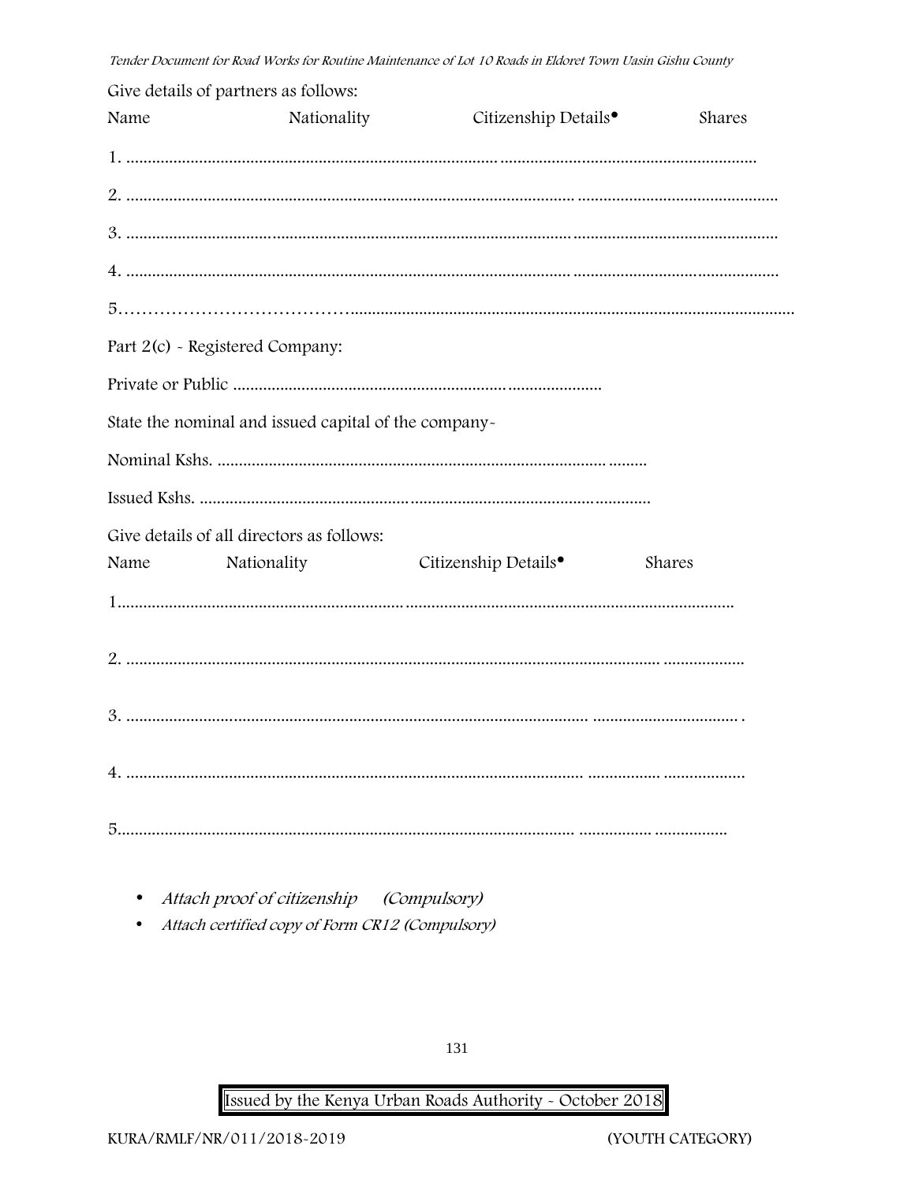Give details of partners as follows:

Name                    Nationality                    Citizenship Details•                    Shares

1. ......................................................................................................................................................

2. ......................................................................................................................................................

3. ......................................................................................................................................................

4. ......................................................................................................................................................

5.……………………………….............................................................................................................

Part 2(c) - Registered Company:

Private or Public ....................................................................................

State the nominal and issued capital of the company-

Nominal Kshs. ..............................................................................................

Issued Kshs. ..................................................................................................

Give details of all directors as follows:

Name                    Nationality                    Citizenship Details•                    Shares

1...........................................................................................................................................

2. ..........................................................................................................................................

3. ..........................................................................................................................................

4. ..........................................................................................................................................

5...........................................................................................................................................

- *Attach proof of citizenship (Compulsory)*
- *Attach certified copy of Form CR12 (Compulsory)*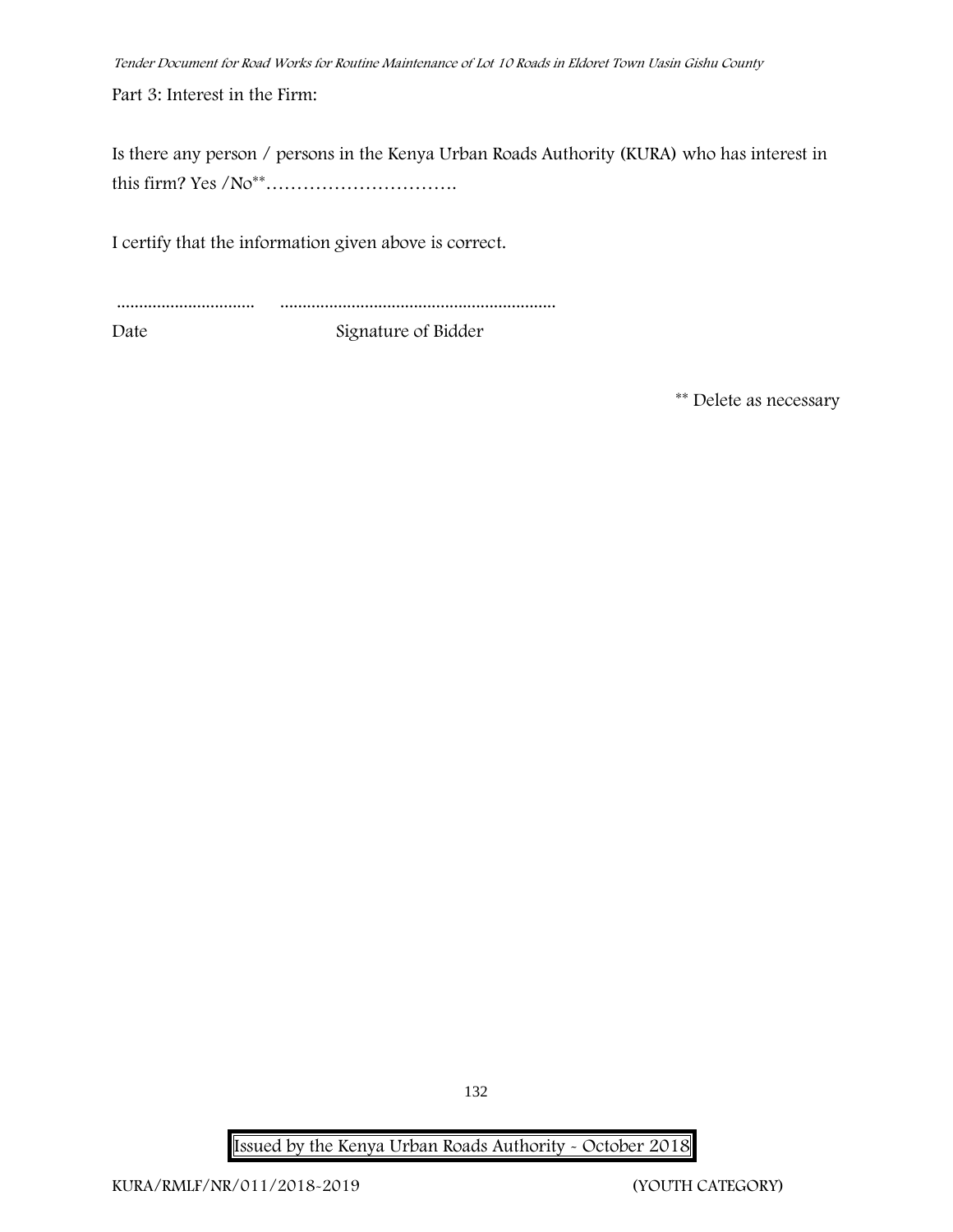Part 3: Interest in the Firm:

Is there any person / persons in the Kenya Urban Roads Authority (KURA) who has interest in this firm? Yes /No** ………………………….

I certify that the information given above is correct.

............................... ..............................................................

Date Signature of Bidder

** Delete as necessary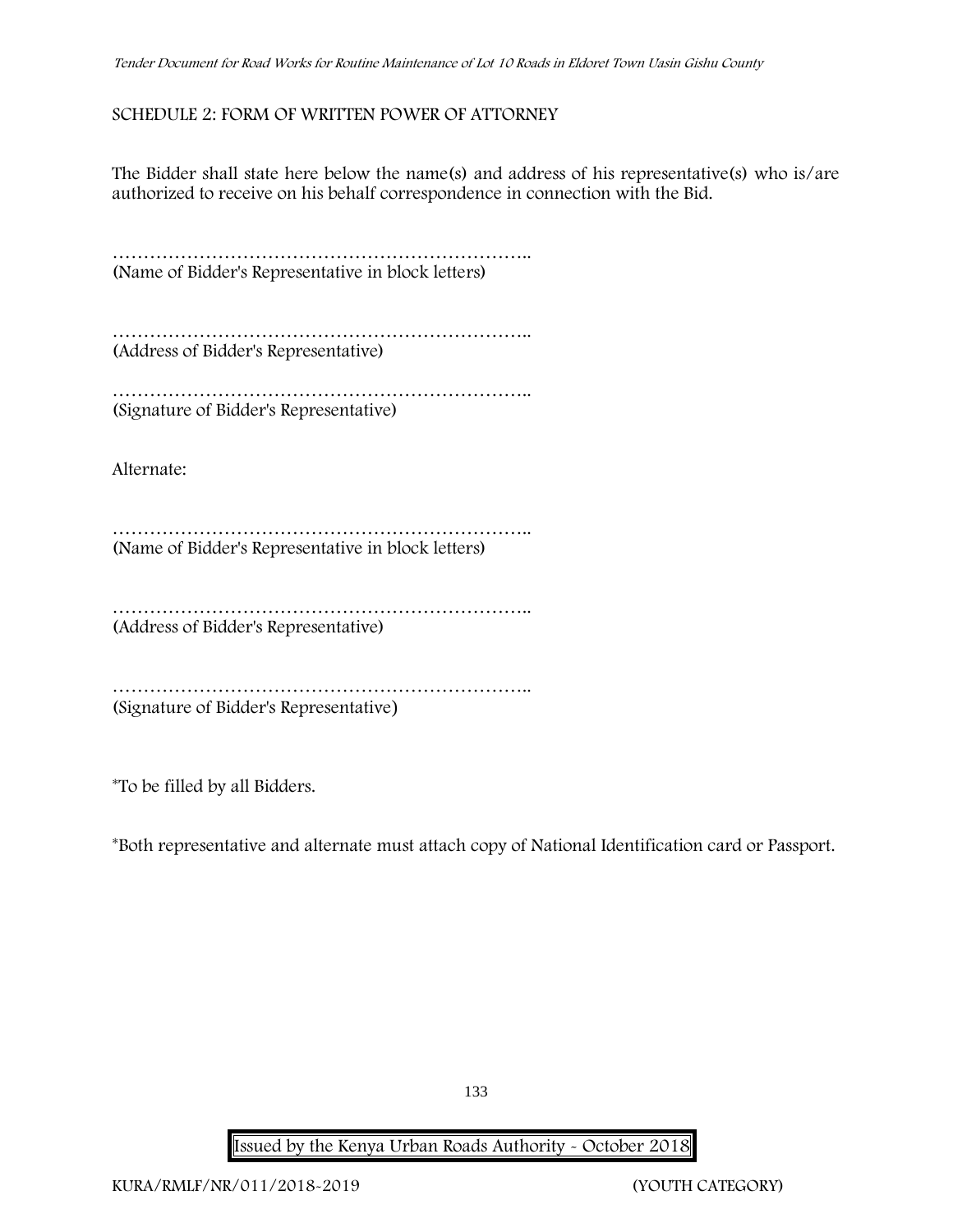## SCHEDULE 2: FORM OF WRITTEN POWER OF ATTORNEY

The Bidder shall state here below the name(s) and address of his representative(s) who is/are authorized to receive on his behalf correspondence in connection with the Bid.

…………………………………………………………..
(Name of Bidder's Representative in block letters)

…………………………………………………………..
(Address of Bidder's Representative)

…………………………………………………………..
(Signature of Bidder's Representative)

Alternate:

…………………………………………………………..
(Name of Bidder's Representative in block letters)

…………………………………………………………..
(Address of Bidder's Representative)

…………………………………………………………..
(Signature of Bidder's Representative)

*To be filled by all Bidders.

*Both representative and alternate must attach copy of National Identification card or Passport.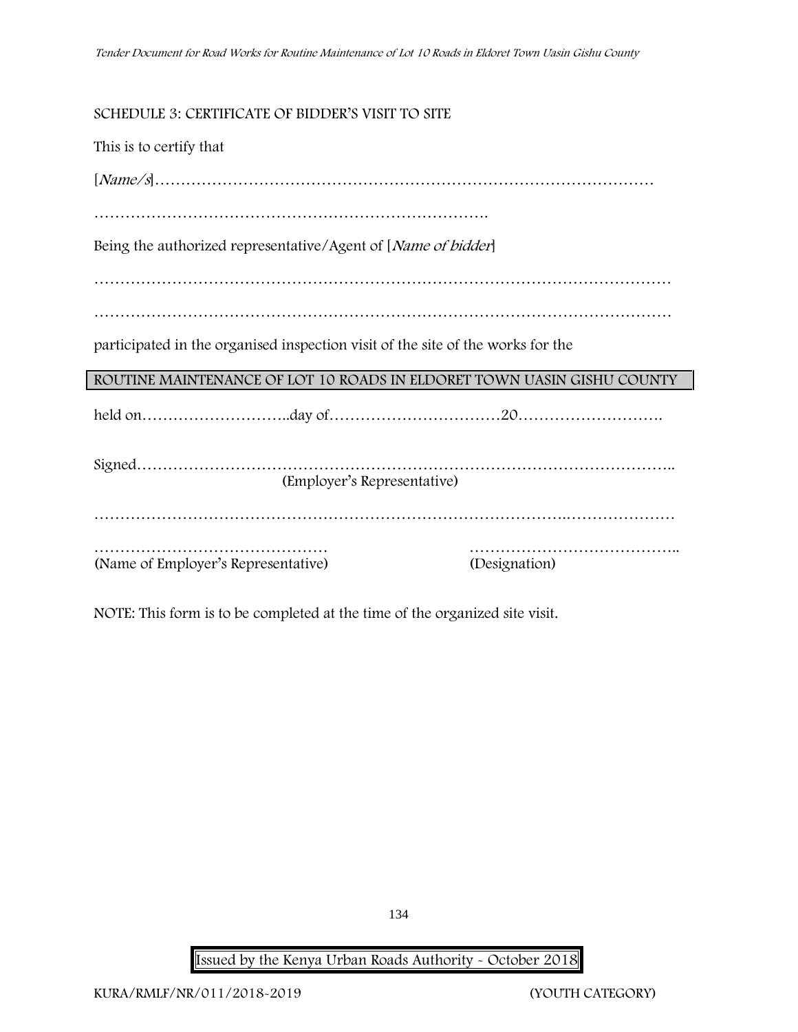SCHEDULE 3: CERTIFICATE OF BIDDER'S VISIT TO SITE

This is to certify that

[*Name/s*]………………………………………………………………………………

……………………………………………………………….

Being the authorized representative/Agent of [*Name of bidder*]

………………………………………………………………………………………………

………………………………………………………………………………………………

participated in the organised inspection visit of the site of the works for the

ROUTINE MAINTENANCE OF LOT 10 ROADS IN ELDORET TOWN UASIN GISHU COUNTY

held on………………………..day of……………………………20……………………….

Signed………………………………………………………………………………………..
(Employer's Representative)

………………………………………………………………………….…………………

……………………………………… (Name of Employer's Representative)

………………………………….. (Designation)

NOTE: This form is to be completed at the time of the organized site visit.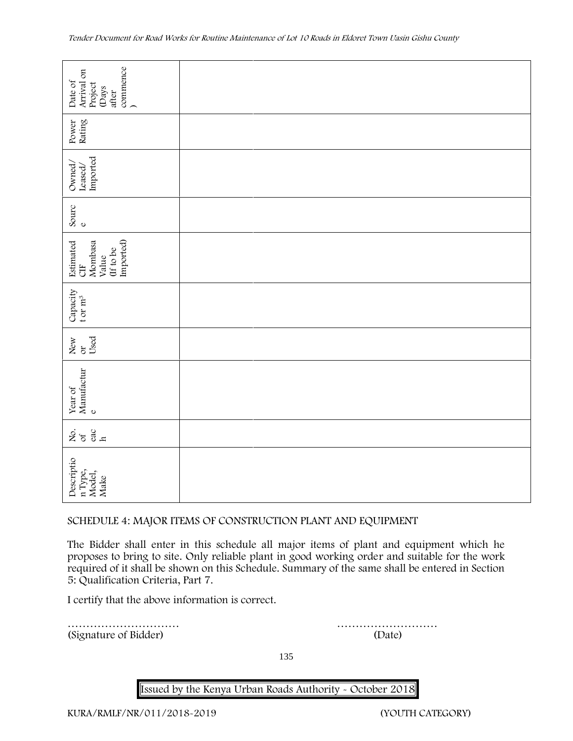| Description Type, Model, Make | No. of each | Year of Manufacture | New or Used | Capacity t or m³ | Estimated CIF Mombasa Value (If to be Imported) | Source | Owned/ Leased/ Imported | Power Rating | Date of Arrival on Project (Days after commence) |
|---|---|---|---|---|---|---|---|---|---|
| | | | | | | | | | |
| | | | | | | | | | |

SCHEDULE 4: MAJOR ITEMS OF CONSTRUCTION PLANT AND EQUIPMENT

The Bidder shall enter in this schedule all major items of plant and equipment which he proposes to bring to site. Only reliable plant in good working order and suitable for the work required of it shall be shown on this Schedule. Summary of the same shall be entered in Section 5: Qualification Criteria, Part 7.

I certify that the above information is correct.

………………………… ………………………
(Signature of Bidder) (Date)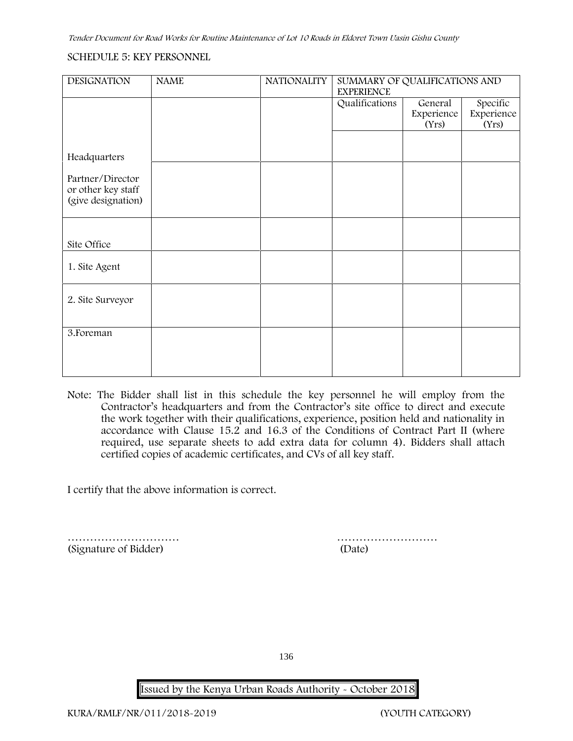SCHEDULE 5: KEY PERSONNEL

| DESIGNATION | NAME | NATIONALITY | SUMMARY OF QUALIFICATIONS AND EXPERIENCE | | |
|---|---|---|---|---|---|
| | | | Qualifications | General Experience (Yrs) | Specific Experience (Yrs) |
| Headquarters | | | | | |
| Partner/Director or other key staff (give designation) | | | | | |
| Site Office | | | | | |
| 1. Site Agent | | | | | |
| 2. Site Surveyor | | | | | |
| 3.Foreman | | | | | |

Note: The Bidder shall list in this schedule the key personnel he will employ from the Contractor's headquarters and from the Contractor's site office to direct and execute the work together with their qualifications, experience, position held and nationality in accordance with Clause 15.2 and 16.3 of the Conditions of Contract Part II (where required, use separate sheets to add extra data for column 4). Bidders shall attach certified copies of academic certificates, and CVs of all key staff.

I certify that the above information is correct.

………………………… (Signature of Bidder)

……………………… (Date)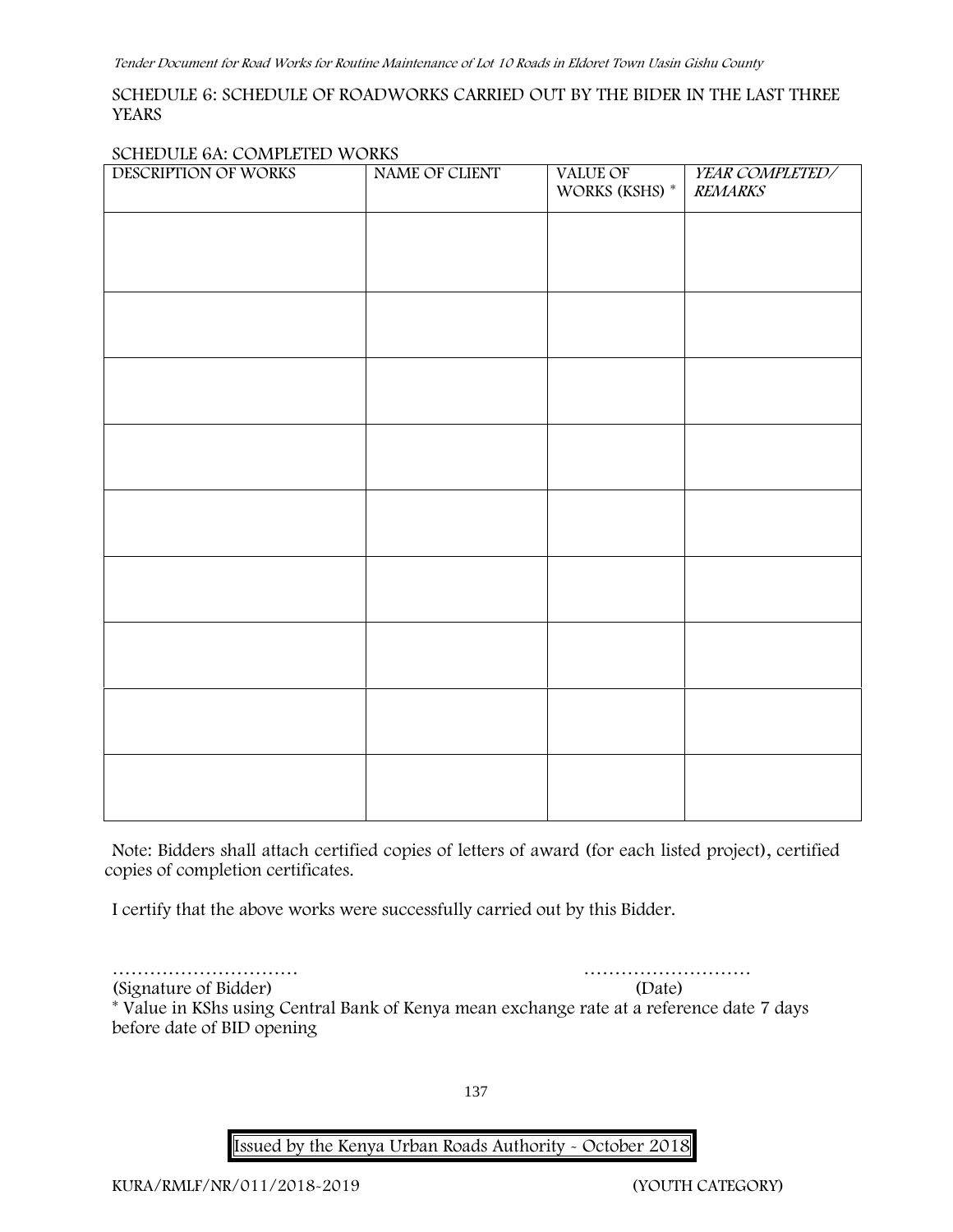SCHEDULE 6: SCHEDULE OF ROADWORKS CARRIED OUT BY THE BIDER IN THE LAST THREE YEARS

SCHEDULE 6A: COMPLETED WORKS

| DESCRIPTION OF WORKS | NAME OF CLIENT | VALUE OF WORKS (KSHS) * | *YEAR COMPLETED/ REMARKS* |
|---|---|---|---|
| | | | |
| | | | |
| | | | |
| | | | |
| | | | |
| | | | |
| | | | |
| | | | |
| | | | |

Note: Bidders shall attach certified copies of letters of award (for each listed project), certified copies of completion certificates.

I certify that the above works were successfully carried out by this Bidder.

………………………… ………………………

(Signature of Bidder) (Date)

* Value in KShs using Central Bank of Kenya mean exchange rate at a reference date 7 days before date of BID opening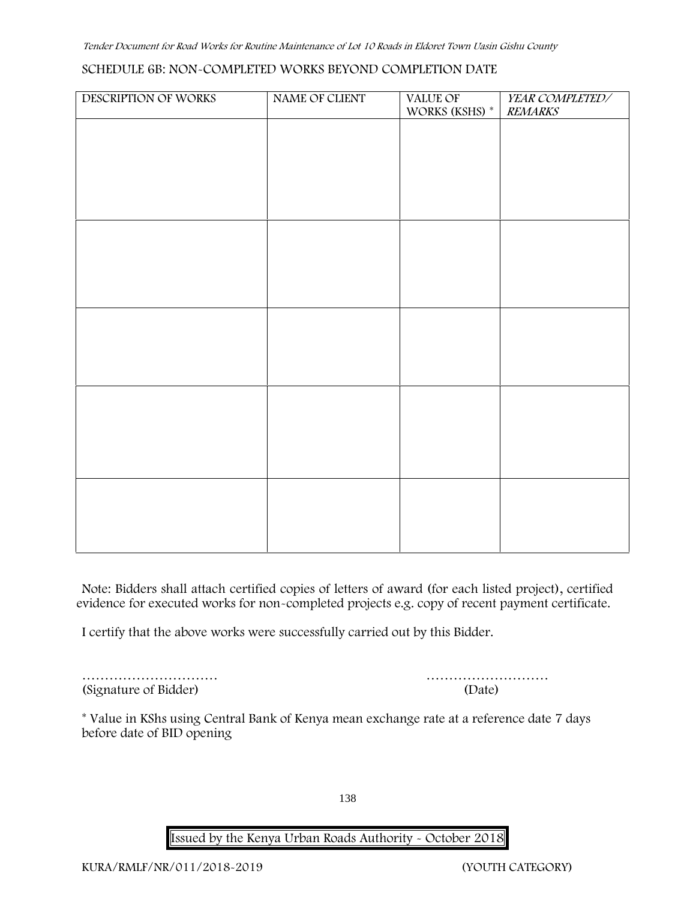## SCHEDULE 6B: NON-COMPLETED WORKS BEYOND COMPLETION DATE

| DESCRIPTION OF WORKS | NAME OF CLIENT | VALUE OF WORKS (KSHS) * | *YEAR COMPLETED/ REMARKS* |
|---|---|---|---|
| | | | |
| | | | |
| | | | |
| | | | |
| | | | |

Note: Bidders shall attach certified copies of letters of award (for each listed project), certified evidence for executed works for non-completed projects e.g. copy of recent payment certificate.

I certify that the above works were successfully carried out by this Bidder.

………………………… ………………………
(Signature of Bidder) (Date)

* Value in KShs using Central Bank of Kenya mean exchange rate at a reference date 7 days before date of BID opening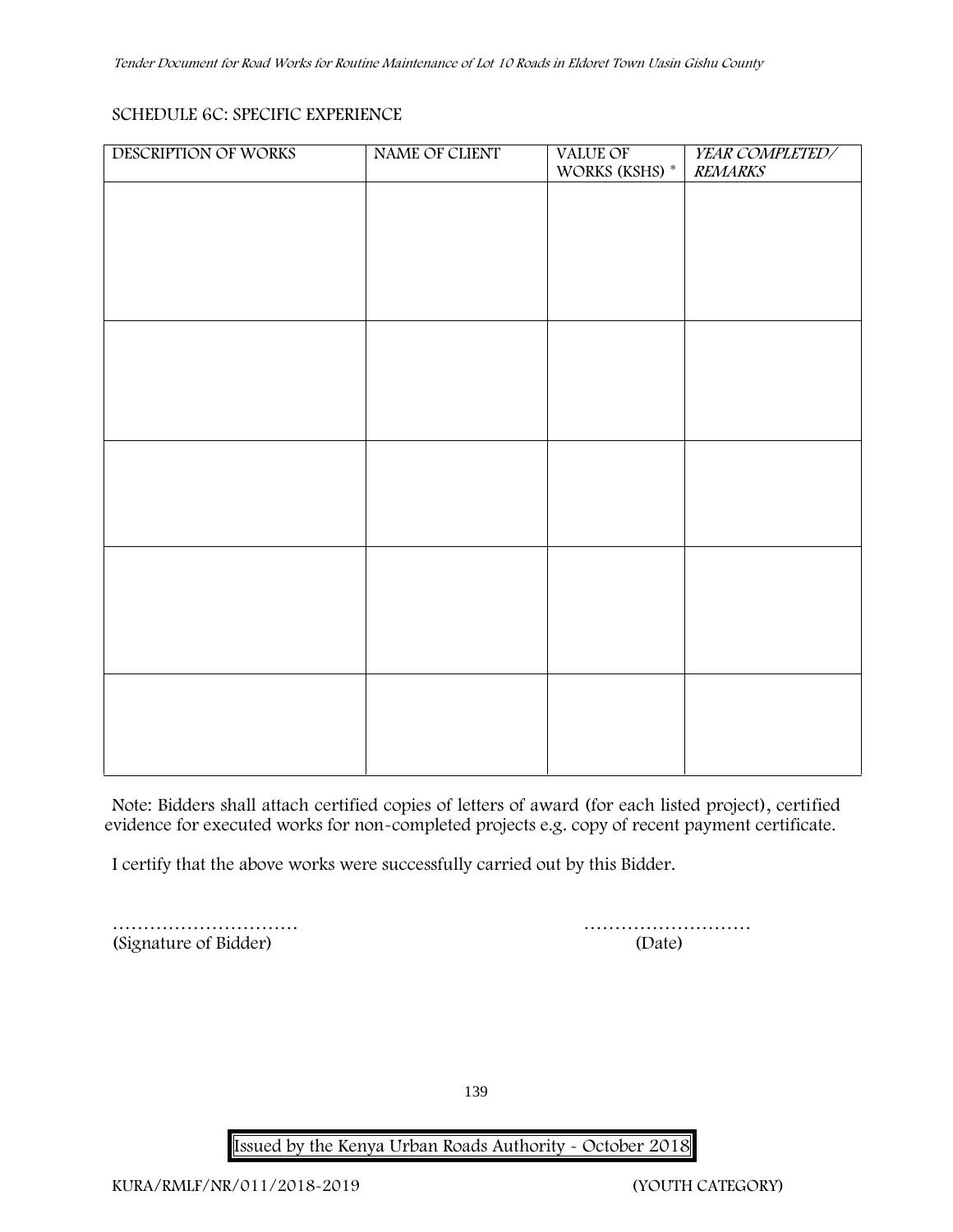SCHEDULE 6C: SPECIFIC EXPERIENCE

| DESCRIPTION OF WORKS | NAME OF CLIENT | VALUE OF WORKS (KSHS) * | *YEAR COMPLETED/ REMARKS* |
|---|---|---|---|
| | | | |
| | | | |
| | | | |
| | | | |
| | | | |

Note: Bidders shall attach certified copies of letters of award (for each listed project), certified evidence for executed works for non-completed projects e.g. copy of recent payment certificate.

I certify that the above works were successfully carried out by this Bidder.

………………………… (Signature of Bidder)

……………………… (Date)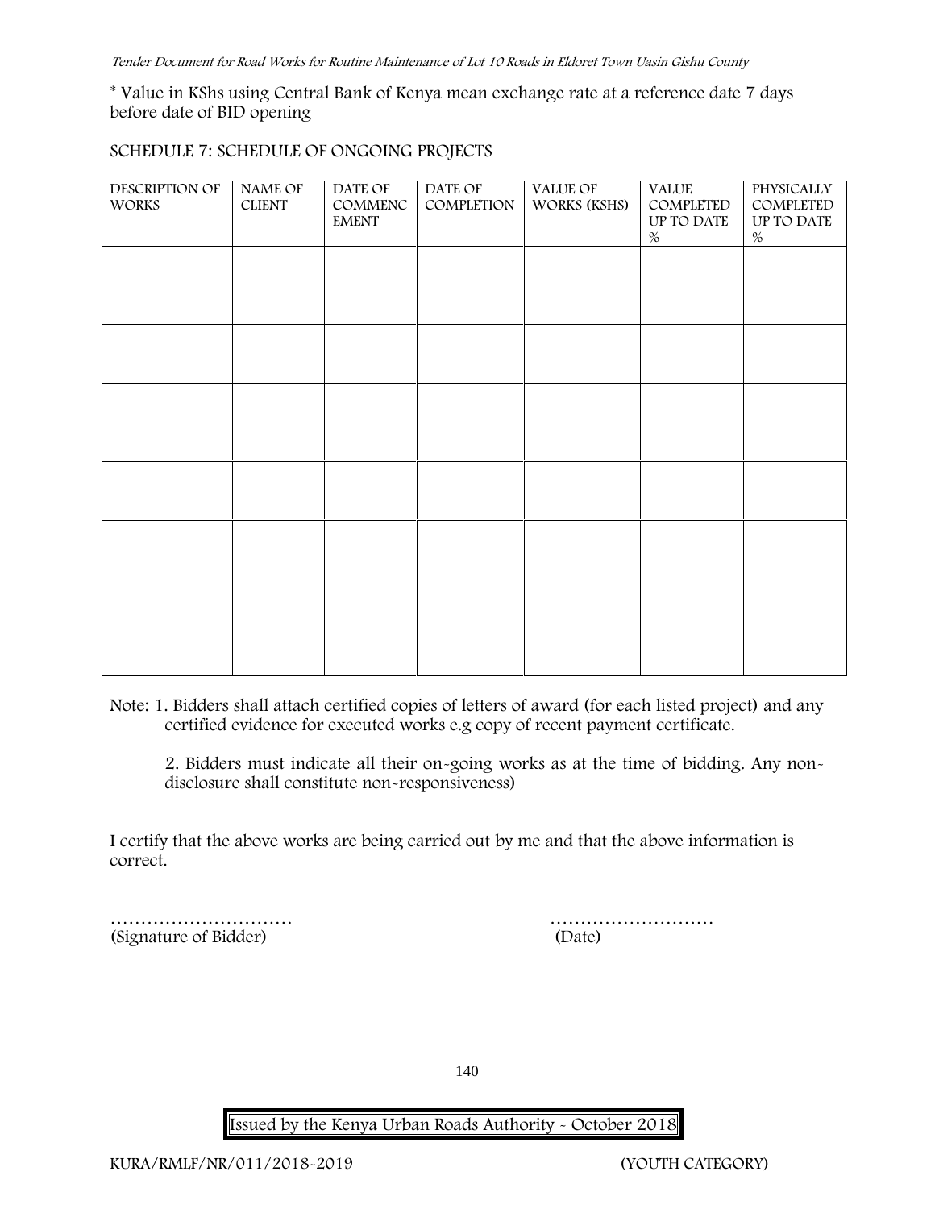\* Value in KShs using Central Bank of Kenya mean exchange rate at a reference date 7 days before date of BID opening

SCHEDULE 7: SCHEDULE OF ONGOING PROJECTS

| DESCRIPTION OF WORKS | NAME OF CLIENT | DATE OF COMMENCEMENT | DATE OF COMPLETION | VALUE OF WORKS (KSHS) | VALUE COMPLETED UP TO DATE % | PHYSICALLY COMPLETED UP TO DATE % |
|---|---|---|---|---|---|---|
| | | | | | | |
| | | | | | | |
| | | | | | | |
| | | | | | | |
| | | | | | | |
| | | | | | | |

Note: 1. Bidders shall attach certified copies of letters of award (for each listed project) and any certified evidence for executed works e.g copy of recent payment certificate.

2. Bidders must indicate all their on-going works as at the time of bidding. Any non-disclosure shall constitute non-responsiveness)

I certify that the above works are being carried out by me and that the above information is correct.

………………………… ………………………
(Signature of Bidder) (Date)

Issued by the Kenya Urban Roads Authority - October 2018

KURA/RMLF/NR/011/2018-2019 (YOUTH CATEGORY)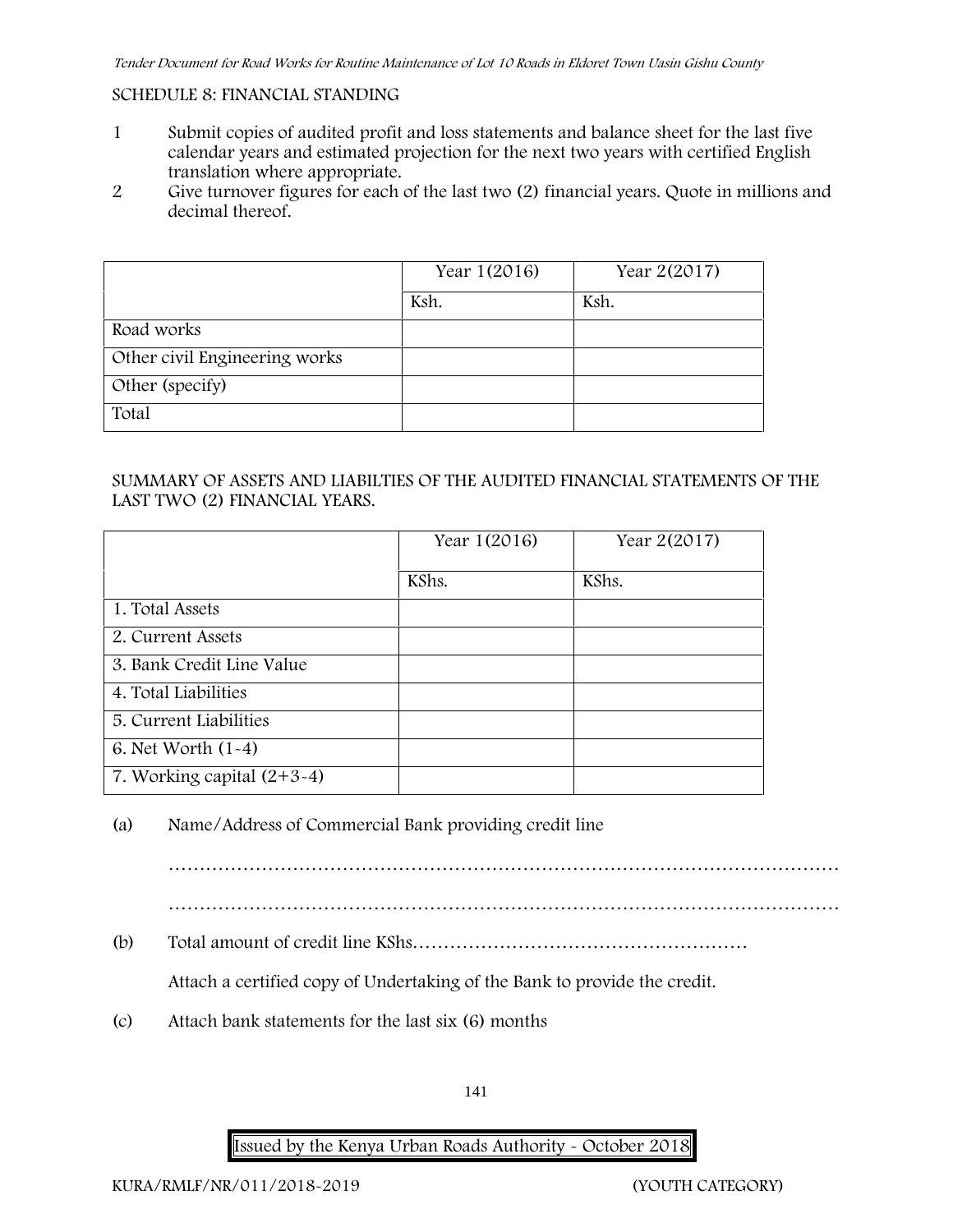SCHEDULE 8: FINANCIAL STANDING

1. Submit copies of audited profit and loss statements and balance sheet for the last five calendar years and estimated projection for the next two years with certified English translation where appropriate.
2. Give turnover figures for each of the last two (2) financial years. Quote in millions and decimal thereof.

| | Year 1(2016) | Year 2(2017) |
|---|---|---|
| | Ksh. | Ksh. |
| Road works | | |
| Other civil Engineering works | | |
| Other (specify) | | |
| Total | | |

SUMMARY OF ASSETS AND LIABILTIES OF THE AUDITED FINANCIAL STATEMENTS OF THE LAST TWO (2) FINANCIAL YEARS.

| | Year 1(2016) | Year 2(2017) |
|---|---|---|
| | KShs. | KShs. |
| 1. Total Assets | | |
| 2. Current Assets | | |
| 3. Bank Credit Line Value | | |
| 4. Total Liabilities | | |
| 5. Current Liabilities | | |
| 6. Net Worth (1-4) | | |
| 7. Working capital (2+3-4) | | |

(a) Name/Address of Commercial Bank providing credit line

…………………………………………………………………………………………………

…………………………………………………………………………………………………

(b) Total amount of credit line KShs………………………………………………

Attach a certified copy of Undertaking of the Bank to provide the credit.

(c) Attach bank statements for the last six (6) months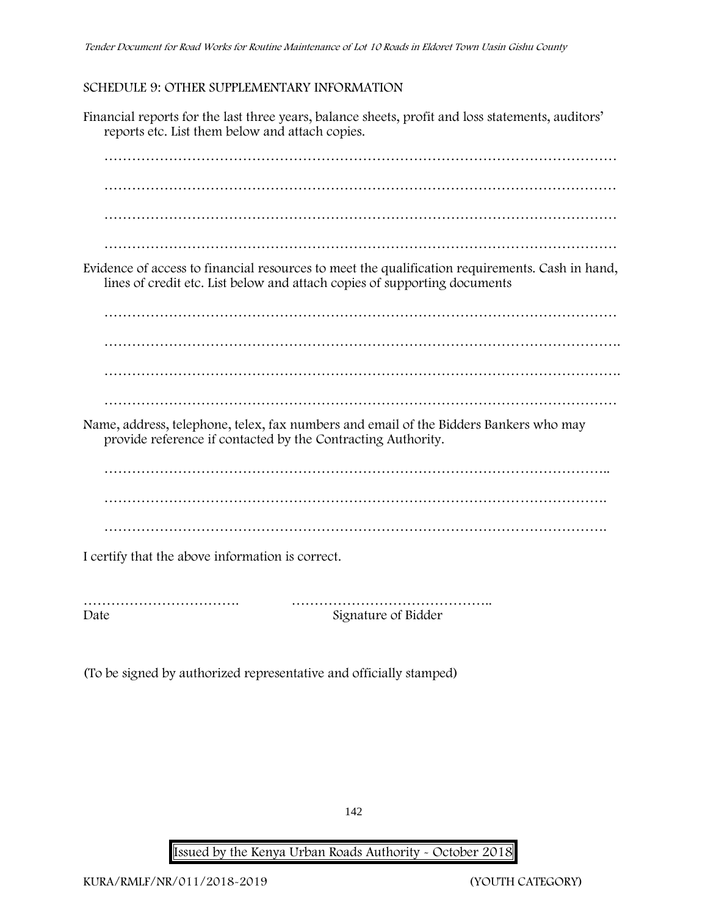SCHEDULE 9: OTHER SUPPLEMENTARY INFORMATION

Financial reports for the last three years, balance sheets, profit and loss statements, auditors' reports etc. List them below and attach copies.

…………………………………………………………………………………………………

…………………………………………………………………………………………………

…………………………………………………………………………………………………

…………………………………………………………………………………………………

Evidence of access to financial resources to meet the qualification requirements. Cash in hand, lines of credit etc. List below and attach copies of supporting documents

…………………………………………………………………………………………………

…………………………………………………………………………………………………

…………………………………………………………………………………………………

…………………………………………………………………………………………………

Name, address, telephone, telex, fax numbers and email of the Bidders Bankers who may provide reference if contacted by the Contracting Authority.

…………………………………………………………………………………………………

…………………………………………………………………………………………………

…………………………………………………………………………………………………

I certify that the above information is correct.

……………………………. ……………………………………..
Date Signature of Bidder

(To be signed by authorized representative and officially stamped)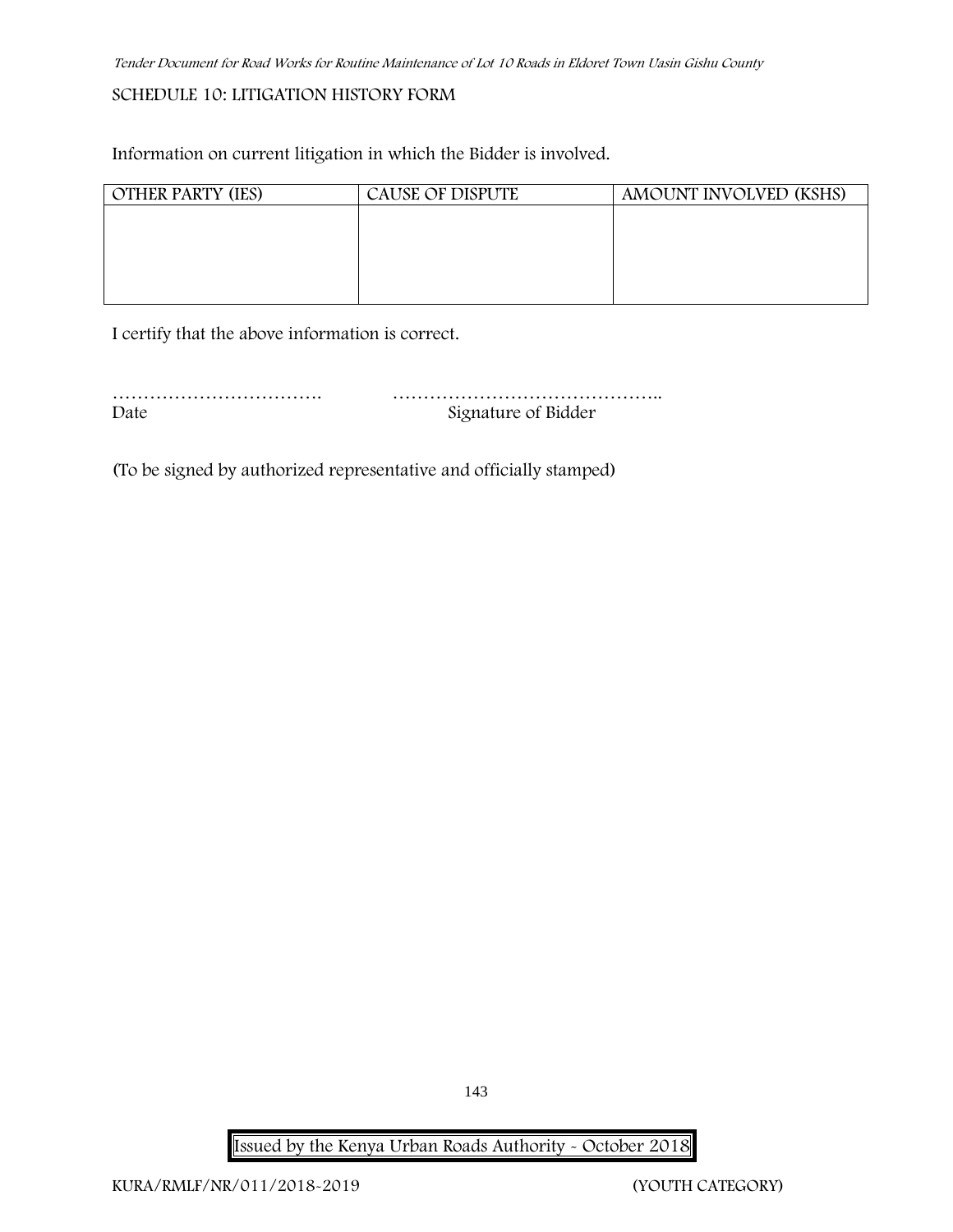SCHEDULE 10: LITIGATION HISTORY FORM

Information on current litigation in which the Bidder is involved.

| OTHER PARTY (IES) | CAUSE OF DISPUTE | AMOUNT INVOLVED (KSHS) |
|---|---|---|
| | | |

I certify that the above information is correct.

……………………………. ……………………………………..
Date Signature of Bidder

(To be signed by authorized representative and officially stamped)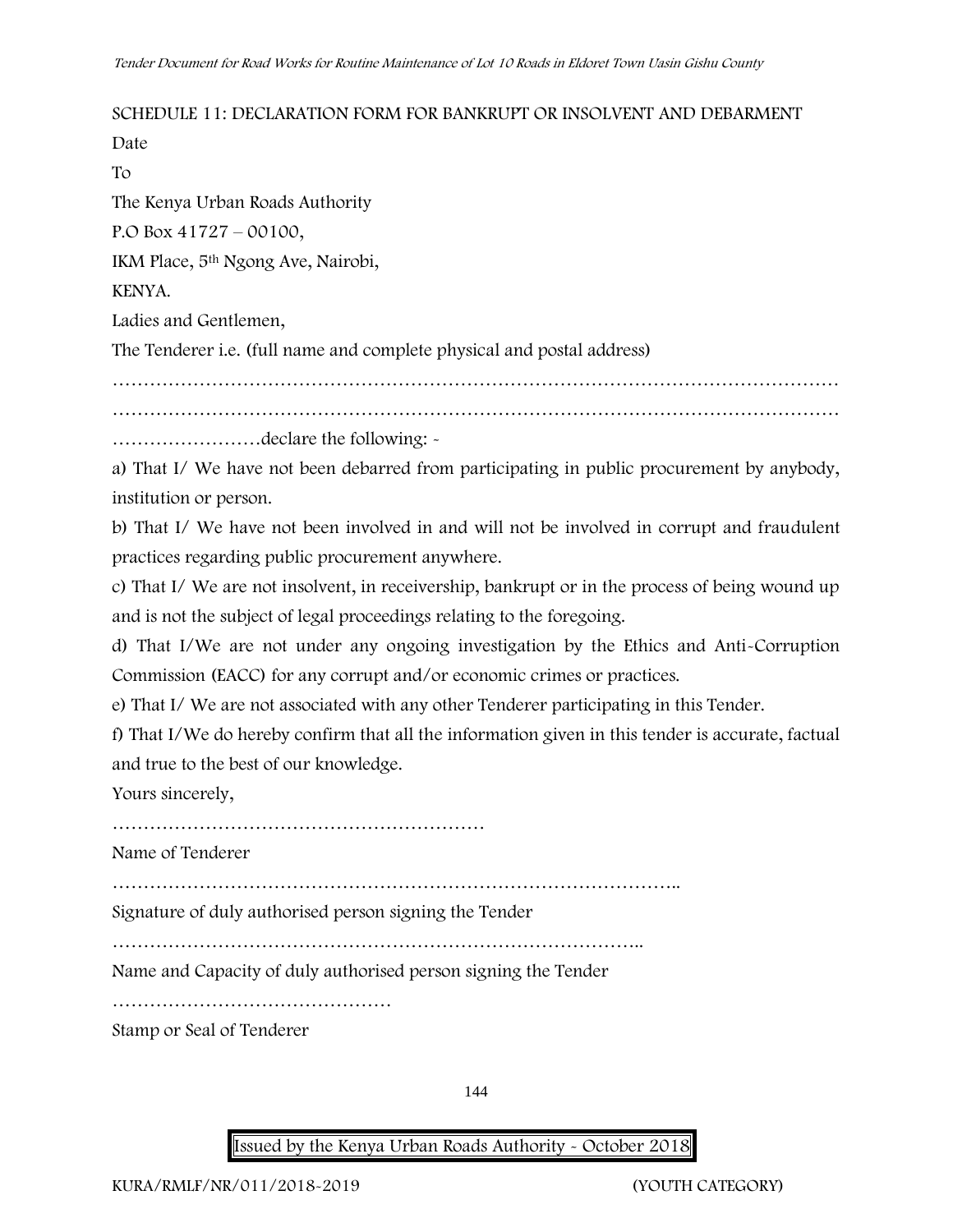SCHEDULE 11: DECLARATION FORM FOR BANKRUPT OR INSOLVENT AND DEBARMENT

Date

To

The Kenya Urban Roads Authority

P.O Box 41727 – 00100,

IKM Place, 5th Ngong Ave, Nairobi,

KENYA.

Ladies and Gentlemen,

The Tenderer i.e. (full name and complete physical and postal address)

……………………………………………………………………………………………………

……………………………………………………………………………………………………

……………………declare the following: -

a) That I/ We have not been debarred from participating in public procurement by anybody, institution or person.

b) That I/ We have not been involved in and will not be involved in corrupt and fraudulent practices regarding public procurement anywhere.

c) That I/ We are not insolvent, in receivership, bankrupt or in the process of being wound up and is not the subject of legal proceedings relating to the foregoing.

d) That I/We are not under any ongoing investigation by the Ethics and Anti-Corruption Commission (EACC) for any corrupt and/or economic crimes or practices.

e) That I/ We are not associated with any other Tenderer participating in this Tender.

f) That I/We do hereby confirm that all the information given in this tender is accurate, factual and true to the best of our knowledge.

Yours sincerely,

……………………………………………………

Name of Tenderer

………………………………………………………………………………..

Signature of duly authorised person signing the Tender

…………………………………………………………………………..

Name and Capacity of duly authorised person signing the Tender

………………………………………

Stamp or Seal of Tenderer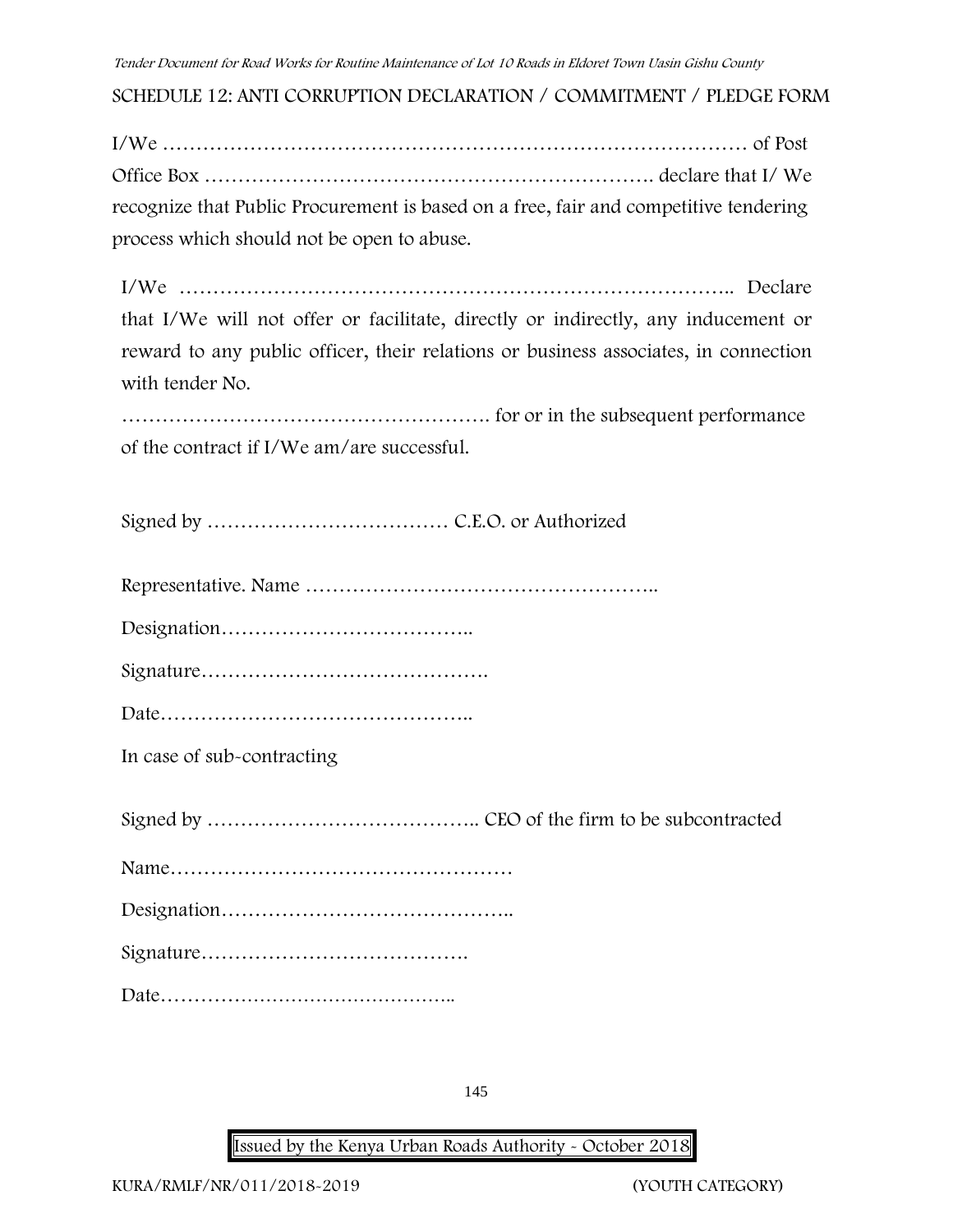## SCHEDULE 12: ANTI CORRUPTION DECLARATION / COMMITMENT / PLEDGE FORM

I/We ……………………………………………………………………………… of Post Office Box …………………………………………………………. declare that I/ We recognize that Public Procurement is based on a free, fair and competitive tendering process which should not be open to abuse.

I/We ……………………………………………………………………….. Declare that I/We will not offer or facilitate, directly or indirectly, any inducement or reward to any public officer, their relations or business associates, in connection with tender No.

………………………………………………. for or in the subsequent performance of the contract if I/We am/are successful.

Signed by ……………………………… C.E.O. or Authorized

Representative. Name ……………………………………………..

Designation………………………………..

Signature…………………………………….

Date………………………………………..

In case of sub-contracting

Signed by ………………………………….. CEO of the firm to be subcontracted

Name……………………………………………

Designation……………………………………..

Signature………………………………….

Date………………………………………..

Issued by the Kenya Urban Roads Authority - October 2018

KURA/RMLF/NR/011/2018-2019 (YOUTH CATEGORY)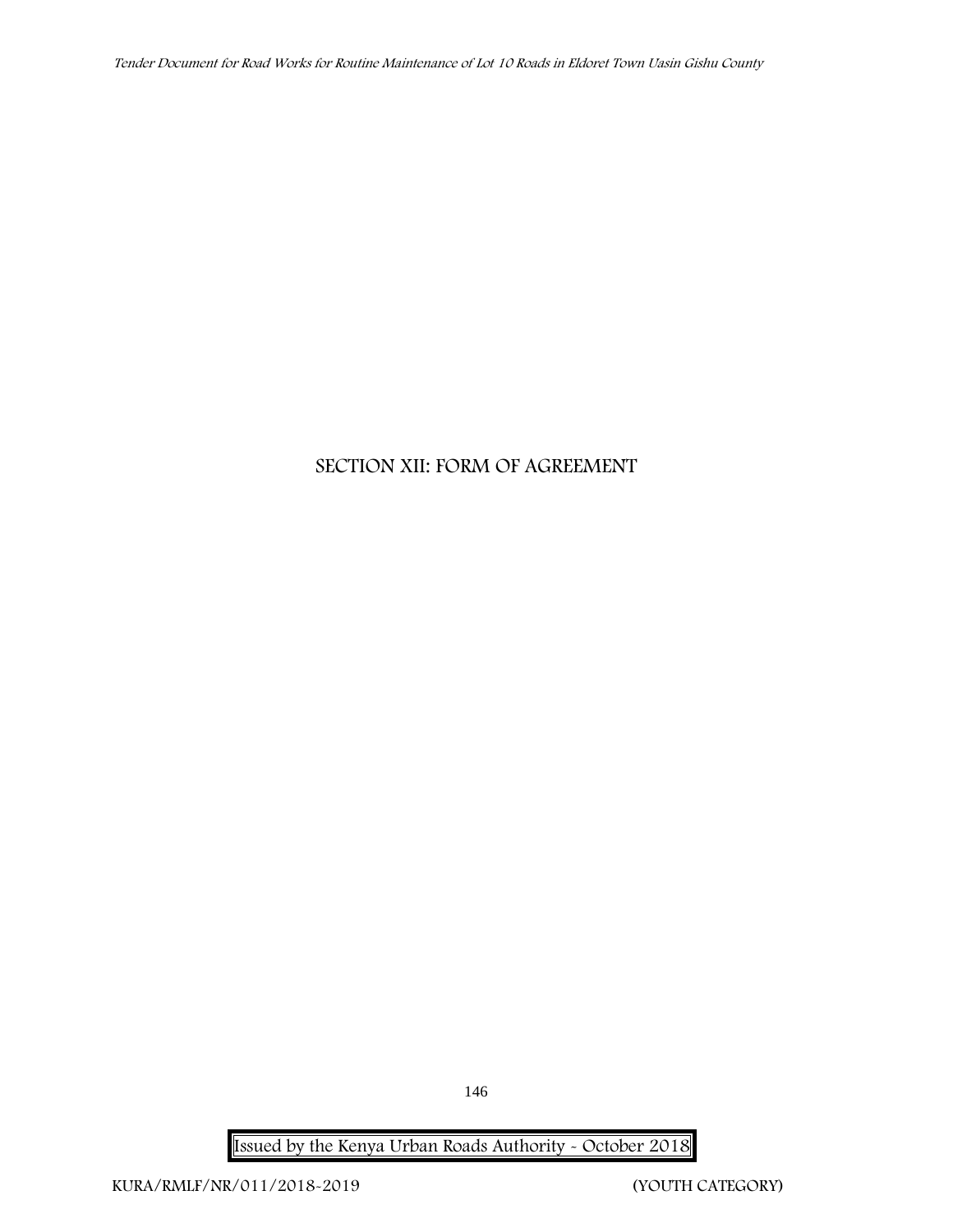# SECTION XII: FORM OF AGREEMENT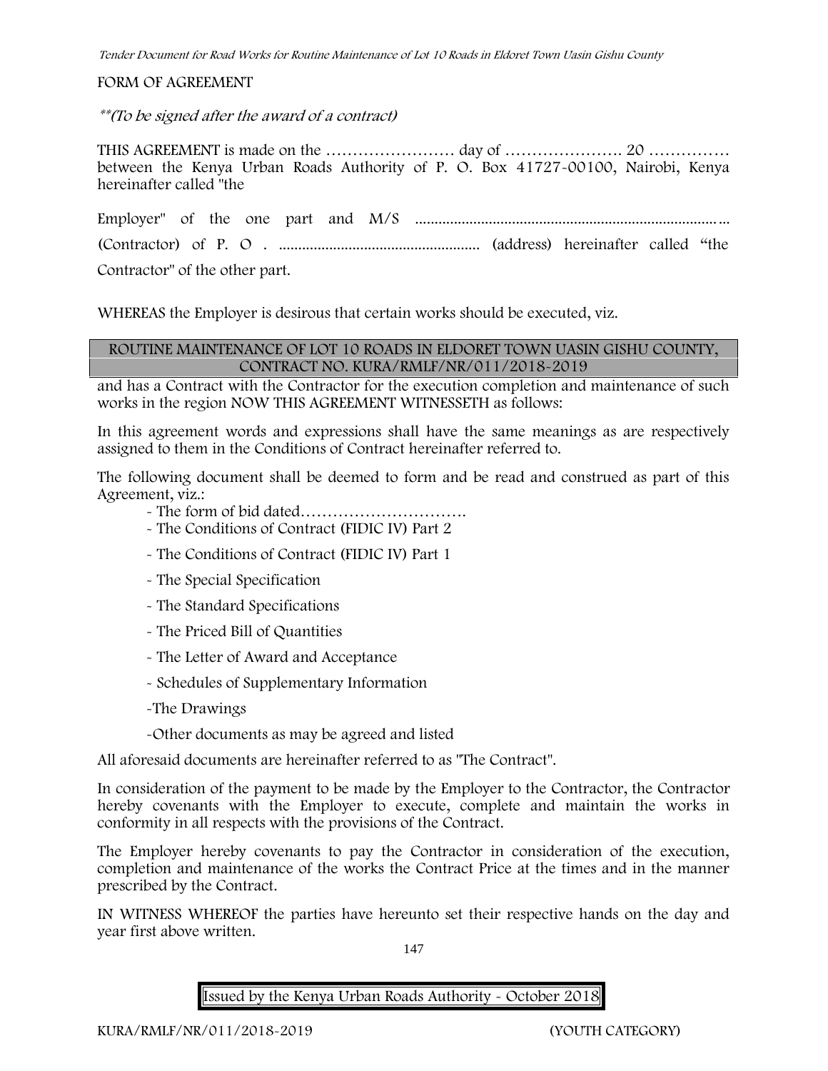FORM OF AGREEMENT

*\*\*(To be signed after the award of a contract)*

THIS AGREEMENT is made on the …………………… day of …………………. 20 …………… between the Kenya Urban Roads Authority of P. O. Box 41727-00100, Nairobi, Kenya hereinafter called "the

Employer" of the one part and M/S ……………………………………………………………………………

(Contractor) of P. O . ………………………………………… (address) hereinafter called "the Contractor" of the other part.

WHEREAS the Employer is desirous that certain works should be executed, viz.

**ROUTINE MAINTENANCE OF LOT 10 ROADS IN ELDORET TOWN UASIN GISHU COUNTY, CONTRACT NO. KURA/RMLF/NR/011/2018-2019**

and has a Contract with the Contractor for the execution completion and maintenance of such works in the region NOW THIS AGREEMENT WITNESSETH as follows:

In this agreement words and expressions shall have the same meanings as are respectively assigned to them in the Conditions of Contract hereinafter referred to.

The following document shall be deemed to form and be read and construed as part of this Agreement, viz.:

- The form of bid dated………………………….
- The Conditions of Contract (FIDIC IV) Part 2
- The Conditions of Contract (FIDIC IV) Part 1
- The Special Specification
- The Standard Specifications
- The Priced Bill of Quantities
- The Letter of Award and Acceptance
- Schedules of Supplementary Information
- The Drawings
- Other documents as may be agreed and listed

All aforesaid documents are hereinafter referred to as "The Contract".

In consideration of the payment to be made by the Employer to the Contractor, the Contractor hereby covenants with the Employer to execute, complete and maintain the works in conformity in all respects with the provisions of the Contract.

The Employer hereby covenants to pay the Contractor in consideration of the execution, completion and maintenance of the works the Contract Price at the times and in the manner prescribed by the Contract.

IN WITNESS WHEREOF the parties have hereunto set their respective hands on the day and year first above written.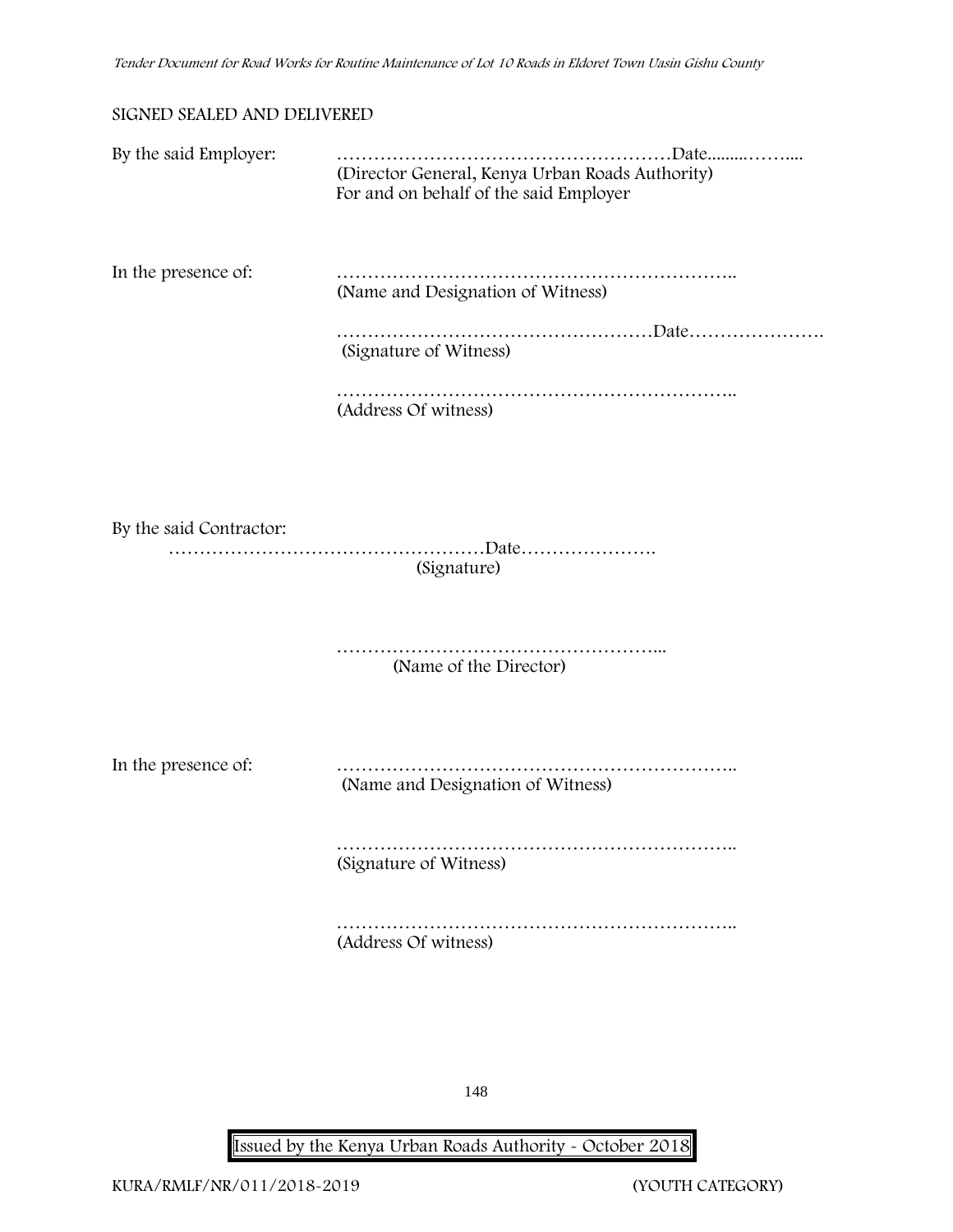SIGNED SEALED AND DELIVERED

By the said Employer: ………………………………………………Date.........……....
(Director General, Kenya Urban Roads Authority)
For and on behalf of the said Employer

In the presence of: ………………………………………………………..
(Name and Designation of Witness)

……………………………………………Date………………….
(Signature of Witness)

………………………………………………………..
(Address Of witness)

By the said Contractor:

……………………………………………Date………………….
(Signature)

……………………………………………...
(Name of the Director)

In the presence of: ………………………………………………………..
(Name and Designation of Witness)

………………………………………………………..
(Signature of Witness)

………………………………………………………..
(Address Of witness)

Issued by the Kenya Urban Roads Authority - October 2018

KURA/RMLF/NR/011/2018-2019 (YOUTH CATEGORY)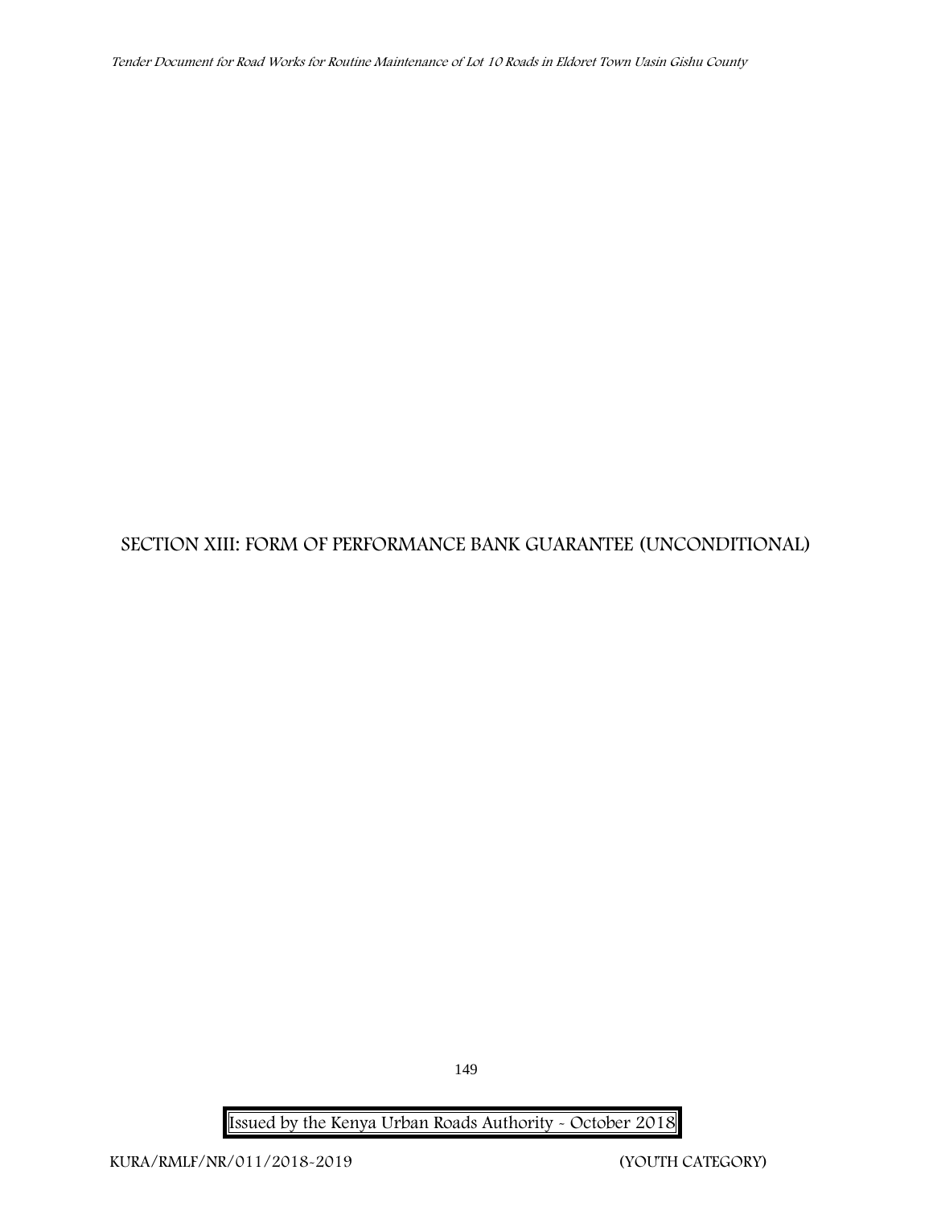# SECTION XIII: FORM OF PERFORMANCE BANK GUARANTEE (UNCONDITIONAL)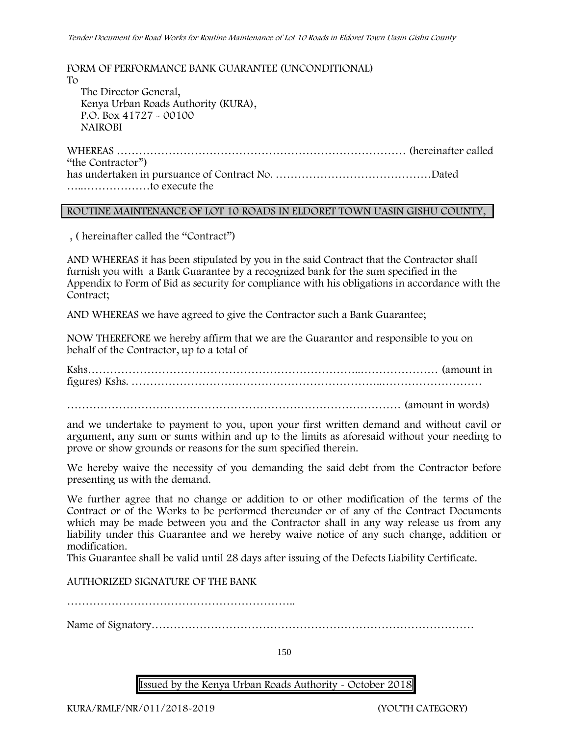FORM OF PERFORMANCE BANK GUARANTEE (UNCONDITIONAL)

To

The Director General,
Kenya Urban Roads Authority (KURA),
P.O. Box 41727 - 00100
NAIROBI

WHEREAS …………………………………………………………………… (hereinafter called "the Contractor")
has undertaken in pursuance of Contract No. ……………………………………Dated …..………………to execute the

ROUTINE MAINTENANCE OF LOT 10 ROADS IN ELDORET TOWN UASIN GISHU COUNTY,

, ( hereinafter called the "Contract")

AND WHEREAS it has been stipulated by you in the said Contract that the Contractor shall furnish you with a Bank Guarantee by a recognized bank for the sum specified in the Appendix to Form of Bid as security for compliance with his obligations in accordance with the Contract;

AND WHEREAS we have agreed to give the Contractor such a Bank Guarantee;

NOW THEREFORE we hereby affirm that we are the Guarantor and responsible to you on behalf of the Contractor, up to a total of

Kshs……………………………………………………………..………………… (amount in figures) Kshs. ……………………………………………………..………………………

…………………………………………………………………………… (amount in words)

and we undertake to payment to you, upon your first written demand and without cavil or argument, any sum or sums within and up to the limits as aforesaid without your needing to prove or show grounds or reasons for the sum specified therein.

We hereby waive the necessity of you demanding the said debt from the Contractor before presenting us with the demand.

We further agree that no change or addition to or other modification of the terms of the Contract or of the Works to be performed thereunder or of any of the Contract Documents which may be made between you and the Contractor shall in any way release us from any liability under this Guarantee and we hereby waive notice of any such change, addition or modification.

This Guarantee shall be valid until 28 days after issuing of the Defects Liability Certificate.

AUTHORIZED SIGNATURE OF THE BANK

……………………………………………………..

Name of Signatory…………………………………………………………………………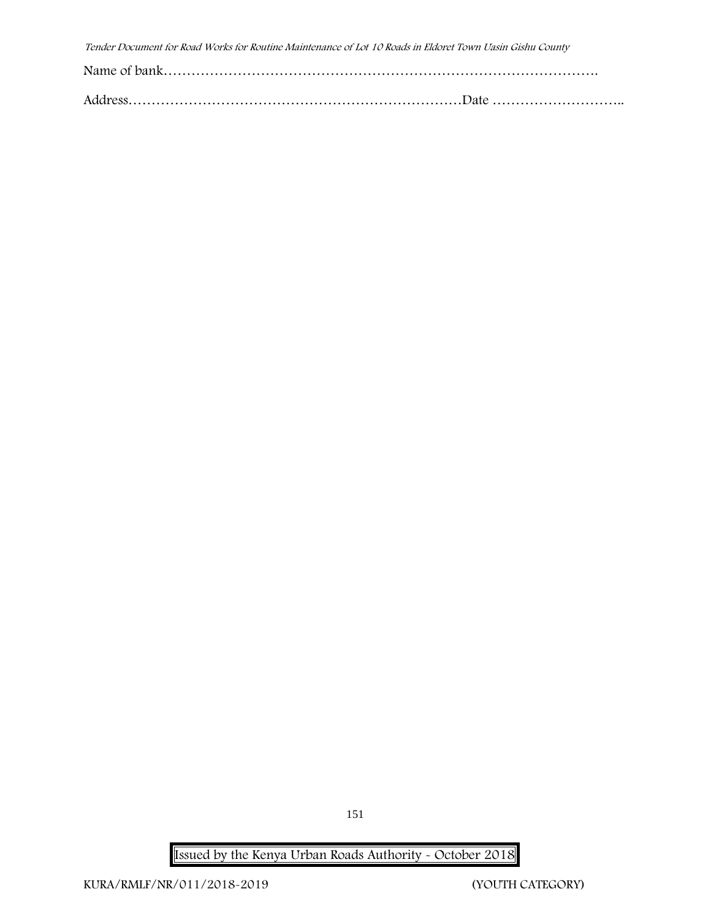Name of bank……………………………………………………………………………………….

Address…………………………………………………………………Date ………………………..